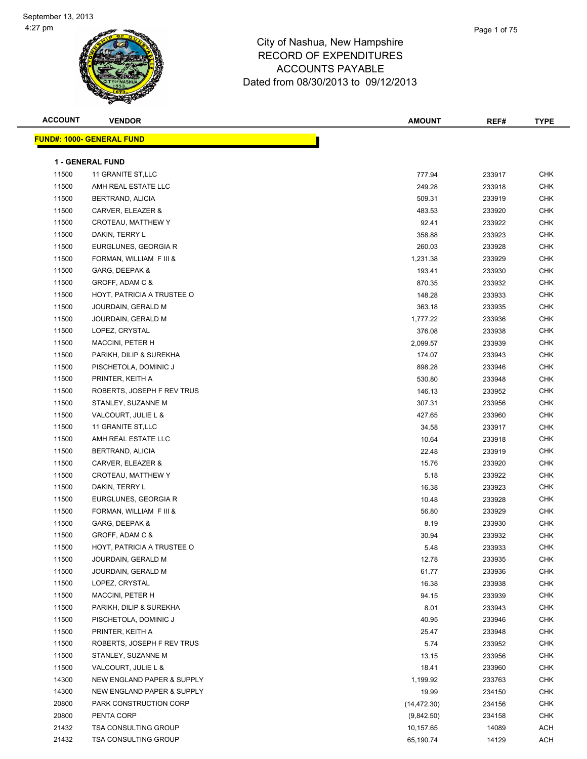September 13, 2013
4:27 pm

# City of Nashua, New Hampshire
## RECORD OF EXPENDITURES
## ACCOUNTS PAYABLE
## Dated from 08/30/2013 to 09/12/2013

**FUND#: 1000- GENERAL FUND**

**1 - GENERAL FUND**

| ACCOUNT | VENDOR | AMOUNT | REF# | TYPE |
|---|---|---|---|---|
| 11500 | 11 GRANITE ST,LLC | 777.94 | 233917 | CHK |
| 11500 | AMH REAL ESTATE LLC | 249.28 | 233918 | CHK |
| 11500 | BERTRAND, ALICIA | 509.31 | 233919 | CHK |
| 11500 | CARVER, ELEAZER & | 483.53 | 233920 | CHK |
| 11500 | CROTEAU, MATTHEW Y | 92.41 | 233922 | CHK |
| 11500 | DAKIN, TERRY L | 358.88 | 233923 | CHK |
| 11500 | EURGLUNES, GEORGIA R | 260.03 | 233928 | CHK |
| 11500 | FORMAN, WILLIAM F III & | 1,231.38 | 233929 | CHK |
| 11500 | GARG, DEEPAK & | 193.41 | 233930 | CHK |
| 11500 | GROFF, ADAM C & | 870.35 | 233932 | CHK |
| 11500 | HOYT, PATRICIA A TRUSTEE O | 148.28 | 233933 | CHK |
| 11500 | JOURDAIN, GERALD M | 363.18 | 233935 | CHK |
| 11500 | JOURDAIN, GERALD M | 1,777.22 | 233936 | CHK |
| 11500 | LOPEZ, CRYSTAL | 376.08 | 233938 | CHK |
| 11500 | MACCINI, PETER H | 2,099.57 | 233939 | CHK |
| 11500 | PARIKH, DILIP & SUREKHA | 174.07 | 233943 | CHK |
| 11500 | PISCHETOLA, DOMINIC J | 898.28 | 233946 | CHK |
| 11500 | PRINTER, KEITH A | 530.80 | 233948 | CHK |
| 11500 | ROBERTS, JOSEPH F REV TRUS | 146.13 | 233952 | CHK |
| 11500 | STANLEY, SUZANNE M | 307.31 | 233956 | CHK |
| 11500 | VALCOURT, JULIE L & | 427.65 | 233960 | CHK |
| 11500 | 11 GRANITE ST,LLC | 34.58 | 233917 | CHK |
| 11500 | AMH REAL ESTATE LLC | 10.64 | 233918 | CHK |
| 11500 | BERTRAND, ALICIA | 22.48 | 233919 | CHK |
| 11500 | CARVER, ELEAZER & | 15.76 | 233920 | CHK |
| 11500 | CROTEAU, MATTHEW Y | 5.18 | 233922 | CHK |
| 11500 | DAKIN, TERRY L | 16.38 | 233923 | CHK |
| 11500 | EURGLUNES, GEORGIA R | 10.48 | 233928 | CHK |
| 11500 | FORMAN, WILLIAM F III & | 56.80 | 233929 | CHK |
| 11500 | GARG, DEEPAK & | 8.19 | 233930 | CHK |
| 11500 | GROFF, ADAM C & | 30.94 | 233932 | CHK |
| 11500 | HOYT, PATRICIA A TRUSTEE O | 5.48 | 233933 | CHK |
| 11500 | JOURDAIN, GERALD M | 12.78 | 233935 | CHK |
| 11500 | JOURDAIN, GERALD M | 61.77 | 233936 | CHK |
| 11500 | LOPEZ, CRYSTAL | 16.38 | 233938 | CHK |
| 11500 | MACCINI, PETER H | 94.15 | 233939 | CHK |
| 11500 | PARIKH, DILIP & SUREKHA | 8.01 | 233943 | CHK |
| 11500 | PISCHETOLA, DOMINIC J | 40.95 | 233946 | CHK |
| 11500 | PRINTER, KEITH A | 25.47 | 233948 | CHK |
| 11500 | ROBERTS, JOSEPH F REV TRUS | 5.74 | 233952 | CHK |
| 11500 | STANLEY, SUZANNE M | 13.15 | 233956 | CHK |
| 11500 | VALCOURT, JULIE L & | 18.41 | 233960 | CHK |
| 14300 | NEW ENGLAND PAPER & SUPPLY | 1,199.92 | 233763 | CHK |
| 14300 | NEW ENGLAND PAPER & SUPPLY | 19.99 | 234150 | CHK |
| 20800 | PARK CONSTRUCTION CORP | (14,472.30) | 234156 | CHK |
| 20800 | PENTA CORP | (9,842.50) | 234158 | CHK |
| 21432 | TSA CONSULTING GROUP | 10,157.65 | 14089 | ACH |
| 21432 | TSA CONSULTING GROUP | 65,190.74 | 14129 | ACH |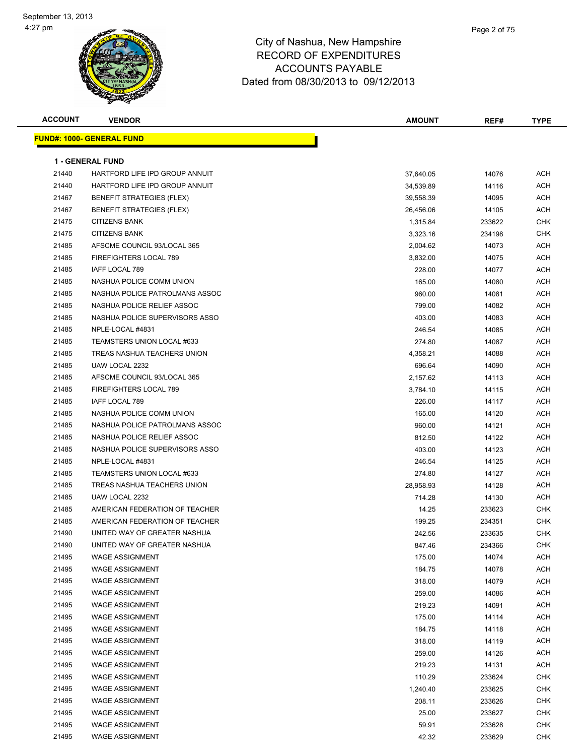City of Nashua, New Hampshire
RECORD OF EXPENDITURES
ACCOUNTS PAYABLE
Dated from 08/30/2013 to 09/12/2013

**FUND#: 1000- GENERAL FUND**

**1 - GENERAL FUND**

| ACCOUNT | VENDOR | AMOUNT | REF# | TYPE |
|---|---|---|---|---|
| 21440 | HARTFORD LIFE IPD GROUP ANNUIT | 37,640.05 | 14076 | ACH |
| 21440 | HARTFORD LIFE IPD GROUP ANNUIT | 34,539.89 | 14116 | ACH |
| 21467 | BENEFIT STRATEGIES (FLEX) | 39,558.39 | 14095 | ACH |
| 21467 | BENEFIT STRATEGIES (FLEX) | 26,456.06 | 14105 | ACH |
| 21475 | CITIZENS BANK | 1,315.84 | 233622 | CHK |
| 21475 | CITIZENS BANK | 3,323.16 | 234198 | CHK |
| 21485 | AFSCME COUNCIL 93/LOCAL 365 | 2,004.62 | 14073 | ACH |
| 21485 | FIREFIGHTERS LOCAL 789 | 3,832.00 | 14075 | ACH |
| 21485 | IAFF LOCAL 789 | 228.00 | 14077 | ACH |
| 21485 | NASHUA POLICE COMM UNION | 165.00 | 14080 | ACH |
| 21485 | NASHUA POLICE PATROLMANS ASSOC | 960.00 | 14081 | ACH |
| 21485 | NASHUA POLICE RELIEF ASSOC | 799.00 | 14082 | ACH |
| 21485 | NASHUA POLICE SUPERVISORS ASSO | 403.00 | 14083 | ACH |
| 21485 | NPLE-LOCAL #4831 | 246.54 | 14085 | ACH |
| 21485 | TEAMSTERS UNION LOCAL #633 | 274.80 | 14087 | ACH |
| 21485 | TREAS NASHUA TEACHERS UNION | 4,358.21 | 14088 | ACH |
| 21485 | UAW LOCAL 2232 | 696.64 | 14090 | ACH |
| 21485 | AFSCME COUNCIL 93/LOCAL 365 | 2,157.62 | 14113 | ACH |
| 21485 | FIREFIGHTERS LOCAL 789 | 3,784.10 | 14115 | ACH |
| 21485 | IAFF LOCAL 789 | 226.00 | 14117 | ACH |
| 21485 | NASHUA POLICE COMM UNION | 165.00 | 14120 | ACH |
| 21485 | NASHUA POLICE PATROLMANS ASSOC | 960.00 | 14121 | ACH |
| 21485 | NASHUA POLICE RELIEF ASSOC | 812.50 | 14122 | ACH |
| 21485 | NASHUA POLICE SUPERVISORS ASSO | 403.00 | 14123 | ACH |
| 21485 | NPLE-LOCAL #4831 | 246.54 | 14125 | ACH |
| 21485 | TEAMSTERS UNION LOCAL #633 | 274.80 | 14127 | ACH |
| 21485 | TREAS NASHUA TEACHERS UNION | 28,958.93 | 14128 | ACH |
| 21485 | UAW LOCAL 2232 | 714.28 | 14130 | ACH |
| 21485 | AMERICAN FEDERATION OF TEACHER | 14.25 | 233623 | CHK |
| 21485 | AMERICAN FEDERATION OF TEACHER | 199.25 | 234351 | CHK |
| 21490 | UNITED WAY OF GREATER NASHUA | 242.56 | 233635 | CHK |
| 21490 | UNITED WAY OF GREATER NASHUA | 847.46 | 234366 | CHK |
| 21495 | WAGE ASSIGNMENT | 175.00 | 14074 | ACH |
| 21495 | WAGE ASSIGNMENT | 184.75 | 14078 | ACH |
| 21495 | WAGE ASSIGNMENT | 318.00 | 14079 | ACH |
| 21495 | WAGE ASSIGNMENT | 259.00 | 14086 | ACH |
| 21495 | WAGE ASSIGNMENT | 219.23 | 14091 | ACH |
| 21495 | WAGE ASSIGNMENT | 175.00 | 14114 | ACH |
| 21495 | WAGE ASSIGNMENT | 184.75 | 14118 | ACH |
| 21495 | WAGE ASSIGNMENT | 318.00 | 14119 | ACH |
| 21495 | WAGE ASSIGNMENT | 259.00 | 14126 | ACH |
| 21495 | WAGE ASSIGNMENT | 219.23 | 14131 | ACH |
| 21495 | WAGE ASSIGNMENT | 110.29 | 233624 | CHK |
| 21495 | WAGE ASSIGNMENT | 1,240.40 | 233625 | CHK |
| 21495 | WAGE ASSIGNMENT | 208.11 | 233626 | CHK |
| 21495 | WAGE ASSIGNMENT | 25.00 | 233627 | CHK |
| 21495 | WAGE ASSIGNMENT | 59.91 | 233628 | CHK |
| 21495 | WAGE ASSIGNMENT | 42.32 | 233629 | CHK |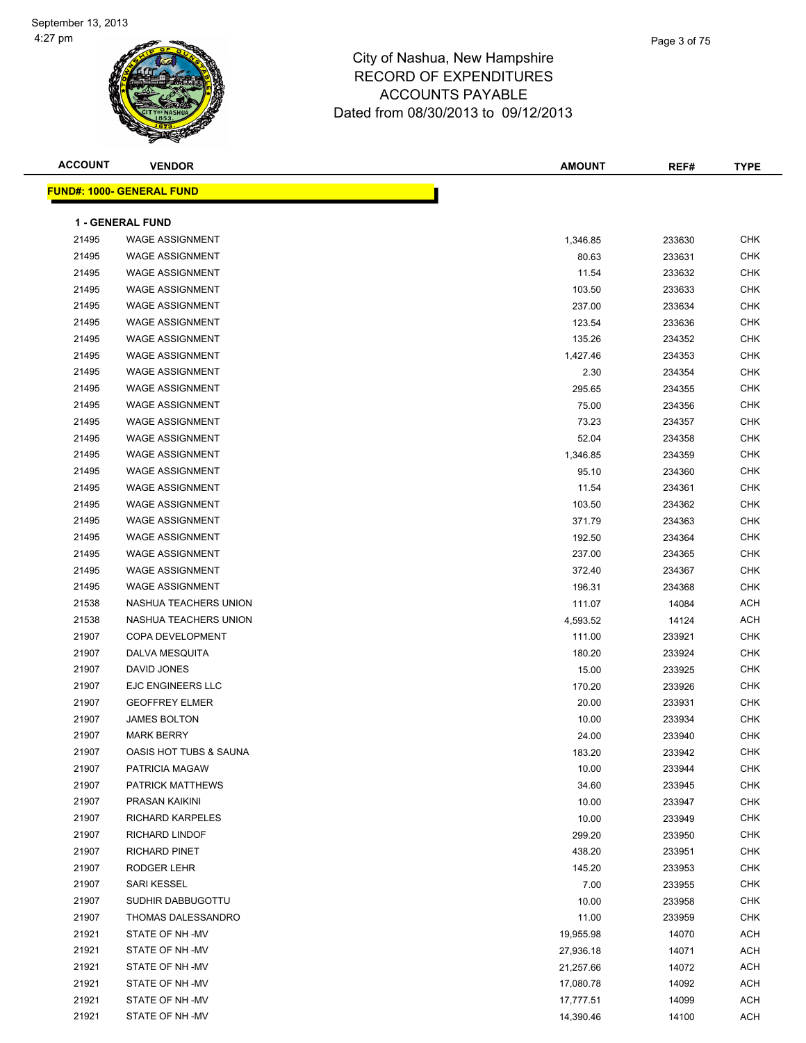# City of Nashua, New Hampshire
## RECORD OF EXPENDITURES
## ACCOUNTS PAYABLE
## Dated from 08/30/2013 to 09/12/2013

| ACCOUNT | VENDOR | AMOUNT | REF# | TYPE |
|---|---|---|---|---|
| **FUND#: 1000- GENERAL FUND** | | | | |
| **1 - GENERAL FUND** | | | | |
| 21495 | WAGE ASSIGNMENT | 1,346.85 | 233630 | CHK |
| 21495 | WAGE ASSIGNMENT | 80.63 | 233631 | CHK |
| 21495 | WAGE ASSIGNMENT | 11.54 | 233632 | CHK |
| 21495 | WAGE ASSIGNMENT | 103.50 | 233633 | CHK |
| 21495 | WAGE ASSIGNMENT | 237.00 | 233634 | CHK |
| 21495 | WAGE ASSIGNMENT | 123.54 | 233636 | CHK |
| 21495 | WAGE ASSIGNMENT | 135.26 | 234352 | CHK |
| 21495 | WAGE ASSIGNMENT | 1,427.46 | 234353 | CHK |
| 21495 | WAGE ASSIGNMENT | 2.30 | 234354 | CHK |
| 21495 | WAGE ASSIGNMENT | 295.65 | 234355 | CHK |
| 21495 | WAGE ASSIGNMENT | 75.00 | 234356 | CHK |
| 21495 | WAGE ASSIGNMENT | 73.23 | 234357 | CHK |
| 21495 | WAGE ASSIGNMENT | 52.04 | 234358 | CHK |
| 21495 | WAGE ASSIGNMENT | 1,346.85 | 234359 | CHK |
| 21495 | WAGE ASSIGNMENT | 95.10 | 234360 | CHK |
| 21495 | WAGE ASSIGNMENT | 11.54 | 234361 | CHK |
| 21495 | WAGE ASSIGNMENT | 103.50 | 234362 | CHK |
| 21495 | WAGE ASSIGNMENT | 371.79 | 234363 | CHK |
| 21495 | WAGE ASSIGNMENT | 192.50 | 234364 | CHK |
| 21495 | WAGE ASSIGNMENT | 237.00 | 234365 | CHK |
| 21495 | WAGE ASSIGNMENT | 372.40 | 234367 | CHK |
| 21495 | WAGE ASSIGNMENT | 196.31 | 234368 | CHK |
| 21538 | NASHUA TEACHERS UNION | 111.07 | 14084 | ACH |
| 21538 | NASHUA TEACHERS UNION | 4,593.52 | 14124 | ACH |
| 21907 | COPA DEVELOPMENT | 111.00 | 233921 | CHK |
| 21907 | DALVA MESQUITA | 180.20 | 233924 | CHK |
| 21907 | DAVID JONES | 15.00 | 233925 | CHK |
| 21907 | EJC ENGINEERS LLC | 170.20 | 233926 | CHK |
| 21907 | GEOFFREY ELMER | 20.00 | 233931 | CHK |
| 21907 | JAMES BOLTON | 10.00 | 233934 | CHK |
| 21907 | MARK BERRY | 24.00 | 233940 | CHK |
| 21907 | OASIS HOT TUBS & SAUNA | 183.20 | 233942 | CHK |
| 21907 | PATRICIA MAGAW | 10.00 | 233944 | CHK |
| 21907 | PATRICK MATTHEWS | 34.60 | 233945 | CHK |
| 21907 | PRASAN KAIKINI | 10.00 | 233947 | CHK |
| 21907 | RICHARD KARPELES | 10.00 | 233949 | CHK |
| 21907 | RICHARD LINDOF | 299.20 | 233950 | CHK |
| 21907 | RICHARD PINET | 438.20 | 233951 | CHK |
| 21907 | RODGER LEHR | 145.20 | 233953 | CHK |
| 21907 | SARI KESSEL | 7.00 | 233955 | CHK |
| 21907 | SUDHIR DABBUGOTTU | 10.00 | 233958 | CHK |
| 21907 | THOMAS DALESSANDRO | 11.00 | 233959 | CHK |
| 21921 | STATE OF NH -MV | 19,955.98 | 14070 | ACH |
| 21921 | STATE OF NH -MV | 27,936.18 | 14071 | ACH |
| 21921 | STATE OF NH -MV | 21,257.66 | 14072 | ACH |
| 21921 | STATE OF NH -MV | 17,080.78 | 14092 | ACH |
| 21921 | STATE OF NH -MV | 17,777.51 | 14099 | ACH |
| 21921 | STATE OF NH -MV | 14,390.46 | 14100 | ACH |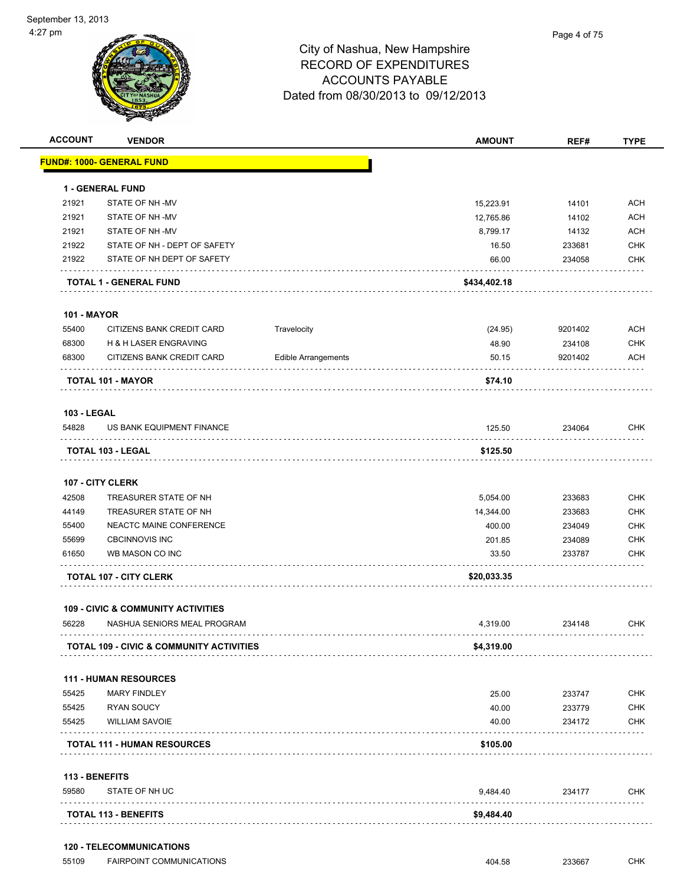City of Nashua, New Hampshire
RECORD OF EXPENDITURES
ACCOUNTS PAYABLE
Dated from 08/30/2013 to 09/12/2013

| ACCOUNT | VENDOR | | AMOUNT | REF# | TYPE |
|---|---|---|---|---|---|
| **FUND#: 1000- GENERAL FUND** | | | | | |
| **1 - GENERAL FUND** | | | | | |
| 21921 | STATE OF NH -MV | | 15,223.91 | 14101 | ACH |
| 21921 | STATE OF NH -MV | | 12,765.86 | 14102 | ACH |
| 21921 | STATE OF NH -MV | | 8,799.17 | 14132 | ACH |
| 21922 | STATE OF NH - DEPT OF SAFETY | | 16.50 | 233681 | CHK |
| 21922 | STATE OF NH DEPT OF SAFETY | | 66.00 | 234058 | CHK |
| **TOTAL 1 - GENERAL FUND** | | | **$434,402.18** | | |
| **101 - MAYOR** | | | | | |
| 55400 | CITIZENS BANK CREDIT CARD | Travelocity | (24.95) | 9201402 | ACH |
| 68300 | H & H LASER ENGRAVING | | 48.90 | 234108 | CHK |
| 68300 | CITIZENS BANK CREDIT CARD | Edible Arrangements | 50.15 | 9201402 | ACH |
| **TOTAL 101 - MAYOR** | | | **$74.10** | | |
| **103 - LEGAL** | | | | | |
| 54828 | US BANK EQUIPMENT FINANCE | | 125.50 | 234064 | CHK |
| **TOTAL 103 - LEGAL** | | | **$125.50** | | |
| **107 - CITY CLERK** | | | | | |
| 42508 | TREASURER STATE OF NH | | 5,054.00 | 233683 | CHK |
| 44149 | TREASURER STATE OF NH | | 14,344.00 | 233683 | CHK |
| 55400 | NEACTC MAINE CONFERENCE | | 400.00 | 234049 | CHK |
| 55699 | CBCINNOVIS INC | | 201.85 | 234089 | CHK |
| 61650 | WB MASON CO INC | | 33.50 | 233787 | CHK |
| **TOTAL 107 - CITY CLERK** | | | **$20,033.35** | | |
| **109 - CIVIC & COMMUNITY ACTIVITIES** | | | | | |
| 56228 | NASHUA SENIORS MEAL PROGRAM | | 4,319.00 | 234148 | CHK |
| **TOTAL 109 - CIVIC & COMMUNITY ACTIVITIES** | | | **$4,319.00** | | |
| **111 - HUMAN RESOURCES** | | | | | |
| 55425 | MARY FINDLEY | | 25.00 | 233747 | CHK |
| 55425 | RYAN SOUCY | | 40.00 | 233779 | CHK |
| 55425 | WILLIAM SAVOIE | | 40.00 | 234172 | CHK |
| **TOTAL 111 - HUMAN RESOURCES** | | | **$105.00** | | |
| **113 - BENEFITS** | | | | | |
| 59580 | STATE OF NH UC | | 9,484.40 | 234177 | CHK |
| **TOTAL 113 - BENEFITS** | | | **$9,484.40** | | |
| **120 - TELECOMMUNICATIONS** | | | | | |
| 55109 | FAIRPOINT COMMUNICATIONS | | 404.58 | 233667 | CHK |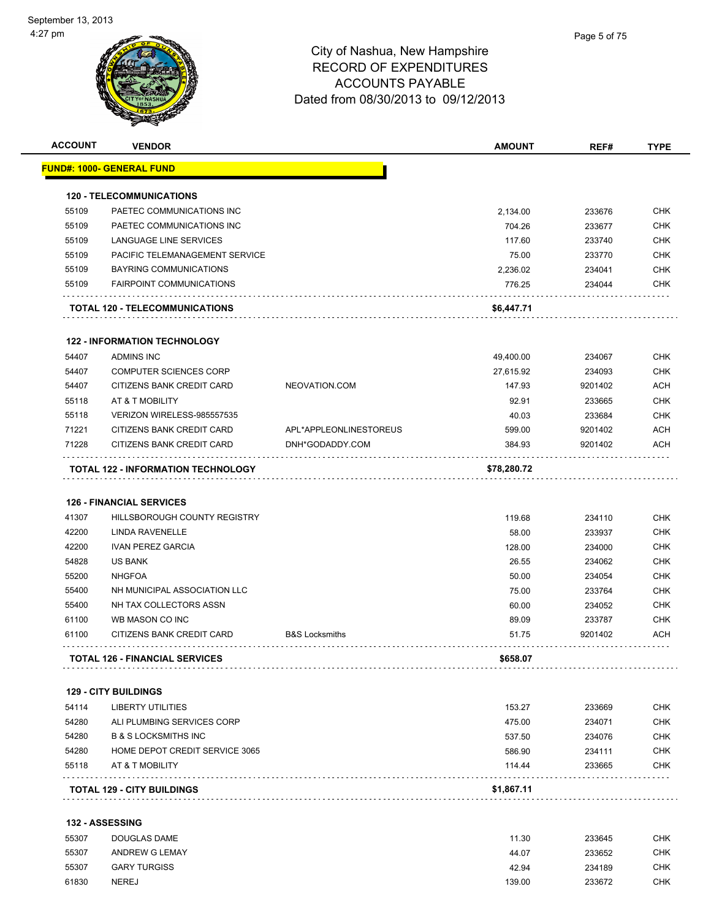# City of Nashua, New Hampshire
## RECORD OF EXPENDITURES
## ACCOUNTS PAYABLE
## Dated from 08/30/2013 to 09/12/2013

September 13, 2013
4:27 pm

| ACCOUNT | VENDOR | | AMOUNT | REF# | TYPE |
|---|---|---|---|---|---|
| **FUND#: 1000- GENERAL FUND** | | | | | |
| **120 - TELECOMMUNICATIONS** | | | | | |
| 55109 | PAETEC COMMUNICATIONS INC | | 2,134.00 | 233676 | CHK |
| 55109 | PAETEC COMMUNICATIONS INC | | 704.26 | 233677 | CHK |
| 55109 | LANGUAGE LINE SERVICES | | 117.60 | 233740 | CHK |
| 55109 | PACIFIC TELEMANAGEMENT SERVICE | | 75.00 | 233770 | CHK |
| 55109 | BAYRING COMMUNICATIONS | | 2,236.02 | 234041 | CHK |
| 55109 | FAIRPOINT COMMUNICATIONS | | 776.25 | 234044 | CHK |
| **TOTAL 120 - TELECOMMUNICATIONS** | | | **$6,447.71** | | |
| **122 - INFORMATION TECHNOLOGY** | | | | | |
| 54407 | ADMINS INC | | 49,400.00 | 234067 | CHK |
| 54407 | COMPUTER SCIENCES CORP | | 27,615.92 | 234093 | CHK |
| 54407 | CITIZENS BANK CREDIT CARD | NEOVATION.COM | 147.93 | 9201402 | ACH |
| 55118 | AT & T MOBILITY | | 92.91 | 233665 | CHK |
| 55118 | VERIZON WIRELESS-985557535 | | 40.03 | 233684 | CHK |
| 71221 | CITIZENS BANK CREDIT CARD | APL*APPLEONLINESTOREUS | 599.00 | 9201402 | ACH |
| 71228 | CITIZENS BANK CREDIT CARD | DNH*GODADDY.COM | 384.93 | 9201402 | ACH |
| **TOTAL 122 - INFORMATION TECHNOLOGY** | | | **$78,280.72** | | |
| **126 - FINANCIAL SERVICES** | | | | | |
| 41307 | HILLSBOROUGH COUNTY REGISTRY | | 119.68 | 234110 | CHK |
| 42200 | LINDA RAVENELLE | | 58.00 | 233937 | CHK |
| 42200 | IVAN PEREZ GARCIA | | 128.00 | 234000 | CHK |
| 54828 | US BANK | | 26.55 | 234062 | CHK |
| 55200 | NHGFOA | | 50.00 | 234054 | CHK |
| 55400 | NH MUNICIPAL ASSOCIATION LLC | | 75.00 | 233764 | CHK |
| 55400 | NH TAX COLLECTORS ASSN | | 60.00 | 234052 | CHK |
| 61100 | WB MASON CO INC | | 89.09 | 233787 | CHK |
| 61100 | CITIZENS BANK CREDIT CARD | B&S Locksmiths | 51.75 | 9201402 | ACH |
| **TOTAL 126 - FINANCIAL SERVICES** | | | **$658.07** | | |
| **129 - CITY BUILDINGS** | | | | | |
| 54114 | LIBERTY UTILITIES | | 153.27 | 233669 | CHK |
| 54280 | ALI PLUMBING SERVICES CORP | | 475.00 | 234071 | CHK |
| 54280 | B & S LOCKSMITHS INC | | 537.50 | 234076 | CHK |
| 54280 | HOME DEPOT CREDIT SERVICE 3065 | | 586.90 | 234111 | CHK |
| 55118 | AT & T MOBILITY | | 114.44 | 233665 | CHK |
| **TOTAL 129 - CITY BUILDINGS** | | | **$1,867.11** | | |
| **132 - ASSESSING** | | | | | |
| 55307 | DOUGLAS DAME | | 11.30 | 233645 | CHK |
| 55307 | ANDREW G LEMAY | | 44.07 | 233652 | CHK |
| 55307 | GARY TURGISS | | 42.94 | 234189 | CHK |
| 61830 | NEREJ | | 139.00 | 233672 | CHK |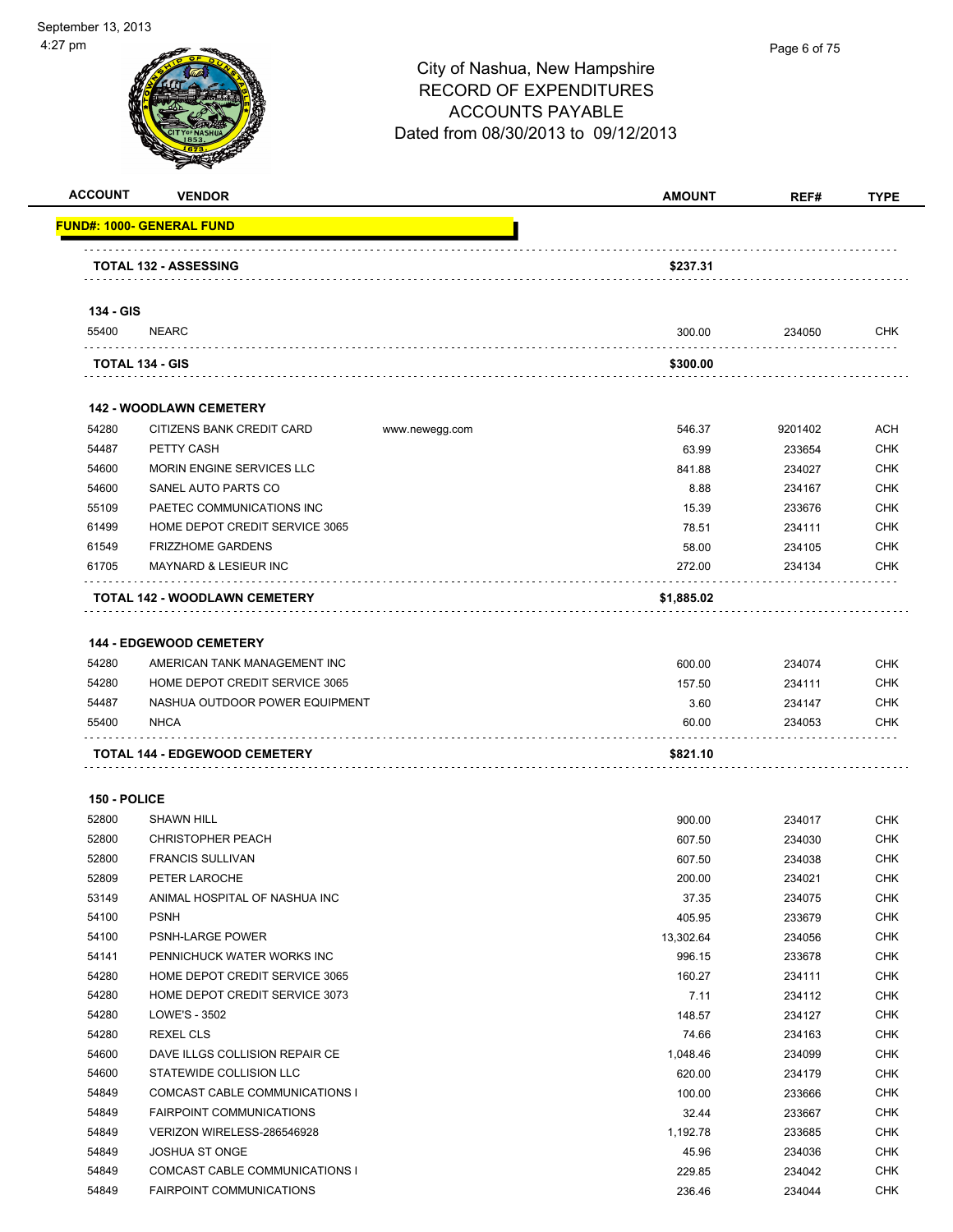# City of Nashua, New Hampshire
## RECORD OF EXPENDITURES
## ACCOUNTS PAYABLE
## Dated from 08/30/2013 to 09/12/2013

September 13, 2013
4:27 pm

| ACCOUNT | VENDOR | | AMOUNT | REF# | TYPE |
|---|---|---|---|---|---|
| **FUND#: 1000- GENERAL FUND** | | | | | |
| | **TOTAL 132 - ASSESSING** | | **$237.31** | | |
| **134 - GIS** | | | | | |
| 55400 | NEARC | | 300.00 | 234050 | CHK |
| | **TOTAL 134 - GIS** | | **$300.00** | | |
| **142 - WOODLAWN CEMETERY** | | | | | |
| 54280 | CITIZENS BANK CREDIT CARD | www.newegg.com | 546.37 | 9201402 | ACH |
| 54487 | PETTY CASH | | 63.99 | 233654 | CHK |
| 54600 | MORIN ENGINE SERVICES LLC | | 841.88 | 234027 | CHK |
| 54600 | SANEL AUTO PARTS CO | | 8.88 | 234167 | CHK |
| 55109 | PAETEC COMMUNICATIONS INC | | 15.39 | 233676 | CHK |
| 61499 | HOME DEPOT CREDIT SERVICE 3065 | | 78.51 | 234111 | CHK |
| 61549 | FRIZZHOME GARDENS | | 58.00 | 234105 | CHK |
| 61705 | MAYNARD & LESIEUR INC | | 272.00 | 234134 | CHK |
| | **TOTAL 142 - WOODLAWN CEMETERY** | | **$1,885.02** | | |
| **144 - EDGEWOOD CEMETERY** | | | | | |
| 54280 | AMERICAN TANK MANAGEMENT INC | | 600.00 | 234074 | CHK |
| 54280 | HOME DEPOT CREDIT SERVICE 3065 | | 157.50 | 234111 | CHK |
| 54487 | NASHUA OUTDOOR POWER EQUIPMENT | | 3.60 | 234147 | CHK |
| 55400 | NHCA | | 60.00 | 234053 | CHK |
| | **TOTAL 144 - EDGEWOOD CEMETERY** | | **$821.10** | | |
| **150 - POLICE** | | | | | |
| 52800 | SHAWN HILL | | 900.00 | 234017 | CHK |
| 52800 | CHRISTOPHER PEACH | | 607.50 | 234030 | CHK |
| 52800 | FRANCIS SULLIVAN | | 607.50 | 234038 | CHK |
| 52809 | PETER LAROCHE | | 200.00 | 234021 | CHK |
| 53149 | ANIMAL HOSPITAL OF NASHUA INC | | 37.35 | 234075 | CHK |
| 54100 | PSNH | | 405.95 | 233679 | CHK |
| 54100 | PSNH-LARGE POWER | | 13,302.64 | 234056 | CHK |
| 54141 | PENNICHUCK WATER WORKS INC | | 996.15 | 233678 | CHK |
| 54280 | HOME DEPOT CREDIT SERVICE 3065 | | 160.27 | 234111 | CHK |
| 54280 | HOME DEPOT CREDIT SERVICE 3073 | | 7.11 | 234112 | CHK |
| 54280 | LOWE'S - 3502 | | 148.57 | 234127 | CHK |
| 54280 | REXEL CLS | | 74.66 | 234163 | CHK |
| 54600 | DAVE ILLGS COLLISION REPAIR CE | | 1,048.46 | 234099 | CHK |
| 54600 | STATEWIDE COLLISION LLC | | 620.00 | 234179 | CHK |
| 54849 | COMCAST CABLE COMMUNICATIONS I | | 100.00 | 233666 | CHK |
| 54849 | FAIRPOINT COMMUNICATIONS | | 32.44 | 233667 | CHK |
| 54849 | VERIZON WIRELESS-286546928 | | 1,192.78 | 233685 | CHK |
| 54849 | JOSHUA ST ONGE | | 45.96 | 234036 | CHK |
| 54849 | COMCAST CABLE COMMUNICATIONS I | | 229.85 | 234042 | CHK |
| 54849 | FAIRPOINT COMMUNICATIONS | | 236.46 | 234044 | CHK |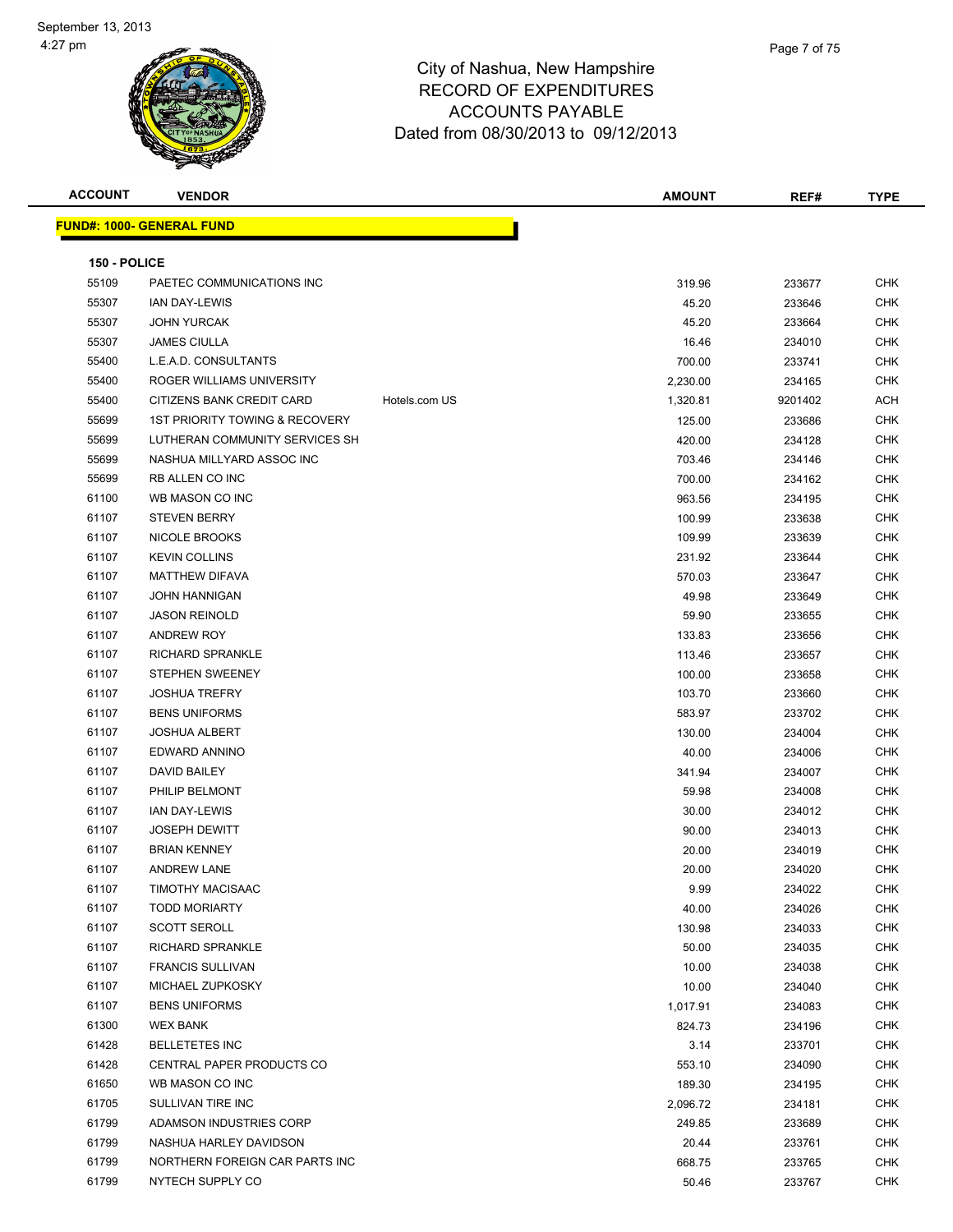# City of Nashua, New Hampshire
## RECORD OF EXPENDITURES
## ACCOUNTS PAYABLE
### Dated from 08/30/2013 to 09/12/2013

September 13, 2013
4:27 pm

| ACCOUNT | VENDOR | | AMOUNT | REF# | TYPE |
|---|---|---|---|---|---|
| **FUND#: 1000- GENERAL FUND** | | | | | |
| **150 - POLICE** | | | | | |
| 55109 | PAETEC COMMUNICATIONS INC | | 319.96 | 233677 | CHK |
| 55307 | IAN DAY-LEWIS | | 45.20 | 233646 | CHK |
| 55307 | JOHN YURCAK | | 45.20 | 233664 | CHK |
| 55307 | JAMES CIULLA | | 16.46 | 234010 | CHK |
| 55400 | L.E.A.D. CONSULTANTS | | 700.00 | 233741 | CHK |
| 55400 | ROGER WILLIAMS UNIVERSITY | | 2,230.00 | 234165 | CHK |
| 55400 | CITIZENS BANK CREDIT CARD | Hotels.com US | 1,320.81 | 9201402 | ACH |
| 55699 | 1ST PRIORITY TOWING & RECOVERY | | 125.00 | 233686 | CHK |
| 55699 | LUTHERAN COMMUNITY SERVICES SH | | 420.00 | 234128 | CHK |
| 55699 | NASHUA MILLYARD ASSOC INC | | 703.46 | 234146 | CHK |
| 55699 | RB ALLEN CO INC | | 700.00 | 234162 | CHK |
| 61100 | WB MASON CO INC | | 963.56 | 234195 | CHK |
| 61107 | STEVEN BERRY | | 100.99 | 233638 | CHK |
| 61107 | NICOLE BROOKS | | 109.99 | 233639 | CHK |
| 61107 | KEVIN COLLINS | | 231.92 | 233644 | CHK |
| 61107 | MATTHEW DIFAVA | | 570.03 | 233647 | CHK |
| 61107 | JOHN HANNIGAN | | 49.98 | 233649 | CHK |
| 61107 | JASON REINOLD | | 59.90 | 233655 | CHK |
| 61107 | ANDREW ROY | | 133.83 | 233656 | CHK |
| 61107 | RICHARD SPRANKLE | | 113.46 | 233657 | CHK |
| 61107 | STEPHEN SWEENEY | | 100.00 | 233658 | CHK |
| 61107 | JOSHUA TREFRY | | 103.70 | 233660 | CHK |
| 61107 | BENS UNIFORMS | | 583.97 | 233702 | CHK |
| 61107 | JOSHUA ALBERT | | 130.00 | 234004 | CHK |
| 61107 | EDWARD ANNINO | | 40.00 | 234006 | CHK |
| 61107 | DAVID BAILEY | | 341.94 | 234007 | CHK |
| 61107 | PHILIP BELMONT | | 59.98 | 234008 | CHK |
| 61107 | IAN DAY-LEWIS | | 30.00 | 234012 | CHK |
| 61107 | JOSEPH DEWITT | | 90.00 | 234013 | CHK |
| 61107 | BRIAN KENNEY | | 20.00 | 234019 | CHK |
| 61107 | ANDREW LANE | | 20.00 | 234020 | CHK |
| 61107 | TIMOTHY MACISAAC | | 9.99 | 234022 | CHK |
| 61107 | TODD MORIARTY | | 40.00 | 234026 | CHK |
| 61107 | SCOTT SEROLL | | 130.98 | 234033 | CHK |
| 61107 | RICHARD SPRANKLE | | 50.00 | 234035 | CHK |
| 61107 | FRANCIS SULLIVAN | | 10.00 | 234038 | CHK |
| 61107 | MICHAEL ZUPKOSKY | | 10.00 | 234040 | CHK |
| 61107 | BENS UNIFORMS | | 1,017.91 | 234083 | CHK |
| 61300 | WEX BANK | | 824.73 | 234196 | CHK |
| 61428 | BELLETETES INC | | 3.14 | 233701 | CHK |
| 61428 | CENTRAL PAPER PRODUCTS CO | | 553.10 | 234090 | CHK |
| 61650 | WB MASON CO INC | | 189.30 | 234195 | CHK |
| 61705 | SULLIVAN TIRE INC | | 2,096.72 | 234181 | CHK |
| 61799 | ADAMSON INDUSTRIES CORP | | 249.85 | 233689 | CHK |
| 61799 | NASHUA HARLEY DAVIDSON | | 20.44 | 233761 | CHK |
| 61799 | NORTHERN FOREIGN CAR PARTS INC | | 668.75 | 233765 | CHK |
| 61799 | NYTECH SUPPLY CO | | 50.46 | 233767 | CHK |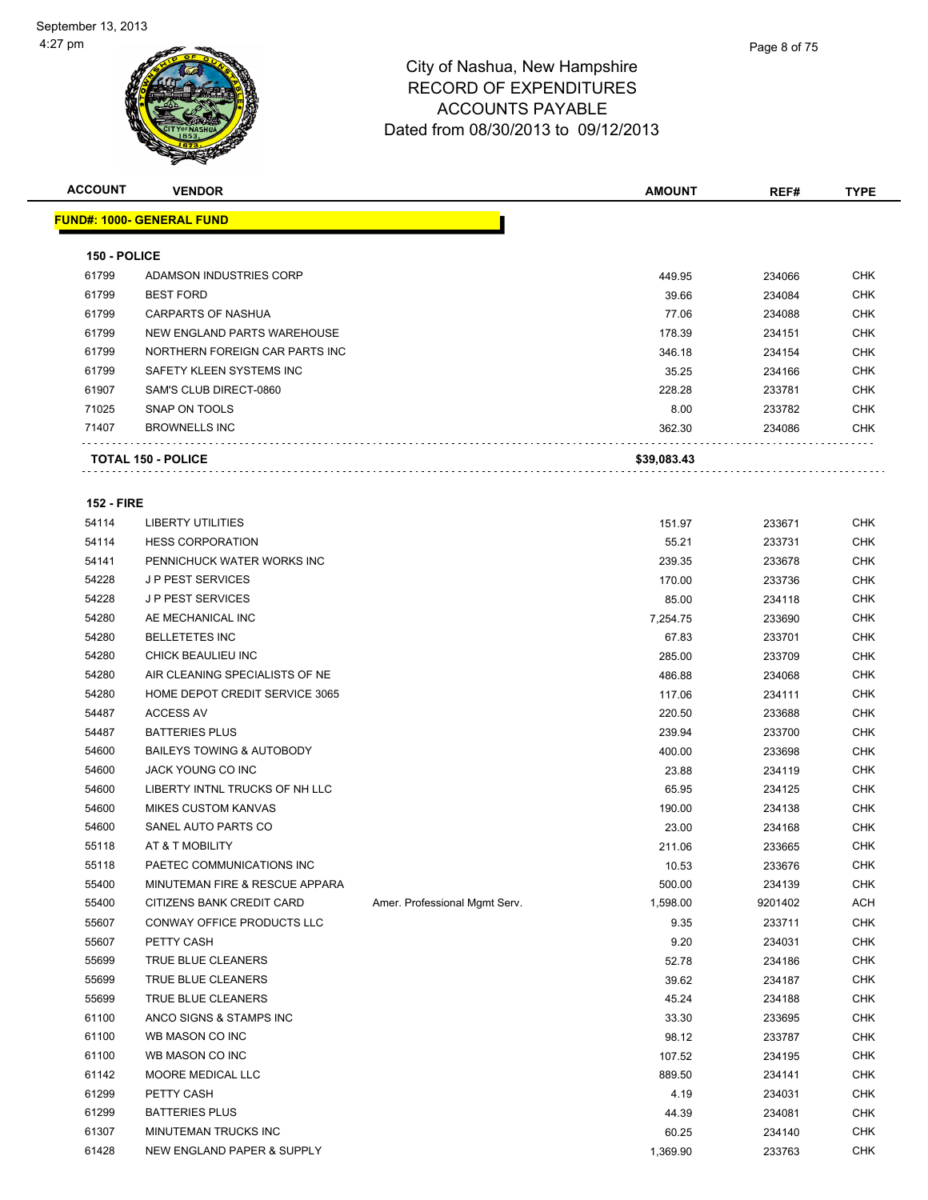# City of Nashua, New Hampshire
## RECORD OF EXPENDITURES
## ACCOUNTS PAYABLE
## Dated from 08/30/2013 to 09/12/2013

| ACCOUNT | VENDOR | | AMOUNT | REF# | TYPE |
|---|---|---|---|---|---|
| **FUND#: 1000- GENERAL FUND** | | | | | |
| **150 - POLICE** | | | | | |
| 61799 | ADAMSON INDUSTRIES CORP | | 449.95 | 234066 | CHK |
| 61799 | BEST FORD | | 39.66 | 234084 | CHK |
| 61799 | CARPARTS OF NASHUA | | 77.06 | 234088 | CHK |
| 61799 | NEW ENGLAND PARTS WAREHOUSE | | 178.39 | 234151 | CHK |
| 61799 | NORTHERN FOREIGN CAR PARTS INC | | 346.18 | 234154 | CHK |
| 61799 | SAFETY KLEEN SYSTEMS INC | | 35.25 | 234166 | CHK |
| 61907 | SAM'S CLUB DIRECT-0860 | | 228.28 | 233781 | CHK |
| 71025 | SNAP ON TOOLS | | 8.00 | 233782 | CHK |
| 71407 | BROWNELLS INC | | 362.30 | 234086 | CHK |
| **TOTAL 150 - POLICE** | | | **$39,083.43** | | |
| **152 - FIRE** | | | | | |
| 54114 | LIBERTY UTILITIES | | 151.97 | 233671 | CHK |
| 54114 | HESS CORPORATION | | 55.21 | 233731 | CHK |
| 54141 | PENNICHUCK WATER WORKS INC | | 239.35 | 233678 | CHK |
| 54228 | J P PEST SERVICES | | 170.00 | 233736 | CHK |
| 54228 | J P PEST SERVICES | | 85.00 | 234118 | CHK |
| 54280 | AE MECHANICAL INC | | 7,254.75 | 233690 | CHK |
| 54280 | BELLETETES INC | | 67.83 | 233701 | CHK |
| 54280 | CHICK BEAULIEU INC | | 285.00 | 233709 | CHK |
| 54280 | AIR CLEANING SPECIALISTS OF NE | | 486.88 | 234068 | CHK |
| 54280 | HOME DEPOT CREDIT SERVICE 3065 | | 117.06 | 234111 | CHK |
| 54487 | ACCESS AV | | 220.50 | 233688 | CHK |
| 54487 | BATTERIES PLUS | | 239.94 | 233700 | CHK |
| 54600 | BAILEYS TOWING & AUTOBODY | | 400.00 | 233698 | CHK |
| 54600 | JACK YOUNG CO INC | | 23.88 | 234119 | CHK |
| 54600 | LIBERTY INTNL TRUCKS OF NH LLC | | 65.95 | 234125 | CHK |
| 54600 | MIKES CUSTOM KANVAS | | 190.00 | 234138 | CHK |
| 54600 | SANEL AUTO PARTS CO | | 23.00 | 234168 | CHK |
| 55118 | AT & T MOBILITY | | 211.06 | 233665 | CHK |
| 55118 | PAETEC COMMUNICATIONS INC | | 10.53 | 233676 | CHK |
| 55400 | MINUTEMAN FIRE & RESCUE APPARA | | 500.00 | 234139 | CHK |
| 55400 | CITIZENS BANK CREDIT CARD | Amer. Professional Mgmt Serv. | 1,598.00 | 9201402 | ACH |
| 55607 | CONWAY OFFICE PRODUCTS LLC | | 9.35 | 233711 | CHK |
| 55607 | PETTY CASH | | 9.20 | 234031 | CHK |
| 55699 | TRUE BLUE CLEANERS | | 52.78 | 234186 | CHK |
| 55699 | TRUE BLUE CLEANERS | | 39.62 | 234187 | CHK |
| 55699 | TRUE BLUE CLEANERS | | 45.24 | 234188 | CHK |
| 61100 | ANCO SIGNS & STAMPS INC | | 33.30 | 233695 | CHK |
| 61100 | WB MASON CO INC | | 98.12 | 233787 | CHK |
| 61100 | WB MASON CO INC | | 107.52 | 234195 | CHK |
| 61142 | MOORE MEDICAL LLC | | 889.50 | 234141 | CHK |
| 61299 | PETTY CASH | | 4.19 | 234031 | CHK |
| 61299 | BATTERIES PLUS | | 44.39 | 234081 | CHK |
| 61307 | MINUTEMAN TRUCKS INC | | 60.25 | 234140 | CHK |
| 61428 | NEW ENGLAND PAPER & SUPPLY | | 1,369.90 | 233763 | CHK |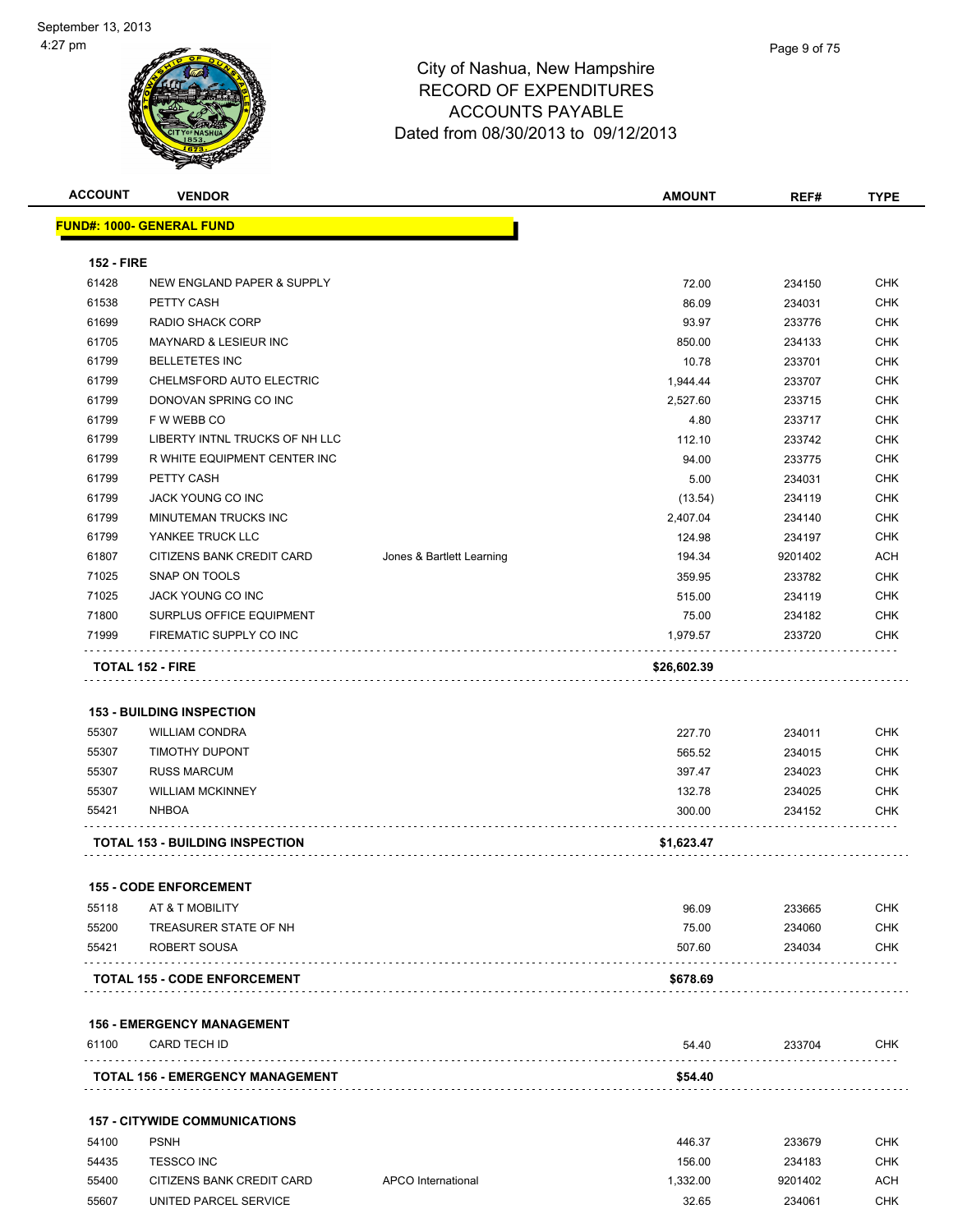City of Nashua, New Hampshire
RECORD OF EXPENDITURES
ACCOUNTS PAYABLE
Dated from 08/30/2013 to 09/12/2013

| ACCOUNT | VENDOR | | AMOUNT | REF# | TYPE |
|---|---|---|---|---|---|
| **FUND#: 1000- GENERAL FUND** | | | | | |
| **152 - FIRE** | | | | | |
| 61428 | NEW ENGLAND PAPER & SUPPLY | | 72.00 | 234150 | CHK |
| 61538 | PETTY CASH | | 86.09 | 234031 | CHK |
| 61699 | RADIO SHACK CORP | | 93.97 | 233776 | CHK |
| 61705 | MAYNARD & LESIEUR INC | | 850.00 | 234133 | CHK |
| 61799 | BELLETETES INC | | 10.78 | 233701 | CHK |
| 61799 | CHELMSFORD AUTO ELECTRIC | | 1,944.44 | 233707 | CHK |
| 61799 | DONOVAN SPRING CO INC | | 2,527.60 | 233715 | CHK |
| 61799 | F W WEBB CO | | 4.80 | 233717 | CHK |
| 61799 | LIBERTY INTNL TRUCKS OF NH LLC | | 112.10 | 233742 | CHK |
| 61799 | R WHITE EQUIPMENT CENTER INC | | 94.00 | 233775 | CHK |
| 61799 | PETTY CASH | | 5.00 | 234031 | CHK |
| 61799 | JACK YOUNG CO INC | | (13.54) | 234119 | CHK |
| 61799 | MINUTEMAN TRUCKS INC | | 2,407.04 | 234140 | CHK |
| 61799 | YANKEE TRUCK LLC | | 124.98 | 234197 | CHK |
| 61807 | CITIZENS BANK CREDIT CARD | Jones & Bartlett Learning | 194.34 | 9201402 | ACH |
| 71025 | SNAP ON TOOLS | | 359.95 | 233782 | CHK |
| 71025 | JACK YOUNG CO INC | | 515.00 | 234119 | CHK |
| 71800 | SURPLUS OFFICE EQUIPMENT | | 75.00 | 234182 | CHK |
| 71999 | FIREMATIC SUPPLY CO INC | | 1,979.57 | 233720 | CHK |
| **TOTAL 152 - FIRE** | | | **$26,602.39** | | |
| **153 - BUILDING INSPECTION** | | | | | |
| 55307 | WILLIAM CONDRA | | 227.70 | 234011 | CHK |
| 55307 | TIMOTHY DUPONT | | 565.52 | 234015 | CHK |
| 55307 | RUSS MARCUM | | 397.47 | 234023 | CHK |
| 55307 | WILLIAM MCKINNEY | | 132.78 | 234025 | CHK |
| 55421 | NHBOA | | 300.00 | 234152 | CHK |
| **TOTAL 153 - BUILDING INSPECTION** | | | **$1,623.47** | | |
| **155 - CODE ENFORCEMENT** | | | | | |
| 55118 | AT & T MOBILITY | | 96.09 | 233665 | CHK |
| 55200 | TREASURER STATE OF NH | | 75.00 | 234060 | CHK |
| 55421 | ROBERT SOUSA | | 507.60 | 234034 | CHK |
| **TOTAL 155 - CODE ENFORCEMENT** | | | **$678.69** | | |
| **156 - EMERGENCY MANAGEMENT** | | | | | |
| 61100 | CARD TECH ID | | 54.40 | 233704 | CHK |
| **TOTAL 156 - EMERGENCY MANAGEMENT** | | | **$54.40** | | |
| **157 - CITYWIDE COMMUNICATIONS** | | | | | |
| 54100 | PSNH | | 446.37 | 233679 | CHK |
| 54435 | TESSCO INC | | 156.00 | 234183 | CHK |
| 55400 | CITIZENS BANK CREDIT CARD | APCO International | 1,332.00 | 9201402 | ACH |
| 55607 | UNITED PARCEL SERVICE | | 32.65 | 234061 | CHK |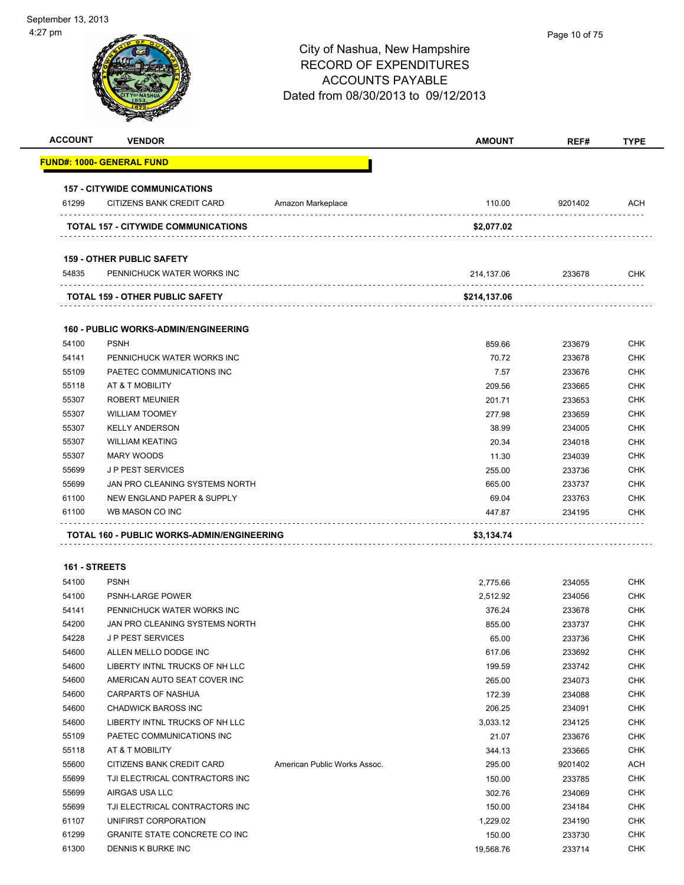September 13, 2013
4:27 pm

City of Nashua, New Hampshire
RECORD OF EXPENDITURES
ACCOUNTS PAYABLE
Dated from 08/30/2013 to 09/12/2013

| ACCOUNT | VENDOR | | AMOUNT | REF# | TYPE |
|---|---|---|---|---|---|
| **FUND#: 1000- GENERAL FUND** | | | | | |
| **157 - CITYWIDE COMMUNICATIONS** | | | | | |
| 61299 | CITIZENS BANK CREDIT CARD | Amazon Markeplace | 110.00 | 9201402 | ACH |
| **TOTAL 157 - CITYWIDE COMMUNICATIONS** | | | **$2,077.02** | | |
| **159 - OTHER PUBLIC SAFETY** | | | | | |
| 54835 | PENNICHUCK WATER WORKS INC | | 214,137.06 | 233678 | CHK |
| **TOTAL 159 - OTHER PUBLIC SAFETY** | | | **$214,137.06** | | |
| **160 - PUBLIC WORKS-ADMIN/ENGINEERING** | | | | | |
| 54100 | PSNH | | 859.66 | 233679 | CHK |
| 54141 | PENNICHUCK WATER WORKS INC | | 70.72 | 233678 | CHK |
| 55109 | PAETEC COMMUNICATIONS INC | | 7.57 | 233676 | CHK |
| 55118 | AT & T MOBILITY | | 209.56 | 233665 | CHK |
| 55307 | ROBERT MEUNIER | | 201.71 | 233653 | CHK |
| 55307 | WILLIAM TOOMEY | | 277.98 | 233659 | CHK |
| 55307 | KELLY ANDERSON | | 38.99 | 234005 | CHK |
| 55307 | WILLIAM KEATING | | 20.34 | 234018 | CHK |
| 55307 | MARY WOODS | | 11.30 | 234039 | CHK |
| 55699 | J P PEST SERVICES | | 255.00 | 233736 | CHK |
| 55699 | JAN PRO CLEANING SYSTEMS NORTH | | 665.00 | 233737 | CHK |
| 61100 | NEW ENGLAND PAPER & SUPPLY | | 69.04 | 233763 | CHK |
| 61100 | WB MASON CO INC | | 447.87 | 234195 | CHK |
| **TOTAL 160 - PUBLIC WORKS-ADMIN/ENGINEERING** | | | **$3,134.74** | | |
| **161 - STREETS** | | | | | |
| 54100 | PSNH | | 2,775.66 | 234055 | CHK |
| 54100 | PSNH-LARGE POWER | | 2,512.92 | 234056 | CHK |
| 54141 | PENNICHUCK WATER WORKS INC | | 376.24 | 233678 | CHK |
| 54200 | JAN PRO CLEANING SYSTEMS NORTH | | 855.00 | 233737 | CHK |
| 54228 | J P PEST SERVICES | | 65.00 | 233736 | CHK |
| 54600 | ALLEN MELLO DODGE INC | | 617.06 | 233692 | CHK |
| 54600 | LIBERTY INTNL TRUCKS OF NH LLC | | 199.59 | 233742 | CHK |
| 54600 | AMERICAN AUTO SEAT COVER INC | | 265.00 | 234073 | CHK |
| 54600 | CARPARTS OF NASHUA | | 172.39 | 234088 | CHK |
| 54600 | CHADWICK BAROSS INC | | 206.25 | 234091 | CHK |
| 54600 | LIBERTY INTNL TRUCKS OF NH LLC | | 3,033.12 | 234125 | CHK |
| 55109 | PAETEC COMMUNICATIONS INC | | 21.07 | 233676 | CHK |
| 55118 | AT & T MOBILITY | | 344.13 | 233665 | CHK |
| 55600 | CITIZENS BANK CREDIT CARD | American Public Works Assoc. | 295.00 | 9201402 | ACH |
| 55699 | TJI ELECTRICAL CONTRACTORS INC | | 150.00 | 233785 | CHK |
| 55699 | AIRGAS USA LLC | | 302.76 | 234069 | CHK |
| 55699 | TJI ELECTRICAL CONTRACTORS INC | | 150.00 | 234184 | CHK |
| 61107 | UNIFIRST CORPORATION | | 1,229.02 | 234190 | CHK |
| 61299 | GRANITE STATE CONCRETE CO INC | | 150.00 | 233730 | CHK |
| 61300 | DENNIS K BURKE INC | | 19,568.76 | 233714 | CHK |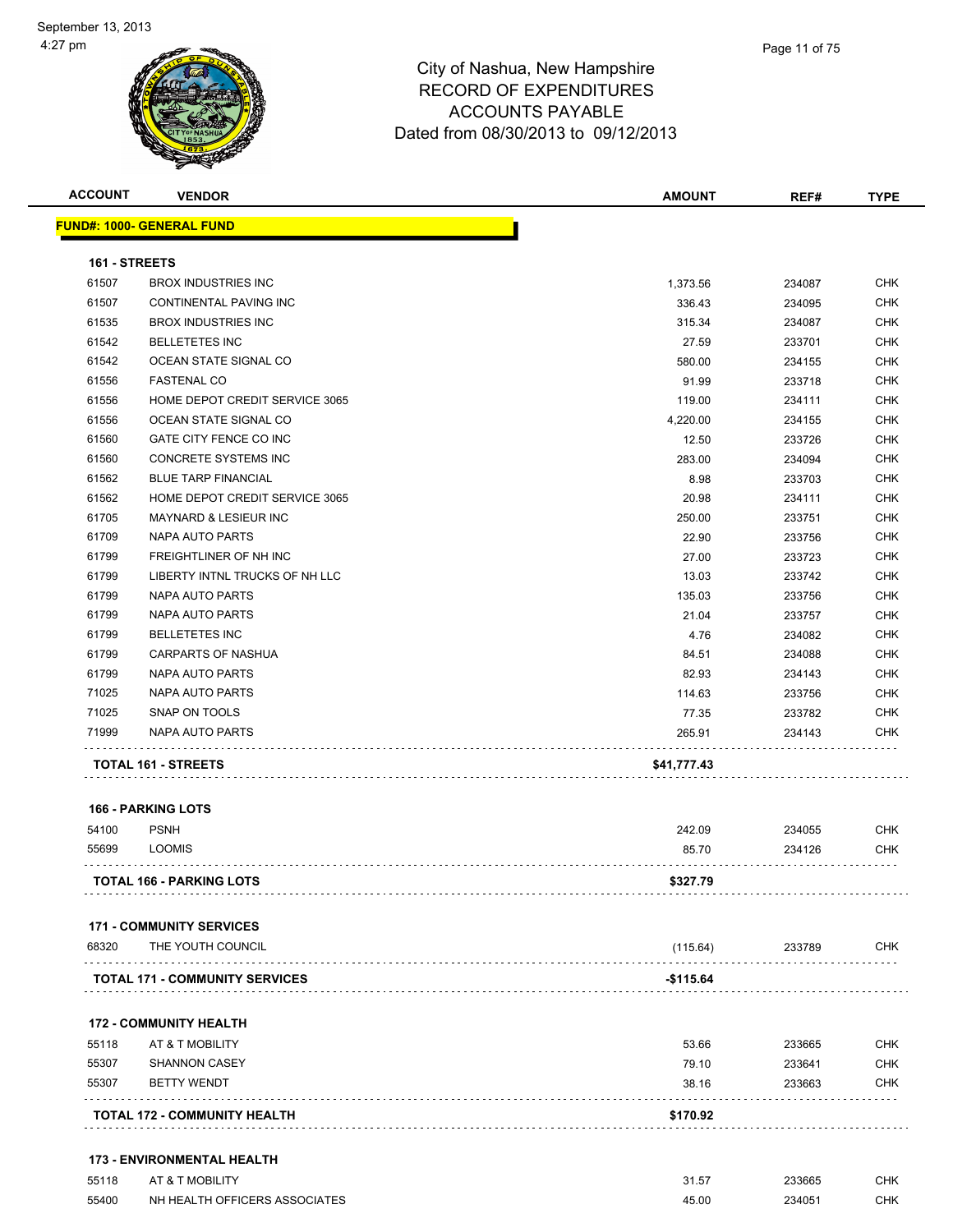# City of Nashua, New Hampshire
## RECORD OF EXPENDITURES
## ACCOUNTS PAYABLE
## Dated from 08/30/2013 to 09/12/2013

| ACCOUNT | VENDOR | AMOUNT | REF# | TYPE |
|---|---|---|---|---|
| **FUND#: 1000- GENERAL FUND** | | | | |
| **161 - STREETS** | | | | |
| 61507 | BROX INDUSTRIES INC | 1,373.56 | 234087 | CHK |
| 61507 | CONTINENTAL PAVING INC | 336.43 | 234095 | CHK |
| 61535 | BROX INDUSTRIES INC | 315.34 | 234087 | CHK |
| 61542 | BELLETETES INC | 27.59 | 233701 | CHK |
| 61542 | OCEAN STATE SIGNAL CO | 580.00 | 234155 | CHK |
| 61556 | FASTENAL CO | 91.99 | 233718 | CHK |
| 61556 | HOME DEPOT CREDIT SERVICE 3065 | 119.00 | 234111 | CHK |
| 61556 | OCEAN STATE SIGNAL CO | 4,220.00 | 234155 | CHK |
| 61560 | GATE CITY FENCE CO INC | 12.50 | 233726 | CHK |
| 61560 | CONCRETE SYSTEMS INC | 283.00 | 234094 | CHK |
| 61562 | BLUE TARP FINANCIAL | 8.98 | 233703 | CHK |
| 61562 | HOME DEPOT CREDIT SERVICE 3065 | 20.98 | 234111 | CHK |
| 61705 | MAYNARD & LESIEUR INC | 250.00 | 233751 | CHK |
| 61709 | NAPA AUTO PARTS | 22.90 | 233756 | CHK |
| 61799 | FREIGHTLINER OF NH INC | 27.00 | 233723 | CHK |
| 61799 | LIBERTY INTNL TRUCKS OF NH LLC | 13.03 | 233742 | CHK |
| 61799 | NAPA AUTO PARTS | 135.03 | 233756 | CHK |
| 61799 | NAPA AUTO PARTS | 21.04 | 233757 | CHK |
| 61799 | BELLETETES INC | 4.76 | 234082 | CHK |
| 61799 | CARPARTS OF NASHUA | 84.51 | 234088 | CHK |
| 61799 | NAPA AUTO PARTS | 82.93 | 234143 | CHK |
| 71025 | NAPA AUTO PARTS | 114.63 | 233756 | CHK |
| 71025 | SNAP ON TOOLS | 77.35 | 233782 | CHK |
| 71999 | NAPA AUTO PARTS | 265.91 | 234143 | CHK |
| **TOTAL 161 - STREETS** | | **$41,777.43** | | |
| **166 - PARKING LOTS** | | | | |
| 54100 | PSNH | 242.09 | 234055 | CHK |
| 55699 | LOOMIS | 85.70 | 234126 | CHK |
| **TOTAL 166 - PARKING LOTS** | | **$327.79** | | |
| **171 - COMMUNITY SERVICES** | | | | |
| 68320 | THE YOUTH COUNCIL | (115.64) | 233789 | CHK |
| **TOTAL 171 - COMMUNITY SERVICES** | | **-$115.64** | | |
| **172 - COMMUNITY HEALTH** | | | | |
| 55118 | AT & T MOBILITY | 53.66 | 233665 | CHK |
| 55307 | SHANNON CASEY | 79.10 | 233641 | CHK |
| 55307 | BETTY WENDT | 38.16 | 233663 | CHK |
| **TOTAL 172 - COMMUNITY HEALTH** | | **$170.92** | | |
| **173 - ENVIRONMENTAL HEALTH** | | | | |
| 55118 | AT & T MOBILITY | 31.57 | 233665 | CHK |
| 55400 | NH HEALTH OFFICERS ASSOCIATES | 45.00 | 234051 | CHK |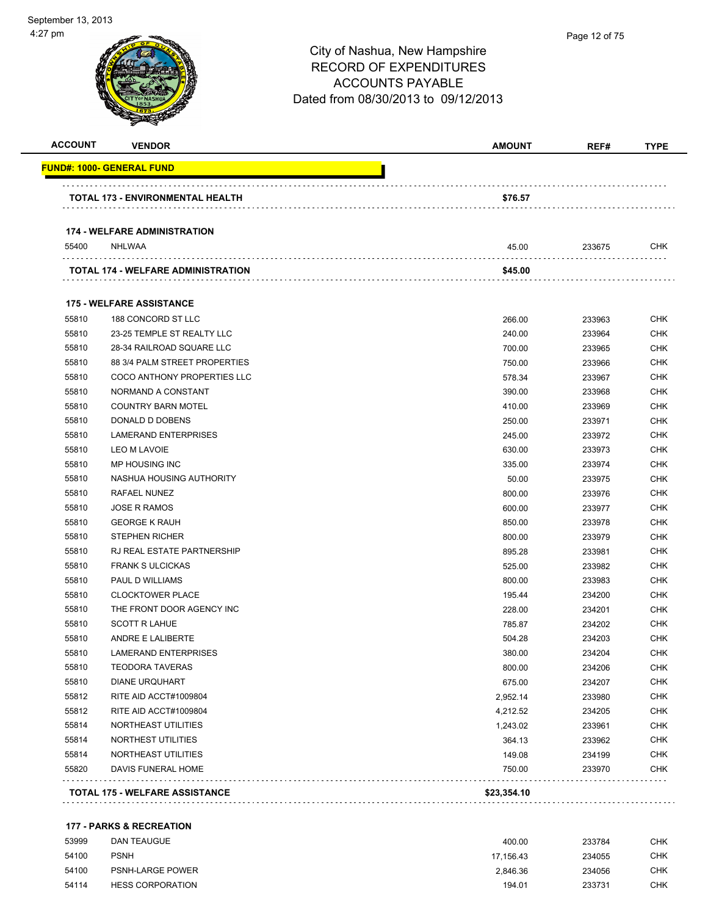City of Nashua, New Hampshire
RECORD OF EXPENDITURES
ACCOUNTS PAYABLE
Dated from 08/30/2013 to 09/12/2013

| ACCOUNT | VENDOR | AMOUNT | REF# | TYPE |
|---|---|---|---|---|
| **FUND#: 1000- GENERAL FUND** | | | | |
| | **TOTAL 173 - ENVIRONMENTAL HEALTH** | **$76.57** | | |
| **174 - WELFARE ADMINISTRATION** | | | | |
| 55400 | NHLWAA | 45.00 | 233675 | CHK |
| | **TOTAL 174 - WELFARE ADMINISTRATION** | **$45.00** | | |
| **175 - WELFARE ASSISTANCE** | | | | |
| 55810 | 188 CONCORD ST LLC | 266.00 | 233963 | CHK |
| 55810 | 23-25 TEMPLE ST REALTY LLC | 240.00 | 233964 | CHK |
| 55810 | 28-34 RAILROAD SQUARE LLC | 700.00 | 233965 | CHK |
| 55810 | 88 3/4 PALM STREET PROPERTIES | 750.00 | 233966 | CHK |
| 55810 | COCO ANTHONY PROPERTIES LLC | 578.34 | 233967 | CHK |
| 55810 | NORMAND A CONSTANT | 390.00 | 233968 | CHK |
| 55810 | COUNTRY BARN MOTEL | 410.00 | 233969 | CHK |
| 55810 | DONALD D DOBENS | 250.00 | 233971 | CHK |
| 55810 | LAMERAND ENTERPRISES | 245.00 | 233972 | CHK |
| 55810 | LEO M LAVOIE | 630.00 | 233973 | CHK |
| 55810 | MP HOUSING INC | 335.00 | 233974 | CHK |
| 55810 | NASHUA HOUSING AUTHORITY | 50.00 | 233975 | CHK |
| 55810 | RAFAEL NUNEZ | 800.00 | 233976 | CHK |
| 55810 | JOSE R RAMOS | 600.00 | 233977 | CHK |
| 55810 | GEORGE K RAUH | 850.00 | 233978 | CHK |
| 55810 | STEPHEN RICHER | 800.00 | 233979 | CHK |
| 55810 | RJ REAL ESTATE PARTNERSHIP | 895.28 | 233981 | CHK |
| 55810 | FRANK S ULCICKAS | 525.00 | 233982 | CHK |
| 55810 | PAUL D WILLIAMS | 800.00 | 233983 | CHK |
| 55810 | CLOCKTOWER PLACE | 195.44 | 234200 | CHK |
| 55810 | THE FRONT DOOR AGENCY INC | 228.00 | 234201 | CHK |
| 55810 | SCOTT R LAHUE | 785.87 | 234202 | CHK |
| 55810 | ANDRE E LALIBERTE | 504.28 | 234203 | CHK |
| 55810 | LAMERAND ENTERPRISES | 380.00 | 234204 | CHK |
| 55810 | TEODORA TAVERAS | 800.00 | 234206 | CHK |
| 55810 | DIANE URQUHART | 675.00 | 234207 | CHK |
| 55812 | RITE AID ACCT#1009804 | 2,952.14 | 233980 | CHK |
| 55812 | RITE AID ACCT#1009804 | 4,212.52 | 234205 | CHK |
| 55814 | NORTHEAST UTILITIES | 1,243.02 | 233961 | CHK |
| 55814 | NORTHEST UTILITIES | 364.13 | 233962 | CHK |
| 55814 | NORTHEAST UTILITIES | 149.08 | 234199 | CHK |
| 55820 | DAVIS FUNERAL HOME | 750.00 | 233970 | CHK |
| | **TOTAL 175 - WELFARE ASSISTANCE** | **$23,354.10** | | |
| **177 - PARKS & RECREATION** | | | | |
| 53999 | DAN TEAUGUE | 400.00 | 233784 | CHK |
| 54100 | PSNH | 17,156.43 | 234055 | CHK |
| 54100 | PSNH-LARGE POWER | 2,846.36 | 234056 | CHK |
| 54114 | HESS CORPORATION | 194.01 | 233731 | CHK |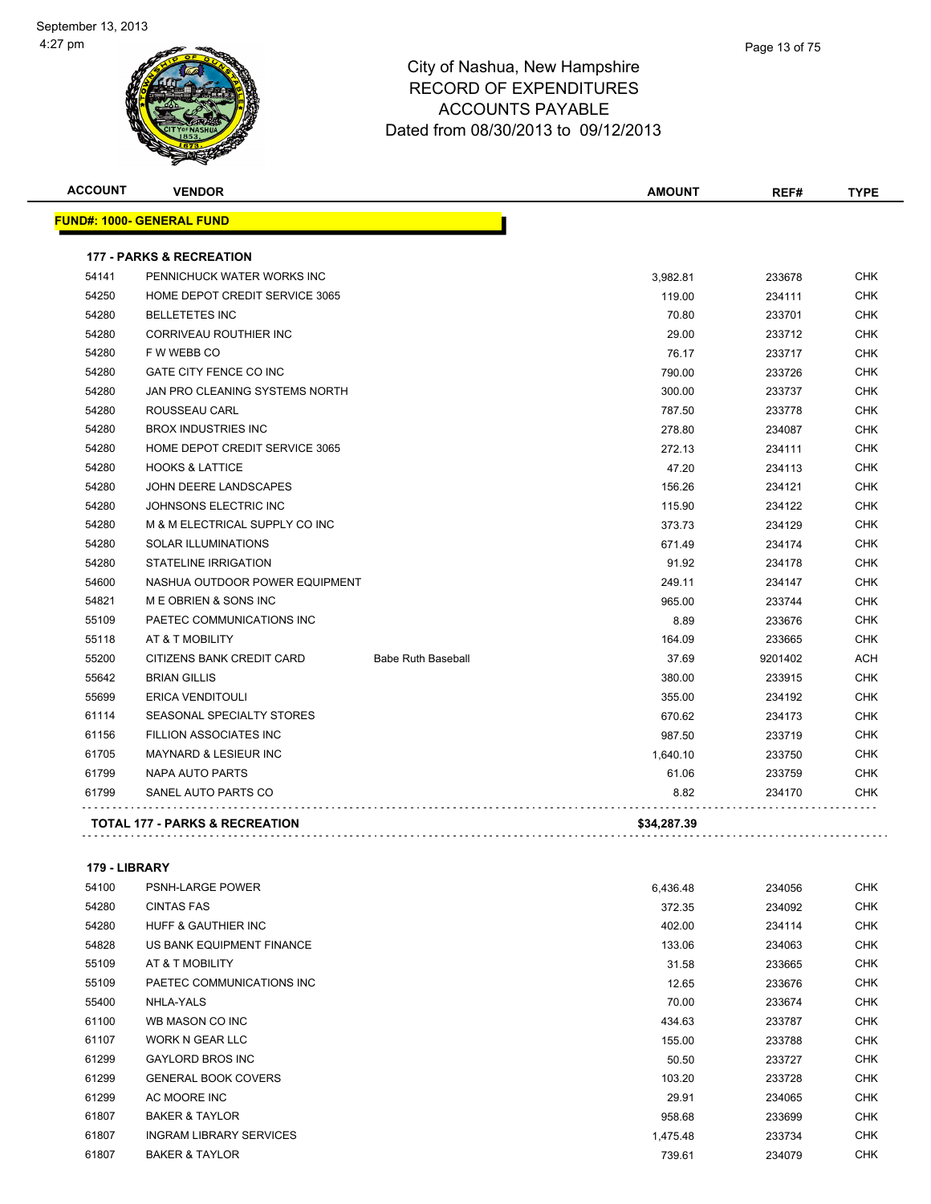# City of Nashua, New Hampshire
## RECORD OF EXPENDITURES
## ACCOUNTS PAYABLE
### Dated from 08/30/2013 to 09/12/2013

| ACCOUNT | VENDOR | | AMOUNT | REF# | TYPE |
|---|---|---|---|---|---|
| **FUND#: 1000- GENERAL FUND** | | | | | |
| **177 - PARKS & RECREATION** | | | | | |
| 54141 | PENNICHUCK WATER WORKS INC | | 3,982.81 | 233678 | CHK |
| 54250 | HOME DEPOT CREDIT SERVICE 3065 | | 119.00 | 234111 | CHK |
| 54280 | BELLETETES INC | | 70.80 | 233701 | CHK |
| 54280 | CORRIVEAU ROUTHIER INC | | 29.00 | 233712 | CHK |
| 54280 | F W WEBB CO | | 76.17 | 233717 | CHK |
| 54280 | GATE CITY FENCE CO INC | | 790.00 | 233726 | CHK |
| 54280 | JAN PRO CLEANING SYSTEMS NORTH | | 300.00 | 233737 | CHK |
| 54280 | ROUSSEAU CARL | | 787.50 | 233778 | CHK |
| 54280 | BROX INDUSTRIES INC | | 278.80 | 234087 | CHK |
| 54280 | HOME DEPOT CREDIT SERVICE 3065 | | 272.13 | 234111 | CHK |
| 54280 | HOOKS & LATTICE | | 47.20 | 234113 | CHK |
| 54280 | JOHN DEERE LANDSCAPES | | 156.26 | 234121 | CHK |
| 54280 | JOHNSONS ELECTRIC INC | | 115.90 | 234122 | CHK |
| 54280 | M & M ELECTRICAL SUPPLY CO INC | | 373.73 | 234129 | CHK |
| 54280 | SOLAR ILLUMINATIONS | | 671.49 | 234174 | CHK |
| 54280 | STATELINE IRRIGATION | | 91.92 | 234178 | CHK |
| 54600 | NASHUA OUTDOOR POWER EQUIPMENT | | 249.11 | 234147 | CHK |
| 54821 | M E OBRIEN & SONS INC | | 965.00 | 233744 | CHK |
| 55109 | PAETEC COMMUNICATIONS INC | | 8.89 | 233676 | CHK |
| 55118 | AT & T MOBILITY | | 164.09 | 233665 | CHK |
| 55200 | CITIZENS BANK CREDIT CARD | Babe Ruth Baseball | 37.69 | 9201402 | ACH |
| 55642 | BRIAN GILLIS | | 380.00 | 233915 | CHK |
| 55699 | ERICA VENDITOULI | | 355.00 | 234192 | CHK |
| 61114 | SEASONAL SPECIALTY STORES | | 670.62 | 234173 | CHK |
| 61156 | FILLION ASSOCIATES INC | | 987.50 | 233719 | CHK |
| 61705 | MAYNARD & LESIEUR INC | | 1,640.10 | 233750 | CHK |
| 61799 | NAPA AUTO PARTS | | 61.06 | 233759 | CHK |
| 61799 | SANEL AUTO PARTS CO | | 8.82 | 234170 | CHK |
| **TOTAL 177 - PARKS & RECREATION** | | | **$34,287.39** | | |
| **179 - LIBRARY** | | | | | |
| 54100 | PSNH-LARGE POWER | | 6,436.48 | 234056 | CHK |
| 54280 | CINTAS FAS | | 372.35 | 234092 | CHK |
| 54280 | HUFF & GAUTHIER INC | | 402.00 | 234114 | CHK |
| 54828 | US BANK EQUIPMENT FINANCE | | 133.06 | 234063 | CHK |
| 55109 | AT & T MOBILITY | | 31.58 | 233665 | CHK |
| 55109 | PAETEC COMMUNICATIONS INC | | 12.65 | 233676 | CHK |
| 55400 | NHLA-YALS | | 70.00 | 233674 | CHK |
| 61100 | WB MASON CO INC | | 434.63 | 233787 | CHK |
| 61107 | WORK N GEAR LLC | | 155.00 | 233788 | CHK |
| 61299 | GAYLORD BROS INC | | 50.50 | 233727 | CHK |
| 61299 | GENERAL BOOK COVERS | | 103.20 | 233728 | CHK |
| 61299 | AC MOORE INC | | 29.91 | 234065 | CHK |
| 61807 | BAKER & TAYLOR | | 958.68 | 233699 | CHK |
| 61807 | INGRAM LIBRARY SERVICES | | 1,475.48 | 233734 | CHK |
| 61807 | BAKER & TAYLOR | | 739.61 | 234079 | CHK |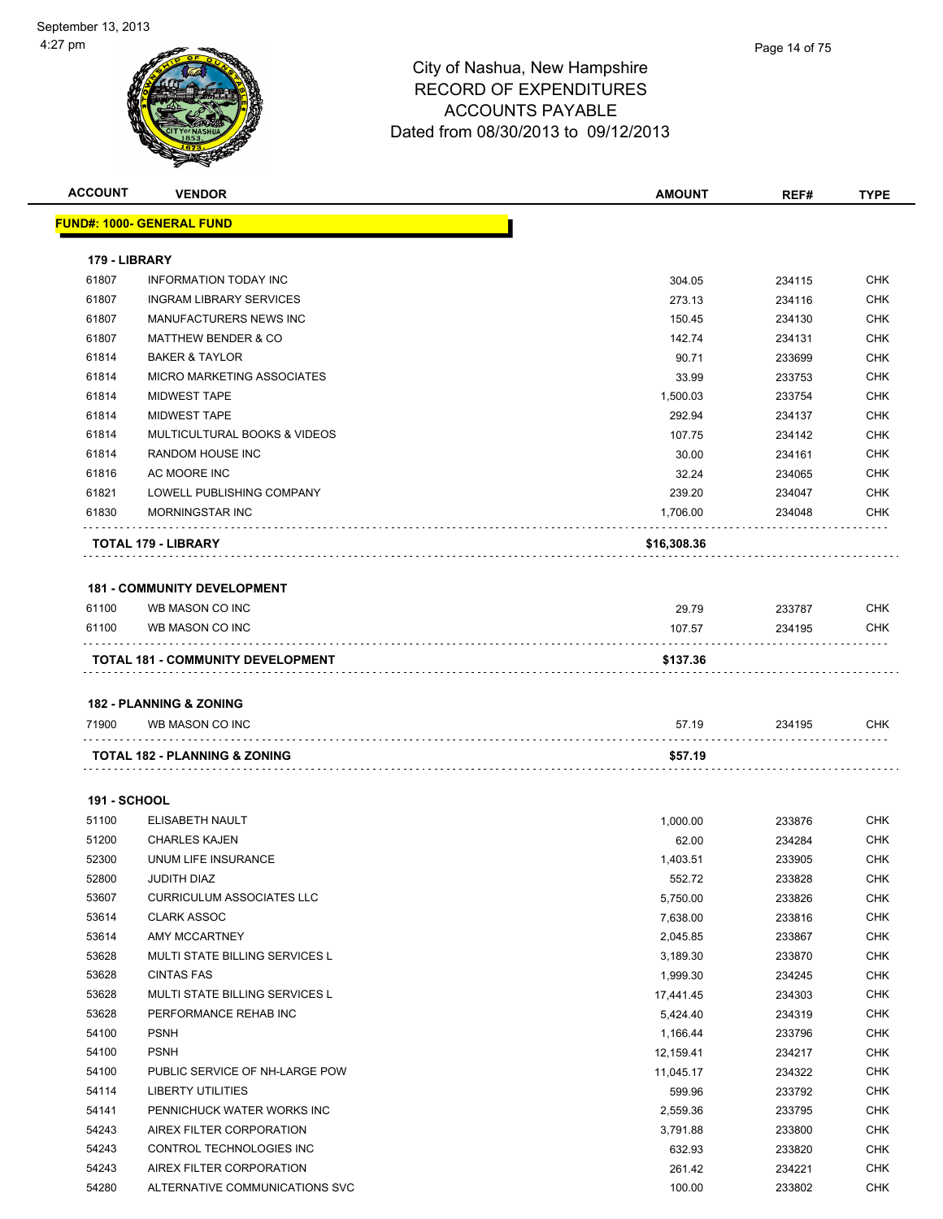City of Nashua, New Hampshire
RECORD OF EXPENDITURES
ACCOUNTS PAYABLE
Dated from 08/30/2013 to 09/12/2013

| ACCOUNT | VENDOR | AMOUNT | REF# | TYPE |
|---|---|---|---|---|
| **FUND#: 1000- GENERAL FUND** | | | | |
| **179 - LIBRARY** | | | | |
| 61807 | INFORMATION TODAY INC | 304.05 | 234115 | CHK |
| 61807 | INGRAM LIBRARY SERVICES | 273.13 | 234116 | CHK |
| 61807 | MANUFACTURERS NEWS INC | 150.45 | 234130 | CHK |
| 61807 | MATTHEW BENDER & CO | 142.74 | 234131 | CHK |
| 61814 | BAKER & TAYLOR | 90.71 | 233699 | CHK |
| 61814 | MICRO MARKETING ASSOCIATES | 33.99 | 233753 | CHK |
| 61814 | MIDWEST TAPE | 1,500.03 | 233754 | CHK |
| 61814 | MIDWEST TAPE | 292.94 | 234137 | CHK |
| 61814 | MULTICULTURAL BOOKS & VIDEOS | 107.75 | 234142 | CHK |
| 61814 | RANDOM HOUSE INC | 30.00 | 234161 | CHK |
| 61816 | AC MOORE INC | 32.24 | 234065 | CHK |
| 61821 | LOWELL PUBLISHING COMPANY | 239.20 | 234047 | CHK |
| 61830 | MORNINGSTAR INC | 1,706.00 | 234048 | CHK |
| | **TOTAL 179 - LIBRARY** | **$16,308.36** | | |
| **181 - COMMUNITY DEVELOPMENT** | | | | |
| 61100 | WB MASON CO INC | 29.79 | 233787 | CHK |
| 61100 | WB MASON CO INC | 107.57 | 234195 | CHK |
| | **TOTAL 181 - COMMUNITY DEVELOPMENT** | **$137.36** | | |
| **182 - PLANNING & ZONING** | | | | |
| 71900 | WB MASON CO INC | 57.19 | 234195 | CHK |
| | **TOTAL 182 - PLANNING & ZONING** | **$57.19** | | |
| **191 - SCHOOL** | | | | |
| 51100 | ELISABETH NAULT | 1,000.00 | 233876 | CHK |
| 51200 | CHARLES KAJEN | 62.00 | 234284 | CHK |
| 52300 | UNUM LIFE INSURANCE | 1,403.51 | 233905 | CHK |
| 52800 | JUDITH DIAZ | 552.72 | 233828 | CHK |
| 53607 | CURRICULUM ASSOCIATES LLC | 5,750.00 | 233826 | CHK |
| 53614 | CLARK ASSOC | 7,638.00 | 233816 | CHK |
| 53614 | AMY MCCARTNEY | 2,045.85 | 233867 | CHK |
| 53628 | MULTI STATE BILLING SERVICES L | 3,189.30 | 233870 | CHK |
| 53628 | CINTAS FAS | 1,999.30 | 234245 | CHK |
| 53628 | MULTI STATE BILLING SERVICES L | 17,441.45 | 234303 | CHK |
| 53628 | PERFORMANCE REHAB INC | 5,424.40 | 234319 | CHK |
| 54100 | PSNH | 1,166.44 | 233796 | CHK |
| 54100 | PSNH | 12,159.41 | 234217 | CHK |
| 54100 | PUBLIC SERVICE OF NH-LARGE POW | 11,045.17 | 234322 | CHK |
| 54114 | LIBERTY UTILITIES | 599.96 | 233792 | CHK |
| 54141 | PENNICHUCK WATER WORKS INC | 2,559.36 | 233795 | CHK |
| 54243 | AIREX FILTER CORPORATION | 3,791.88 | 233800 | CHK |
| 54243 | CONTROL TECHNOLOGIES INC | 632.93 | 233820 | CHK |
| 54243 | AIREX FILTER CORPORATION | 261.42 | 234221 | CHK |
| 54280 | ALTERNATIVE COMMUNICATIONS SVC | 100.00 | 233802 | CHK |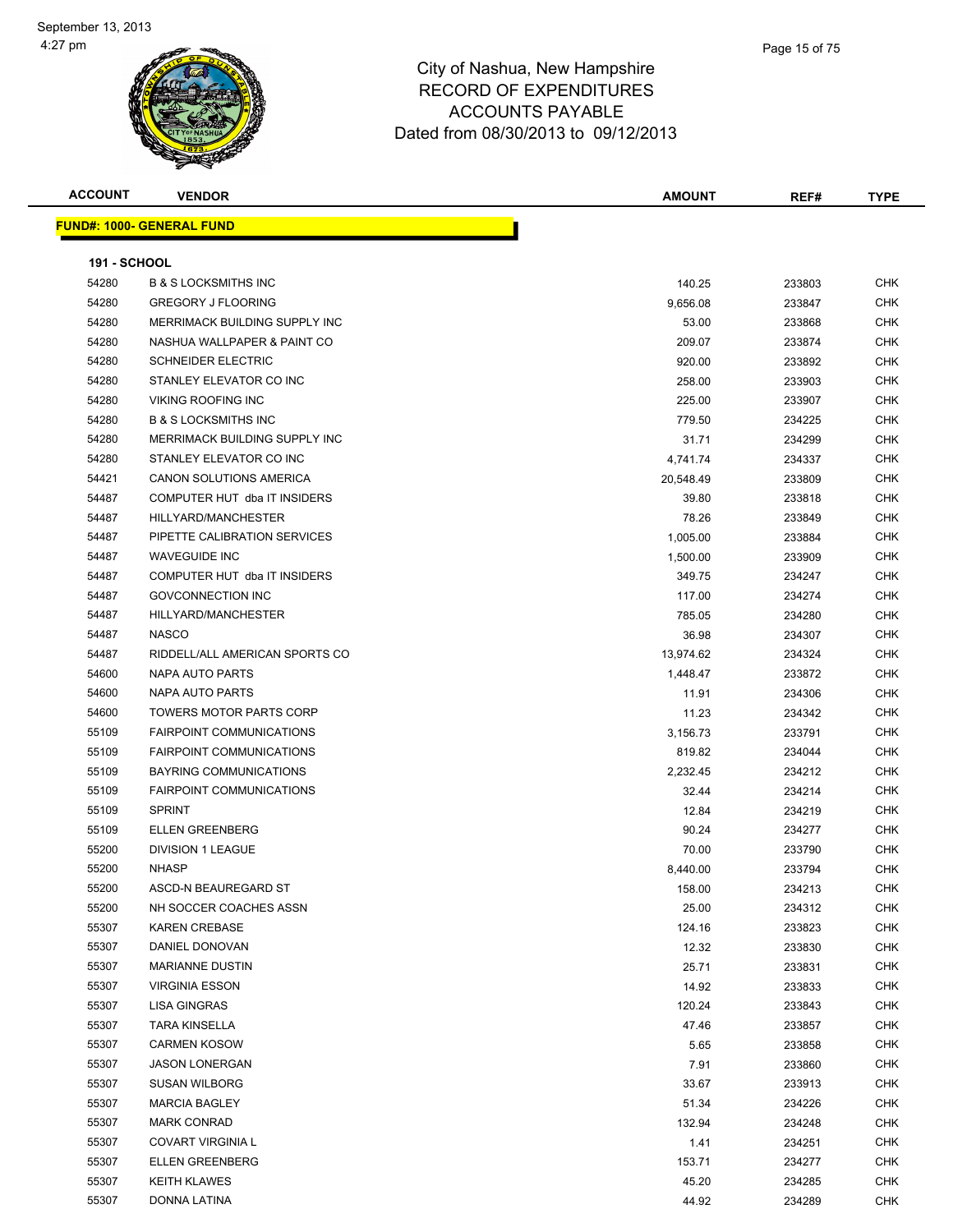# City of Nashua, New Hampshire
## RECORD OF EXPENDITURES
## ACCOUNTS PAYABLE
### Dated from 08/30/2013 to 09/12/2013

| ACCOUNT | VENDOR | AMOUNT | REF# | TYPE |
|---|---|---|---|---|

**FUND#: 1000- GENERAL FUND**

**191 - SCHOOL**

| ACCOUNT | VENDOR | AMOUNT | REF# | TYPE |
|---|---|---|---|---|
| 54280 | B & S LOCKSMITHS INC | 140.25 | 233803 | CHK |
| 54280 | GREGORY J FLOORING | 9,656.08 | 233847 | CHK |
| 54280 | MERRIMACK BUILDING SUPPLY INC | 53.00 | 233868 | CHK |
| 54280 | NASHUA WALLPAPER & PAINT CO | 209.07 | 233874 | CHK |
| 54280 | SCHNEIDER ELECTRIC | 920.00 | 233892 | CHK |
| 54280 | STANLEY ELEVATOR CO INC | 258.00 | 233903 | CHK |
| 54280 | VIKING ROOFING INC | 225.00 | 233907 | CHK |
| 54280 | B & S LOCKSMITHS INC | 779.50 | 234225 | CHK |
| 54280 | MERRIMACK BUILDING SUPPLY INC | 31.71 | 234299 | CHK |
| 54280 | STANLEY ELEVATOR CO INC | 4,741.74 | 234337 | CHK |
| 54421 | CANON SOLUTIONS AMERICA | 20,548.49 | 233809 | CHK |
| 54487 | COMPUTER HUT dba IT INSIDERS | 39.80 | 233818 | CHK |
| 54487 | HILLYARD/MANCHESTER | 78.26 | 233849 | CHK |
| 54487 | PIPETTE CALIBRATION SERVICES | 1,005.00 | 233884 | CHK |
| 54487 | WAVEGUIDE INC | 1,500.00 | 233909 | CHK |
| 54487 | COMPUTER HUT dba IT INSIDERS | 349.75 | 234247 | CHK |
| 54487 | GOVCONNECTION INC | 117.00 | 234274 | CHK |
| 54487 | HILLYARD/MANCHESTER | 785.05 | 234280 | CHK |
| 54487 | NASCO | 36.98 | 234307 | CHK |
| 54487 | RIDDELL/ALL AMERICAN SPORTS CO | 13,974.62 | 234324 | CHK |
| 54600 | NAPA AUTO PARTS | 1,448.47 | 233872 | CHK |
| 54600 | NAPA AUTO PARTS | 11.91 | 234306 | CHK |
| 54600 | TOWERS MOTOR PARTS CORP | 11.23 | 234342 | CHK |
| 55109 | FAIRPOINT COMMUNICATIONS | 3,156.73 | 233791 | CHK |
| 55109 | FAIRPOINT COMMUNICATIONS | 819.82 | 234044 | CHK |
| 55109 | BAYRING COMMUNICATIONS | 2,232.45 | 234212 | CHK |
| 55109 | FAIRPOINT COMMUNICATIONS | 32.44 | 234214 | CHK |
| 55109 | SPRINT | 12.84 | 234219 | CHK |
| 55109 | ELLEN GREENBERG | 90.24 | 234277 | CHK |
| 55200 | DIVISION 1 LEAGUE | 70.00 | 233790 | CHK |
| 55200 | NHASP | 8,440.00 | 233794 | CHK |
| 55200 | ASCD-N BEAUREGARD ST | 158.00 | 234213 | CHK |
| 55200 | NH SOCCER COACHES ASSN | 25.00 | 234312 | CHK |
| 55307 | KAREN CREBASE | 124.16 | 233823 | CHK |
| 55307 | DANIEL DONOVAN | 12.32 | 233830 | CHK |
| 55307 | MARIANNE DUSTIN | 25.71 | 233831 | CHK |
| 55307 | VIRGINIA ESSON | 14.92 | 233833 | CHK |
| 55307 | LISA GINGRAS | 120.24 | 233843 | CHK |
| 55307 | TARA KINSELLA | 47.46 | 233857 | CHK |
| 55307 | CARMEN KOSOW | 5.65 | 233858 | CHK |
| 55307 | JASON LONERGAN | 7.91 | 233860 | CHK |
| 55307 | SUSAN WILBORG | 33.67 | 233913 | CHK |
| 55307 | MARCIA BAGLEY | 51.34 | 234226 | CHK |
| 55307 | MARK CONRAD | 132.94 | 234248 | CHK |
| 55307 | COVART VIRGINIA L | 1.41 | 234251 | CHK |
| 55307 | ELLEN GREENBERG | 153.71 | 234277 | CHK |
| 55307 | KEITH KLAWES | 45.20 | 234285 | CHK |
| 55307 | DONNA LATINA | 44.92 | 234289 | CHK |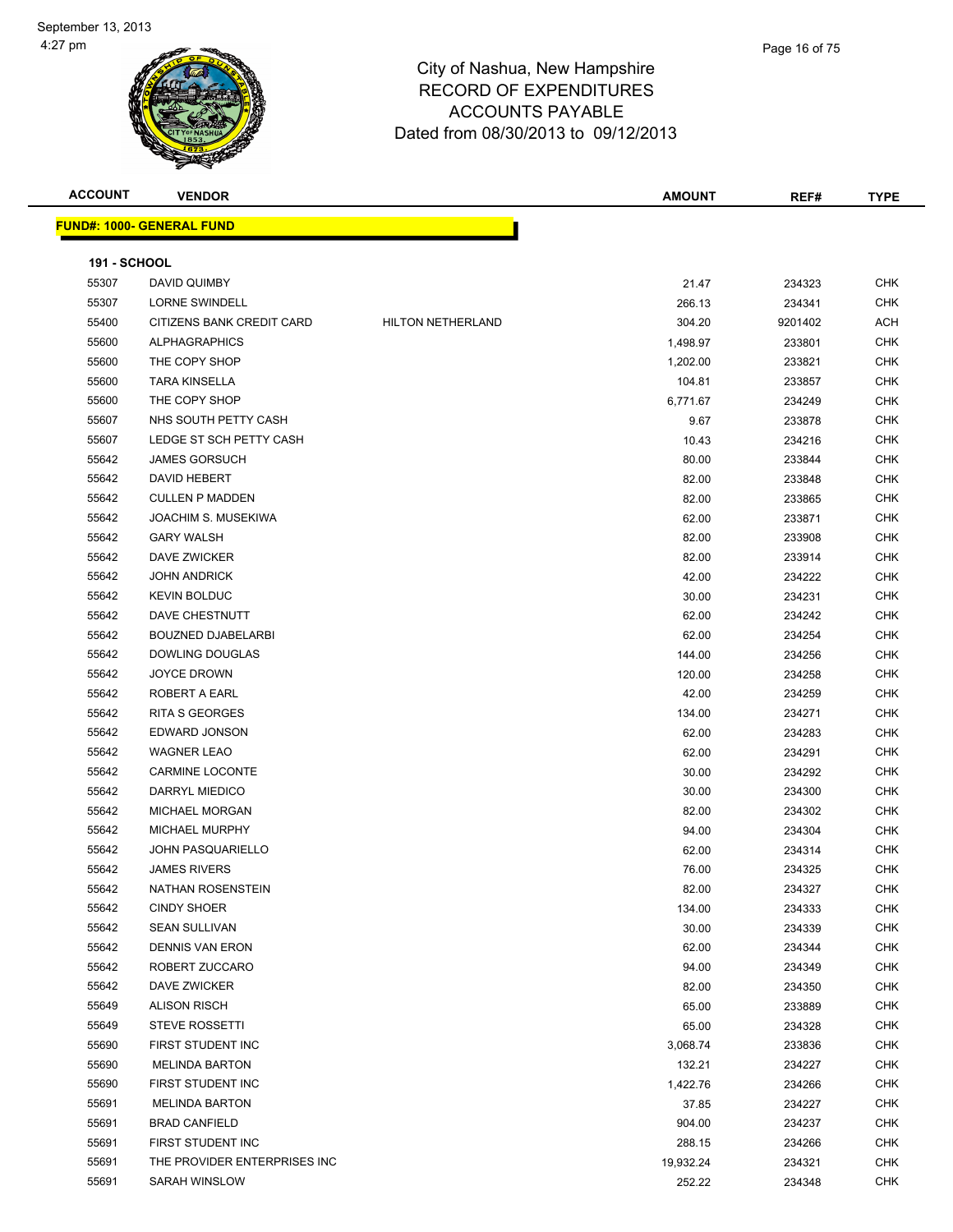September 13, 2013
4:27 pm

# City of Nashua, New Hampshire
## RECORD OF EXPENDITURES
## ACCOUNTS PAYABLE
## Dated from 08/30/2013 to 09/12/2013

| ACCOUNT | VENDOR | | AMOUNT | REF# | TYPE |
|---|---|---|---|---|---|
| **FUND#: 1000- GENERAL FUND** | | | | | |
| **191 - SCHOOL** | | | | | |
| 55307 | DAVID QUIMBY | | 21.47 | 234323 | CHK |
| 55307 | LORNE SWINDELL | | 266.13 | 234341 | CHK |
| 55400 | CITIZENS BANK CREDIT CARD | HILTON NETHERLAND | 304.20 | 9201402 | ACH |
| 55600 | ALPHAGRAPHICS | | 1,498.97 | 233801 | CHK |
| 55600 | THE COPY SHOP | | 1,202.00 | 233821 | CHK |
| 55600 | TARA KINSELLA | | 104.81 | 233857 | CHK |
| 55600 | THE COPY SHOP | | 6,771.67 | 234249 | CHK |
| 55607 | NHS SOUTH PETTY CASH | | 9.67 | 233878 | CHK |
| 55607 | LEDGE ST SCH PETTY CASH | | 10.43 | 234216 | CHK |
| 55642 | JAMES GORSUCH | | 80.00 | 233844 | CHK |
| 55642 | DAVID HEBERT | | 82.00 | 233848 | CHK |
| 55642 | CULLEN P MADDEN | | 82.00 | 233865 | CHK |
| 55642 | JOACHIM S. MUSEKIWA | | 62.00 | 233871 | CHK |
| 55642 | GARY WALSH | | 82.00 | 233908 | CHK |
| 55642 | DAVE ZWICKER | | 82.00 | 233914 | CHK |
| 55642 | JOHN ANDRICK | | 42.00 | 234222 | CHK |
| 55642 | KEVIN BOLDUC | | 30.00 | 234231 | CHK |
| 55642 | DAVE CHESTNUTT | | 62.00 | 234242 | CHK |
| 55642 | BOUZNED DJABELARBI | | 62.00 | 234254 | CHK |
| 55642 | DOWLING DOUGLAS | | 144.00 | 234256 | CHK |
| 55642 | JOYCE DROWN | | 120.00 | 234258 | CHK |
| 55642 | ROBERT A EARL | | 42.00 | 234259 | CHK |
| 55642 | RITA S GEORGES | | 134.00 | 234271 | CHK |
| 55642 | EDWARD JONSON | | 62.00 | 234283 | CHK |
| 55642 | WAGNER LEAO | | 62.00 | 234291 | CHK |
| 55642 | CARMINE LOCONTE | | 30.00 | 234292 | CHK |
| 55642 | DARRYL MIEDICO | | 30.00 | 234300 | CHK |
| 55642 | MICHAEL MORGAN | | 82.00 | 234302 | CHK |
| 55642 | MICHAEL MURPHY | | 94.00 | 234304 | CHK |
| 55642 | JOHN PASQUARIELLO | | 62.00 | 234314 | CHK |
| 55642 | JAMES RIVERS | | 76.00 | 234325 | CHK |
| 55642 | NATHAN ROSENSTEIN | | 82.00 | 234327 | CHK |
| 55642 | CINDY SHOER | | 134.00 | 234333 | CHK |
| 55642 | SEAN SULLIVAN | | 30.00 | 234339 | CHK |
| 55642 | DENNIS VAN ERON | | 62.00 | 234344 | CHK |
| 55642 | ROBERT ZUCCARO | | 94.00 | 234349 | CHK |
| 55642 | DAVE ZWICKER | | 82.00 | 234350 | CHK |
| 55649 | ALISON RISCH | | 65.00 | 233889 | CHK |
| 55649 | STEVE ROSSETTI | | 65.00 | 234328 | CHK |
| 55690 | FIRST STUDENT INC | | 3,068.74 | 233836 | CHK |
| 55690 | MELINDA BARTON | | 132.21 | 234227 | CHK |
| 55690 | FIRST STUDENT INC | | 1,422.76 | 234266 | CHK |
| 55691 | MELINDA BARTON | | 37.85 | 234227 | CHK |
| 55691 | BRAD CANFIELD | | 904.00 | 234237 | CHK |
| 55691 | FIRST STUDENT INC | | 288.15 | 234266 | CHK |
| 55691 | THE PROVIDER ENTERPRISES INC | | 19,932.24 | 234321 | CHK |
| 55691 | SARAH WINSLOW | | 252.22 | 234348 | CHK |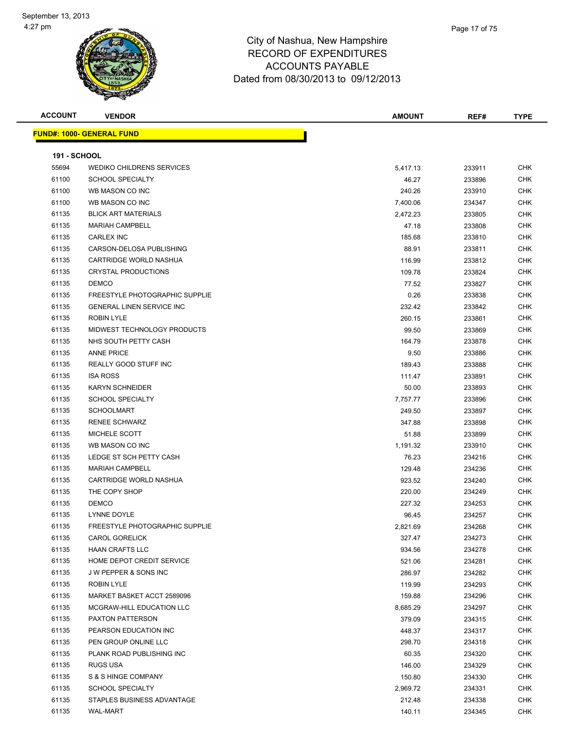# City of Nashua, New Hampshire
## RECORD OF EXPENDITURES
## ACCOUNTS PAYABLE
## Dated from 08/30/2013 to 09/12/2013

| ACCOUNT | VENDOR | AMOUNT | REF# | TYPE |
|---|---|---|---|---|

**FUND#: 1000- GENERAL FUND**

**191 - SCHOOL**

| ACCOUNT | VENDOR | AMOUNT | REF# | TYPE |
|---|---|---|---|---|
| 55694 | WEDIKO CHILDRENS SERVICES | 5,417.13 | 233911 | CHK |
| 61100 | SCHOOL SPECIALTY | 46.27 | 233896 | CHK |
| 61100 | WB MASON CO INC | 240.26 | 233910 | CHK |
| 61100 | WB MASON CO INC | 7,400.06 | 234347 | CHK |
| 61135 | BLICK ART MATERIALS | 2,472.23 | 233805 | CHK |
| 61135 | MARIAH CAMPBELL | 47.18 | 233808 | CHK |
| 61135 | CARLEX INC | 185.68 | 233810 | CHK |
| 61135 | CARSON-DELOSA PUBLISHING | 88.91 | 233811 | CHK |
| 61135 | CARTRIDGE WORLD NASHUA | 116.99 | 233812 | CHK |
| 61135 | CRYSTAL PRODUCTIONS | 109.78 | 233824 | CHK |
| 61135 | DEMCO | 77.52 | 233827 | CHK |
| 61135 | FREESTYLE PHOTOGRAPHIC SUPPLIE | 0.26 | 233838 | CHK |
| 61135 | GENERAL LINEN SERVICE INC | 232.42 | 233842 | CHK |
| 61135 | ROBIN LYLE | 260.15 | 233861 | CHK |
| 61135 | MIDWEST TECHNOLOGY PRODUCTS | 99.50 | 233869 | CHK |
| 61135 | NHS SOUTH PETTY CASH | 164.79 | 233878 | CHK |
| 61135 | ANNE PRICE | 9.50 | 233886 | CHK |
| 61135 | REALLY GOOD STUFF INC | 189.43 | 233888 | CHK |
| 61135 | ISA ROSS | 111.47 | 233891 | CHK |
| 61135 | KARYN SCHNEIDER | 50.00 | 233893 | CHK |
| 61135 | SCHOOL SPECIALTY | 7,757.77 | 233896 | CHK |
| 61135 | SCHOOLMART | 249.50 | 233897 | CHK |
| 61135 | RENEE SCHWARZ | 347.88 | 233898 | CHK |
| 61135 | MICHELE SCOTT | 51.88 | 233899 | CHK |
| 61135 | WB MASON CO INC | 1,191.32 | 233910 | CHK |
| 61135 | LEDGE ST SCH PETTY CASH | 76.23 | 234216 | CHK |
| 61135 | MARIAH CAMPBELL | 129.48 | 234236 | CHK |
| 61135 | CARTRIDGE WORLD NASHUA | 923.52 | 234240 | CHK |
| 61135 | THE COPY SHOP | 220.00 | 234249 | CHK |
| 61135 | DEMCO | 227.32 | 234253 | CHK |
| 61135 | LYNNE DOYLE | 96.45 | 234257 | CHK |
| 61135 | FREESTYLE PHOTOGRAPHIC SUPPLIE | 2,821.69 | 234268 | CHK |
| 61135 | CAROL GORELICK | 327.47 | 234273 | CHK |
| 61135 | HAAN CRAFTS LLC | 934.56 | 234278 | CHK |
| 61135 | HOME DEPOT CREDIT SERVICE | 521.06 | 234281 | CHK |
| 61135 | J W PEPPER & SONS INC | 286.97 | 234282 | CHK |
| 61135 | ROBIN LYLE | 119.99 | 234293 | CHK |
| 61135 | MARKET BASKET ACCT 2589096 | 159.88 | 234296 | CHK |
| 61135 | MCGRAW-HILL EDUCATION LLC | 8,685.29 | 234297 | CHK |
| 61135 | PAXTON PATTERSON | 379.09 | 234315 | CHK |
| 61135 | PEARSON EDUCATION INC | 448.37 | 234317 | CHK |
| 61135 | PEN GROUP ONLINE LLC | 298.70 | 234318 | CHK |
| 61135 | PLANK ROAD PUBLISHING INC | 60.35 | 234320 | CHK |
| 61135 | RUGS USA | 146.00 | 234329 | CHK |
| 61135 | S & S HINGE COMPANY | 150.80 | 234330 | CHK |
| 61135 | SCHOOL SPECIALTY | 2,969.72 | 234331 | CHK |
| 61135 | STAPLES BUSINESS ADVANTAGE | 212.48 | 234338 | CHK |
| 61135 | WAL-MART | 140.11 | 234345 | CHK |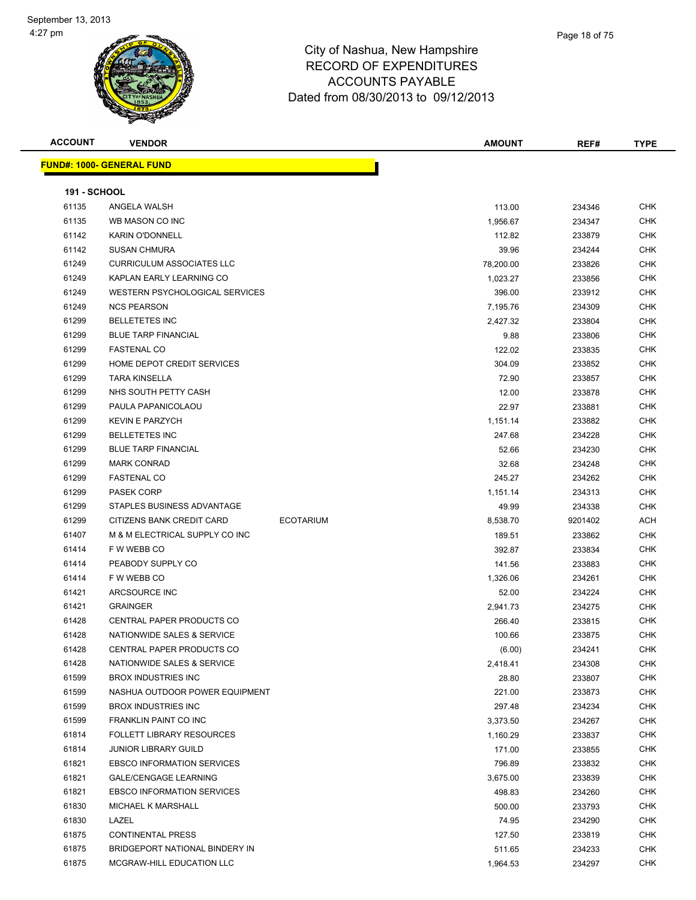# City of Nashua, New Hampshire
## RECORD OF EXPENDITURES
## ACCOUNTS PAYABLE
## Dated from 08/30/2013 to 09/12/2013

**FUND#: 1000- GENERAL FUND**

**191 - SCHOOL**

| ACCOUNT | VENDOR | | AMOUNT | REF# | TYPE |
|---|---|---|---|---|---|
| 61135 | ANGELA WALSH | | 113.00 | 234346 | CHK |
| 61135 | WB MASON CO INC | | 1,956.67 | 234347 | CHK |
| 61142 | KARIN O'DONNELL | | 112.82 | 233879 | CHK |
| 61142 | SUSAN CHMURA | | 39.96 | 234244 | CHK |
| 61249 | CURRICULUM ASSOCIATES LLC | | 78,200.00 | 233826 | CHK |
| 61249 | KAPLAN EARLY LEARNING CO | | 1,023.27 | 233856 | CHK |
| 61249 | WESTERN PSYCHOLOGICAL SERVICES | | 396.00 | 233912 | CHK |
| 61249 | NCS PEARSON | | 7,195.76 | 234309 | CHK |
| 61299 | BELLETETES INC | | 2,427.32 | 233804 | CHK |
| 61299 | BLUE TARP FINANCIAL | | 9.88 | 233806 | CHK |
| 61299 | FASTENAL CO | | 122.02 | 233835 | CHK |
| 61299 | HOME DEPOT CREDIT SERVICES | | 304.09 | 233852 | CHK |
| 61299 | TARA KINSELLA | | 72.90 | 233857 | CHK |
| 61299 | NHS SOUTH PETTY CASH | | 12.00 | 233878 | CHK |
| 61299 | PAULA PAPANICOLAOU | | 22.97 | 233881 | CHK |
| 61299 | KEVIN E PARZYCH | | 1,151.14 | 233882 | CHK |
| 61299 | BELLETETES INC | | 247.68 | 234228 | CHK |
| 61299 | BLUE TARP FINANCIAL | | 52.66 | 234230 | CHK |
| 61299 | MARK CONRAD | | 32.68 | 234248 | CHK |
| 61299 | FASTENAL CO | | 245.27 | 234262 | CHK |
| 61299 | PASEK CORP | | 1,151.14 | 234313 | CHK |
| 61299 | STAPLES BUSINESS ADVANTAGE | | 49.99 | 234338 | CHK |
| 61299 | CITIZENS BANK CREDIT CARD | ECOTARIUM | 8,538.70 | 9201402 | ACH |
| 61407 | M & M ELECTRICAL SUPPLY CO INC | | 189.51 | 233862 | CHK |
| 61414 | F W WEBB CO | | 392.87 | 233834 | CHK |
| 61414 | PEABODY SUPPLY CO | | 141.56 | 233883 | CHK |
| 61414 | F W WEBB CO | | 1,326.06 | 234261 | CHK |
| 61421 | ARCSOURCE INC | | 52.00 | 234224 | CHK |
| 61421 | GRAINGER | | 2,941.73 | 234275 | CHK |
| 61428 | CENTRAL PAPER PRODUCTS CO | | 266.40 | 233815 | CHK |
| 61428 | NATIONWIDE SALES & SERVICE | | 100.66 | 233875 | CHK |
| 61428 | CENTRAL PAPER PRODUCTS CO | | (6.00) | 234241 | CHK |
| 61428 | NATIONWIDE SALES & SERVICE | | 2,418.41 | 234308 | CHK |
| 61599 | BROX INDUSTRIES INC | | 28.80 | 233807 | CHK |
| 61599 | NASHUA OUTDOOR POWER EQUIPMENT | | 221.00 | 233873 | CHK |
| 61599 | BROX INDUSTRIES INC | | 297.48 | 234234 | CHK |
| 61599 | FRANKLIN PAINT CO INC | | 3,373.50 | 234267 | CHK |
| 61814 | FOLLETT LIBRARY RESOURCES | | 1,160.29 | 233837 | CHK |
| 61814 | JUNIOR LIBRARY GUILD | | 171.00 | 233855 | CHK |
| 61821 | EBSCO INFORMATION SERVICES | | 796.89 | 233832 | CHK |
| 61821 | GALE/CENGAGE LEARNING | | 3,675.00 | 233839 | CHK |
| 61821 | EBSCO INFORMATION SERVICES | | 498.83 | 234260 | CHK |
| 61830 | MICHAEL K MARSHALL | | 500.00 | 233793 | CHK |
| 61830 | LAZEL | | 74.95 | 234290 | CHK |
| 61875 | CONTINENTAL PRESS | | 127.50 | 233819 | CHK |
| 61875 | BRIDGEPORT NATIONAL BINDERY IN | | 511.65 | 234233 | CHK |
| 61875 | MCGRAW-HILL EDUCATION LLC | | 1,964.53 | 234297 | CHK |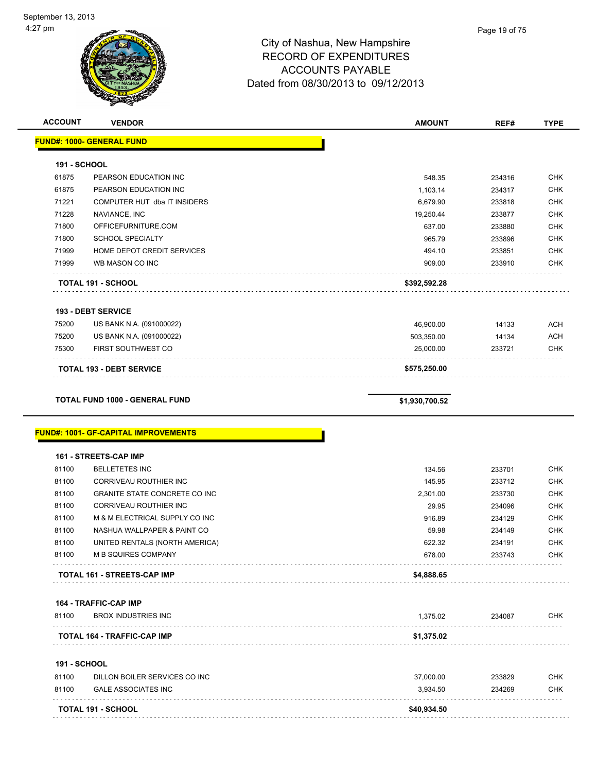City of Nashua, New Hampshire
RECORD OF EXPENDITURES
ACCOUNTS PAYABLE
Dated from 08/30/2013 to 09/12/2013

| ACCOUNT | VENDOR | AMOUNT | REF# | TYPE |
|---|---|---|---|---|
| **FUND#: 1000- GENERAL FUND** | | | | |
| **191 - SCHOOL** | | | | |
| 61875 | PEARSON EDUCATION INC | 548.35 | 234316 | CHK |
| 61875 | PEARSON EDUCATION INC | 1,103.14 | 234317 | CHK |
| 71221 | COMPUTER HUT dba IT INSIDERS | 6,679.90 | 233818 | CHK |
| 71228 | NAVIANCE, INC | 19,250.44 | 233877 | CHK |
| 71800 | OFFICEFURNITURE.COM | 637.00 | 233880 | CHK |
| 71800 | SCHOOL SPECIALTY | 965.79 | 233896 | CHK |
| 71999 | HOME DEPOT CREDIT SERVICES | 494.10 | 233851 | CHK |
| 71999 | WB MASON CO INC | 909.00 | 233910 | CHK |
| | **TOTAL 191 - SCHOOL** | **$392,592.28** | | |
| **193 - DEBT SERVICE** | | | | |
| 75200 | US BANK N.A. (091000022) | 46,900.00 | 14133 | ACH |
| 75200 | US BANK N.A. (091000022) | 503,350.00 | 14134 | ACH |
| 75300 | FIRST SOUTHWEST CO | 25,000.00 | 233721 | CHK |
| | **TOTAL 193 - DEBT SERVICE** | **$575,250.00** | | |
| | **TOTAL FUND 1000 - GENERAL FUND** | **$1,930,700.52** | | |
| **FUND#: 1001- GF-CAPITAL IMPROVEMENTS** | | | | |
| **161 - STREETS-CAP IMP** | | | | |
| 81100 | BELLETETES INC | 134.56 | 233701 | CHK |
| 81100 | CORRIVEAU ROUTHIER INC | 145.95 | 233712 | CHK |
| 81100 | GRANITE STATE CONCRETE CO INC | 2,301.00 | 233730 | CHK |
| 81100 | CORRIVEAU ROUTHIER INC | 29.95 | 234096 | CHK |
| 81100 | M & M ELECTRICAL SUPPLY CO INC | 916.89 | 234129 | CHK |
| 81100 | NASHUA WALLPAPER & PAINT CO | 59.98 | 234149 | CHK |
| 81100 | UNITED RENTALS (NORTH AMERICA) | 622.32 | 234191 | CHK |
| 81100 | M B SQUIRES COMPANY | 678.00 | 233743 | CHK |
| | **TOTAL 161 - STREETS-CAP IMP** | **$4,888.65** | | |
| **164 - TRAFFIC-CAP IMP** | | | | |
| 81100 | BROX INDUSTRIES INC | 1,375.02 | 234087 | CHK |
| | **TOTAL 164 - TRAFFIC-CAP IMP** | **$1,375.02** | | |
| **191 - SCHOOL** | | | | |
| 81100 | DILLON BOILER SERVICES CO INC | 37,000.00 | 233829 | CHK |
| 81100 | GALE ASSOCIATES INC | 3,934.50 | 234269 | CHK |
| | **TOTAL 191 - SCHOOL** | **$40,934.50** | | |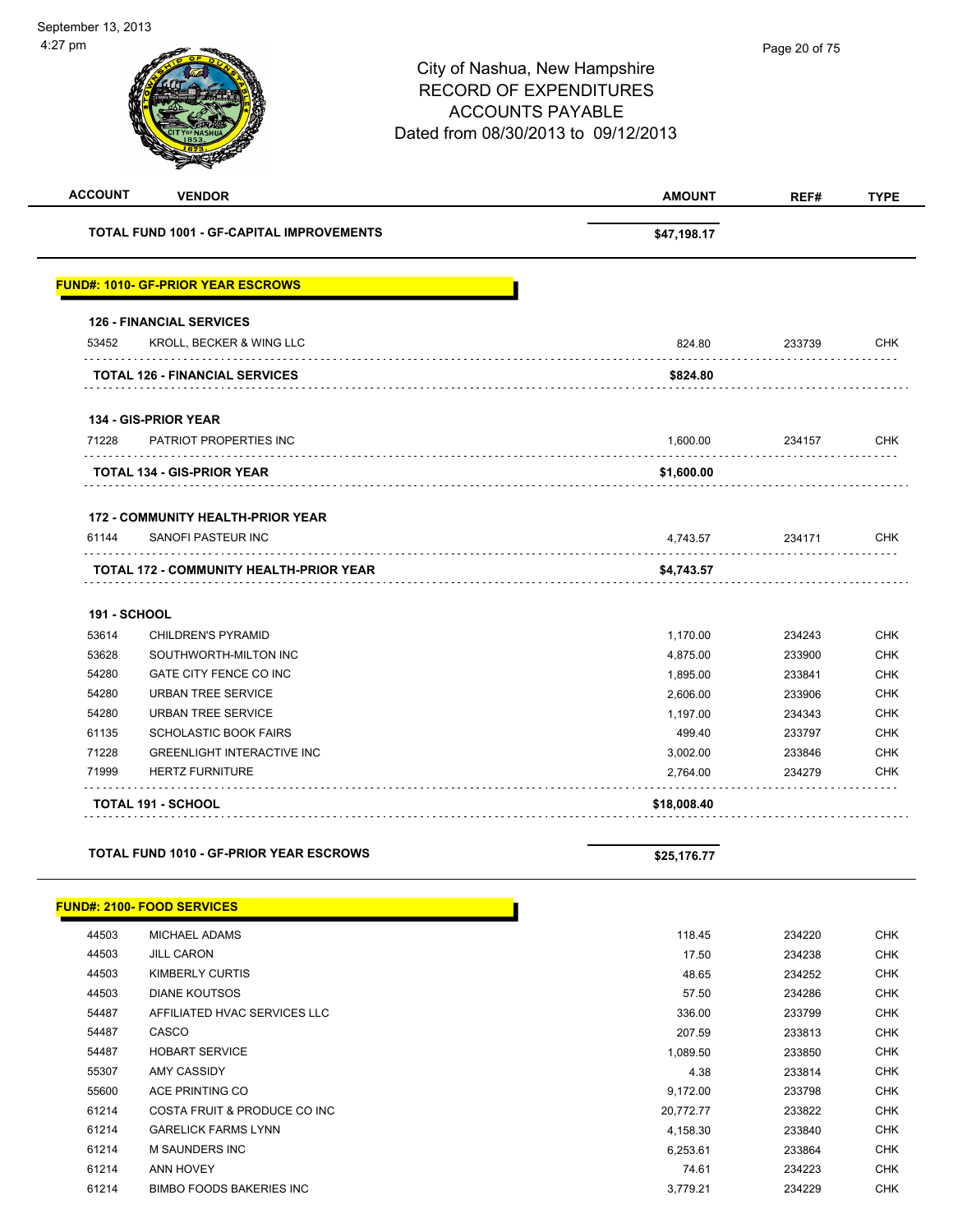# City of Nashua, New Hampshire
## RECORD OF EXPENDITURES
## ACCOUNTS PAYABLE
## Dated from 08/30/2013 to 09/12/2013

| ACCOUNT | VENDOR | AMOUNT | REF# | TYPE |
|---|---|---|---|---|
| | **TOTAL FUND 1001 - GF-CAPITAL IMPROVEMENTS** | **$47,198.17** | | |

**FUND#: 1010- GF-PRIOR YEAR ESCROWS**

| ACCOUNT | VENDOR | AMOUNT | REF# | TYPE |
|---|---|---|---|---|
| **126 - FINANCIAL SERVICES** | | | | |
| 53452 | KROLL, BECKER & WING LLC | 824.80 | 233739 | CHK |
| | **TOTAL 126 - FINANCIAL SERVICES** | **$824.80** | | |
| **134 - GIS-PRIOR YEAR** | | | | |
| 71228 | PATRIOT PROPERTIES INC | 1,600.00 | 234157 | CHK |
| | **TOTAL 134 - GIS-PRIOR YEAR** | **$1,600.00** | | |
| **172 - COMMUNITY HEALTH-PRIOR YEAR** | | | | |
| 61144 | SANOFI PASTEUR INC | 4,743.57 | 234171 | CHK |
| | **TOTAL 172 - COMMUNITY HEALTH-PRIOR YEAR** | **$4,743.57** | | |
| **191 - SCHOOL** | | | | |
| 53614 | CHILDREN'S PYRAMID | 1,170.00 | 234243 | CHK |
| 53628 | SOUTHWORTH-MILTON INC | 4,875.00 | 233900 | CHK |
| 54280 | GATE CITY FENCE CO INC | 1,895.00 | 233841 | CHK |
| 54280 | URBAN TREE SERVICE | 2,606.00 | 233906 | CHK |
| 54280 | URBAN TREE SERVICE | 1,197.00 | 234343 | CHK |
| 61135 | SCHOLASTIC BOOK FAIRS | 499.40 | 233797 | CHK |
| 71228 | GREENLIGHT INTERACTIVE INC | 3,002.00 | 233846 | CHK |
| 71999 | HERTZ FURNITURE | 2,764.00 | 234279 | CHK |
| | **TOTAL 191 - SCHOOL** | **$18,008.40** | | |
| | **TOTAL FUND 1010 - GF-PRIOR YEAR ESCROWS** | **$25,176.77** | | |

**FUND#: 2100- FOOD SERVICES**

| ACCOUNT | VENDOR | AMOUNT | REF# | TYPE |
|---|---|---|---|---|
| 44503 | MICHAEL ADAMS | 118.45 | 234220 | CHK |
| 44503 | JILL CARON | 17.50 | 234238 | CHK |
| 44503 | KIMBERLY CURTIS | 48.65 | 234252 | CHK |
| 44503 | DIANE KOUTSOS | 57.50 | 234286 | CHK |
| 54487 | AFFILIATED HVAC SERVICES LLC | 336.00 | 233799 | CHK |
| 54487 | CASCO | 207.59 | 233813 | CHK |
| 54487 | HOBART SERVICE | 1,089.50 | 233850 | CHK |
| 55307 | AMY CASSIDY | 4.38 | 233814 | CHK |
| 55600 | ACE PRINTING CO | 9,172.00 | 233798 | CHK |
| 61214 | COSTA FRUIT & PRODUCE CO INC | 20,772.77 | 233822 | CHK |
| 61214 | GARELICK FARMS LYNN | 4,158.30 | 233840 | CHK |
| 61214 | M SAUNDERS INC | 6,253.61 | 233864 | CHK |
| 61214 | ANN HOVEY | 74.61 | 234223 | CHK |
| 61214 | BIMBO FOODS BAKERIES INC | 3,779.21 | 234229 | CHK |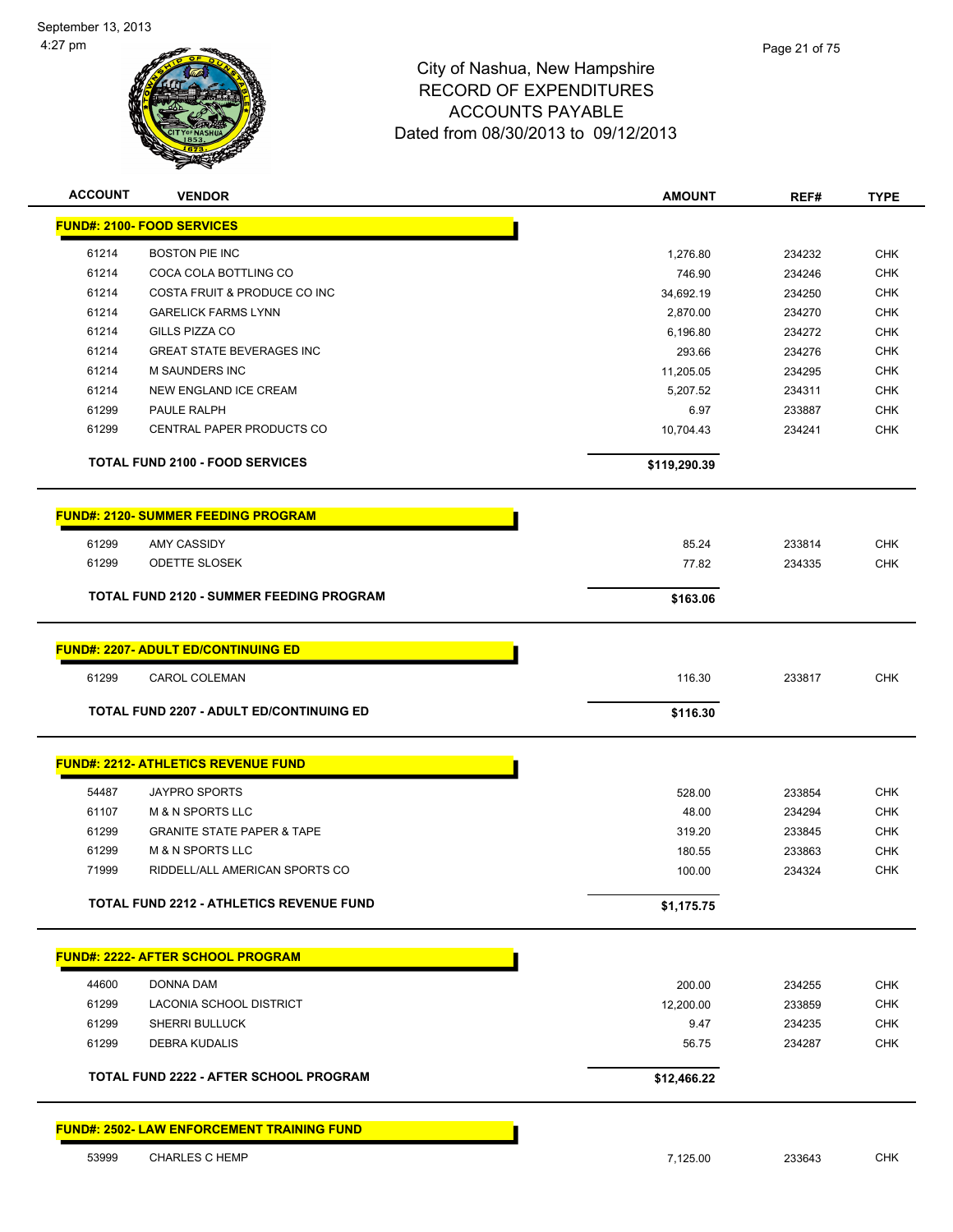# City of Nashua, New Hampshire
## RECORD OF EXPENDITURES
## ACCOUNTS PAYABLE
### Dated from 08/30/2013 to 09/12/2013

| ACCOUNT | VENDOR | AMOUNT | REF# | TYPE |
|---|---|---|---|---|
| **FUND#: 2100- FOOD SERVICES** | | | | |
| 61214 | BOSTON PIE INC | 1,276.80 | 234232 | CHK |
| 61214 | COCA COLA BOTTLING CO | 746.90 | 234246 | CHK |
| 61214 | COSTA FRUIT & PRODUCE CO INC | 34,692.19 | 234250 | CHK |
| 61214 | GARELICK FARMS LYNN | 2,870.00 | 234270 | CHK |
| 61214 | GILLS PIZZA CO | 6,196.80 | 234272 | CHK |
| 61214 | GREAT STATE BEVERAGES INC | 293.66 | 234276 | CHK |
| 61214 | M SAUNDERS INC | 11,205.05 | 234295 | CHK |
| 61214 | NEW ENGLAND ICE CREAM | 5,207.52 | 234311 | CHK |
| 61299 | PAULE RALPH | 6.97 | 233887 | CHK |
| 61299 | CENTRAL PAPER PRODUCTS CO | 10,704.43 | 234241 | CHK |
| | **TOTAL FUND 2100 - FOOD SERVICES** | **$119,290.39** | | |
| **FUND#: 2120- SUMMER FEEDING PROGRAM** | | | | |
| 61299 | AMY CASSIDY | 85.24 | 233814 | CHK |
| 61299 | ODETTE SLOSEK | 77.82 | 234335 | CHK |
| | **TOTAL FUND 2120 - SUMMER FEEDING PROGRAM** | **$163.06** | | |
| **FUND#: 2207- ADULT ED/CONTINUING ED** | | | | |
| 61299 | CAROL COLEMAN | 116.30 | 233817 | CHK |
| | **TOTAL FUND 2207 - ADULT ED/CONTINUING ED** | **$116.30** | | |
| **FUND#: 2212- ATHLETICS REVENUE FUND** | | | | |
| 54487 | JAYPRO SPORTS | 528.00 | 233854 | CHK |
| 61107 | M & N SPORTS LLC | 48.00 | 234294 | CHK |
| 61299 | GRANITE STATE PAPER & TAPE | 319.20 | 233845 | CHK |
| 61299 | M & N SPORTS LLC | 180.55 | 233863 | CHK |
| 71999 | RIDDELL/ALL AMERICAN SPORTS CO | 100.00 | 234324 | CHK |
| | **TOTAL FUND 2212 - ATHLETICS REVENUE FUND** | **$1,175.75** | | |
| **FUND#: 2222- AFTER SCHOOL PROGRAM** | | | | |
| 44600 | DONNA DAM | 200.00 | 234255 | CHK |
| 61299 | LACONIA SCHOOL DISTRICT | 12,200.00 | 233859 | CHK |
| 61299 | SHERRI BULLUCK | 9.47 | 234235 | CHK |
| 61299 | DEBRA KUDALIS | 56.75 | 234287 | CHK |
| | **TOTAL FUND 2222 - AFTER SCHOOL PROGRAM** | **$12,466.22** | | |
| **FUND#: 2502- LAW ENFORCEMENT TRAINING FUND** | | | | |
| 53999 | CHARLES C HEMP | 7,125.00 | 233643 | CHK |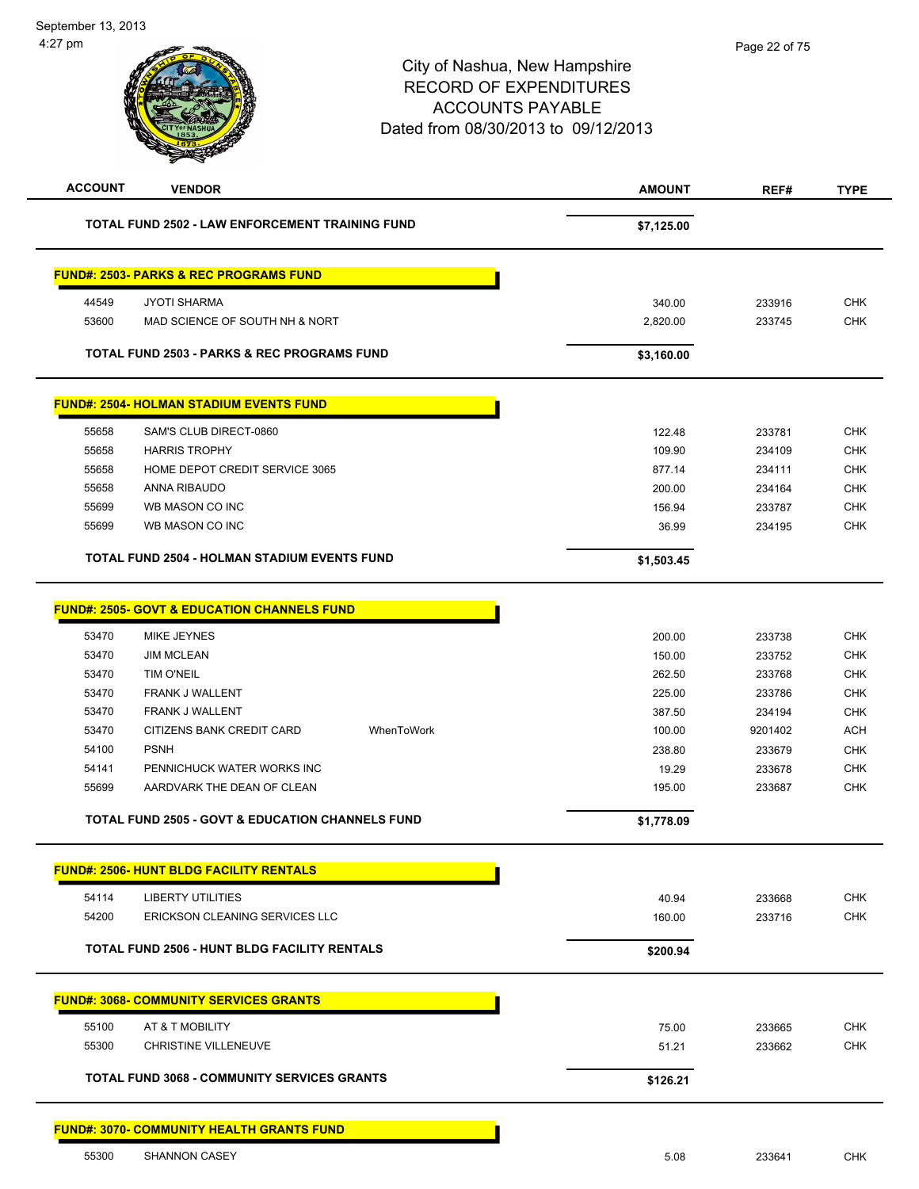# City of Nashua, New Hampshire
## RECORD OF EXPENDITURES
## ACCOUNTS PAYABLE
### Dated from 08/30/2013 to 09/12/2013

| ACCOUNT | VENDOR | | AMOUNT | REF# | TYPE |
|---|---|---|---|---|---|
| | **TOTAL FUND 2502 - LAW ENFORCEMENT TRAINING FUND** | | **$7,125.00** | | |
| **FUND#: 2503- PARKS & REC PROGRAMS FUND** | | | | | |
| 44549 | JYOTI SHARMA | | 340.00 | 233916 | CHK |
| 53600 | MAD SCIENCE OF SOUTH NH & NORT | | 2,820.00 | 233745 | CHK |
| | **TOTAL FUND 2503 - PARKS & REC PROGRAMS FUND** | | **$3,160.00** | | |
| **FUND#: 2504- HOLMAN STADIUM EVENTS FUND** | | | | | |
| 55658 | SAM'S CLUB DIRECT-0860 | | 122.48 | 233781 | CHK |
| 55658 | HARRIS TROPHY | | 109.90 | 234109 | CHK |
| 55658 | HOME DEPOT CREDIT SERVICE 3065 | | 877.14 | 234111 | CHK |
| 55658 | ANNA RIBAUDO | | 200.00 | 234164 | CHK |
| 55699 | WB MASON CO INC | | 156.94 | 233787 | CHK |
| 55699 | WB MASON CO INC | | 36.99 | 234195 | CHK |
| | **TOTAL FUND 2504 - HOLMAN STADIUM EVENTS FUND** | | **$1,503.45** | | |
| **FUND#: 2505- GOVT & EDUCATION CHANNELS FUND** | | | | | |
| 53470 | MIKE JEYNES | | 200.00 | 233738 | CHK |
| 53470 | JIM MCLEAN | | 150.00 | 233752 | CHK |
| 53470 | TIM O'NEIL | | 262.50 | 233768 | CHK |
| 53470 | FRANK J WALLENT | | 225.00 | 233786 | CHK |
| 53470 | FRANK J WALLENT | | 387.50 | 234194 | CHK |
| 53470 | CITIZENS BANK CREDIT CARD | WhenToWork | 100.00 | 9201402 | ACH |
| 54100 | PSNH | | 238.80 | 233679 | CHK |
| 54141 | PENNICHUCK WATER WORKS INC | | 19.29 | 233678 | CHK |
| 55699 | AARDVARK THE DEAN OF CLEAN | | 195.00 | 233687 | CHK |
| | **TOTAL FUND 2505 - GOVT & EDUCATION CHANNELS FUND** | | **$1,778.09** | | |
| **FUND#: 2506- HUNT BLDG FACILITY RENTALS** | | | | | |
| 54114 | LIBERTY UTILITIES | | 40.94 | 233668 | CHK |
| 54200 | ERICKSON CLEANING SERVICES LLC | | 160.00 | 233716 | CHK |
| | **TOTAL FUND 2506 - HUNT BLDG FACILITY RENTALS** | | **$200.94** | | |
| **FUND#: 3068- COMMUNITY SERVICES GRANTS** | | | | | |
| 55100 | AT & T MOBILITY | | 75.00 | 233665 | CHK |
| 55300 | CHRISTINE VILLENEUVE | | 51.21 | 233662 | CHK |
| | **TOTAL FUND 3068 - COMMUNITY SERVICES GRANTS** | | **$126.21** | | |
| **FUND#: 3070- COMMUNITY HEALTH GRANTS FUND** | | | | | |
| 55300 | SHANNON CASEY | | 5.08 | 233641 | CHK |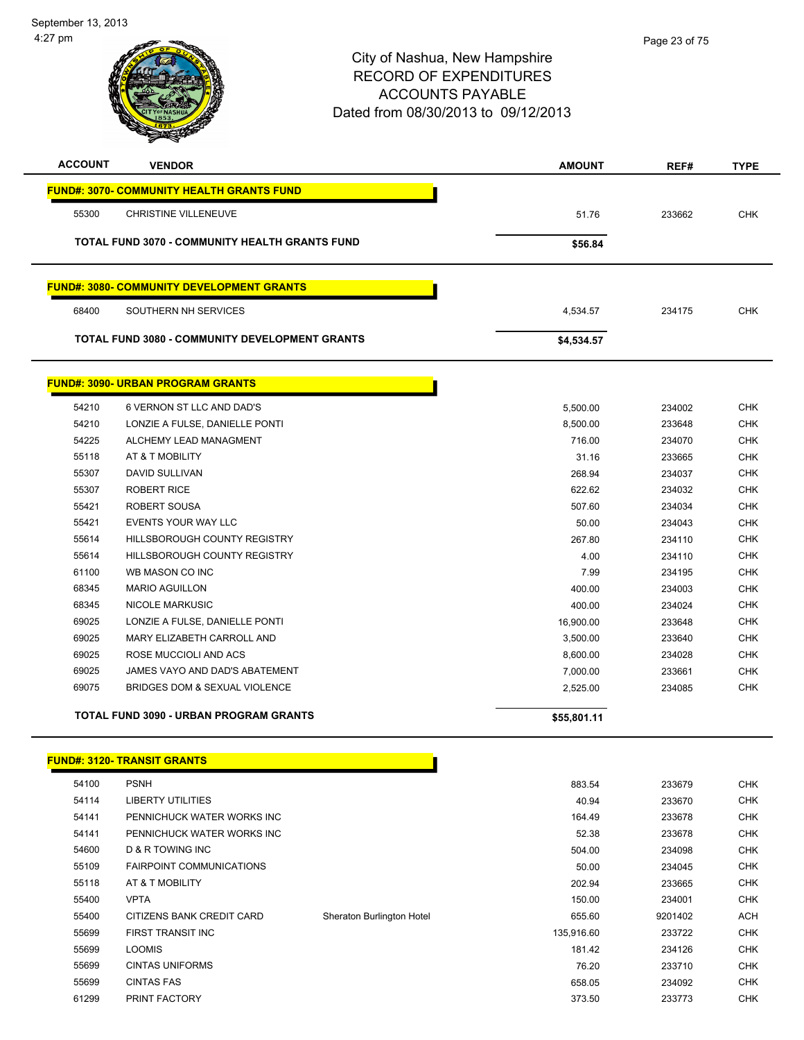# City of Nashua, New Hampshire
## RECORD OF EXPENDITURES
## ACCOUNTS PAYABLE
### Dated from 08/30/2013 to 09/12/2013

| ACCOUNT | VENDOR | | AMOUNT | REF# | TYPE |
|---|---|---|---|---|---|
| **FUND#: 3070- COMMUNITY HEALTH GRANTS FUND** | | | | | |
| 55300 | CHRISTINE VILLENEUVE | | 51.76 | 233662 | CHK |
| **TOTAL FUND 3070 - COMMUNITY HEALTH GRANTS FUND** | | | **$56.84** | | |
| **FUND#: 3080- COMMUNITY DEVELOPMENT GRANTS** | | | | | |
| 68400 | SOUTHERN NH SERVICES | | 4,534.57 | 234175 | CHK |
| **TOTAL FUND 3080 - COMMUNITY DEVELOPMENT GRANTS** | | | **$4,534.57** | | |
| **FUND#: 3090- URBAN PROGRAM GRANTS** | | | | | |
| 54210 | 6 VERNON ST LLC AND DAD'S | | 5,500.00 | 234002 | CHK |
| 54210 | LONZIE A FULSE, DANIELLE PONTI | | 8,500.00 | 233648 | CHK |
| 54225 | ALCHEMY LEAD MANAGMENT | | 716.00 | 234070 | CHK |
| 55118 | AT & T MOBILITY | | 31.16 | 233665 | CHK |
| 55307 | DAVID SULLIVAN | | 268.94 | 234037 | CHK |
| 55307 | ROBERT RICE | | 622.62 | 234032 | CHK |
| 55421 | ROBERT SOUSA | | 507.60 | 234034 | CHK |
| 55421 | EVENTS YOUR WAY LLC | | 50.00 | 234043 | CHK |
| 55614 | HILLSBOROUGH COUNTY REGISTRY | | 267.80 | 234110 | CHK |
| 55614 | HILLSBOROUGH COUNTY REGISTRY | | 4.00 | 234110 | CHK |
| 61100 | WB MASON CO INC | | 7.99 | 234195 | CHK |
| 68345 | MARIO AGUILLON | | 400.00 | 234003 | CHK |
| 68345 | NICOLE MARKUSIC | | 400.00 | 234024 | CHK |
| 69025 | LONZIE A FULSE, DANIELLE PONTI | | 16,900.00 | 233648 | CHK |
| 69025 | MARY ELIZABETH CARROLL AND | | 3,500.00 | 233640 | CHK |
| 69025 | ROSE MUCCIOLI AND ACS | | 8,600.00 | 234028 | CHK |
| 69025 | JAMES VAYO AND DAD'S ABATEMENT | | 7,000.00 | 233661 | CHK |
| 69075 | BRIDGES DOM & SEXUAL VIOLENCE | | 2,525.00 | 234085 | CHK |
| **TOTAL FUND 3090 - URBAN PROGRAM GRANTS** | | | **$55,801.11** | | |
| **FUND#: 3120- TRANSIT GRANTS** | | | | | |
| 54100 | PSNH | | 883.54 | 233679 | CHK |
| 54114 | LIBERTY UTILITIES | | 40.94 | 233670 | CHK |
| 54141 | PENNICHUCK WATER WORKS INC | | 164.49 | 233678 | CHK |
| 54141 | PENNICHUCK WATER WORKS INC | | 52.38 | 233678 | CHK |
| 54600 | D & R TOWING INC | | 504.00 | 234098 | CHK |
| 55109 | FAIRPOINT COMMUNICATIONS | | 50.00 | 234045 | CHK |
| 55118 | AT & T MOBILITY | | 202.94 | 233665 | CHK |
| 55400 | VPTA | | 150.00 | 234001 | CHK |
| 55400 | CITIZENS BANK CREDIT CARD | Sheraton Burlington Hotel | 655.60 | 9201402 | ACH |
| 55699 | FIRST TRANSIT INC | | 135,916.60 | 233722 | CHK |
| 55699 | LOOMIS | | 181.42 | 234126 | CHK |
| 55699 | CINTAS UNIFORMS | | 76.20 | 233710 | CHK |
| 55699 | CINTAS FAS | | 658.05 | 234092 | CHK |
| 61299 | PRINT FACTORY | | 373.50 | 233773 | CHK |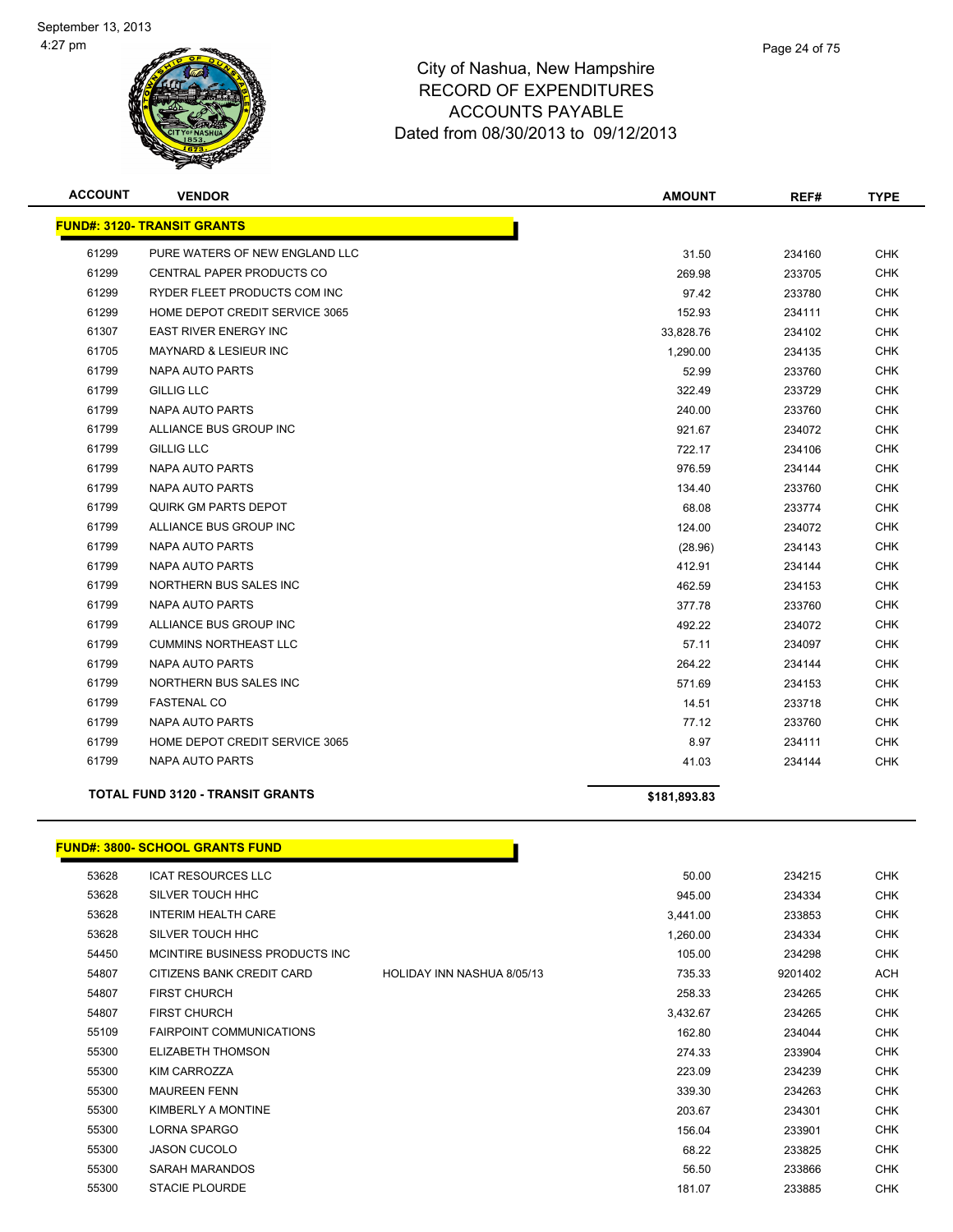# City of Nashua, New Hampshire
# RECORD OF EXPENDITURES
# ACCOUNTS PAYABLE
# Dated from 08/30/2013 to 09/12/2013

September 13, 2013
4:27 pm

| ACCOUNT | VENDOR | | AMOUNT | REF# | TYPE |
|---|---|---|---|---|---|
| **FUND#: 3120- TRANSIT GRANTS** | | | | | |
| 61299 | PURE WATERS OF NEW ENGLAND LLC | | 31.50 | 234160 | CHK |
| 61299 | CENTRAL PAPER PRODUCTS CO | | 269.98 | 233705 | CHK |
| 61299 | RYDER FLEET PRODUCTS COM INC | | 97.42 | 233780 | CHK |
| 61299 | HOME DEPOT CREDIT SERVICE 3065 | | 152.93 | 234111 | CHK |
| 61307 | EAST RIVER ENERGY INC | | 33,828.76 | 234102 | CHK |
| 61705 | MAYNARD & LESIEUR INC | | 1,290.00 | 234135 | CHK |
| 61799 | NAPA AUTO PARTS | | 52.99 | 233760 | CHK |
| 61799 | GILLIG LLC | | 322.49 | 233729 | CHK |
| 61799 | NAPA AUTO PARTS | | 240.00 | 233760 | CHK |
| 61799 | ALLIANCE BUS GROUP INC | | 921.67 | 234072 | CHK |
| 61799 | GILLIG LLC | | 722.17 | 234106 | CHK |
| 61799 | NAPA AUTO PARTS | | 976.59 | 234144 | CHK |
| 61799 | NAPA AUTO PARTS | | 134.40 | 233760 | CHK |
| 61799 | QUIRK GM PARTS DEPOT | | 68.08 | 233774 | CHK |
| 61799 | ALLIANCE BUS GROUP INC | | 124.00 | 234072 | CHK |
| 61799 | NAPA AUTO PARTS | | (28.96) | 234143 | CHK |
| 61799 | NAPA AUTO PARTS | | 412.91 | 234144 | CHK |
| 61799 | NORTHERN BUS SALES INC | | 462.59 | 234153 | CHK |
| 61799 | NAPA AUTO PARTS | | 377.78 | 233760 | CHK |
| 61799 | ALLIANCE BUS GROUP INC | | 492.22 | 234072 | CHK |
| 61799 | CUMMINS NORTHEAST LLC | | 57.11 | 234097 | CHK |
| 61799 | NAPA AUTO PARTS | | 264.22 | 234144 | CHK |
| 61799 | NORTHERN BUS SALES INC | | 571.69 | 234153 | CHK |
| 61799 | FASTENAL CO | | 14.51 | 233718 | CHK |
| 61799 | NAPA AUTO PARTS | | 77.12 | 233760 | CHK |
| 61799 | HOME DEPOT CREDIT SERVICE 3065 | | 8.97 | 234111 | CHK |
| 61799 | NAPA AUTO PARTS | | 41.03 | 234144 | CHK |
| **TOTAL FUND 3120 - TRANSIT GRANTS** | | | **$181,893.83** | | |
| **FUND#: 3800- SCHOOL GRANTS FUND** | | | | | |
| 53628 | ICAT RESOURCES LLC | | 50.00 | 234215 | CHK |
| 53628 | SILVER TOUCH HHC | | 945.00 | 234334 | CHK |
| 53628 | INTERIM HEALTH CARE | | 3,441.00 | 233853 | CHK |
| 53628 | SILVER TOUCH HHC | | 1,260.00 | 234334 | CHK |
| 54450 | MCINTIRE BUSINESS PRODUCTS INC | | 105.00 | 234298 | CHK |
| 54807 | CITIZENS BANK CREDIT CARD | HOLIDAY INN NASHUA 8/05/13 | 735.33 | 9201402 | ACH |
| 54807 | FIRST CHURCH | | 258.33 | 234265 | CHK |
| 54807 | FIRST CHURCH | | 3,432.67 | 234265 | CHK |
| 55109 | FAIRPOINT COMMUNICATIONS | | 162.80 | 234044 | CHK |
| 55300 | ELIZABETH THOMSON | | 274.33 | 233904 | CHK |
| 55300 | KIM CARROZZA | | 223.09 | 234239 | CHK |
| 55300 | MAUREEN FENN | | 339.30 | 234263 | CHK |
| 55300 | KIMBERLY A MONTINE | | 203.67 | 234301 | CHK |
| 55300 | LORNA SPARGO | | 156.04 | 233901 | CHK |
| 55300 | JASON CUCOLO | | 68.22 | 233825 | CHK |
| 55300 | SARAH MARANDOS | | 56.50 | 233866 | CHK |
| 55300 | STACIE PLOURDE | | 181.07 | 233885 | CHK |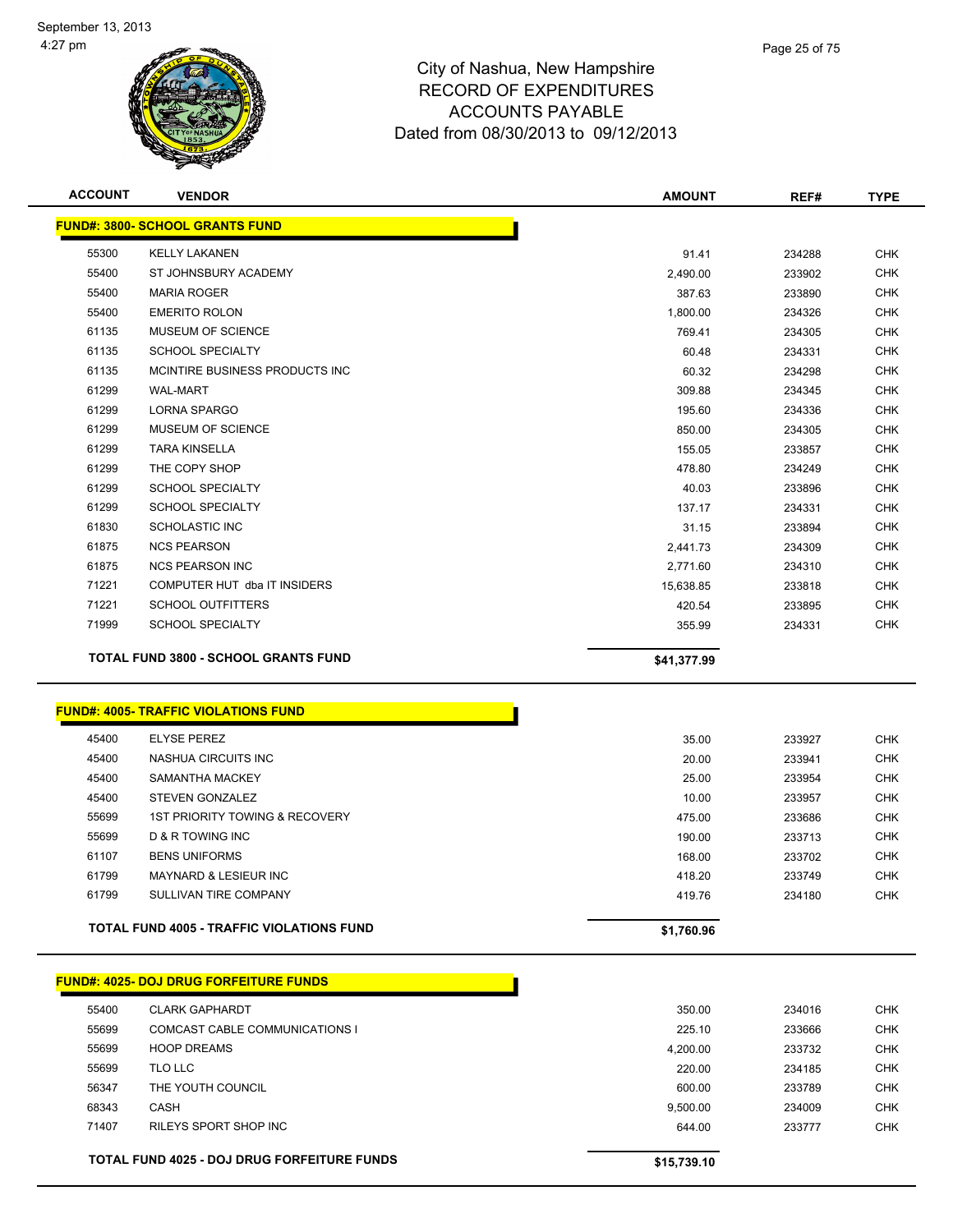City of Nashua, New Hampshire
RECORD OF EXPENDITURES
ACCOUNTS PAYABLE
Dated from 08/30/2013 to 09/12/2013

September 13, 2013
4:27 pm

| ACCOUNT | VENDOR | AMOUNT | REF# | TYPE |
|---|---|---|---|---|
| **FUND#: 3800- SCHOOL GRANTS FUND** | | | | |
| 55300 | KELLY LAKANEN | 91.41 | 234288 | CHK |
| 55400 | ST JOHNSBURY ACADEMY | 2,490.00 | 233902 | CHK |
| 55400 | MARIA ROGER | 387.63 | 233890 | CHK |
| 55400 | EMERITO ROLON | 1,800.00 | 234326 | CHK |
| 61135 | MUSEUM OF SCIENCE | 769.41 | 234305 | CHK |
| 61135 | SCHOOL SPECIALTY | 60.48 | 234331 | CHK |
| 61135 | MCINTIRE BUSINESS PRODUCTS INC | 60.32 | 234298 | CHK |
| 61299 | WAL-MART | 309.88 | 234345 | CHK |
| 61299 | LORNA SPARGO | 195.60 | 234336 | CHK |
| 61299 | MUSEUM OF SCIENCE | 850.00 | 234305 | CHK |
| 61299 | TARA KINSELLA | 155.05 | 233857 | CHK |
| 61299 | THE COPY SHOP | 478.80 | 234249 | CHK |
| 61299 | SCHOOL SPECIALTY | 40.03 | 233896 | CHK |
| 61299 | SCHOOL SPECIALTY | 137.17 | 234331 | CHK |
| 61830 | SCHOLASTIC INC | 31.15 | 233894 | CHK |
| 61875 | NCS PEARSON | 2,441.73 | 234309 | CHK |
| 61875 | NCS PEARSON INC | 2,771.60 | 234310 | CHK |
| 71221 | COMPUTER HUT dba IT INSIDERS | 15,638.85 | 233818 | CHK |
| 71221 | SCHOOL OUTFITTERS | 420.54 | 233895 | CHK |
| 71999 | SCHOOL SPECIALTY | 355.99 | 234331 | CHK |
| **TOTAL FUND 3800 - SCHOOL GRANTS FUND** | | **$41,377.99** | | |

| ACCOUNT | VENDOR | AMOUNT | REF# | TYPE |
|---|---|---|---|---|
| **FUND#: 4005- TRAFFIC VIOLATIONS FUND** | | | | |
| 45400 | ELYSE PEREZ | 35.00 | 233927 | CHK |
| 45400 | NASHUA CIRCUITS INC | 20.00 | 233941 | CHK |
| 45400 | SAMANTHA MACKEY | 25.00 | 233954 | CHK |
| 45400 | STEVEN GONZALEZ | 10.00 | 233957 | CHK |
| 55699 | 1ST PRIORITY TOWING & RECOVERY | 475.00 | 233686 | CHK |
| 55699 | D & R TOWING INC | 190.00 | 233713 | CHK |
| 61107 | BENS UNIFORMS | 168.00 | 233702 | CHK |
| 61799 | MAYNARD & LESIEUR INC | 418.20 | 233749 | CHK |
| 61799 | SULLIVAN TIRE COMPANY | 419.76 | 234180 | CHK |
| **TOTAL FUND 4005 - TRAFFIC VIOLATIONS FUND** | | **$1,760.96** | | |

| ACCOUNT | VENDOR | AMOUNT | REF# | TYPE |
|---|---|---|---|---|
| **FUND#: 4025- DOJ DRUG FORFEITURE FUNDS** | | | | |
| 55400 | CLARK GAPHARDT | 350.00 | 234016 | CHK |
| 55699 | COMCAST CABLE COMMUNICATIONS I | 225.10 | 233666 | CHK |
| 55699 | HOOP DREAMS | 4,200.00 | 233732 | CHK |
| 55699 | TLO LLC | 220.00 | 234185 | CHK |
| 56347 | THE YOUTH COUNCIL | 600.00 | 233789 | CHK |
| 68343 | CASH | 9,500.00 | 234009 | CHK |
| 71407 | RILEYS SPORT SHOP INC | 644.00 | 233777 | CHK |
| **TOTAL FUND 4025 - DOJ DRUG FORFEITURE FUNDS** | | **$15,739.10** | | |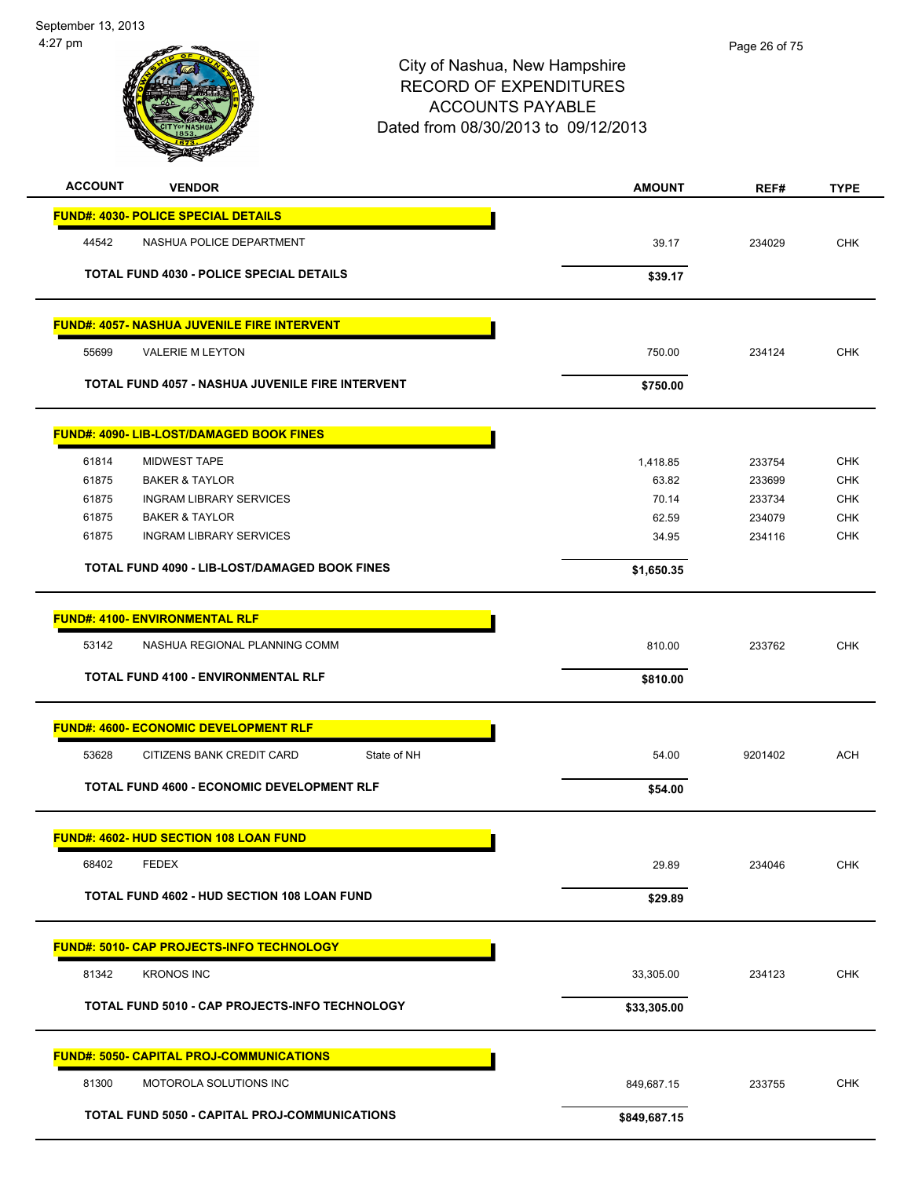| ACCOUNT | VENDOR | | AMOUNT | REF# | TYPE |
|---|---|---|---|---|---|
| **FUND#: 4030- POLICE SPECIAL DETAILS** | | | | | |
| 44542 | NASHUA POLICE DEPARTMENT | | 39.17 | 234029 | CHK |
| | **TOTAL FUND 4030 - POLICE SPECIAL DETAILS** | | **$39.17** | | |
| **FUND#: 4057- NASHUA JUVENILE FIRE INTERVENT** | | | | | |
| 55699 | VALERIE M LEYTON | | 750.00 | 234124 | CHK |
| | **TOTAL FUND 4057 - NASHUA JUVENILE FIRE INTERVENT** | | **$750.00** | | |
| **FUND#: 4090- LIB-LOST/DAMAGED BOOK FINES** | | | | | |
| 61814 | MIDWEST TAPE | | 1,418.85 | 233754 | CHK |
| 61875 | BAKER & TAYLOR | | 63.82 | 233699 | CHK |
| 61875 | INGRAM LIBRARY SERVICES | | 70.14 | 233734 | CHK |
| 61875 | BAKER & TAYLOR | | 62.59 | 234079 | CHK |
| 61875 | INGRAM LIBRARY SERVICES | | 34.95 | 234116 | CHK |
| | **TOTAL FUND 4090 - LIB-LOST/DAMAGED BOOK FINES** | | **$1,650.35** | | |
| **FUND#: 4100- ENVIRONMENTAL RLF** | | | | | |
| 53142 | NASHUA REGIONAL PLANNING COMM | | 810.00 | 233762 | CHK |
| | **TOTAL FUND 4100 - ENVIRONMENTAL RLF** | | **$810.00** | | |
| **FUND#: 4600- ECONOMIC DEVELOPMENT RLF** | | | | | |
| 53628 | CITIZENS BANK CREDIT CARD | State of NH | 54.00 | 9201402 | ACH |
| | **TOTAL FUND 4600 - ECONOMIC DEVELOPMENT RLF** | | **$54.00** | | |
| **FUND#: 4602- HUD SECTION 108 LOAN FUND** | | | | | |
| 68402 | FEDEX | | 29.89 | 234046 | CHK |
| | **TOTAL FUND 4602 - HUD SECTION 108 LOAN FUND** | | **$29.89** | | |
| **FUND#: 5010- CAP PROJECTS-INFO TECHNOLOGY** | | | | | |
| 81342 | KRONOS INC | | 33,305.00 | 234123 | CHK |
| | **TOTAL FUND 5010 - CAP PROJECTS-INFO TECHNOLOGY** | | **$33,305.00** | | |
| **FUND#: 5050- CAPITAL PROJ-COMMUNICATIONS** | | | | | |
| 81300 | MOTOROLA SOLUTIONS INC | | 849,687.15 | 233755 | CHK |
| | **TOTAL FUND 5050 - CAPITAL PROJ-COMMUNICATIONS** | | **$849,687.15** | | |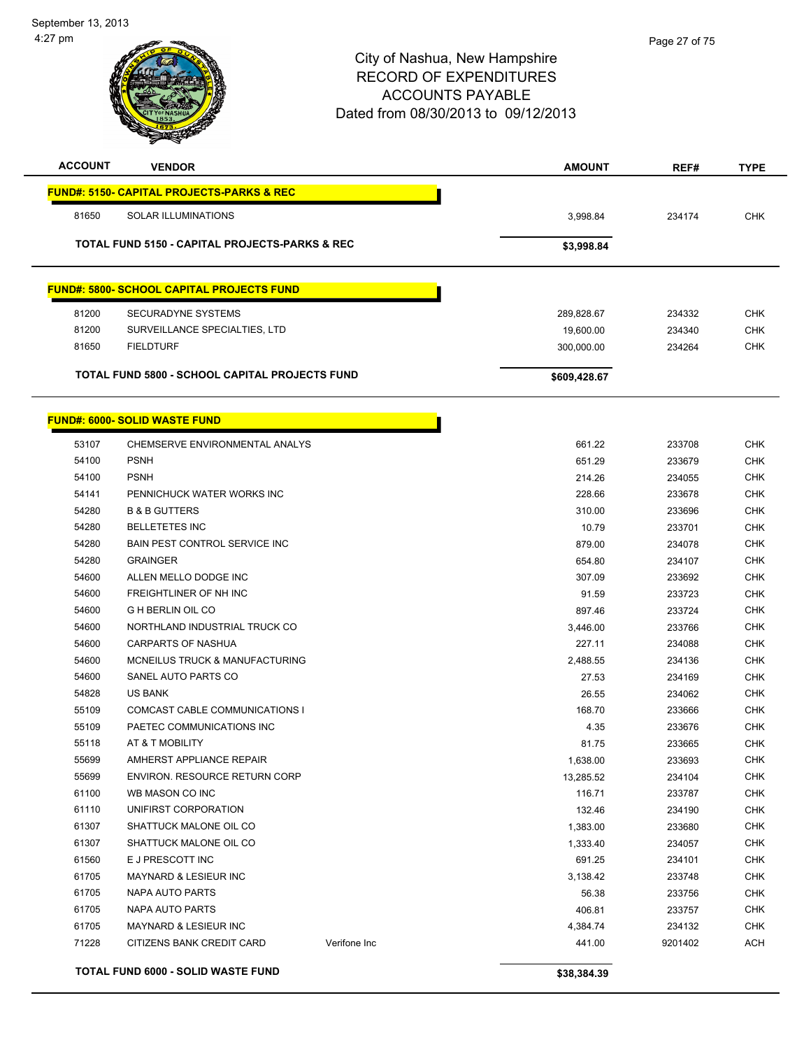September 13, 2013
4:27 pm

# City of Nashua, New Hampshire
## RECORD OF EXPENDITURES
## ACCOUNTS PAYABLE
## Dated from 08/30/2013 to 09/12/2013

| ACCOUNT | VENDOR | | AMOUNT | REF# | TYPE |
|---|---|---|---|---|---|
| **FUND#: 5150- CAPITAL PROJECTS-PARKS & REC** | | | | | |
| 81650 | SOLAR ILLUMINATIONS | | 3,998.84 | 234174 | CHK |
| **TOTAL FUND 5150 - CAPITAL PROJECTS-PARKS & REC** | | | **$3,998.84** | | |
| **FUND#: 5800- SCHOOL CAPITAL PROJECTS FUND** | | | | | |
| 81200 | SECURADYNE SYSTEMS | | 289,828.67 | 234332 | CHK |
| 81200 | SURVEILLANCE SPECIALTIES, LTD | | 19,600.00 | 234340 | CHK |
| 81650 | FIELDTURF | | 300,000.00 | 234264 | CHK |
| **TOTAL FUND 5800 - SCHOOL CAPITAL PROJECTS FUND** | | | **$609,428.67** | | |
| **FUND#: 6000- SOLID WASTE FUND** | | | | | |
| 53107 | CHEMSERVE ENVIRONMENTAL ANALYS | | 661.22 | 233708 | CHK |
| 54100 | PSNH | | 651.29 | 233679 | CHK |
| 54100 | PSNH | | 214.26 | 234055 | CHK |
| 54141 | PENNICHUCK WATER WORKS INC | | 228.66 | 233678 | CHK |
| 54280 | B & B GUTTERS | | 310.00 | 233696 | CHK |
| 54280 | BELLETETES INC | | 10.79 | 233701 | CHK |
| 54280 | BAIN PEST CONTROL SERVICE INC | | 879.00 | 234078 | CHK |
| 54280 | GRAINGER | | 654.80 | 234107 | CHK |
| 54600 | ALLEN MELLO DODGE INC | | 307.09 | 233692 | CHK |
| 54600 | FREIGHTLINER OF NH INC | | 91.59 | 233723 | CHK |
| 54600 | G H BERLIN OIL CO | | 897.46 | 233724 | CHK |
| 54600 | NORTHLAND INDUSTRIAL TRUCK CO | | 3,446.00 | 233766 | CHK |
| 54600 | CARPARTS OF NASHUA | | 227.11 | 234088 | CHK |
| 54600 | MCNEILUS TRUCK & MANUFACTURING | | 2,488.55 | 234136 | CHK |
| 54600 | SANEL AUTO PARTS CO | | 27.53 | 234169 | CHK |
| 54828 | US BANK | | 26.55 | 234062 | CHK |
| 55109 | COMCAST CABLE COMMUNICATIONS I | | 168.70 | 233666 | CHK |
| 55109 | PAETEC COMMUNICATIONS INC | | 4.35 | 233676 | CHK |
| 55118 | AT & T MOBILITY | | 81.75 | 233665 | CHK |
| 55699 | AMHERST APPLIANCE REPAIR | | 1,638.00 | 233693 | CHK |
| 55699 | ENVIRON. RESOURCE RETURN CORP | | 13,285.52 | 234104 | CHK |
| 61100 | WB MASON CO INC | | 116.71 | 233787 | CHK |
| 61110 | UNIFIRST CORPORATION | | 132.46 | 234190 | CHK |
| 61307 | SHATTUCK MALONE OIL CO | | 1,383.00 | 233680 | CHK |
| 61307 | SHATTUCK MALONE OIL CO | | 1,333.40 | 234057 | CHK |
| 61560 | E J PRESCOTT INC | | 691.25 | 234101 | CHK |
| 61705 | MAYNARD & LESIEUR INC | | 3,138.42 | 233748 | CHK |
| 61705 | NAPA AUTO PARTS | | 56.38 | 233756 | CHK |
| 61705 | NAPA AUTO PARTS | | 406.81 | 233757 | CHK |
| 61705 | MAYNARD & LESIEUR INC | | 4,384.74 | 234132 | CHK |
| 71228 | CITIZENS BANK CREDIT CARD | Verifone Inc | 441.00 | 9201402 | ACH |
| **TOTAL FUND 6000 - SOLID WASTE FUND** | | | **$38,384.39** | | |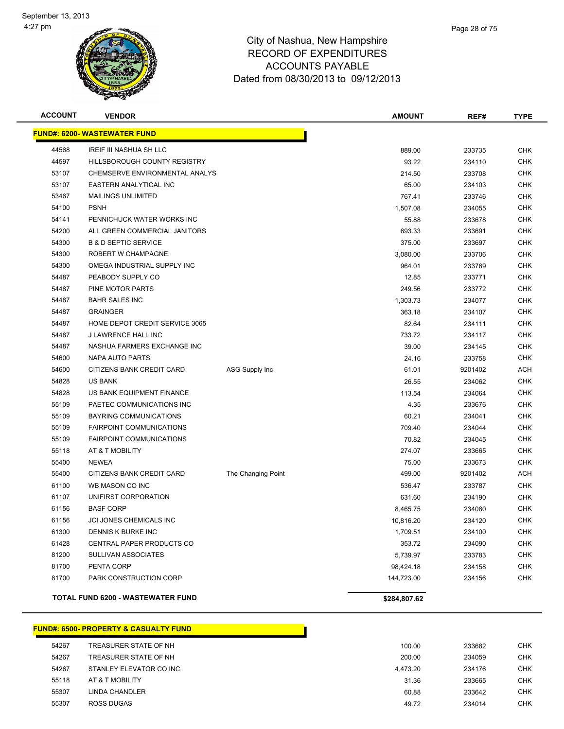City of Nashua, New Hampshire
RECORD OF EXPENDITURES
ACCOUNTS PAYABLE
Dated from 08/30/2013 to 09/12/2013

| ACCOUNT | VENDOR | | AMOUNT | REF# | TYPE |
|---|---|---|---|---|---|
| **FUND#: 6200- WASTEWATER FUND** | | | | | |
| 44568 | IREIF III NASHUA SH LLC | | 889.00 | 233735 | CHK |
| 44597 | HILLSBOROUGH COUNTY REGISTRY | | 93.22 | 234110 | CHK |
| 53107 | CHEMSERVE ENVIRONMENTAL ANALYS | | 214.50 | 233708 | CHK |
| 53107 | EASTERN ANALYTICAL INC | | 65.00 | 234103 | CHK |
| 53467 | MAILINGS UNLIMITED | | 767.41 | 233746 | CHK |
| 54100 | PSNH | | 1,507.08 | 234055 | CHK |
| 54141 | PENNICHUCK WATER WORKS INC | | 55.88 | 233678 | CHK |
| 54200 | ALL GREEN COMMERCIAL JANITORS | | 693.33 | 233691 | CHK |
| 54300 | B & D SEPTIC SERVICE | | 375.00 | 233697 | CHK |
| 54300 | ROBERT W CHAMPAGNE | | 3,080.00 | 233706 | CHK |
| 54300 | OMEGA INDUSTRIAL SUPPLY INC | | 964.01 | 233769 | CHK |
| 54487 | PEABODY SUPPLY CO | | 12.85 | 233771 | CHK |
| 54487 | PINE MOTOR PARTS | | 249.56 | 233772 | CHK |
| 54487 | BAHR SALES INC | | 1,303.73 | 234077 | CHK |
| 54487 | GRAINGER | | 363.18 | 234107 | CHK |
| 54487 | HOME DEPOT CREDIT SERVICE 3065 | | 82.64 | 234111 | CHK |
| 54487 | J LAWRENCE HALL INC | | 733.72 | 234117 | CHK |
| 54487 | NASHUA FARMERS EXCHANGE INC | | 39.00 | 234145 | CHK |
| 54600 | NAPA AUTO PARTS | | 24.16 | 233758 | CHK |
| 54600 | CITIZENS BANK CREDIT CARD | ASG Supply Inc | 61.01 | 9201402 | ACH |
| 54828 | US BANK | | 26.55 | 234062 | CHK |
| 54828 | US BANK EQUIPMENT FINANCE | | 113.54 | 234064 | CHK |
| 55109 | PAETEC COMMUNICATIONS INC | | 4.35 | 233676 | CHK |
| 55109 | BAYRING COMMUNICATIONS | | 60.21 | 234041 | CHK |
| 55109 | FAIRPOINT COMMUNICATIONS | | 709.40 | 234044 | CHK |
| 55109 | FAIRPOINT COMMUNICATIONS | | 70.82 | 234045 | CHK |
| 55118 | AT & T MOBILITY | | 274.07 | 233665 | CHK |
| 55400 | NEWEA | | 75.00 | 233673 | CHK |
| 55400 | CITIZENS BANK CREDIT CARD | The Changing Point | 499.00 | 9201402 | ACH |
| 61100 | WB MASON CO INC | | 536.47 | 233787 | CHK |
| 61107 | UNIFIRST CORPORATION | | 631.60 | 234190 | CHK |
| 61156 | BASF CORP | | 8,465.75 | 234080 | CHK |
| 61156 | JCI JONES CHEMICALS INC | | 10,816.20 | 234120 | CHK |
| 61300 | DENNIS K BURKE INC | | 1,709.51 | 234100 | CHK |
| 61428 | CENTRAL PAPER PRODUCTS CO | | 353.72 | 234090 | CHK |
| 81200 | SULLIVAN ASSOCIATES | | 5,739.97 | 233783 | CHK |
| 81700 | PENTA CORP | | 98,424.18 | 234158 | CHK |
| 81700 | PARK CONSTRUCTION CORP | | 144,723.00 | 234156 | CHK |
| **TOTAL FUND 6200 - WASTEWATER FUND** | | | **$284,807.62** | | |

| ACCOUNT | VENDOR | | AMOUNT | REF# | TYPE |
|---|---|---|---|---|---|
| **FUND#: 6500- PROPERTY & CASUALTY FUND** | | | | | |
| 54267 | TREASURER STATE OF NH | | 100.00 | 233682 | CHK |
| 54267 | TREASURER STATE OF NH | | 200.00 | 234059 | CHK |
| 54267 | STANLEY ELEVATOR CO INC | | 4,473.20 | 234176 | CHK |
| 55118 | AT & T MOBILITY | | 31.36 | 233665 | CHK |
| 55307 | LINDA CHANDLER | | 60.88 | 233642 | CHK |
| 55307 | ROSS DUGAS | | 49.72 | 234014 | CHK |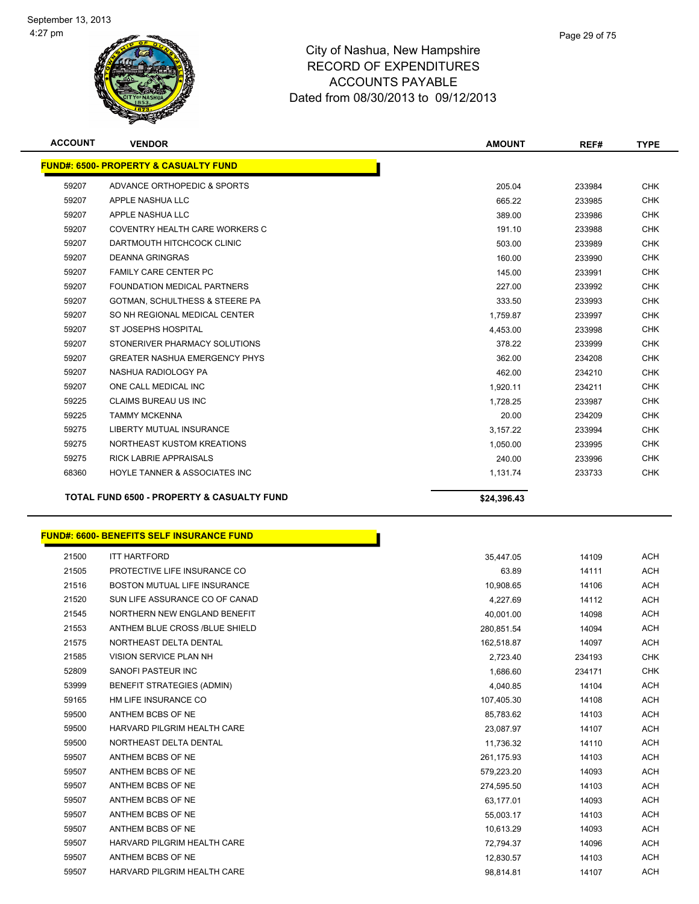# City of Nashua, New Hampshire
## RECORD OF EXPENDITURES
## ACCOUNTS PAYABLE
## Dated from 08/30/2013 to 09/12/2013

| ACCOUNT | VENDOR | AMOUNT | REF# | TYPE |
|---|---|---|---|---|
| **FUND#: 6500- PROPERTY & CASUALTY FUND** | | | | |
| 59207 | ADVANCE ORTHOPEDIC & SPORTS | 205.04 | 233984 | CHK |
| 59207 | APPLE NASHUA LLC | 665.22 | 233985 | CHK |
| 59207 | APPLE NASHUA LLC | 389.00 | 233986 | CHK |
| 59207 | COVENTRY HEALTH CARE WORKERS C | 191.10 | 233988 | CHK |
| 59207 | DARTMOUTH HITCHCOCK CLINIC | 503.00 | 233989 | CHK |
| 59207 | DEANNA GRINGRAS | 160.00 | 233990 | CHK |
| 59207 | FAMILY CARE CENTER PC | 145.00 | 233991 | CHK |
| 59207 | FOUNDATION MEDICAL PARTNERS | 227.00 | 233992 | CHK |
| 59207 | GOTMAN, SCHULTHESS & STEERE PA | 333.50 | 233993 | CHK |
| 59207 | SO NH REGIONAL MEDICAL CENTER | 1,759.87 | 233997 | CHK |
| 59207 | ST JOSEPHS HOSPITAL | 4,453.00 | 233998 | CHK |
| 59207 | STONERIVER PHARMACY SOLUTIONS | 378.22 | 233999 | CHK |
| 59207 | GREATER NASHUA EMERGENCY PHYS | 362.00 | 234208 | CHK |
| 59207 | NASHUA RADIOLOGY PA | 462.00 | 234210 | CHK |
| 59207 | ONE CALL MEDICAL INC | 1,920.11 | 234211 | CHK |
| 59225 | CLAIMS BUREAU US INC | 1,728.25 | 233987 | CHK |
| 59225 | TAMMY MCKENNA | 20.00 | 234209 | CHK |
| 59275 | LIBERTY MUTUAL INSURANCE | 3,157.22 | 233994 | CHK |
| 59275 | NORTHEAST KUSTOM KREATIONS | 1,050.00 | 233995 | CHK |
| 59275 | RICK LABRIE APPRAISALS | 240.00 | 233996 | CHK |
| 68360 | HOYLE TANNER & ASSOCIATES INC | 1,131.74 | 233733 | CHK |
| | **TOTAL FUND 6500 - PROPERTY & CASUALTY FUND** | **$24,396.43** | | |

| ACCOUNT | VENDOR | AMOUNT | REF# | TYPE |
|---|---|---|---|---|
| **FUND#: 6600- BENEFITS SELF INSURANCE FUND** | | | | |
| 21500 | ITT HARTFORD | 35,447.05 | 14109 | ACH |
| 21505 | PROTECTIVE LIFE INSURANCE CO | 63.89 | 14111 | ACH |
| 21516 | BOSTON MUTUAL LIFE INSURANCE | 10,908.65 | 14106 | ACH |
| 21520 | SUN LIFE ASSURANCE CO OF CANAD | 4,227.69 | 14112 | ACH |
| 21545 | NORTHERN NEW ENGLAND BENEFIT | 40,001.00 | 14098 | ACH |
| 21553 | ANTHEM BLUE CROSS /BLUE SHIELD | 280,851.54 | 14094 | ACH |
| 21575 | NORTHEAST DELTA DENTAL | 162,518.87 | 14097 | ACH |
| 21585 | VISION SERVICE PLAN NH | 2,723.40 | 234193 | CHK |
| 52809 | SANOFI PASTEUR INC | 1,686.60 | 234171 | CHK |
| 53999 | BENEFIT STRATEGIES (ADMIN) | 4,040.85 | 14104 | ACH |
| 59165 | HM LIFE INSURANCE CO | 107,405.30 | 14108 | ACH |
| 59500 | ANTHEM BCBS OF NE | 85,783.62 | 14103 | ACH |
| 59500 | HARVARD PILGRIM HEALTH CARE | 23,087.97 | 14107 | ACH |
| 59500 | NORTHEAST DELTA DENTAL | 11,736.32 | 14110 | ACH |
| 59507 | ANTHEM BCBS OF NE | 261,175.93 | 14103 | ACH |
| 59507 | ANTHEM BCBS OF NE | 579,223.20 | 14093 | ACH |
| 59507 | ANTHEM BCBS OF NE | 274,595.50 | 14103 | ACH |
| 59507 | ANTHEM BCBS OF NE | 63,177.01 | 14093 | ACH |
| 59507 | ANTHEM BCBS OF NE | 55,003.17 | 14103 | ACH |
| 59507 | ANTHEM BCBS OF NE | 10,613.29 | 14093 | ACH |
| 59507 | HARVARD PILGRIM HEALTH CARE | 72,794.37 | 14096 | ACH |
| 59507 | ANTHEM BCBS OF NE | 12,830.57 | 14103 | ACH |
| 59507 | HARVARD PILGRIM HEALTH CARE | 98,814.81 | 14107 | ACH |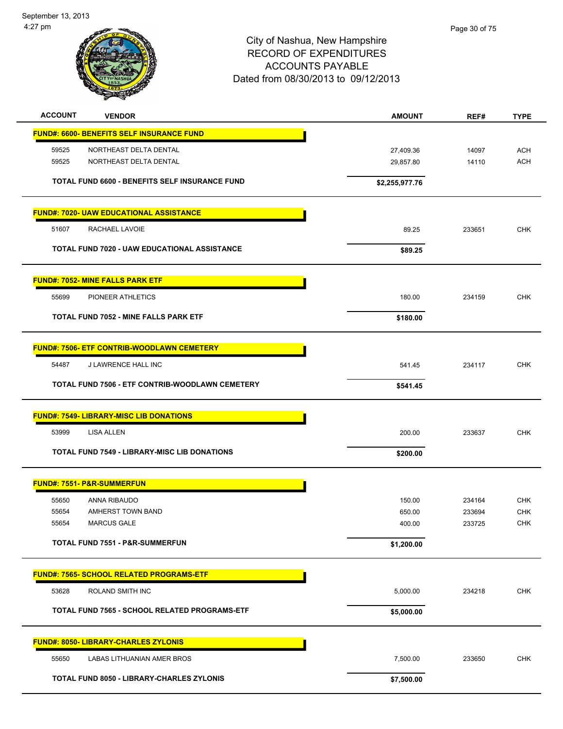September 13, 2013
4:27 pm

# City of Nashua, New Hampshire
## RECORD OF EXPENDITURES
## ACCOUNTS PAYABLE
### Dated from 08/30/2013 to 09/12/2013

| ACCOUNT | VENDOR | AMOUNT | REF# | TYPE |
|---|---|---|---|---|
| **FUND#: 6600- BENEFITS SELF INSURANCE FUND** | | | | |
| 59525 | NORTHEAST DELTA DENTAL | 27,409.36 | 14097 | ACH |
| 59525 | NORTHEAST DELTA DENTAL | 29,857.80 | 14110 | ACH |
| | **TOTAL FUND 6600 - BENEFITS SELF INSURANCE FUND** | **$2,255,977.76** | | |
| **FUND#: 7020- UAW EDUCATIONAL ASSISTANCE** | | | | |
| 51607 | RACHAEL LAVOIE | 89.25 | 233651 | CHK |
| | **TOTAL FUND 7020 - UAW EDUCATIONAL ASSISTANCE** | **$89.25** | | |
| **FUND#: 7052- MINE FALLS PARK ETF** | | | | |
| 55699 | PIONEER ATHLETICS | 180.00 | 234159 | CHK |
| | **TOTAL FUND 7052 - MINE FALLS PARK ETF** | **$180.00** | | |
| **FUND#: 7506- ETF CONTRIB-WOODLAWN CEMETERY** | | | | |
| 54487 | J LAWRENCE HALL INC | 541.45 | 234117 | CHK |
| | **TOTAL FUND 7506 - ETF CONTRIB-WOODLAWN CEMETERY** | **$541.45** | | |
| **FUND#: 7549- LIBRARY-MISC LIB DONATIONS** | | | | |
| 53999 | LISA ALLEN | 200.00 | 233637 | CHK |
| | **TOTAL FUND 7549 - LIBRARY-MISC LIB DONATIONS** | **$200.00** | | |
| **FUND#: 7551- P&R-SUMMERFUN** | | | | |
| 55650 | ANNA RIBAUDO | 150.00 | 234164 | CHK |
| 55654 | AMHERST TOWN BAND | 650.00 | 233694 | CHK |
| 55654 | MARCUS GALE | 400.00 | 233725 | CHK |
| | **TOTAL FUND 7551 - P&R-SUMMERFUN** | **$1,200.00** | | |
| **FUND#: 7565- SCHOOL RELATED PROGRAMS-ETF** | | | | |
| 53628 | ROLAND SMITH INC | 5,000.00 | 234218 | CHK |
| | **TOTAL FUND 7565 - SCHOOL RELATED PROGRAMS-ETF** | **$5,000.00** | | |
| **FUND#: 8050- LIBRARY-CHARLES ZYLONIS** | | | | |
| 55650 | LABAS LITHUANIAN AMER BROS | 7,500.00 | 233650 | CHK |
| | **TOTAL FUND 8050 - LIBRARY-CHARLES ZYLONIS** | **$7,500.00** | | |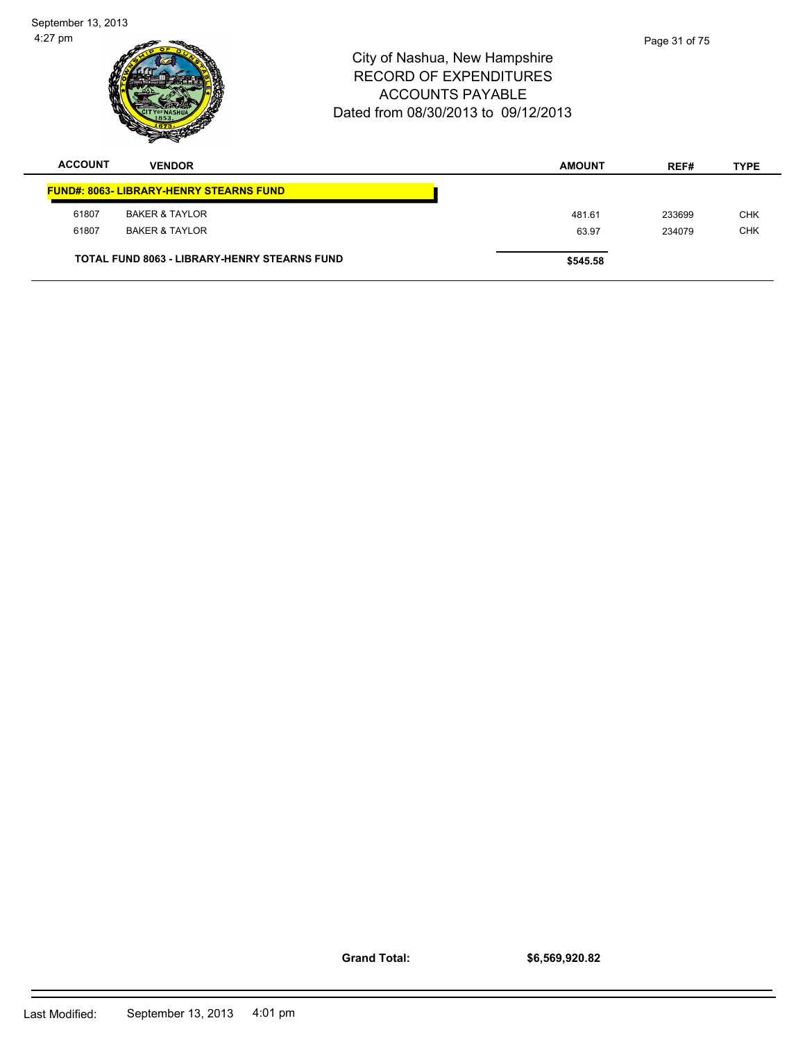# City of Nashua, New Hampshire
## RECORD OF EXPENDITURES
## ACCOUNTS PAYABLE
## Dated from 08/30/2013 to 09/12/2013

| ACCOUNT | VENDOR | AMOUNT | REF# | TYPE |
|---|---|---|---|---|
| **FUND#: 8063- LIBRARY-HENRY STEARNS FUND** | | | | |
| 61807 | BAKER & TAYLOR | 481.61 | 233699 | CHK |
| 61807 | BAKER & TAYLOR | 63.97 | 234079 | CHK |
| **TOTAL FUND 8063 - LIBRARY-HENRY STEARNS FUND** | | **$545.58** | | |

**Grand Total:** **$6,569,920.82**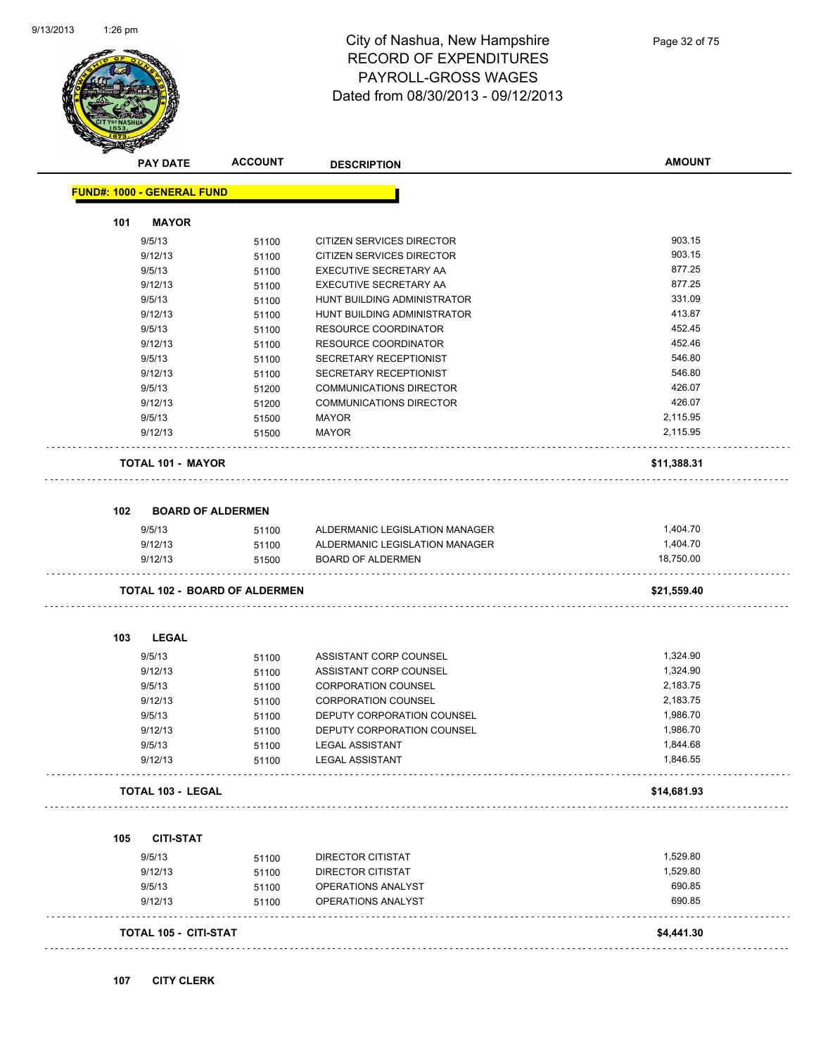# City of Nashua, New Hampshire
## RECORD OF EXPENDITURES
## PAYROLL-GROSS WAGES
## Dated from 08/30/2013 - 09/12/2013

| PAY DATE | ACCOUNT | DESCRIPTION | AMOUNT |
|---|---|---|---|
| **FUND#: 1000 - GENERAL FUND** | | | |
| **101 MAYOR** | | | |
| 9/5/13 | 51100 | CITIZEN SERVICES DIRECTOR | 903.15 |
| 9/12/13 | 51100 | CITIZEN SERVICES DIRECTOR | 903.15 |
| 9/5/13 | 51100 | EXECUTIVE SECRETARY AA | 877.25 |
| 9/12/13 | 51100 | EXECUTIVE SECRETARY AA | 877.25 |
| 9/5/13 | 51100 | HUNT BUILDING ADMINISTRATOR | 331.09 |
| 9/12/13 | 51100 | HUNT BUILDING ADMINISTRATOR | 413.87 |
| 9/5/13 | 51100 | RESOURCE COORDINATOR | 452.45 |
| 9/12/13 | 51100 | RESOURCE COORDINATOR | 452.46 |
| 9/5/13 | 51100 | SECRETARY RECEPTIONIST | 546.80 |
| 9/12/13 | 51100 | SECRETARY RECEPTIONIST | 546.80 |
| 9/5/13 | 51200 | COMMUNICATIONS DIRECTOR | 426.07 |
| 9/12/13 | 51200 | COMMUNICATIONS DIRECTOR | 426.07 |
| 9/5/13 | 51500 | MAYOR | 2,115.95 |
| 9/12/13 | 51500 | MAYOR | 2,115.95 |
| **TOTAL 101 - MAYOR** | | | **$11,388.31** |
| **102 BOARD OF ALDERMEN** | | | |
| 9/5/13 | 51100 | ALDERMANIC LEGISLATION MANAGER | 1,404.70 |
| 9/12/13 | 51100 | ALDERMANIC LEGISLATION MANAGER | 1,404.70 |
| 9/12/13 | 51500 | BOARD OF ALDERMEN | 18,750.00 |
| **TOTAL 102 - BOARD OF ALDERMEN** | | | **$21,559.40** |
| **103 LEGAL** | | | |
| 9/5/13 | 51100 | ASSISTANT CORP COUNSEL | 1,324.90 |
| 9/12/13 | 51100 | ASSISTANT CORP COUNSEL | 1,324.90 |
| 9/5/13 | 51100 | CORPORATION COUNSEL | 2,183.75 |
| 9/12/13 | 51100 | CORPORATION COUNSEL | 2,183.75 |
| 9/5/13 | 51100 | DEPUTY CORPORATION COUNSEL | 1,986.70 |
| 9/12/13 | 51100 | DEPUTY CORPORATION COUNSEL | 1,986.70 |
| 9/5/13 | 51100 | LEGAL ASSISTANT | 1,844.68 |
| 9/12/13 | 51100 | LEGAL ASSISTANT | 1,846.55 |
| **TOTAL 103 - LEGAL** | | | **$14,681.93** |
| **105 CITI-STAT** | | | |
| 9/5/13 | 51100 | DIRECTOR CITISTAT | 1,529.80 |
| 9/12/13 | 51100 | DIRECTOR CITISTAT | 1,529.80 |
| 9/5/13 | 51100 | OPERATIONS ANALYST | 690.85 |
| 9/12/13 | 51100 | OPERATIONS ANALYST | 690.85 |
| **TOTAL 105 - CITI-STAT** | | | **$4,441.30** |

**107 CITY CLERK**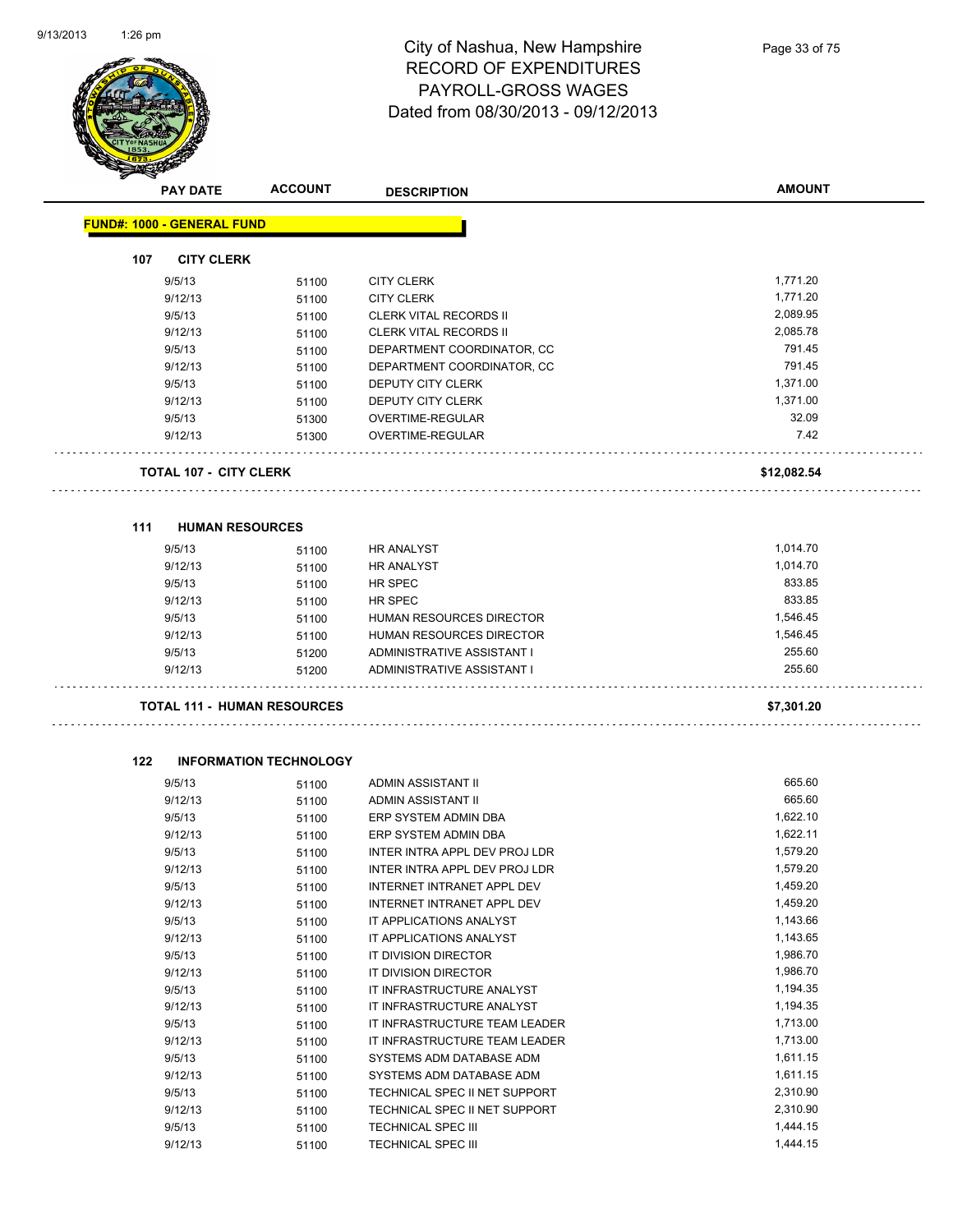# City of Nashua, New Hampshire
## RECORD OF EXPENDITURES
## PAYROLL-GROSS WAGES
## Dated from 08/30/2013 - 09/12/2013

**FUND#: 1000 - GENERAL FUND**

### 107 CITY CLERK

| PAY DATE | ACCOUNT | DESCRIPTION | AMOUNT |
|---|---|---|---|
| 9/5/13 | 51100 | CITY CLERK | 1,771.20 |
| 9/12/13 | 51100 | CITY CLERK | 1,771.20 |
| 9/5/13 | 51100 | CLERK VITAL RECORDS II | 2,089.95 |
| 9/12/13 | 51100 | CLERK VITAL RECORDS II | 2,085.78 |
| 9/5/13 | 51100 | DEPARTMENT COORDINATOR, CC | 791.45 |
| 9/12/13 | 51100 | DEPARTMENT COORDINATOR, CC | 791.45 |
| 9/5/13 | 51100 | DEPUTY CITY CLERK | 1,371.00 |
| 9/12/13 | 51100 | DEPUTY CITY CLERK | 1,371.00 |
| 9/5/13 | 51300 | OVERTIME-REGULAR | 32.09 |
| 9/12/13 | 51300 | OVERTIME-REGULAR | 7.42 |

**TOTAL 107 - CITY CLERK** **$12,082.54**

### 111 HUMAN RESOURCES

| PAY DATE | ACCOUNT | DESCRIPTION | AMOUNT |
|---|---|---|---|
| 9/5/13 | 51100 | HR ANALYST | 1,014.70 |
| 9/12/13 | 51100 | HR ANALYST | 1,014.70 |
| 9/5/13 | 51100 | HR SPEC | 833.85 |
| 9/12/13 | 51100 | HR SPEC | 833.85 |
| 9/5/13 | 51100 | HUMAN RESOURCES DIRECTOR | 1,546.45 |
| 9/12/13 | 51100 | HUMAN RESOURCES DIRECTOR | 1,546.45 |
| 9/5/13 | 51200 | ADMINISTRATIVE ASSISTANT I | 255.60 |
| 9/12/13 | 51200 | ADMINISTRATIVE ASSISTANT I | 255.60 |

**TOTAL 111 - HUMAN RESOURCES** **$7,301.20**

### 122 INFORMATION TECHNOLOGY

| PAY DATE | ACCOUNT | DESCRIPTION | AMOUNT |
|---|---|---|---|
| 9/5/13 | 51100 | ADMIN ASSISTANT II | 665.60 |
| 9/12/13 | 51100 | ADMIN ASSISTANT II | 665.60 |
| 9/5/13 | 51100 | ERP SYSTEM ADMIN DBA | 1,622.10 |
| 9/12/13 | 51100 | ERP SYSTEM ADMIN DBA | 1,622.11 |
| 9/5/13 | 51100 | INTER INTRA APPL DEV PROJ LDR | 1,579.20 |
| 9/12/13 | 51100 | INTER INTRA APPL DEV PROJ LDR | 1,579.20 |
| 9/5/13 | 51100 | INTERNET INTRANET APPL DEV | 1,459.20 |
| 9/12/13 | 51100 | INTERNET INTRANET APPL DEV | 1,459.20 |
| 9/5/13 | 51100 | IT APPLICATIONS ANALYST | 1,143.66 |
| 9/12/13 | 51100 | IT APPLICATIONS ANALYST | 1,143.65 |
| 9/5/13 | 51100 | IT DIVISION DIRECTOR | 1,986.70 |
| 9/12/13 | 51100 | IT DIVISION DIRECTOR | 1,986.70 |
| 9/5/13 | 51100 | IT INFRASTRUCTURE ANALYST | 1,194.35 |
| 9/12/13 | 51100 | IT INFRASTRUCTURE ANALYST | 1,194.35 |
| 9/5/13 | 51100 | IT INFRASTRUCTURE TEAM LEADER | 1,713.00 |
| 9/12/13 | 51100 | IT INFRASTRUCTURE TEAM LEADER | 1,713.00 |
| 9/5/13 | 51100 | SYSTEMS ADM DATABASE ADM | 1,611.15 |
| 9/12/13 | 51100 | SYSTEMS ADM DATABASE ADM | 1,611.15 |
| 9/5/13 | 51100 | TECHNICAL SPEC II NET SUPPORT | 2,310.90 |
| 9/12/13 | 51100 | TECHNICAL SPEC II NET SUPPORT | 2,310.90 |
| 9/5/13 | 51100 | TECHNICAL SPEC III | 1,444.15 |
| 9/12/13 | 51100 | TECHNICAL SPEC III | 1,444.15 |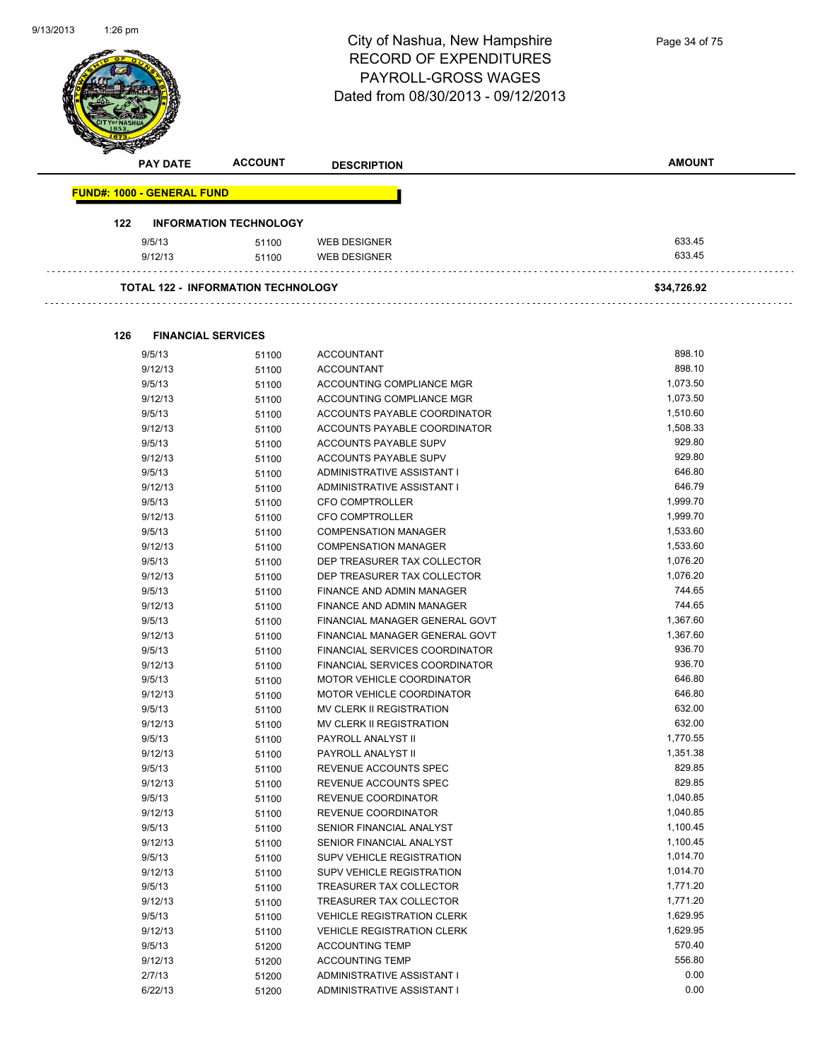# City of Nashua, New Hampshire
## RECORD OF EXPENDITURES
## PAYROLL-GROSS WAGES
### Dated from 08/30/2013 - 09/12/2013

| PAY DATE | ACCOUNT | DESCRIPTION | AMOUNT |
|---|---|---|---|

**FUND#: 1000 - GENERAL FUND**

**122 INFORMATION TECHNOLOGY**

| PAY DATE | ACCOUNT | DESCRIPTION | AMOUNT |
|---|---|---|---|
| 9/5/13 | 51100 | WEB DESIGNER | 633.45 |
| 9/12/13 | 51100 | WEB DESIGNER | 633.45 |

**TOTAL 122 - INFORMATION TECHNOLOGY** **$34,726.92**

**126 FINANCIAL SERVICES**

| PAY DATE | ACCOUNT | DESCRIPTION | AMOUNT |
|---|---|---|---|
| 9/5/13 | 51100 | ACCOUNTANT | 898.10 |
| 9/12/13 | 51100 | ACCOUNTANT | 898.10 |
| 9/5/13 | 51100 | ACCOUNTING COMPLIANCE MGR | 1,073.50 |
| 9/12/13 | 51100 | ACCOUNTING COMPLIANCE MGR | 1,073.50 |
| 9/5/13 | 51100 | ACCOUNTS PAYABLE COORDINATOR | 1,510.60 |
| 9/12/13 | 51100 | ACCOUNTS PAYABLE COORDINATOR | 1,508.33 |
| 9/5/13 | 51100 | ACCOUNTS PAYABLE SUPV | 929.80 |
| 9/12/13 | 51100 | ACCOUNTS PAYABLE SUPV | 929.80 |
| 9/5/13 | 51100 | ADMINISTRATIVE ASSISTANT I | 646.80 |
| 9/12/13 | 51100 | ADMINISTRATIVE ASSISTANT I | 646.79 |
| 9/5/13 | 51100 | CFO COMPTROLLER | 1,999.70 |
| 9/12/13 | 51100 | CFO COMPTROLLER | 1,999.70 |
| 9/5/13 | 51100 | COMPENSATION MANAGER | 1,533.60 |
| 9/12/13 | 51100 | COMPENSATION MANAGER | 1,533.60 |
| 9/5/13 | 51100 | DEP TREASURER TAX COLLECTOR | 1,076.20 |
| 9/12/13 | 51100 | DEP TREASURER TAX COLLECTOR | 1,076.20 |
| 9/5/13 | 51100 | FINANCE AND ADMIN MANAGER | 744.65 |
| 9/12/13 | 51100 | FINANCE AND ADMIN MANAGER | 744.65 |
| 9/5/13 | 51100 | FINANCIAL MANAGER GENERAL GOVT | 1,367.60 |
| 9/12/13 | 51100 | FINANCIAL MANAGER GENERAL GOVT | 1,367.60 |
| 9/5/13 | 51100 | FINANCIAL SERVICES COORDINATOR | 936.70 |
| 9/12/13 | 51100 | FINANCIAL SERVICES COORDINATOR | 936.70 |
| 9/5/13 | 51100 | MOTOR VEHICLE COORDINATOR | 646.80 |
| 9/12/13 | 51100 | MOTOR VEHICLE COORDINATOR | 646.80 |
| 9/5/13 | 51100 | MV CLERK II REGISTRATION | 632.00 |
| 9/12/13 | 51100 | MV CLERK II REGISTRATION | 632.00 |
| 9/5/13 | 51100 | PAYROLL ANALYST II | 1,770.55 |
| 9/12/13 | 51100 | PAYROLL ANALYST II | 1,351.38 |
| 9/5/13 | 51100 | REVENUE ACCOUNTS SPEC | 829.85 |
| 9/12/13 | 51100 | REVENUE ACCOUNTS SPEC | 829.85 |
| 9/5/13 | 51100 | REVENUE COORDINATOR | 1,040.85 |
| 9/12/13 | 51100 | REVENUE COORDINATOR | 1,040.85 |
| 9/5/13 | 51100 | SENIOR FINANCIAL ANALYST | 1,100.45 |
| 9/12/13 | 51100 | SENIOR FINANCIAL ANALYST | 1,100.45 |
| 9/5/13 | 51100 | SUPV VEHICLE REGISTRATION | 1,014.70 |
| 9/12/13 | 51100 | SUPV VEHICLE REGISTRATION | 1,014.70 |
| 9/5/13 | 51100 | TREASURER TAX COLLECTOR | 1,771.20 |
| 9/12/13 | 51100 | TREASURER TAX COLLECTOR | 1,771.20 |
| 9/5/13 | 51100 | VEHICLE REGISTRATION CLERK | 1,629.95 |
| 9/12/13 | 51100 | VEHICLE REGISTRATION CLERK | 1,629.95 |
| 9/5/13 | 51200 | ACCOUNTING TEMP | 570.40 |
| 9/12/13 | 51200 | ACCOUNTING TEMP | 556.80 |
| 2/7/13 | 51200 | ADMINISTRATIVE ASSISTANT I | 0.00 |
| 6/22/13 | 51200 | ADMINISTRATIVE ASSISTANT I | 0.00 |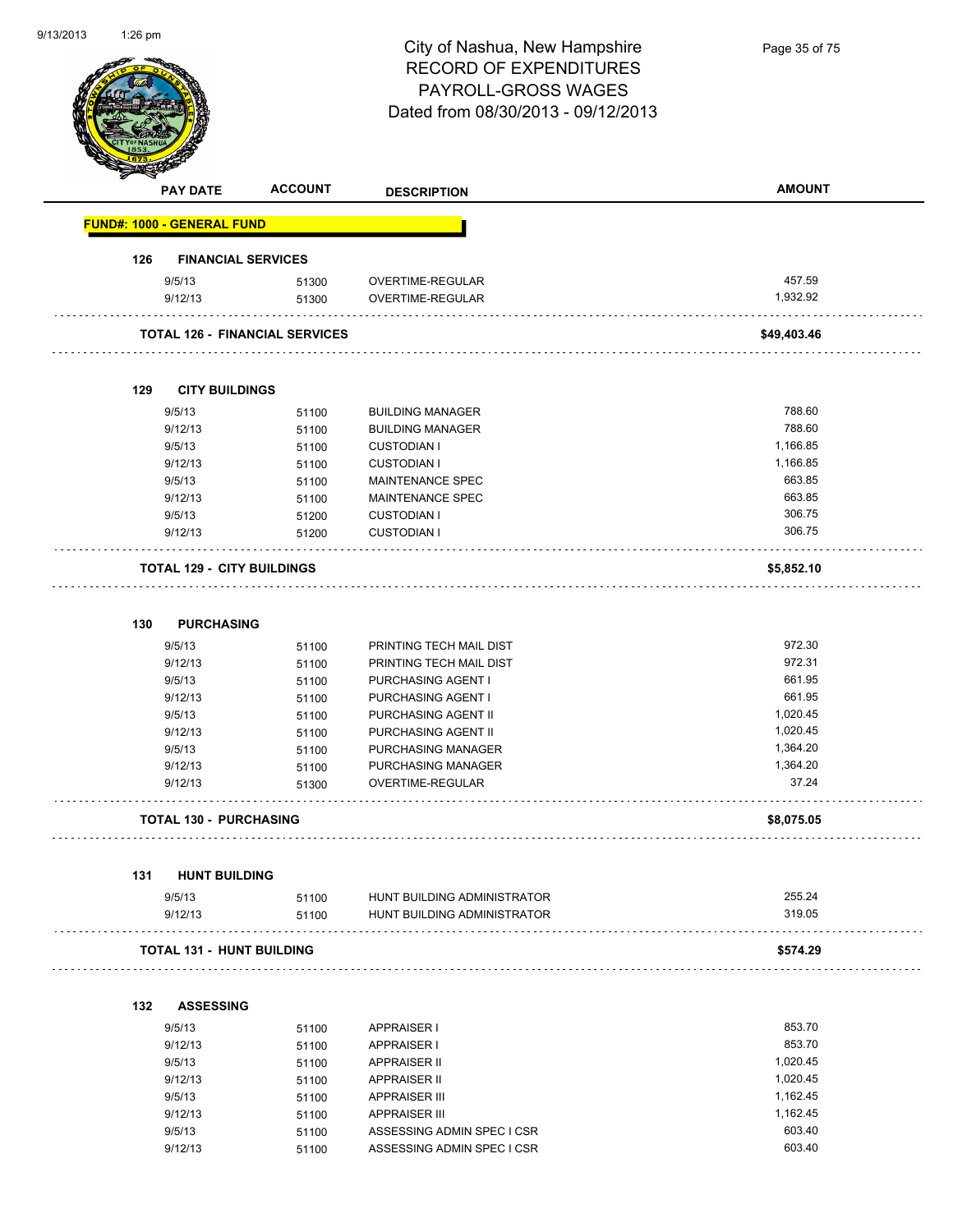# City of Nashua, New Hampshire
## RECORD OF EXPENDITURES
## PAYROLL-GROSS WAGES
## Dated from 08/30/2013 - 09/12/2013

| PAY DATE | ACCOUNT | DESCRIPTION | AMOUNT |
|---|---|---|---|
| **FUND#: 1000 - GENERAL FUND** | | | |
| **126 FINANCIAL SERVICES** | | | |
| 9/5/13 | 51300 | OVERTIME-REGULAR | 457.59 |
| 9/12/13 | 51300 | OVERTIME-REGULAR | 1,932.92 |
| **TOTAL 126 - FINANCIAL SERVICES** | | | **$49,403.46** |
| **129 CITY BUILDINGS** | | | |
| 9/5/13 | 51100 | BUILDING MANAGER | 788.60 |
| 9/12/13 | 51100 | BUILDING MANAGER | 788.60 |
| 9/5/13 | 51100 | CUSTODIAN I | 1,166.85 |
| 9/12/13 | 51100 | CUSTODIAN I | 1,166.85 |
| 9/5/13 | 51100 | MAINTENANCE SPEC | 663.85 |
| 9/12/13 | 51100 | MAINTENANCE SPEC | 663.85 |
| 9/5/13 | 51200 | CUSTODIAN I | 306.75 |
| 9/12/13 | 51200 | CUSTODIAN I | 306.75 |
| **TOTAL 129 - CITY BUILDINGS** | | | **$5,852.10** |
| **130 PURCHASING** | | | |
| 9/5/13 | 51100 | PRINTING TECH MAIL DIST | 972.30 |
| 9/12/13 | 51100 | PRINTING TECH MAIL DIST | 972.31 |
| 9/5/13 | 51100 | PURCHASING AGENT I | 661.95 |
| 9/12/13 | 51100 | PURCHASING AGENT I | 661.95 |
| 9/5/13 | 51100 | PURCHASING AGENT II | 1,020.45 |
| 9/12/13 | 51100 | PURCHASING AGENT II | 1,020.45 |
| 9/5/13 | 51100 | PURCHASING MANAGER | 1,364.20 |
| 9/12/13 | 51100 | PURCHASING MANAGER | 1,364.20 |
| 9/12/13 | 51300 | OVERTIME-REGULAR | 37.24 |
| **TOTAL 130 - PURCHASING** | | | **$8,075.05** |
| **131 HUNT BUILDING** | | | |
| 9/5/13 | 51100 | HUNT BUILDING ADMINISTRATOR | 255.24 |
| 9/12/13 | 51100 | HUNT BUILDING ADMINISTRATOR | 319.05 |
| **TOTAL 131 - HUNT BUILDING** | | | **$574.29** |
| **132 ASSESSING** | | | |
| 9/5/13 | 51100 | APPRAISER I | 853.70 |
| 9/12/13 | 51100 | APPRAISER I | 853.70 |
| 9/5/13 | 51100 | APPRAISER II | 1,020.45 |
| 9/12/13 | 51100 | APPRAISER II | 1,020.45 |
| 9/5/13 | 51100 | APPRAISER III | 1,162.45 |
| 9/12/13 | 51100 | APPRAISER III | 1,162.45 |
| 9/5/13 | 51100 | ASSESSING ADMIN SPEC I CSR | 603.40 |
| 9/12/13 | 51100 | ASSESSING ADMIN SPEC I CSR | 603.40 |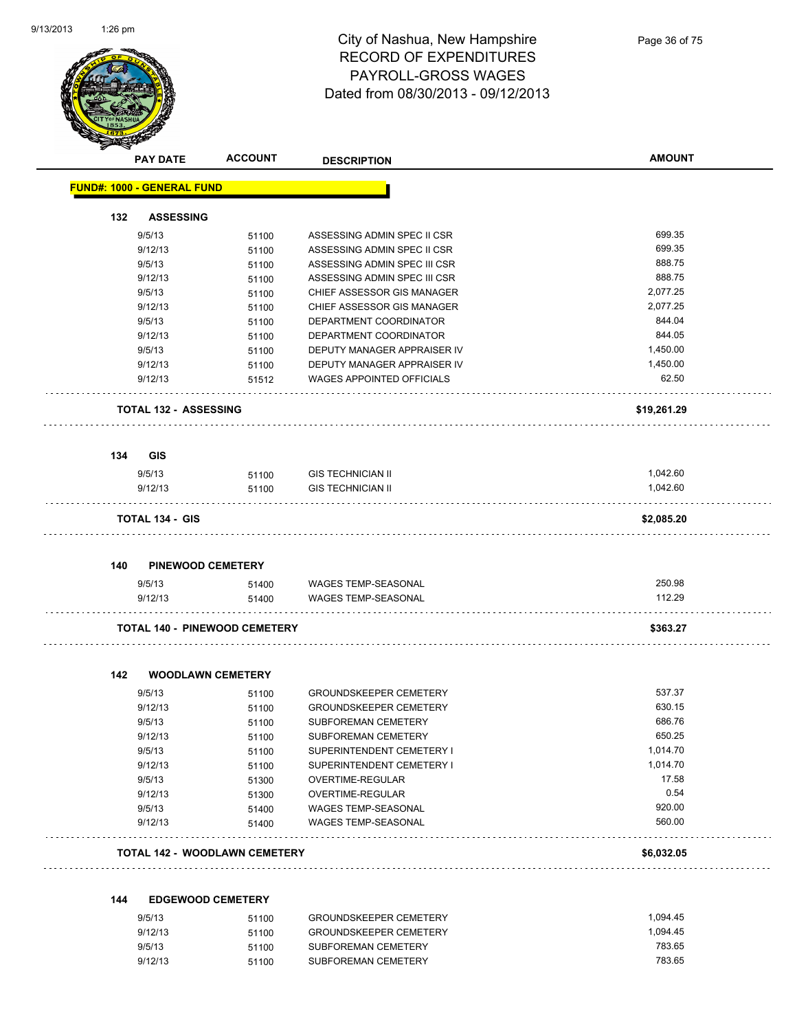# City of Nashua, New Hampshire
## RECORD OF EXPENDITURES
## PAYROLL-GROSS WAGES
## Dated from 08/30/2013 - 09/12/2013

| PAY DATE | ACCOUNT | DESCRIPTION | AMOUNT |
|---|---|---|---|
| **FUND#: 1000 - GENERAL FUND** | | | |
| **132 ASSESSING** | | | |
| 9/5/13 | 51100 | ASSESSING ADMIN SPEC II CSR | 699.35 |
| 9/12/13 | 51100 | ASSESSING ADMIN SPEC II CSR | 699.35 |
| 9/5/13 | 51100 | ASSESSING ADMIN SPEC III CSR | 888.75 |
| 9/12/13 | 51100 | ASSESSING ADMIN SPEC III CSR | 888.75 |
| 9/5/13 | 51100 | CHIEF ASSESSOR GIS MANAGER | 2,077.25 |
| 9/12/13 | 51100 | CHIEF ASSESSOR GIS MANAGER | 2,077.25 |
| 9/5/13 | 51100 | DEPARTMENT COORDINATOR | 844.04 |
| 9/12/13 | 51100 | DEPARTMENT COORDINATOR | 844.05 |
| 9/5/13 | 51100 | DEPUTY MANAGER APPRAISER IV | 1,450.00 |
| 9/12/13 | 51100 | DEPUTY MANAGER APPRAISER IV | 1,450.00 |
| 9/12/13 | 51512 | WAGES APPOINTED OFFICIALS | 62.50 |
| **TOTAL 132 - ASSESSING** | | | **$19,261.29** |
| **134 GIS** | | | |
| 9/5/13 | 51100 | GIS TECHNICIAN II | 1,042.60 |
| 9/12/13 | 51100 | GIS TECHNICIAN II | 1,042.60 |
| **TOTAL 134 - GIS** | | | **$2,085.20** |
| **140 PINEWOOD CEMETERY** | | | |
| 9/5/13 | 51400 | WAGES TEMP-SEASONAL | 250.98 |
| 9/12/13 | 51400 | WAGES TEMP-SEASONAL | 112.29 |
| **TOTAL 140 - PINEWOOD CEMETERY** | | | **$363.27** |
| **142 WOODLAWN CEMETERY** | | | |
| 9/5/13 | 51100 | GROUNDSKEEPER CEMETERY | 537.37 |
| 9/12/13 | 51100 | GROUNDSKEEPER CEMETERY | 630.15 |
| 9/5/13 | 51100 | SUBFOREMAN CEMETERY | 686.76 |
| 9/12/13 | 51100 | SUBFOREMAN CEMETERY | 650.25 |
| 9/5/13 | 51100 | SUPERINTENDENT CEMETERY I | 1,014.70 |
| 9/12/13 | 51100 | SUPERINTENDENT CEMETERY I | 1,014.70 |
| 9/5/13 | 51300 | OVERTIME-REGULAR | 17.58 |
| 9/12/13 | 51300 | OVERTIME-REGULAR | 0.54 |
| 9/5/13 | 51400 | WAGES TEMP-SEASONAL | 920.00 |
| 9/12/13 | 51400 | WAGES TEMP-SEASONAL | 560.00 |
| **TOTAL 142 - WOODLAWN CEMETERY** | | | **$6,032.05** |
| **144 EDGEWOOD CEMETERY** | | | |
| 9/5/13 | 51100 | GROUNDSKEEPER CEMETERY | 1,094.45 |
| 9/12/13 | 51100 | GROUNDSKEEPER CEMETERY | 1,094.45 |
| 9/5/13 | 51100 | SUBFOREMAN CEMETERY | 783.65 |
| 9/12/13 | 51100 | SUBFOREMAN CEMETERY | 783.65 |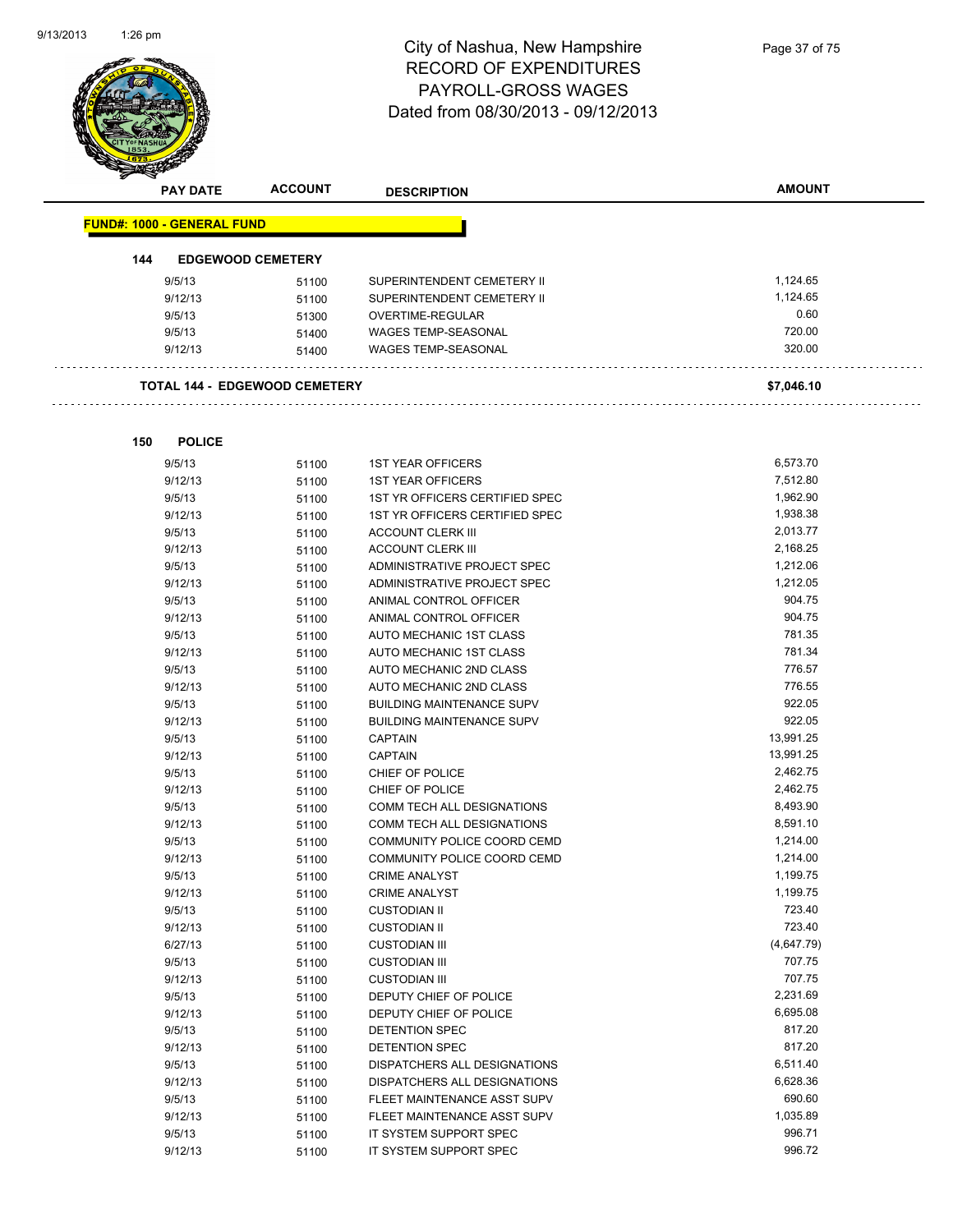# City of Nashua, New Hampshire
## RECORD OF EXPENDITURES
## PAYROLL-GROSS WAGES
## Dated from 08/30/2013 - 09/12/2013

| PAY DATE | ACCOUNT | DESCRIPTION | AMOUNT |
|---|---|---|---|

**FUND#: 1000 - GENERAL FUND**

**144 EDGEWOOD CEMETERY**

| PAY DATE | ACCOUNT | DESCRIPTION | AMOUNT |
|---|---|---|---|
| 9/5/13 | 51100 | SUPERINTENDENT CEMETERY II | 1,124.65 |
| 9/12/13 | 51100 | SUPERINTENDENT CEMETERY II | 1,124.65 |
| 9/5/13 | 51300 | OVERTIME-REGULAR | 0.60 |
| 9/5/13 | 51400 | WAGES TEMP-SEASONAL | 720.00 |
| 9/12/13 | 51400 | WAGES TEMP-SEASONAL | 320.00 |

**TOTAL 144 - EDGEWOOD CEMETERY** **$7,046.10**

**150 POLICE**

| PAY DATE | ACCOUNT | DESCRIPTION | AMOUNT |
|---|---|---|---|
| 9/5/13 | 51100 | 1ST YEAR OFFICERS | 6,573.70 |
| 9/12/13 | 51100 | 1ST YEAR OFFICERS | 7,512.80 |
| 9/5/13 | 51100 | 1ST YR OFFICERS CERTIFIED SPEC | 1,962.90 |
| 9/12/13 | 51100 | 1ST YR OFFICERS CERTIFIED SPEC | 1,938.38 |
| 9/5/13 | 51100 | ACCOUNT CLERK III | 2,013.77 |
| 9/12/13 | 51100 | ACCOUNT CLERK III | 2,168.25 |
| 9/5/13 | 51100 | ADMINISTRATIVE PROJECT SPEC | 1,212.06 |
| 9/12/13 | 51100 | ADMINISTRATIVE PROJECT SPEC | 1,212.05 |
| 9/5/13 | 51100 | ANIMAL CONTROL OFFICER | 904.75 |
| 9/12/13 | 51100 | ANIMAL CONTROL OFFICER | 904.75 |
| 9/5/13 | 51100 | AUTO MECHANIC 1ST CLASS | 781.35 |
| 9/12/13 | 51100 | AUTO MECHANIC 1ST CLASS | 781.34 |
| 9/5/13 | 51100 | AUTO MECHANIC 2ND CLASS | 776.57 |
| 9/12/13 | 51100 | AUTO MECHANIC 2ND CLASS | 776.55 |
| 9/5/13 | 51100 | BUILDING MAINTENANCE SUPV | 922.05 |
| 9/12/13 | 51100 | BUILDING MAINTENANCE SUPV | 922.05 |
| 9/5/13 | 51100 | CAPTAIN | 13,991.25 |
| 9/12/13 | 51100 | CAPTAIN | 13,991.25 |
| 9/5/13 | 51100 | CHIEF OF POLICE | 2,462.75 |
| 9/12/13 | 51100 | CHIEF OF POLICE | 2,462.75 |
| 9/5/13 | 51100 | COMM TECH ALL DESIGNATIONS | 8,493.90 |
| 9/12/13 | 51100 | COMM TECH ALL DESIGNATIONS | 8,591.10 |
| 9/5/13 | 51100 | COMMUNITY POLICE COORD CEMD | 1,214.00 |
| 9/12/13 | 51100 | COMMUNITY POLICE COORD CEMD | 1,214.00 |
| 9/5/13 | 51100 | CRIME ANALYST | 1,199.75 |
| 9/12/13 | 51100 | CRIME ANALYST | 1,199.75 |
| 9/5/13 | 51100 | CUSTODIAN II | 723.40 |
| 9/12/13 | 51100 | CUSTODIAN II | 723.40 |
| 6/27/13 | 51100 | CUSTODIAN III | (4,647.79) |
| 9/5/13 | 51100 | CUSTODIAN III | 707.75 |
| 9/12/13 | 51100 | CUSTODIAN III | 707.75 |
| 9/5/13 | 51100 | DEPUTY CHIEF OF POLICE | 2,231.69 |
| 9/12/13 | 51100 | DEPUTY CHIEF OF POLICE | 6,695.08 |
| 9/5/13 | 51100 | DETENTION SPEC | 817.20 |
| 9/12/13 | 51100 | DETENTION SPEC | 817.20 |
| 9/5/13 | 51100 | DISPATCHERS ALL DESIGNATIONS | 6,511.40 |
| 9/12/13 | 51100 | DISPATCHERS ALL DESIGNATIONS | 6,628.36 |
| 9/5/13 | 51100 | FLEET MAINTENANCE ASST SUPV | 690.60 |
| 9/12/13 | 51100 | FLEET MAINTENANCE ASST SUPV | 1,035.89 |
| 9/5/13 | 51100 | IT SYSTEM SUPPORT SPEC | 996.71 |
| 9/12/13 | 51100 | IT SYSTEM SUPPORT SPEC | 996.72 |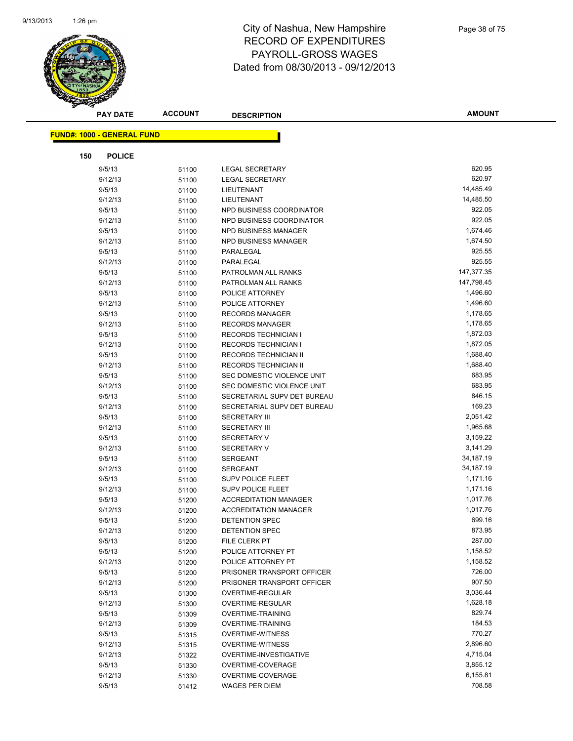# City of Nashua, New Hampshire
## RECORD OF EXPENDITURES
## PAYROLL-GROSS WAGES
## Dated from 08/30/2013 - 09/12/2013

**FUND#: 1000 - GENERAL FUND**

**150 POLICE**

| PAY DATE | ACCOUNT | DESCRIPTION | AMOUNT |
|---|---|---|---|
| 9/5/13 | 51100 | LEGAL SECRETARY | 620.95 |
| 9/12/13 | 51100 | LEGAL SECRETARY | 620.97 |
| 9/5/13 | 51100 | LIEUTENANT | 14,485.49 |
| 9/12/13 | 51100 | LIEUTENANT | 14,485.50 |
| 9/5/13 | 51100 | NPD BUSINESS COORDINATOR | 922.05 |
| 9/12/13 | 51100 | NPD BUSINESS COORDINATOR | 922.05 |
| 9/5/13 | 51100 | NPD BUSINESS MANAGER | 1,674.46 |
| 9/12/13 | 51100 | NPD BUSINESS MANAGER | 1,674.50 |
| 9/5/13 | 51100 | PARALEGAL | 925.55 |
| 9/12/13 | 51100 | PARALEGAL | 925.55 |
| 9/5/13 | 51100 | PATROLMAN ALL RANKS | 147,377.35 |
| 9/12/13 | 51100 | PATROLMAN ALL RANKS | 147,798.45 |
| 9/5/13 | 51100 | POLICE ATTORNEY | 1,496.60 |
| 9/12/13 | 51100 | POLICE ATTORNEY | 1,496.60 |
| 9/5/13 | 51100 | RECORDS MANAGER | 1,178.65 |
| 9/12/13 | 51100 | RECORDS MANAGER | 1,178.65 |
| 9/5/13 | 51100 | RECORDS TECHNICIAN I | 1,872.03 |
| 9/12/13 | 51100 | RECORDS TECHNICIAN I | 1,872.05 |
| 9/5/13 | 51100 | RECORDS TECHNICIAN II | 1,688.40 |
| 9/12/13 | 51100 | RECORDS TECHNICIAN II | 1,688.40 |
| 9/5/13 | 51100 | SEC DOMESTIC VIOLENCE UNIT | 683.95 |
| 9/12/13 | 51100 | SEC DOMESTIC VIOLENCE UNIT | 683.95 |
| 9/5/13 | 51100 | SECRETARIAL SUPV DET BUREAU | 846.15 |
| 9/12/13 | 51100 | SECRETARIAL SUPV DET BUREAU | 169.23 |
| 9/5/13 | 51100 | SECRETARY III | 2,051.42 |
| 9/12/13 | 51100 | SECRETARY III | 1,965.68 |
| 9/5/13 | 51100 | SECRETARY V | 3,159.22 |
| 9/12/13 | 51100 | SECRETARY V | 3,141.29 |
| 9/5/13 | 51100 | SERGEANT | 34,187.19 |
| 9/12/13 | 51100 | SERGEANT | 34,187.19 |
| 9/5/13 | 51100 | SUPV POLICE FLEET | 1,171.16 |
| 9/12/13 | 51100 | SUPV POLICE FLEET | 1,171.16 |
| 9/5/13 | 51200 | ACCREDITATION MANAGER | 1,017.76 |
| 9/12/13 | 51200 | ACCREDITATION MANAGER | 1,017.76 |
| 9/5/13 | 51200 | DETENTION SPEC | 699.16 |
| 9/12/13 | 51200 | DETENTION SPEC | 873.95 |
| 9/5/13 | 51200 | FILE CLERK PT | 287.00 |
| 9/5/13 | 51200 | POLICE ATTORNEY PT | 1,158.52 |
| 9/12/13 | 51200 | POLICE ATTORNEY PT | 1,158.52 |
| 9/5/13 | 51200 | PRISONER TRANSPORT OFFICER | 726.00 |
| 9/12/13 | 51200 | PRISONER TRANSPORT OFFICER | 907.50 |
| 9/5/13 | 51300 | OVERTIME-REGULAR | 3,036.44 |
| 9/12/13 | 51300 | OVERTIME-REGULAR | 1,628.18 |
| 9/5/13 | 51309 | OVERTIME-TRAINING | 829.74 |
| 9/12/13 | 51309 | OVERTIME-TRAINING | 184.53 |
| 9/5/13 | 51315 | OVERTIME-WITNESS | 770.27 |
| 9/12/13 | 51315 | OVERTIME-WITNESS | 2,896.60 |
| 9/12/13 | 51322 | OVERTIME-INVESTIGATIVE | 4,715.04 |
| 9/5/13 | 51330 | OVERTIME-COVERAGE | 3,855.12 |
| 9/12/13 | 51330 | OVERTIME-COVERAGE | 6,155.81 |
| 9/5/13 | 51412 | WAGES PER DIEM | 708.58 |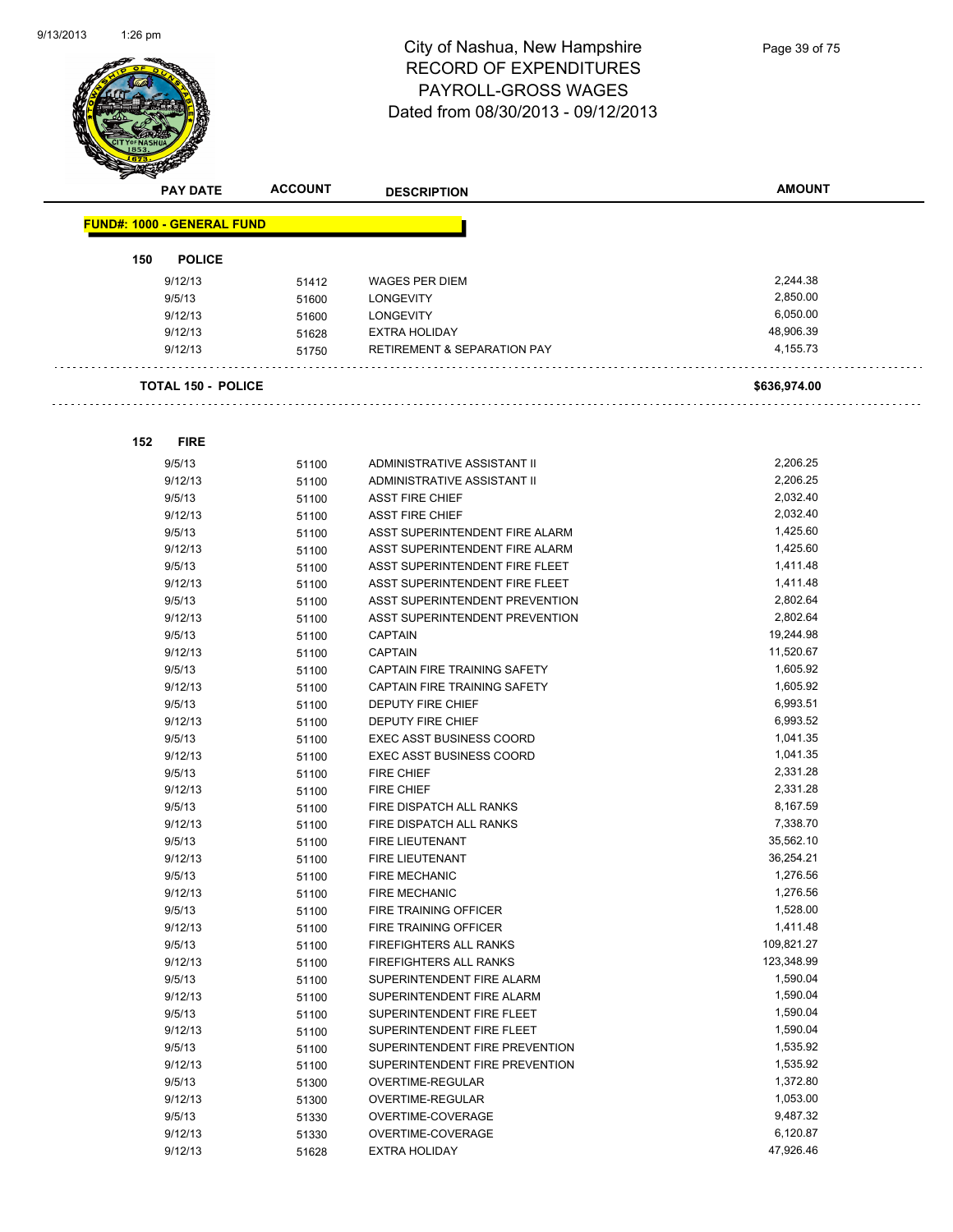# City of Nashua, New Hampshire
# RECORD OF EXPENDITURES
# PAYROLL-GROSS WAGES
# Dated from 08/30/2013 - 09/12/2013

| PAY DATE | ACCOUNT | DESCRIPTION | AMOUNT |
|---|---|---|---|

**FUND#: 1000 - GENERAL FUND**

**150 POLICE**

| PAY DATE | ACCOUNT | DESCRIPTION | AMOUNT |
|---|---|---|---|
| 9/12/13 | 51412 | WAGES PER DIEM | 2,244.38 |
| 9/5/13 | 51600 | LONGEVITY | 2,850.00 |
| 9/12/13 | 51600 | LONGEVITY | 6,050.00 |
| 9/12/13 | 51628 | EXTRA HOLIDAY | 48,906.39 |
| 9/12/13 | 51750 | RETIREMENT & SEPARATION PAY | 4,155.73 |

**TOTAL 150 - POLICE** **$636,974.00**

**152 FIRE**

| PAY DATE | ACCOUNT | DESCRIPTION | AMOUNT |
|---|---|---|---|
| 9/5/13 | 51100 | ADMINISTRATIVE ASSISTANT II | 2,206.25 |
| 9/12/13 | 51100 | ADMINISTRATIVE ASSISTANT II | 2,206.25 |
| 9/5/13 | 51100 | ASST FIRE CHIEF | 2,032.40 |
| 9/12/13 | 51100 | ASST FIRE CHIEF | 2,032.40 |
| 9/5/13 | 51100 | ASST SUPERINTENDENT FIRE ALARM | 1,425.60 |
| 9/12/13 | 51100 | ASST SUPERINTENDENT FIRE ALARM | 1,425.60 |
| 9/5/13 | 51100 | ASST SUPERINTENDENT FIRE FLEET | 1,411.48 |
| 9/12/13 | 51100 | ASST SUPERINTENDENT FIRE FLEET | 1,411.48 |
| 9/5/13 | 51100 | ASST SUPERINTENDENT PREVENTION | 2,802.64 |
| 9/12/13 | 51100 | ASST SUPERINTENDENT PREVENTION | 2,802.64 |
| 9/5/13 | 51100 | CAPTAIN | 19,244.98 |
| 9/12/13 | 51100 | CAPTAIN | 11,520.67 |
| 9/5/13 | 51100 | CAPTAIN FIRE TRAINING SAFETY | 1,605.92 |
| 9/12/13 | 51100 | CAPTAIN FIRE TRAINING SAFETY | 1,605.92 |
| 9/5/13 | 51100 | DEPUTY FIRE CHIEF | 6,993.51 |
| 9/12/13 | 51100 | DEPUTY FIRE CHIEF | 6,993.52 |
| 9/5/13 | 51100 | EXEC ASST BUSINESS COORD | 1,041.35 |
| 9/12/13 | 51100 | EXEC ASST BUSINESS COORD | 1,041.35 |
| 9/5/13 | 51100 | FIRE CHIEF | 2,331.28 |
| 9/12/13 | 51100 | FIRE CHIEF | 2,331.28 |
| 9/5/13 | 51100 | FIRE DISPATCH ALL RANKS | 8,167.59 |
| 9/12/13 | 51100 | FIRE DISPATCH ALL RANKS | 7,338.70 |
| 9/5/13 | 51100 | FIRE LIEUTENANT | 35,562.10 |
| 9/12/13 | 51100 | FIRE LIEUTENANT | 36,254.21 |
| 9/5/13 | 51100 | FIRE MECHANIC | 1,276.56 |
| 9/12/13 | 51100 | FIRE MECHANIC | 1,276.56 |
| 9/5/13 | 51100 | FIRE TRAINING OFFICER | 1,528.00 |
| 9/12/13 | 51100 | FIRE TRAINING OFFICER | 1,411.48 |
| 9/5/13 | 51100 | FIREFIGHTERS ALL RANKS | 109,821.27 |
| 9/12/13 | 51100 | FIREFIGHTERS ALL RANKS | 123,348.99 |
| 9/5/13 | 51100 | SUPERINTENDENT FIRE ALARM | 1,590.04 |
| 9/12/13 | 51100 | SUPERINTENDENT FIRE ALARM | 1,590.04 |
| 9/5/13 | 51100 | SUPERINTENDENT FIRE FLEET | 1,590.04 |
| 9/12/13 | 51100 | SUPERINTENDENT FIRE FLEET | 1,590.04 |
| 9/5/13 | 51100 | SUPERINTENDENT FIRE PREVENTION | 1,535.92 |
| 9/12/13 | 51100 | SUPERINTENDENT FIRE PREVENTION | 1,535.92 |
| 9/5/13 | 51300 | OVERTIME-REGULAR | 1,372.80 |
| 9/12/13 | 51300 | OVERTIME-REGULAR | 1,053.00 |
| 9/5/13 | 51330 | OVERTIME-COVERAGE | 9,487.32 |
| 9/12/13 | 51330 | OVERTIME-COVERAGE | 6,120.87 |
| 9/12/13 | 51628 | EXTRA HOLIDAY | 47,926.46 |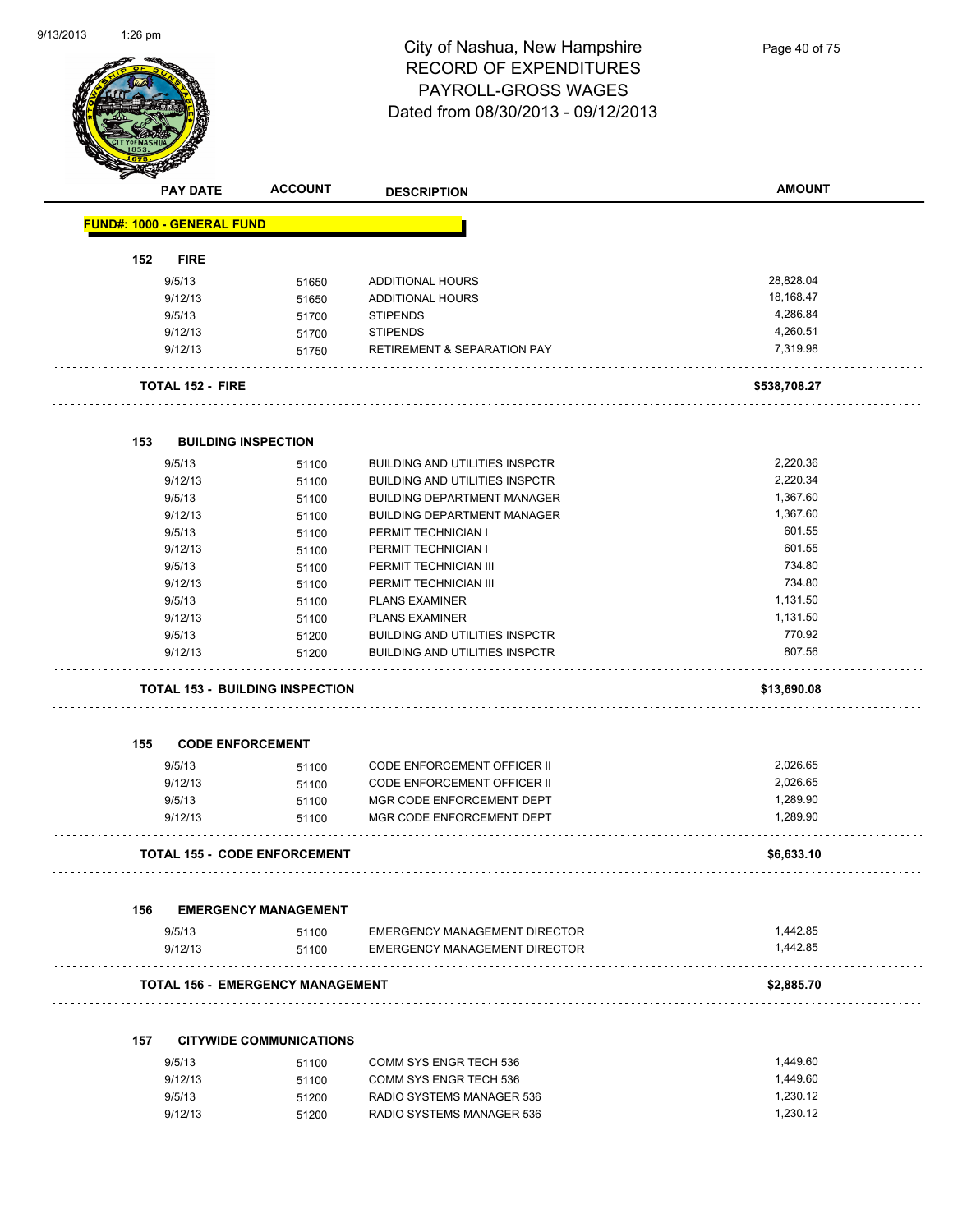# City of Nashua, New Hampshire
## RECORD OF EXPENDITURES
## PAYROLL-GROSS WAGES
### Dated from 08/30/2013 - 09/12/2013

| PAY DATE | ACCOUNT | DESCRIPTION | AMOUNT |
|---|---|---|---|
| **FUND#: 1000 - GENERAL FUND** | | | |
| **152 FIRE** | | | |
| 9/5/13 | 51650 | ADDITIONAL HOURS | 28,828.04 |
| 9/12/13 | 51650 | ADDITIONAL HOURS | 18,168.47 |
| 9/5/13 | 51700 | STIPENDS | 4,286.84 |
| 9/12/13 | 51700 | STIPENDS | 4,260.51 |
| 9/12/13 | 51750 | RETIREMENT & SEPARATION PAY | 7,319.98 |
| **TOTAL 152 - FIRE** | | | **$538,708.27** |
| **153 BUILDING INSPECTION** | | | |
| 9/5/13 | 51100 | BUILDING AND UTILITIES INSPCTR | 2,220.36 |
| 9/12/13 | 51100 | BUILDING AND UTILITIES INSPCTR | 2,220.34 |
| 9/5/13 | 51100 | BUILDING DEPARTMENT MANAGER | 1,367.60 |
| 9/12/13 | 51100 | BUILDING DEPARTMENT MANAGER | 1,367.60 |
| 9/5/13 | 51100 | PERMIT TECHNICIAN I | 601.55 |
| 9/12/13 | 51100 | PERMIT TECHNICIAN I | 601.55 |
| 9/5/13 | 51100 | PERMIT TECHNICIAN III | 734.80 |
| 9/12/13 | 51100 | PERMIT TECHNICIAN III | 734.80 |
| 9/5/13 | 51100 | PLANS EXAMINER | 1,131.50 |
| 9/12/13 | 51100 | PLANS EXAMINER | 1,131.50 |
| 9/5/13 | 51200 | BUILDING AND UTILITIES INSPCTR | 770.92 |
| 9/12/13 | 51200 | BUILDING AND UTILITIES INSPCTR | 807.56 |
| **TOTAL 153 - BUILDING INSPECTION** | | | **$13,690.08** |
| **155 CODE ENFORCEMENT** | | | |
| 9/5/13 | 51100 | CODE ENFORCEMENT OFFICER II | 2,026.65 |
| 9/12/13 | 51100 | CODE ENFORCEMENT OFFICER II | 2,026.65 |
| 9/5/13 | 51100 | MGR CODE ENFORCEMENT DEPT | 1,289.90 |
| 9/12/13 | 51100 | MGR CODE ENFORCEMENT DEPT | 1,289.90 |
| **TOTAL 155 - CODE ENFORCEMENT** | | | **$6,633.10** |
| **156 EMERGENCY MANAGEMENT** | | | |
| 9/5/13 | 51100 | EMERGENCY MANAGEMENT DIRECTOR | 1,442.85 |
| 9/12/13 | 51100 | EMERGENCY MANAGEMENT DIRECTOR | 1,442.85 |
| **TOTAL 156 - EMERGENCY MANAGEMENT** | | | **$2,885.70** |
| **157 CITYWIDE COMMUNICATIONS** | | | |
| 9/5/13 | 51100 | COMM SYS ENGR TECH 536 | 1,449.60 |
| 9/12/13 | 51100 | COMM SYS ENGR TECH 536 | 1,449.60 |
| 9/5/13 | 51200 | RADIO SYSTEMS MANAGER 536 | 1,230.12 |
| 9/12/13 | 51200 | RADIO SYSTEMS MANAGER 536 | 1,230.12 |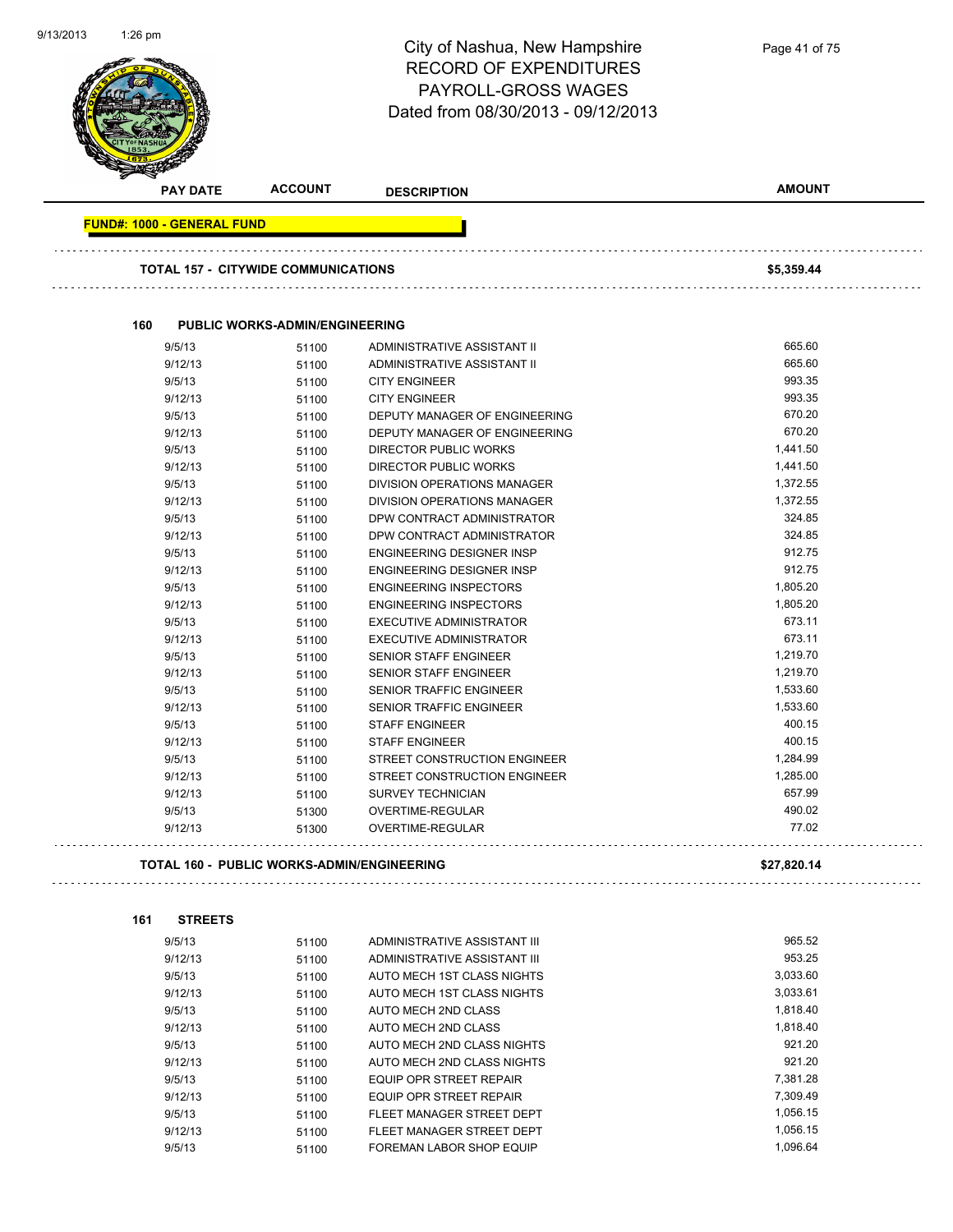# City of Nashua, New Hampshire
## RECORD OF EXPENDITURES
## PAYROLL-GROSS WAGES
## Dated from 08/30/2013 - 09/12/2013

| PAY DATE | ACCOUNT | DESCRIPTION | AMOUNT |
|---|---|---|---|
| **FUND#: 1000 - GENERAL FUND** | | | |
| **TOTAL 157 - CITYWIDE COMMUNICATIONS** | | | **$5,359.44** |
| **160 PUBLIC WORKS-ADMIN/ENGINEERING** | | | |
| 9/5/13 | 51100 | ADMINISTRATIVE ASSISTANT II | 665.60 |
| 9/12/13 | 51100 | ADMINISTRATIVE ASSISTANT II | 665.60 |
| 9/5/13 | 51100 | CITY ENGINEER | 993.35 |
| 9/12/13 | 51100 | CITY ENGINEER | 993.35 |
| 9/5/13 | 51100 | DEPUTY MANAGER OF ENGINEERING | 670.20 |
| 9/12/13 | 51100 | DEPUTY MANAGER OF ENGINEERING | 670.20 |
| 9/5/13 | 51100 | DIRECTOR PUBLIC WORKS | 1,441.50 |
| 9/12/13 | 51100 | DIRECTOR PUBLIC WORKS | 1,441.50 |
| 9/5/13 | 51100 | DIVISION OPERATIONS MANAGER | 1,372.55 |
| 9/12/13 | 51100 | DIVISION OPERATIONS MANAGER | 1,372.55 |
| 9/5/13 | 51100 | DPW CONTRACT ADMINISTRATOR | 324.85 |
| 9/12/13 | 51100 | DPW CONTRACT ADMINISTRATOR | 324.85 |
| 9/5/13 | 51100 | ENGINEERING DESIGNER INSP | 912.75 |
| 9/12/13 | 51100 | ENGINEERING DESIGNER INSP | 912.75 |
| 9/5/13 | 51100 | ENGINEERING INSPECTORS | 1,805.20 |
| 9/12/13 | 51100 | ENGINEERING INSPECTORS | 1,805.20 |
| 9/5/13 | 51100 | EXECUTIVE ADMINISTRATOR | 673.11 |
| 9/12/13 | 51100 | EXECUTIVE ADMINISTRATOR | 673.11 |
| 9/5/13 | 51100 | SENIOR STAFF ENGINEER | 1,219.70 |
| 9/12/13 | 51100 | SENIOR STAFF ENGINEER | 1,219.70 |
| 9/5/13 | 51100 | SENIOR TRAFFIC ENGINEER | 1,533.60 |
| 9/12/13 | 51100 | SENIOR TRAFFIC ENGINEER | 1,533.60 |
| 9/5/13 | 51100 | STAFF ENGINEER | 400.15 |
| 9/12/13 | 51100 | STAFF ENGINEER | 400.15 |
| 9/5/13 | 51100 | STREET CONSTRUCTION ENGINEER | 1,284.99 |
| 9/12/13 | 51100 | STREET CONSTRUCTION ENGINEER | 1,285.00 |
| 9/12/13 | 51100 | SURVEY TECHNICIAN | 657.99 |
| 9/5/13 | 51300 | OVERTIME-REGULAR | 490.02 |
| 9/12/13 | 51300 | OVERTIME-REGULAR | 77.02 |
| **TOTAL 160 - PUBLIC WORKS-ADMIN/ENGINEERING** | | | **$27,820.14** |
| **161 STREETS** | | | |
| 9/5/13 | 51100 | ADMINISTRATIVE ASSISTANT III | 965.52 |
| 9/12/13 | 51100 | ADMINISTRATIVE ASSISTANT III | 953.25 |
| 9/5/13 | 51100 | AUTO MECH 1ST CLASS NIGHTS | 3,033.60 |
| 9/12/13 | 51100 | AUTO MECH 1ST CLASS NIGHTS | 3,033.61 |
| 9/5/13 | 51100 | AUTO MECH 2ND CLASS | 1,818.40 |
| 9/12/13 | 51100 | AUTO MECH 2ND CLASS | 1,818.40 |
| 9/5/13 | 51100 | AUTO MECH 2ND CLASS NIGHTS | 921.20 |
| 9/12/13 | 51100 | AUTO MECH 2ND CLASS NIGHTS | 921.20 |
| 9/5/13 | 51100 | EQUIP OPR STREET REPAIR | 7,381.28 |
| 9/12/13 | 51100 | EQUIP OPR STREET REPAIR | 7,309.49 |
| 9/5/13 | 51100 | FLEET MANAGER STREET DEPT | 1,056.15 |
| 9/12/13 | 51100 | FLEET MANAGER STREET DEPT | 1,056.15 |
| 9/5/13 | 51100 | FOREMAN LABOR SHOP EQUIP | 1,096.64 |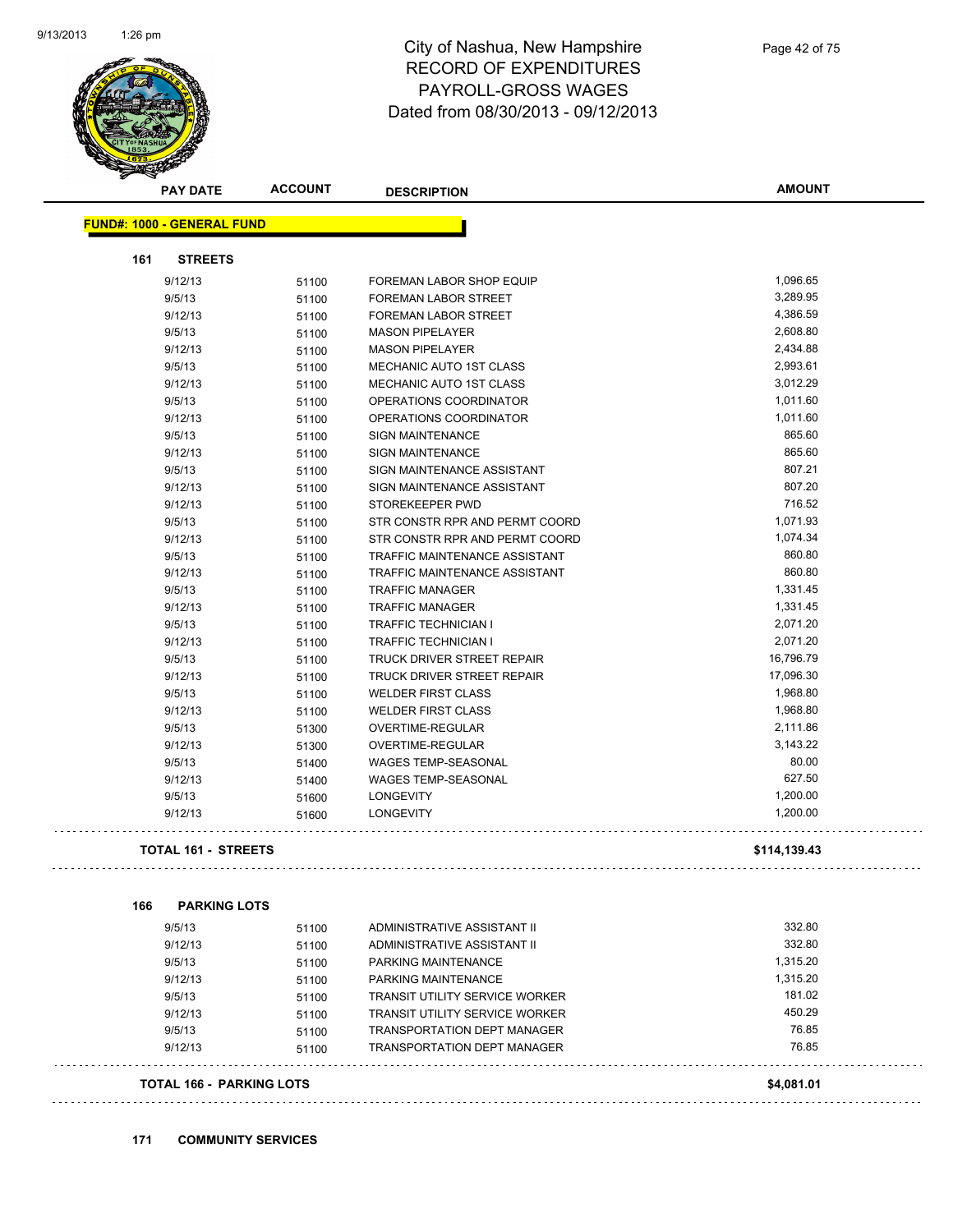# City of Nashua, New Hampshire
## RECORD OF EXPENDITURES
## PAYROLL-GROSS WAGES
## Dated from 08/30/2013 - 09/12/2013

| PAY DATE | ACCOUNT | DESCRIPTION | AMOUNT |
|---|---|---|---|

**FUND#: 1000 - GENERAL FUND**

**161 STREETS**

| PAY DATE | ACCOUNT | DESCRIPTION | AMOUNT |
|---|---|---|---|
| 9/12/13 | 51100 | FOREMAN LABOR SHOP EQUIP | 1,096.65 |
| 9/5/13 | 51100 | FOREMAN LABOR STREET | 3,289.95 |
| 9/12/13 | 51100 | FOREMAN LABOR STREET | 4,386.59 |
| 9/5/13 | 51100 | MASON PIPELAYER | 2,608.80 |
| 9/12/13 | 51100 | MASON PIPELAYER | 2,434.88 |
| 9/5/13 | 51100 | MECHANIC AUTO 1ST CLASS | 2,993.61 |
| 9/12/13 | 51100 | MECHANIC AUTO 1ST CLASS | 3,012.29 |
| 9/5/13 | 51100 | OPERATIONS COORDINATOR | 1,011.60 |
| 9/12/13 | 51100 | OPERATIONS COORDINATOR | 1,011.60 |
| 9/5/13 | 51100 | SIGN MAINTENANCE | 865.60 |
| 9/12/13 | 51100 | SIGN MAINTENANCE | 865.60 |
| 9/5/13 | 51100 | SIGN MAINTENANCE ASSISTANT | 807.21 |
| 9/12/13 | 51100 | SIGN MAINTENANCE ASSISTANT | 807.20 |
| 9/12/13 | 51100 | STOREKEEPER PWD | 716.52 |
| 9/5/13 | 51100 | STR CONSTR RPR AND PERMT COORD | 1,071.93 |
| 9/12/13 | 51100 | STR CONSTR RPR AND PERMT COORD | 1,074.34 |
| 9/5/13 | 51100 | TRAFFIC MAINTENANCE ASSISTANT | 860.80 |
| 9/12/13 | 51100 | TRAFFIC MAINTENANCE ASSISTANT | 860.80 |
| 9/5/13 | 51100 | TRAFFIC MANAGER | 1,331.45 |
| 9/12/13 | 51100 | TRAFFIC MANAGER | 1,331.45 |
| 9/5/13 | 51100 | TRAFFIC TECHNICIAN I | 2,071.20 |
| 9/12/13 | 51100 | TRAFFIC TECHNICIAN I | 2,071.20 |
| 9/5/13 | 51100 | TRUCK DRIVER STREET REPAIR | 16,796.79 |
| 9/12/13 | 51100 | TRUCK DRIVER STREET REPAIR | 17,096.30 |
| 9/5/13 | 51100 | WELDER FIRST CLASS | 1,968.80 |
| 9/12/13 | 51100 | WELDER FIRST CLASS | 1,968.80 |
| 9/5/13 | 51300 | OVERTIME-REGULAR | 2,111.86 |
| 9/12/13 | 51300 | OVERTIME-REGULAR | 3,143.22 |
| 9/5/13 | 51400 | WAGES TEMP-SEASONAL | 80.00 |
| 9/12/13 | 51400 | WAGES TEMP-SEASONAL | 627.50 |
| 9/5/13 | 51600 | LONGEVITY | 1,200.00 |
| 9/12/13 | 51600 | LONGEVITY | 1,200.00 |

**TOTAL 161 - STREETS** **$114,139.43**

**166 PARKING LOTS**

| PAY DATE | ACCOUNT | DESCRIPTION | AMOUNT |
|---|---|---|---|
| 9/5/13 | 51100 | ADMINISTRATIVE ASSISTANT II | 332.80 |
| 9/12/13 | 51100 | ADMINISTRATIVE ASSISTANT II | 332.80 |
| 9/5/13 | 51100 | PARKING MAINTENANCE | 1,315.20 |
| 9/12/13 | 51100 | PARKING MAINTENANCE | 1,315.20 |
| 9/5/13 | 51100 | TRANSIT UTILITY SERVICE WORKER | 181.02 |
| 9/12/13 | 51100 | TRANSIT UTILITY SERVICE WORKER | 450.29 |
| 9/5/13 | 51100 | TRANSPORTATION DEPT MANAGER | 76.85 |
| 9/12/13 | 51100 | TRANSPORTATION DEPT MANAGER | 76.85 |

**TOTAL 166 - PARKING LOTS** **$4,081.01**

**171 COMMUNITY SERVICES**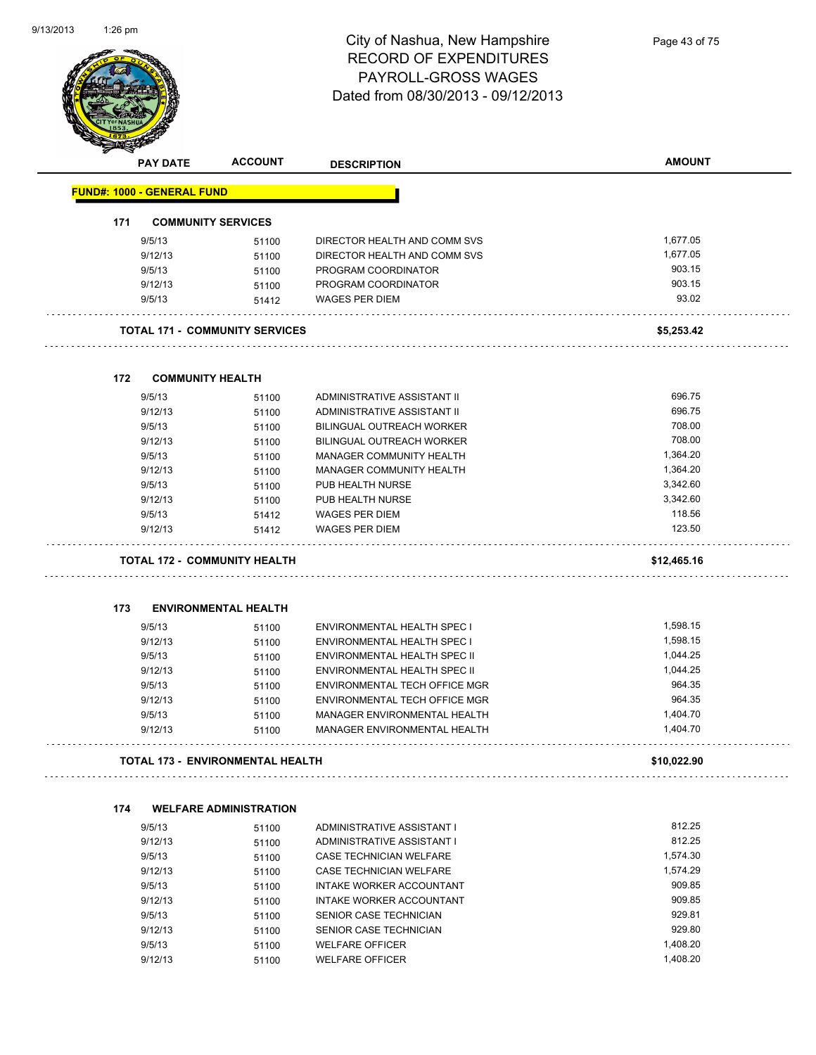# City of Nashua, New Hampshire
## RECORD OF EXPENDITURES
## PAYROLL-GROSS WAGES
## Dated from 08/30/2013 - 09/12/2013

| PAY DATE | ACCOUNT | DESCRIPTION | AMOUNT |
|---|---|---|---|

**FUND#: 1000 - GENERAL FUND**

### 171 COMMUNITY SERVICES

| PAY DATE | ACCOUNT | DESCRIPTION | AMOUNT |
|---|---|---|---|
| 9/5/13 | 51100 | DIRECTOR HEALTH AND COMM SVS | 1,677.05 |
| 9/12/13 | 51100 | DIRECTOR HEALTH AND COMM SVS | 1,677.05 |
| 9/5/13 | 51100 | PROGRAM COORDINATOR | 903.15 |
| 9/12/13 | 51100 | PROGRAM COORDINATOR | 903.15 |
| 9/5/13 | 51412 | WAGES PER DIEM | 93.02 |

**TOTAL 171 - COMMUNITY SERVICES** **$5,253.42**

### 172 COMMUNITY HEALTH

| PAY DATE | ACCOUNT | DESCRIPTION | AMOUNT |
|---|---|---|---|
| 9/5/13 | 51100 | ADMINISTRATIVE ASSISTANT II | 696.75 |
| 9/12/13 | 51100 | ADMINISTRATIVE ASSISTANT II | 696.75 |
| 9/5/13 | 51100 | BILINGUAL OUTREACH WORKER | 708.00 |
| 9/12/13 | 51100 | BILINGUAL OUTREACH WORKER | 708.00 |
| 9/5/13 | 51100 | MANAGER COMMUNITY HEALTH | 1,364.20 |
| 9/12/13 | 51100 | MANAGER COMMUNITY HEALTH | 1,364.20 |
| 9/5/13 | 51100 | PUB HEALTH NURSE | 3,342.60 |
| 9/12/13 | 51100 | PUB HEALTH NURSE | 3,342.60 |
| 9/5/13 | 51412 | WAGES PER DIEM | 118.56 |
| 9/12/13 | 51412 | WAGES PER DIEM | 123.50 |

**TOTAL 172 - COMMUNITY HEALTH** **$12,465.16**

### 173 ENVIRONMENTAL HEALTH

| PAY DATE | ACCOUNT | DESCRIPTION | AMOUNT |
|---|---|---|---|
| 9/5/13 | 51100 | ENVIRONMENTAL HEALTH SPEC I | 1,598.15 |
| 9/12/13 | 51100 | ENVIRONMENTAL HEALTH SPEC I | 1,598.15 |
| 9/5/13 | 51100 | ENVIRONMENTAL HEALTH SPEC II | 1,044.25 |
| 9/12/13 | 51100 | ENVIRONMENTAL HEALTH SPEC II | 1,044.25 |
| 9/5/13 | 51100 | ENVIRONMENTAL TECH OFFICE MGR | 964.35 |
| 9/12/13 | 51100 | ENVIRONMENTAL TECH OFFICE MGR | 964.35 |
| 9/5/13 | 51100 | MANAGER ENVIRONMENTAL HEALTH | 1,404.70 |
| 9/12/13 | 51100 | MANAGER ENVIRONMENTAL HEALTH | 1,404.70 |

**TOTAL 173 - ENVIRONMENTAL HEALTH** **$10,022.90**

### 174 WELFARE ADMINISTRATION

| PAY DATE | ACCOUNT | DESCRIPTION | AMOUNT |
|---|---|---|---|
| 9/5/13 | 51100 | ADMINISTRATIVE ASSISTANT I | 812.25 |
| 9/12/13 | 51100 | ADMINISTRATIVE ASSISTANT I | 812.25 |
| 9/5/13 | 51100 | CASE TECHNICIAN WELFARE | 1,574.30 |
| 9/12/13 | 51100 | CASE TECHNICIAN WELFARE | 1,574.29 |
| 9/5/13 | 51100 | INTAKE WORKER ACCOUNTANT | 909.85 |
| 9/12/13 | 51100 | INTAKE WORKER ACCOUNTANT | 909.85 |
| 9/5/13 | 51100 | SENIOR CASE TECHNICIAN | 929.81 |
| 9/12/13 | 51100 | SENIOR CASE TECHNICIAN | 929.80 |
| 9/5/13 | 51100 | WELFARE OFFICER | 1,408.20 |
| 9/12/13 | 51100 | WELFARE OFFICER | 1,408.20 |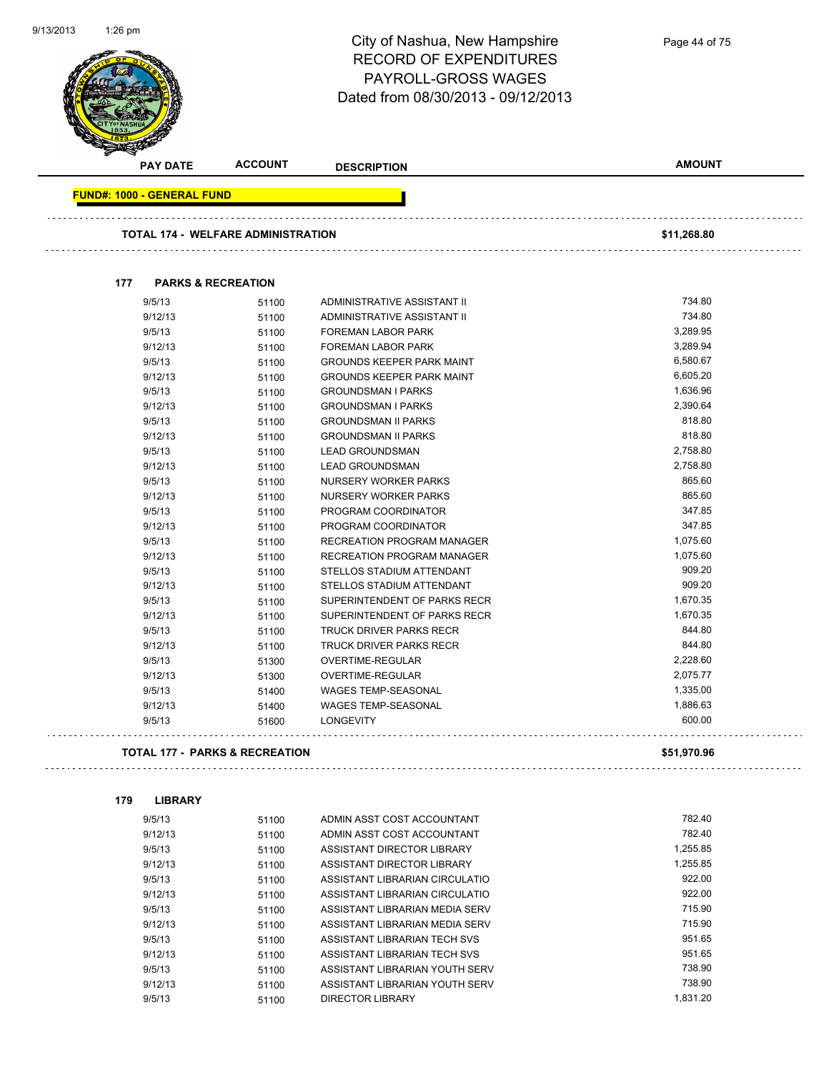# City of Nashua, New Hampshire
## RECORD OF EXPENDITURES
## PAYROLL-GROSS WAGES
## Dated from 08/30/2013 - 09/12/2013

| PAY DATE | ACCOUNT | DESCRIPTION | AMOUNT |
|---|---|---|---|

**FUND#: 1000 - GENERAL FUND**

**TOTAL 174 - WELFARE ADMINISTRATION** **$11,268.80**

### 177 PARKS & RECREATION

| PAY DATE | ACCOUNT | DESCRIPTION | AMOUNT |
|---|---|---|---|
| 9/5/13 | 51100 | ADMINISTRATIVE ASSISTANT II | 734.80 |
| 9/12/13 | 51100 | ADMINISTRATIVE ASSISTANT II | 734.80 |
| 9/5/13 | 51100 | FOREMAN LABOR PARK | 3,289.95 |
| 9/12/13 | 51100 | FOREMAN LABOR PARK | 3,289.94 |
| 9/5/13 | 51100 | GROUNDS KEEPER PARK MAINT | 6,580.67 |
| 9/12/13 | 51100 | GROUNDS KEEPER PARK MAINT | 6,605.20 |
| 9/5/13 | 51100 | GROUNDSMAN I PARKS | 1,636.96 |
| 9/12/13 | 51100 | GROUNDSMAN I PARKS | 2,390.64 |
| 9/5/13 | 51100 | GROUNDSMAN II PARKS | 818.80 |
| 9/12/13 | 51100 | GROUNDSMAN II PARKS | 818.80 |
| 9/5/13 | 51100 | LEAD GROUNDSMAN | 2,758.80 |
| 9/12/13 | 51100 | LEAD GROUNDSMAN | 2,758.80 |
| 9/5/13 | 51100 | NURSERY WORKER PARKS | 865.60 |
| 9/12/13 | 51100 | NURSERY WORKER PARKS | 865.60 |
| 9/5/13 | 51100 | PROGRAM COORDINATOR | 347.85 |
| 9/12/13 | 51100 | PROGRAM COORDINATOR | 347.85 |
| 9/5/13 | 51100 | RECREATION PROGRAM MANAGER | 1,075.60 |
| 9/12/13 | 51100 | RECREATION PROGRAM MANAGER | 1,075.60 |
| 9/5/13 | 51100 | STELLOS STADIUM ATTENDANT | 909.20 |
| 9/12/13 | 51100 | STELLOS STADIUM ATTENDANT | 909.20 |
| 9/5/13 | 51100 | SUPERINTENDENT OF PARKS RECR | 1,670.35 |
| 9/12/13 | 51100 | SUPERINTENDENT OF PARKS RECR | 1,670.35 |
| 9/5/13 | 51100 | TRUCK DRIVER PARKS RECR | 844.80 |
| 9/12/13 | 51100 | TRUCK DRIVER PARKS RECR | 844.80 |
| 9/5/13 | 51300 | OVERTIME-REGULAR | 2,228.60 |
| 9/12/13 | 51300 | OVERTIME-REGULAR | 2,075.77 |
| 9/5/13 | 51400 | WAGES TEMP-SEASONAL | 1,335.00 |
| 9/12/13 | 51400 | WAGES TEMP-SEASONAL | 1,886.63 |
| 9/5/13 | 51600 | LONGEVITY | 600.00 |

**TOTAL 177 - PARKS & RECREATION** **$51,970.96**

### 179 LIBRARY

| PAY DATE | ACCOUNT | DESCRIPTION | AMOUNT |
|---|---|---|---|
| 9/5/13 | 51100 | ADMIN ASST COST ACCOUNTANT | 782.40 |
| 9/12/13 | 51100 | ADMIN ASST COST ACCOUNTANT | 782.40 |
| 9/5/13 | 51100 | ASSISTANT DIRECTOR LIBRARY | 1,255.85 |
| 9/12/13 | 51100 | ASSISTANT DIRECTOR LIBRARY | 1,255.85 |
| 9/5/13 | 51100 | ASSISTANT LIBRARIAN CIRCULATIO | 922.00 |
| 9/12/13 | 51100 | ASSISTANT LIBRARIAN CIRCULATIO | 922.00 |
| 9/5/13 | 51100 | ASSISTANT LIBRARIAN MEDIA SERV | 715.90 |
| 9/12/13 | 51100 | ASSISTANT LIBRARIAN MEDIA SERV | 715.90 |
| 9/5/13 | 51100 | ASSISTANT LIBRARIAN TECH SVS | 951.65 |
| 9/12/13 | 51100 | ASSISTANT LIBRARIAN TECH SVS | 951.65 |
| 9/5/13 | 51100 | ASSISTANT LIBRARIAN YOUTH SERV | 738.90 |
| 9/12/13 | 51100 | ASSISTANT LIBRARIAN YOUTH SERV | 738.90 |
| 9/5/13 | 51100 | DIRECTOR LIBRARY | 1,831.20 |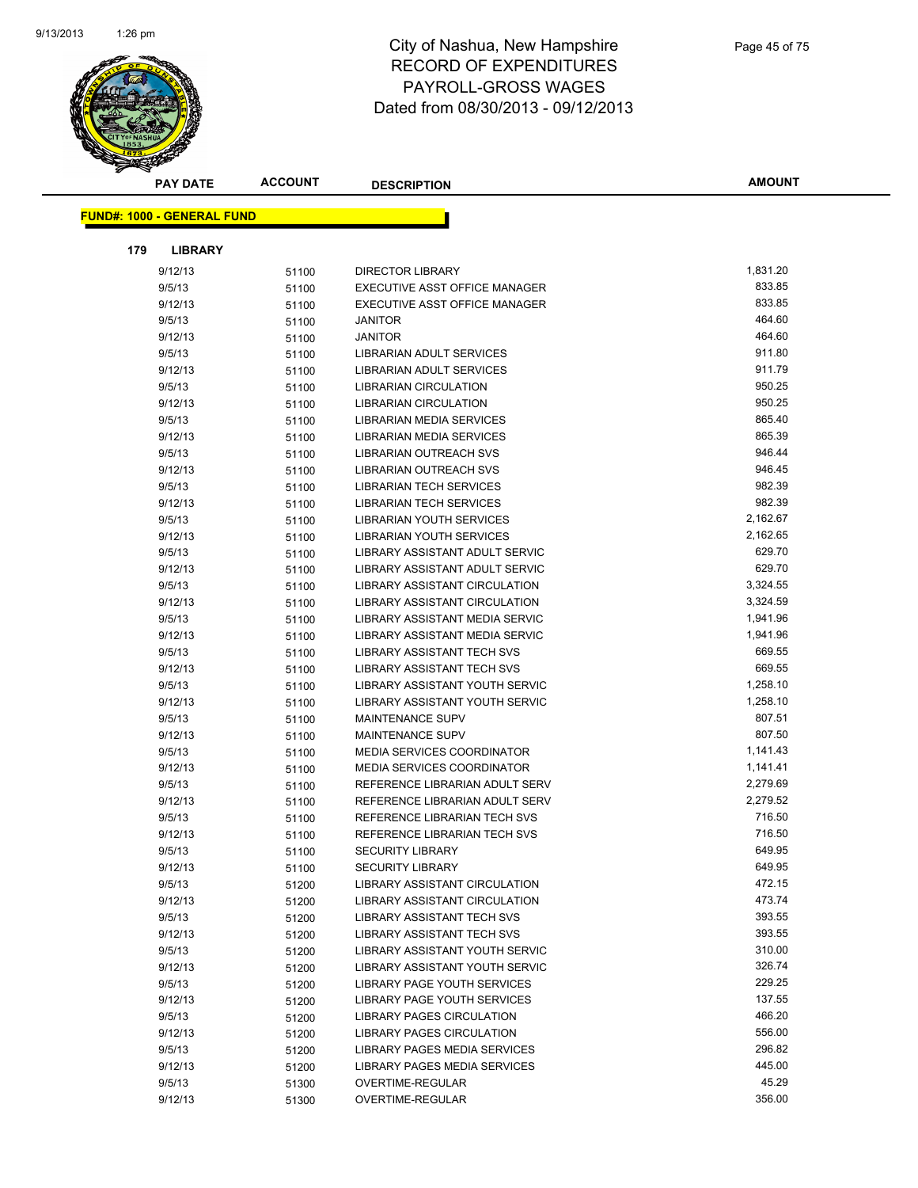# City of Nashua, New Hampshire
## RECORD OF EXPENDITURES
## PAYROLL-GROSS WAGES
## Dated from 08/30/2013 - 09/12/2013

| PAY DATE | ACCOUNT | DESCRIPTION | AMOUNT |
|---|---|---|---|

**FUND#: 1000 - GENERAL FUND**

**179 LIBRARY**

| PAY DATE | ACCOUNT | DESCRIPTION | AMOUNT |
|---|---|---|---|
| 9/12/13 | 51100 | DIRECTOR LIBRARY | 1,831.20 |
| 9/5/13 | 51100 | EXECUTIVE ASST OFFICE MANAGER | 833.85 |
| 9/12/13 | 51100 | EXECUTIVE ASST OFFICE MANAGER | 833.85 |
| 9/5/13 | 51100 | JANITOR | 464.60 |
| 9/12/13 | 51100 | JANITOR | 464.60 |
| 9/5/13 | 51100 | LIBRARIAN ADULT SERVICES | 911.80 |
| 9/12/13 | 51100 | LIBRARIAN ADULT SERVICES | 911.79 |
| 9/5/13 | 51100 | LIBRARIAN CIRCULATION | 950.25 |
| 9/12/13 | 51100 | LIBRARIAN CIRCULATION | 950.25 |
| 9/5/13 | 51100 | LIBRARIAN MEDIA SERVICES | 865.40 |
| 9/12/13 | 51100 | LIBRARIAN MEDIA SERVICES | 865.39 |
| 9/5/13 | 51100 | LIBRARIAN OUTREACH SVS | 946.44 |
| 9/12/13 | 51100 | LIBRARIAN OUTREACH SVS | 946.45 |
| 9/5/13 | 51100 | LIBRARIAN TECH SERVICES | 982.39 |
| 9/12/13 | 51100 | LIBRARIAN TECH SERVICES | 982.39 |
| 9/5/13 | 51100 | LIBRARIAN YOUTH SERVICES | 2,162.67 |
| 9/12/13 | 51100 | LIBRARIAN YOUTH SERVICES | 2,162.65 |
| 9/5/13 | 51100 | LIBRARY ASSISTANT ADULT SERVIC | 629.70 |
| 9/12/13 | 51100 | LIBRARY ASSISTANT ADULT SERVIC | 629.70 |
| 9/5/13 | 51100 | LIBRARY ASSISTANT CIRCULATION | 3,324.55 |
| 9/12/13 | 51100 | LIBRARY ASSISTANT CIRCULATION | 3,324.59 |
| 9/5/13 | 51100 | LIBRARY ASSISTANT MEDIA SERVIC | 1,941.96 |
| 9/12/13 | 51100 | LIBRARY ASSISTANT MEDIA SERVIC | 1,941.96 |
| 9/5/13 | 51100 | LIBRARY ASSISTANT TECH SVS | 669.55 |
| 9/12/13 | 51100 | LIBRARY ASSISTANT TECH SVS | 669.55 |
| 9/5/13 | 51100 | LIBRARY ASSISTANT YOUTH SERVIC | 1,258.10 |
| 9/12/13 | 51100 | LIBRARY ASSISTANT YOUTH SERVIC | 1,258.10 |
| 9/5/13 | 51100 | MAINTENANCE SUPV | 807.51 |
| 9/12/13 | 51100 | MAINTENANCE SUPV | 807.50 |
| 9/5/13 | 51100 | MEDIA SERVICES COORDINATOR | 1,141.43 |
| 9/12/13 | 51100 | MEDIA SERVICES COORDINATOR | 1,141.41 |
| 9/5/13 | 51100 | REFERENCE LIBRARIAN ADULT SERV | 2,279.69 |
| 9/12/13 | 51100 | REFERENCE LIBRARIAN ADULT SERV | 2,279.52 |
| 9/5/13 | 51100 | REFERENCE LIBRARIAN TECH SVS | 716.50 |
| 9/12/13 | 51100 | REFERENCE LIBRARIAN TECH SVS | 716.50 |
| 9/5/13 | 51100 | SECURITY LIBRARY | 649.95 |
| 9/12/13 | 51100 | SECURITY LIBRARY | 649.95 |
| 9/5/13 | 51200 | LIBRARY ASSISTANT CIRCULATION | 472.15 |
| 9/12/13 | 51200 | LIBRARY ASSISTANT CIRCULATION | 473.74 |
| 9/5/13 | 51200 | LIBRARY ASSISTANT TECH SVS | 393.55 |
| 9/12/13 | 51200 | LIBRARY ASSISTANT TECH SVS | 393.55 |
| 9/5/13 | 51200 | LIBRARY ASSISTANT YOUTH SERVIC | 310.00 |
| 9/12/13 | 51200 | LIBRARY ASSISTANT YOUTH SERVIC | 326.74 |
| 9/5/13 | 51200 | LIBRARY PAGE YOUTH SERVICES | 229.25 |
| 9/12/13 | 51200 | LIBRARY PAGE YOUTH SERVICES | 137.55 |
| 9/5/13 | 51200 | LIBRARY PAGES CIRCULATION | 466.20 |
| 9/12/13 | 51200 | LIBRARY PAGES CIRCULATION | 556.00 |
| 9/5/13 | 51200 | LIBRARY PAGES MEDIA SERVICES | 296.82 |
| 9/12/13 | 51200 | LIBRARY PAGES MEDIA SERVICES | 445.00 |
| 9/5/13 | 51300 | OVERTIME-REGULAR | 45.29 |
| 9/12/13 | 51300 | OVERTIME-REGULAR | 356.00 |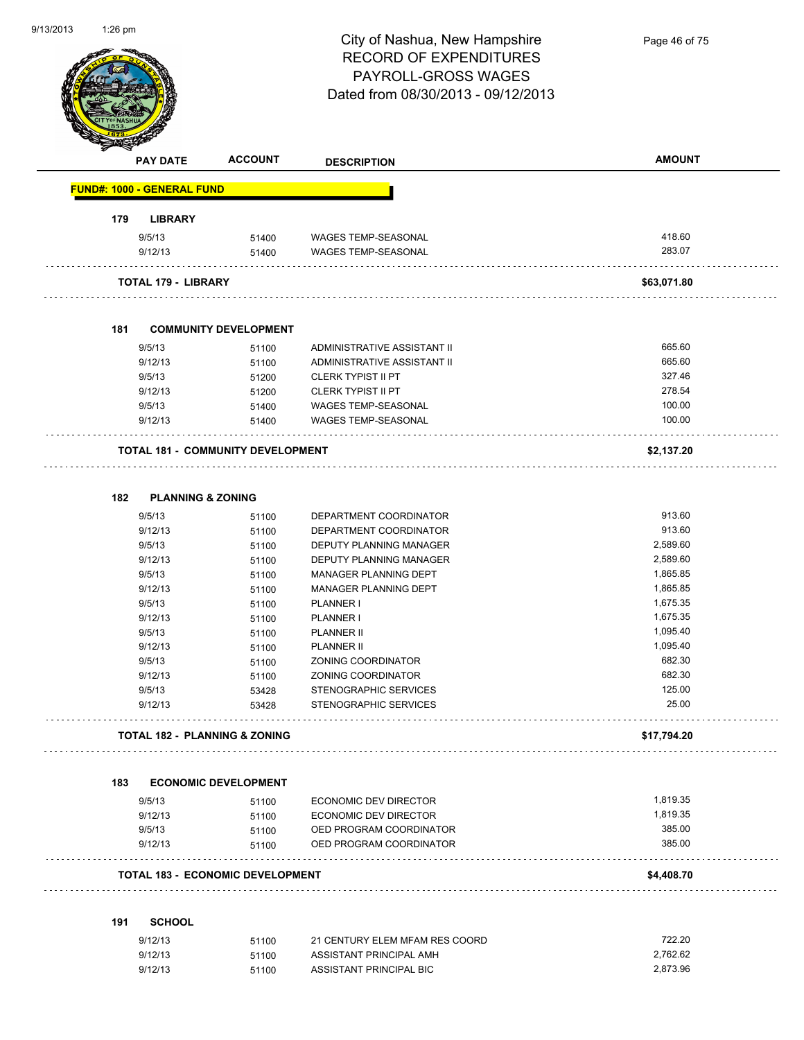# City of Nashua, New Hampshire
## RECORD OF EXPENDITURES
## PAYROLL-GROSS WAGES
## Dated from 08/30/2013 - 09/12/2013

| PAY DATE | ACCOUNT | DESCRIPTION | AMOUNT |
|---|---|---|---|
| **FUND#: 1000 - GENERAL FUND** | | | |
| **179 LIBRARY** | | | |
| 9/5/13 | 51400 | WAGES TEMP-SEASONAL | 418.60 |
| 9/12/13 | 51400 | WAGES TEMP-SEASONAL | 283.07 |
| **TOTAL 179 - LIBRARY** | | | **$63,071.80** |
| **181 COMMUNITY DEVELOPMENT** | | | |
| 9/5/13 | 51100 | ADMINISTRATIVE ASSISTANT II | 665.60 |
| 9/12/13 | 51100 | ADMINISTRATIVE ASSISTANT II | 665.60 |
| 9/5/13 | 51200 | CLERK TYPIST II PT | 327.46 |
| 9/12/13 | 51200 | CLERK TYPIST II PT | 278.54 |
| 9/5/13 | 51400 | WAGES TEMP-SEASONAL | 100.00 |
| 9/12/13 | 51400 | WAGES TEMP-SEASONAL | 100.00 |
| **TOTAL 181 - COMMUNITY DEVELOPMENT** | | | **$2,137.20** |
| **182 PLANNING & ZONING** | | | |
| 9/5/13 | 51100 | DEPARTMENT COORDINATOR | 913.60 |
| 9/12/13 | 51100 | DEPARTMENT COORDINATOR | 913.60 |
| 9/5/13 | 51100 | DEPUTY PLANNING MANAGER | 2,589.60 |
| 9/12/13 | 51100 | DEPUTY PLANNING MANAGER | 2,589.60 |
| 9/5/13 | 51100 | MANAGER PLANNING DEPT | 1,865.85 |
| 9/12/13 | 51100 | MANAGER PLANNING DEPT | 1,865.85 |
| 9/5/13 | 51100 | PLANNER I | 1,675.35 |
| 9/12/13 | 51100 | PLANNER I | 1,675.35 |
| 9/5/13 | 51100 | PLANNER II | 1,095.40 |
| 9/12/13 | 51100 | PLANNER II | 1,095.40 |
| 9/5/13 | 51100 | ZONING COORDINATOR | 682.30 |
| 9/12/13 | 51100 | ZONING COORDINATOR | 682.30 |
| 9/5/13 | 53428 | STENOGRAPHIC SERVICES | 125.00 |
| 9/12/13 | 53428 | STENOGRAPHIC SERVICES | 25.00 |
| **TOTAL 182 - PLANNING & ZONING** | | | **$17,794.20** |
| **183 ECONOMIC DEVELOPMENT** | | | |
| 9/5/13 | 51100 | ECONOMIC DEV DIRECTOR | 1,819.35 |
| 9/12/13 | 51100 | ECONOMIC DEV DIRECTOR | 1,819.35 |
| 9/5/13 | 51100 | OED PROGRAM COORDINATOR | 385.00 |
| 9/12/13 | 51100 | OED PROGRAM COORDINATOR | 385.00 |
| **TOTAL 183 - ECONOMIC DEVELOPMENT** | | | **$4,408.70** |
| **191 SCHOOL** | | | |
| 9/12/13 | 51100 | 21 CENTURY ELEM MFAM RES COORD | 722.20 |
| 9/12/13 | 51100 | ASSISTANT PRINCIPAL AMH | 2,762.62 |
| 9/12/13 | 51100 | ASSISTANT PRINCIPAL BIC | 2,873.96 |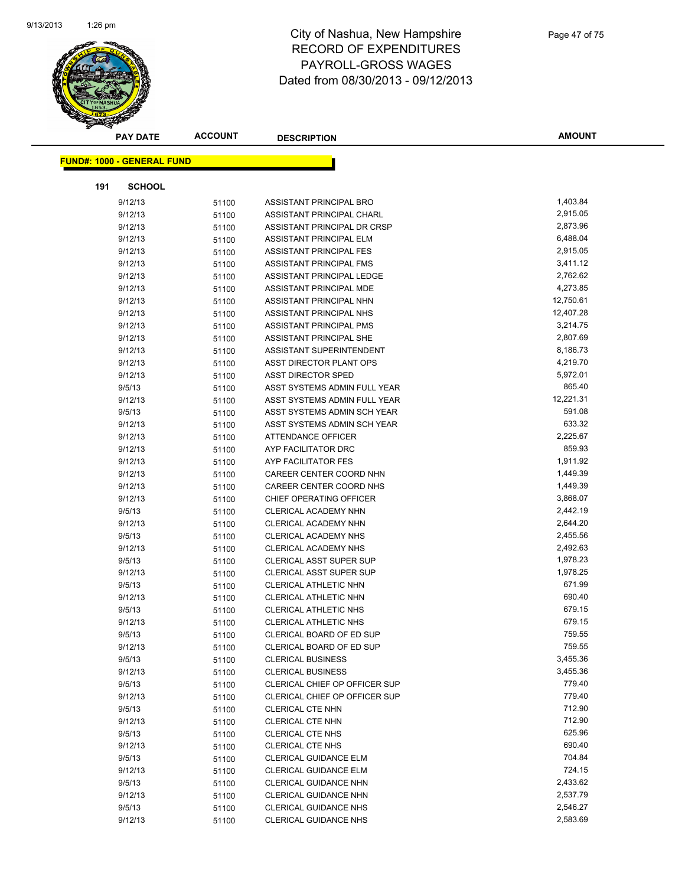# City of Nashua, New Hampshire
## RECORD OF EXPENDITURES
## PAYROLL-GROSS WAGES
## Dated from 08/30/2013 - 09/12/2013

**FUND#: 1000 - GENERAL FUND**

**191 SCHOOL**

| PAY DATE | ACCOUNT | DESCRIPTION | AMOUNT |
|---|---|---|---|
| 9/12/13 | 51100 | ASSISTANT PRINCIPAL BRO | 1,403.84 |
| 9/12/13 | 51100 | ASSISTANT PRINCIPAL CHARL | 2,915.05 |
| 9/12/13 | 51100 | ASSISTANT PRINCIPAL DR CRSP | 2,873.96 |
| 9/12/13 | 51100 | ASSISTANT PRINCIPAL ELM | 6,488.04 |
| 9/12/13 | 51100 | ASSISTANT PRINCIPAL FES | 2,915.05 |
| 9/12/13 | 51100 | ASSISTANT PRINCIPAL FMS | 3,411.12 |
| 9/12/13 | 51100 | ASSISTANT PRINCIPAL LEDGE | 2,762.62 |
| 9/12/13 | 51100 | ASSISTANT PRINCIPAL MDE | 4,273.85 |
| 9/12/13 | 51100 | ASSISTANT PRINCIPAL NHN | 12,750.61 |
| 9/12/13 | 51100 | ASSISTANT PRINCIPAL NHS | 12,407.28 |
| 9/12/13 | 51100 | ASSISTANT PRINCIPAL PMS | 3,214.75 |
| 9/12/13 | 51100 | ASSISTANT PRINCIPAL SHE | 2,807.69 |
| 9/12/13 | 51100 | ASSISTANT SUPERINTENDENT | 8,186.73 |
| 9/12/13 | 51100 | ASST DIRECTOR PLANT OPS | 4,219.70 |
| 9/12/13 | 51100 | ASST DIRECTOR SPED | 5,972.01 |
| 9/5/13 | 51100 | ASST SYSTEMS ADMIN FULL YEAR | 865.40 |
| 9/12/13 | 51100 | ASST SYSTEMS ADMIN FULL YEAR | 12,221.31 |
| 9/5/13 | 51100 | ASST SYSTEMS ADMIN SCH YEAR | 591.08 |
| 9/12/13 | 51100 | ASST SYSTEMS ADMIN SCH YEAR | 633.32 |
| 9/12/13 | 51100 | ATTENDANCE OFFICER | 2,225.67 |
| 9/12/13 | 51100 | AYP FACILITATOR DRC | 859.93 |
| 9/12/13 | 51100 | AYP FACILITATOR FES | 1,911.92 |
| 9/12/13 | 51100 | CAREER CENTER COORD NHN | 1,449.39 |
| 9/12/13 | 51100 | CAREER CENTER COORD NHS | 1,449.39 |
| 9/12/13 | 51100 | CHIEF OPERATING OFFICER | 3,868.07 |
| 9/5/13 | 51100 | CLERICAL ACADEMY NHN | 2,442.19 |
| 9/12/13 | 51100 | CLERICAL ACADEMY NHN | 2,644.20 |
| 9/5/13 | 51100 | CLERICAL ACADEMY NHS | 2,455.56 |
| 9/12/13 | 51100 | CLERICAL ACADEMY NHS | 2,492.63 |
| 9/5/13 | 51100 | CLERICAL ASST SUPER SUP | 1,978.23 |
| 9/12/13 | 51100 | CLERICAL ASST SUPER SUP | 1,978.25 |
| 9/5/13 | 51100 | CLERICAL ATHLETIC NHN | 671.99 |
| 9/12/13 | 51100 | CLERICAL ATHLETIC NHN | 690.40 |
| 9/5/13 | 51100 | CLERICAL ATHLETIC NHS | 679.15 |
| 9/12/13 | 51100 | CLERICAL ATHLETIC NHS | 679.15 |
| 9/5/13 | 51100 | CLERICAL BOARD OF ED SUP | 759.55 |
| 9/12/13 | 51100 | CLERICAL BOARD OF ED SUP | 759.55 |
| 9/5/13 | 51100 | CLERICAL BUSINESS | 3,455.36 |
| 9/12/13 | 51100 | CLERICAL BUSINESS | 3,455.36 |
| 9/5/13 | 51100 | CLERICAL CHIEF OP OFFICER SUP | 779.40 |
| 9/12/13 | 51100 | CLERICAL CHIEF OP OFFICER SUP | 779.40 |
| 9/5/13 | 51100 | CLERICAL CTE NHN | 712.90 |
| 9/12/13 | 51100 | CLERICAL CTE NHN | 712.90 |
| 9/5/13 | 51100 | CLERICAL CTE NHS | 625.96 |
| 9/12/13 | 51100 | CLERICAL CTE NHS | 690.40 |
| 9/5/13 | 51100 | CLERICAL GUIDANCE ELM | 704.84 |
| 9/12/13 | 51100 | CLERICAL GUIDANCE ELM | 724.15 |
| 9/5/13 | 51100 | CLERICAL GUIDANCE NHN | 2,433.62 |
| 9/12/13 | 51100 | CLERICAL GUIDANCE NHN | 2,537.79 |
| 9/5/13 | 51100 | CLERICAL GUIDANCE NHS | 2,546.27 |
| 9/12/13 | 51100 | CLERICAL GUIDANCE NHS | 2,583.69 |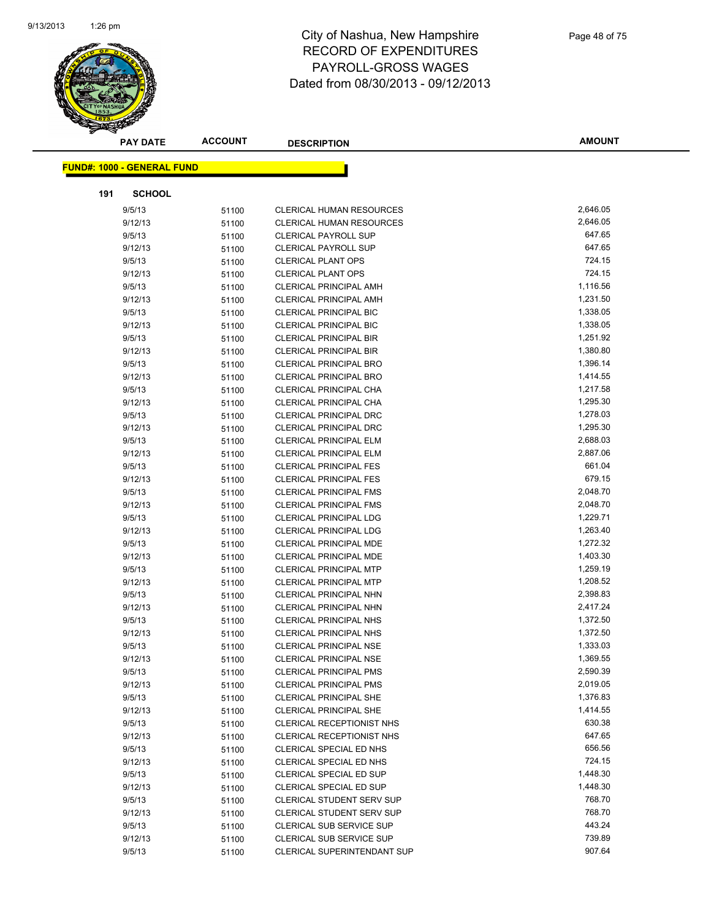# City of Nashua, New Hampshire
## RECORD OF EXPENDITURES
## PAYROLL-GROSS WAGES
## Dated from 08/30/2013 - 09/12/2013

| PAY DATE | ACCOUNT | DESCRIPTION | AMOUNT |
|---|---|---|---|

**FUND#: 1000 - GENERAL FUND**

**191 SCHOOL**

| PAY DATE | ACCOUNT | DESCRIPTION | AMOUNT |
|---|---|---|---|
| 9/5/13 | 51100 | CLERICAL HUMAN RESOURCES | 2,646.05 |
| 9/12/13 | 51100 | CLERICAL HUMAN RESOURCES | 2,646.05 |
| 9/5/13 | 51100 | CLERICAL PAYROLL SUP | 647.65 |
| 9/12/13 | 51100 | CLERICAL PAYROLL SUP | 647.65 |
| 9/5/13 | 51100 | CLERICAL PLANT OPS | 724.15 |
| 9/12/13 | 51100 | CLERICAL PLANT OPS | 724.15 |
| 9/5/13 | 51100 | CLERICAL PRINCIPAL AMH | 1,116.56 |
| 9/12/13 | 51100 | CLERICAL PRINCIPAL AMH | 1,231.50 |
| 9/5/13 | 51100 | CLERICAL PRINCIPAL BIC | 1,338.05 |
| 9/12/13 | 51100 | CLERICAL PRINCIPAL BIC | 1,338.05 |
| 9/5/13 | 51100 | CLERICAL PRINCIPAL BIR | 1,251.92 |
| 9/12/13 | 51100 | CLERICAL PRINCIPAL BIR | 1,380.80 |
| 9/5/13 | 51100 | CLERICAL PRINCIPAL BRO | 1,396.14 |
| 9/12/13 | 51100 | CLERICAL PRINCIPAL BRO | 1,414.55 |
| 9/5/13 | 51100 | CLERICAL PRINCIPAL CHA | 1,217.58 |
| 9/12/13 | 51100 | CLERICAL PRINCIPAL CHA | 1,295.30 |
| 9/5/13 | 51100 | CLERICAL PRINCIPAL DRC | 1,278.03 |
| 9/12/13 | 51100 | CLERICAL PRINCIPAL DRC | 1,295.30 |
| 9/5/13 | 51100 | CLERICAL PRINCIPAL ELM | 2,688.03 |
| 9/12/13 | 51100 | CLERICAL PRINCIPAL ELM | 2,887.06 |
| 9/5/13 | 51100 | CLERICAL PRINCIPAL FES | 661.04 |
| 9/12/13 | 51100 | CLERICAL PRINCIPAL FES | 679.15 |
| 9/5/13 | 51100 | CLERICAL PRINCIPAL FMS | 2,048.70 |
| 9/12/13 | 51100 | CLERICAL PRINCIPAL FMS | 2,048.70 |
| 9/5/13 | 51100 | CLERICAL PRINCIPAL LDG | 1,229.71 |
| 9/12/13 | 51100 | CLERICAL PRINCIPAL LDG | 1,263.40 |
| 9/5/13 | 51100 | CLERICAL PRINCIPAL MDE | 1,272.32 |
| 9/12/13 | 51100 | CLERICAL PRINCIPAL MDE | 1,403.30 |
| 9/5/13 | 51100 | CLERICAL PRINCIPAL MTP | 1,259.19 |
| 9/12/13 | 51100 | CLERICAL PRINCIPAL MTP | 1,208.52 |
| 9/5/13 | 51100 | CLERICAL PRINCIPAL NHN | 2,398.83 |
| 9/12/13 | 51100 | CLERICAL PRINCIPAL NHN | 2,417.24 |
| 9/5/13 | 51100 | CLERICAL PRINCIPAL NHS | 1,372.50 |
| 9/12/13 | 51100 | CLERICAL PRINCIPAL NHS | 1,372.50 |
| 9/5/13 | 51100 | CLERICAL PRINCIPAL NSE | 1,333.03 |
| 9/12/13 | 51100 | CLERICAL PRINCIPAL NSE | 1,369.55 |
| 9/5/13 | 51100 | CLERICAL PRINCIPAL PMS | 2,590.39 |
| 9/12/13 | 51100 | CLERICAL PRINCIPAL PMS | 2,019.05 |
| 9/5/13 | 51100 | CLERICAL PRINCIPAL SHE | 1,376.83 |
| 9/12/13 | 51100 | CLERICAL PRINCIPAL SHE | 1,414.55 |
| 9/5/13 | 51100 | CLERICAL RECEPTIONIST NHS | 630.38 |
| 9/12/13 | 51100 | CLERICAL RECEPTIONIST NHS | 647.65 |
| 9/5/13 | 51100 | CLERICAL SPECIAL ED NHS | 656.56 |
| 9/12/13 | 51100 | CLERICAL SPECIAL ED NHS | 724.15 |
| 9/5/13 | 51100 | CLERICAL SPECIAL ED SUP | 1,448.30 |
| 9/12/13 | 51100 | CLERICAL SPECIAL ED SUP | 1,448.30 |
| 9/5/13 | 51100 | CLERICAL STUDENT SERV SUP | 768.70 |
| 9/12/13 | 51100 | CLERICAL STUDENT SERV SUP | 768.70 |
| 9/5/13 | 51100 | CLERICAL SUB SERVICE SUP | 443.24 |
| 9/12/13 | 51100 | CLERICAL SUB SERVICE SUP | 739.89 |
| 9/5/13 | 51100 | CLERICAL SUPERINTENDANT SUP | 907.64 |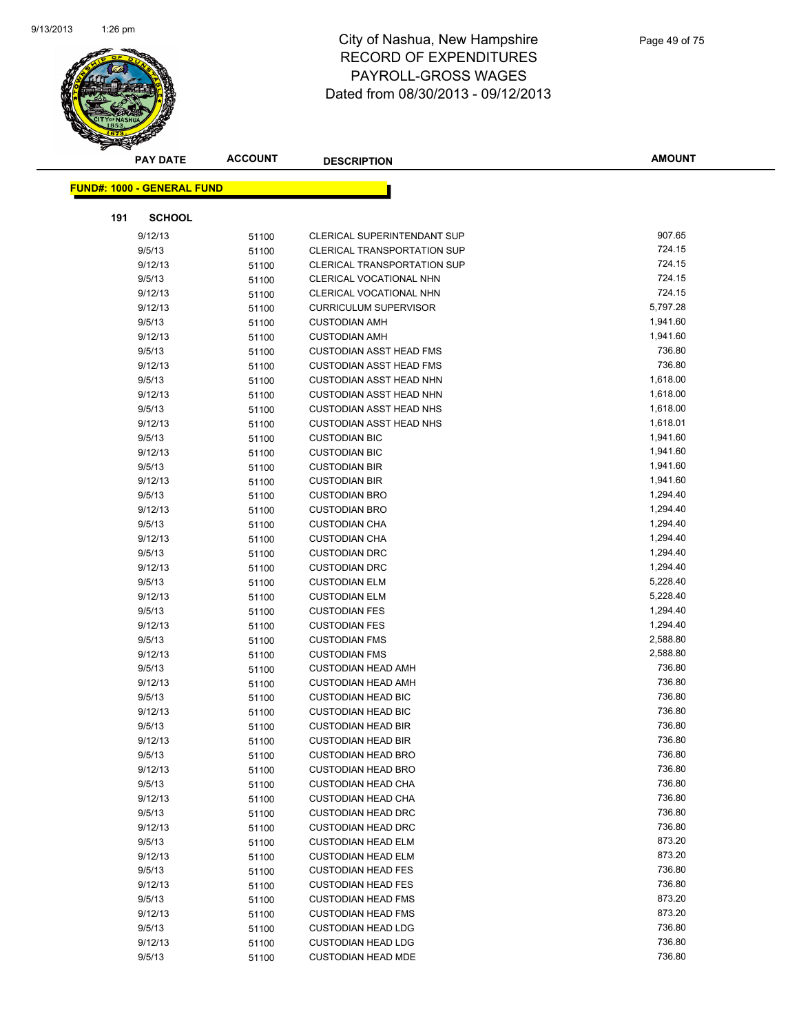# City of Nashua, New Hampshire
## RECORD OF EXPENDITURES
## PAYROLL-GROSS WAGES
## Dated from 08/30/2013 - 09/12/2013

**FUND#: 1000 - GENERAL FUND**

**191 SCHOOL**

| PAY DATE | ACCOUNT | DESCRIPTION | AMOUNT |
|---|---|---|---|
| 9/12/13 | 51100 | CLERICAL SUPERINTENDANT SUP | 907.65 |
| 9/5/13 | 51100 | CLERICAL TRANSPORTATION SUP | 724.15 |
| 9/12/13 | 51100 | CLERICAL TRANSPORTATION SUP | 724.15 |
| 9/5/13 | 51100 | CLERICAL VOCATIONAL NHN | 724.15 |
| 9/12/13 | 51100 | CLERICAL VOCATIONAL NHN | 724.15 |
| 9/12/13 | 51100 | CURRICULUM SUPERVISOR | 5,797.28 |
| 9/5/13 | 51100 | CUSTODIAN AMH | 1,941.60 |
| 9/12/13 | 51100 | CUSTODIAN AMH | 1,941.60 |
| 9/5/13 | 51100 | CUSTODIAN ASST HEAD FMS | 736.80 |
| 9/12/13 | 51100 | CUSTODIAN ASST HEAD FMS | 736.80 |
| 9/5/13 | 51100 | CUSTODIAN ASST HEAD NHN | 1,618.00 |
| 9/12/13 | 51100 | CUSTODIAN ASST HEAD NHN | 1,618.00 |
| 9/5/13 | 51100 | CUSTODIAN ASST HEAD NHS | 1,618.00 |
| 9/12/13 | 51100 | CUSTODIAN ASST HEAD NHS | 1,618.01 |
| 9/5/13 | 51100 | CUSTODIAN BIC | 1,941.60 |
| 9/12/13 | 51100 | CUSTODIAN BIC | 1,941.60 |
| 9/5/13 | 51100 | CUSTODIAN BIR | 1,941.60 |
| 9/12/13 | 51100 | CUSTODIAN BIR | 1,941.60 |
| 9/5/13 | 51100 | CUSTODIAN BRO | 1,294.40 |
| 9/12/13 | 51100 | CUSTODIAN BRO | 1,294.40 |
| 9/5/13 | 51100 | CUSTODIAN CHA | 1,294.40 |
| 9/12/13 | 51100 | CUSTODIAN CHA | 1,294.40 |
| 9/5/13 | 51100 | CUSTODIAN DRC | 1,294.40 |
| 9/12/13 | 51100 | CUSTODIAN DRC | 1,294.40 |
| 9/5/13 | 51100 | CUSTODIAN ELM | 5,228.40 |
| 9/12/13 | 51100 | CUSTODIAN ELM | 5,228.40 |
| 9/5/13 | 51100 | CUSTODIAN FES | 1,294.40 |
| 9/12/13 | 51100 | CUSTODIAN FES | 1,294.40 |
| 9/5/13 | 51100 | CUSTODIAN FMS | 2,588.80 |
| 9/12/13 | 51100 | CUSTODIAN FMS | 2,588.80 |
| 9/5/13 | 51100 | CUSTODIAN HEAD AMH | 736.80 |
| 9/12/13 | 51100 | CUSTODIAN HEAD AMH | 736.80 |
| 9/5/13 | 51100 | CUSTODIAN HEAD BIC | 736.80 |
| 9/12/13 | 51100 | CUSTODIAN HEAD BIC | 736.80 |
| 9/5/13 | 51100 | CUSTODIAN HEAD BIR | 736.80 |
| 9/12/13 | 51100 | CUSTODIAN HEAD BIR | 736.80 |
| 9/5/13 | 51100 | CUSTODIAN HEAD BRO | 736.80 |
| 9/12/13 | 51100 | CUSTODIAN HEAD BRO | 736.80 |
| 9/5/13 | 51100 | CUSTODIAN HEAD CHA | 736.80 |
| 9/12/13 | 51100 | CUSTODIAN HEAD CHA | 736.80 |
| 9/5/13 | 51100 | CUSTODIAN HEAD DRC | 736.80 |
| 9/12/13 | 51100 | CUSTODIAN HEAD DRC | 736.80 |
| 9/5/13 | 51100 | CUSTODIAN HEAD ELM | 873.20 |
| 9/12/13 | 51100 | CUSTODIAN HEAD ELM | 873.20 |
| 9/5/13 | 51100 | CUSTODIAN HEAD FES | 736.80 |
| 9/12/13 | 51100 | CUSTODIAN HEAD FES | 736.80 |
| 9/5/13 | 51100 | CUSTODIAN HEAD FMS | 873.20 |
| 9/12/13 | 51100 | CUSTODIAN HEAD FMS | 873.20 |
| 9/5/13 | 51100 | CUSTODIAN HEAD LDG | 736.80 |
| 9/12/13 | 51100 | CUSTODIAN HEAD LDG | 736.80 |
| 9/5/13 | 51100 | CUSTODIAN HEAD MDE | 736.80 |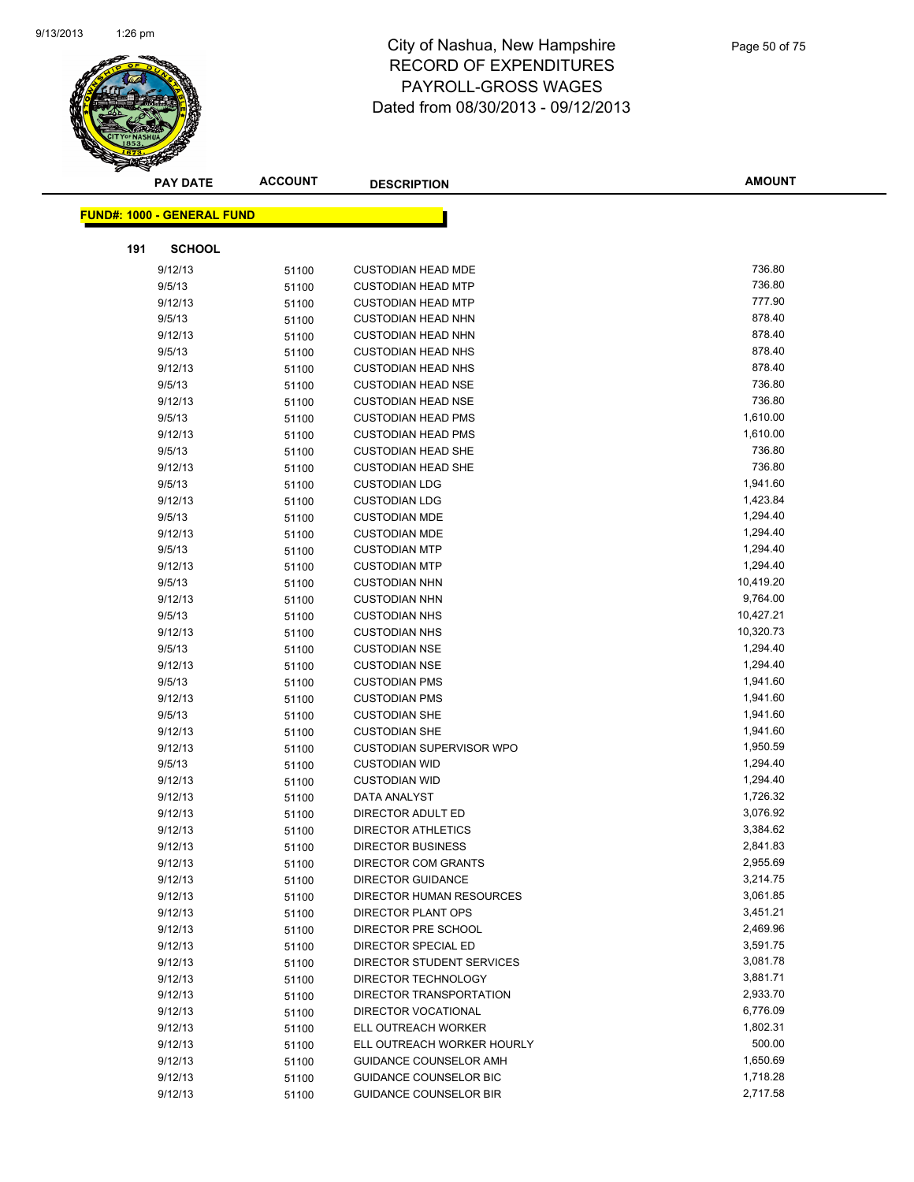# City of Nashua, New Hampshire
# RECORD OF EXPENDITURES
# PAYROLL-GROSS WAGES
# Dated from 08/30/2013 - 09/12/2013

| PAY DATE | ACCOUNT | DESCRIPTION | AMOUNT |
|---|---|---|---|

**FUND#: 1000 - GENERAL FUND**

**191 SCHOOL**

| PAY DATE | ACCOUNT | DESCRIPTION | AMOUNT |
|---|---|---|---|
| 9/12/13 | 51100 | CUSTODIAN HEAD MDE | 736.80 |
| 9/5/13 | 51100 | CUSTODIAN HEAD MTP | 736.80 |
| 9/12/13 | 51100 | CUSTODIAN HEAD MTP | 777.90 |
| 9/5/13 | 51100 | CUSTODIAN HEAD NHN | 878.40 |
| 9/12/13 | 51100 | CUSTODIAN HEAD NHN | 878.40 |
| 9/5/13 | 51100 | CUSTODIAN HEAD NHS | 878.40 |
| 9/12/13 | 51100 | CUSTODIAN HEAD NHS | 878.40 |
| 9/5/13 | 51100 | CUSTODIAN HEAD NSE | 736.80 |
| 9/12/13 | 51100 | CUSTODIAN HEAD NSE | 736.80 |
| 9/5/13 | 51100 | CUSTODIAN HEAD PMS | 1,610.00 |
| 9/12/13 | 51100 | CUSTODIAN HEAD PMS | 1,610.00 |
| 9/5/13 | 51100 | CUSTODIAN HEAD SHE | 736.80 |
| 9/12/13 | 51100 | CUSTODIAN HEAD SHE | 736.80 |
| 9/5/13 | 51100 | CUSTODIAN LDG | 1,941.60 |
| 9/12/13 | 51100 | CUSTODIAN LDG | 1,423.84 |
| 9/5/13 | 51100 | CUSTODIAN MDE | 1,294.40 |
| 9/12/13 | 51100 | CUSTODIAN MDE | 1,294.40 |
| 9/5/13 | 51100 | CUSTODIAN MTP | 1,294.40 |
| 9/12/13 | 51100 | CUSTODIAN MTP | 1,294.40 |
| 9/5/13 | 51100 | CUSTODIAN NHN | 10,419.20 |
| 9/12/13 | 51100 | CUSTODIAN NHN | 9,764.00 |
| 9/5/13 | 51100 | CUSTODIAN NHS | 10,427.21 |
| 9/12/13 | 51100 | CUSTODIAN NHS | 10,320.73 |
| 9/5/13 | 51100 | CUSTODIAN NSE | 1,294.40 |
| 9/12/13 | 51100 | CUSTODIAN NSE | 1,294.40 |
| 9/5/13 | 51100 | CUSTODIAN PMS | 1,941.60 |
| 9/12/13 | 51100 | CUSTODIAN PMS | 1,941.60 |
| 9/5/13 | 51100 | CUSTODIAN SHE | 1,941.60 |
| 9/12/13 | 51100 | CUSTODIAN SHE | 1,941.60 |
| 9/12/13 | 51100 | CUSTODIAN SUPERVISOR WPO | 1,950.59 |
| 9/5/13 | 51100 | CUSTODIAN WID | 1,294.40 |
| 9/12/13 | 51100 | CUSTODIAN WID | 1,294.40 |
| 9/12/13 | 51100 | DATA ANALYST | 1,726.32 |
| 9/12/13 | 51100 | DIRECTOR ADULT ED | 3,076.92 |
| 9/12/13 | 51100 | DIRECTOR ATHLETICS | 3,384.62 |
| 9/12/13 | 51100 | DIRECTOR BUSINESS | 2,841.83 |
| 9/12/13 | 51100 | DIRECTOR COM GRANTS | 2,955.69 |
| 9/12/13 | 51100 | DIRECTOR GUIDANCE | 3,214.75 |
| 9/12/13 | 51100 | DIRECTOR HUMAN RESOURCES | 3,061.85 |
| 9/12/13 | 51100 | DIRECTOR PLANT OPS | 3,451.21 |
| 9/12/13 | 51100 | DIRECTOR PRE SCHOOL | 2,469.96 |
| 9/12/13 | 51100 | DIRECTOR SPECIAL ED | 3,591.75 |
| 9/12/13 | 51100 | DIRECTOR STUDENT SERVICES | 3,081.78 |
| 9/12/13 | 51100 | DIRECTOR TECHNOLOGY | 3,881.71 |
| 9/12/13 | 51100 | DIRECTOR TRANSPORTATION | 2,933.70 |
| 9/12/13 | 51100 | DIRECTOR VOCATIONAL | 6,776.09 |
| 9/12/13 | 51100 | ELL OUTREACH WORKER | 1,802.31 |
| 9/12/13 | 51100 | ELL OUTREACH WORKER HOURLY | 500.00 |
| 9/12/13 | 51100 | GUIDANCE COUNSELOR AMH | 1,650.69 |
| 9/12/13 | 51100 | GUIDANCE COUNSELOR BIC | 1,718.28 |
| 9/12/13 | 51100 | GUIDANCE COUNSELOR BIR | 2,717.58 |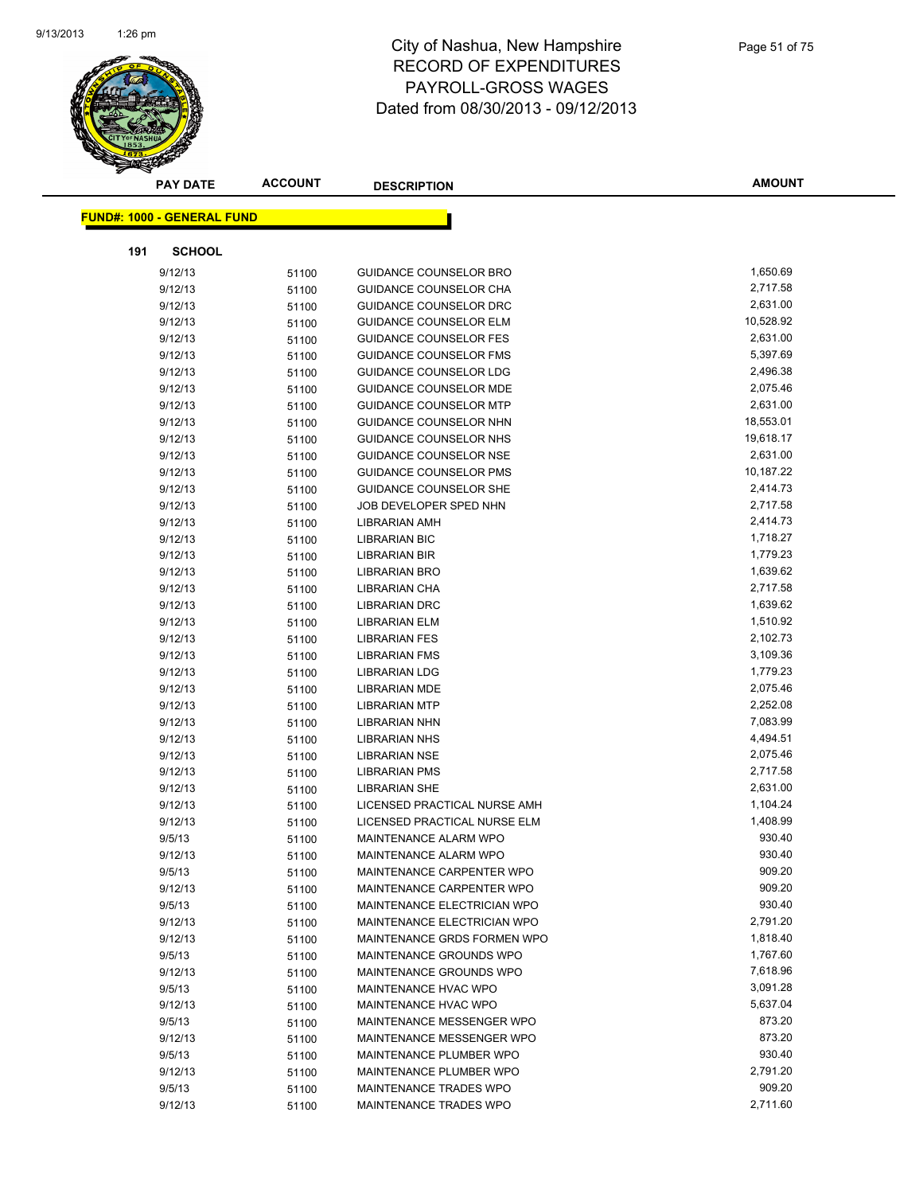# City of Nashua, New Hampshire
# RECORD OF EXPENDITURES
# PAYROLL-GROSS WAGES
# Dated from 08/30/2013 - 09/12/2013

**FUND#: 1000 - GENERAL FUND**

**191 SCHOOL**

| PAY DATE | ACCOUNT | DESCRIPTION | AMOUNT |
|---|---|---|---|
| 9/12/13 | 51100 | GUIDANCE COUNSELOR BRO | 1,650.69 |
| 9/12/13 | 51100 | GUIDANCE COUNSELOR CHA | 2,717.58 |
| 9/12/13 | 51100 | GUIDANCE COUNSELOR DRC | 2,631.00 |
| 9/12/13 | 51100 | GUIDANCE COUNSELOR ELM | 10,528.92 |
| 9/12/13 | 51100 | GUIDANCE COUNSELOR FES | 2,631.00 |
| 9/12/13 | 51100 | GUIDANCE COUNSELOR FMS | 5,397.69 |
| 9/12/13 | 51100 | GUIDANCE COUNSELOR LDG | 2,496.38 |
| 9/12/13 | 51100 | GUIDANCE COUNSELOR MDE | 2,075.46 |
| 9/12/13 | 51100 | GUIDANCE COUNSELOR MTP | 2,631.00 |
| 9/12/13 | 51100 | GUIDANCE COUNSELOR NHN | 18,553.01 |
| 9/12/13 | 51100 | GUIDANCE COUNSELOR NHS | 19,618.17 |
| 9/12/13 | 51100 | GUIDANCE COUNSELOR NSE | 2,631.00 |
| 9/12/13 | 51100 | GUIDANCE COUNSELOR PMS | 10,187.22 |
| 9/12/13 | 51100 | GUIDANCE COUNSELOR SHE | 2,414.73 |
| 9/12/13 | 51100 | JOB DEVELOPER SPED NHN | 2,717.58 |
| 9/12/13 | 51100 | LIBRARIAN AMH | 2,414.73 |
| 9/12/13 | 51100 | LIBRARIAN BIC | 1,718.27 |
| 9/12/13 | 51100 | LIBRARIAN BIR | 1,779.23 |
| 9/12/13 | 51100 | LIBRARIAN BRO | 1,639.62 |
| 9/12/13 | 51100 | LIBRARIAN CHA | 2,717.58 |
| 9/12/13 | 51100 | LIBRARIAN DRC | 1,639.62 |
| 9/12/13 | 51100 | LIBRARIAN ELM | 1,510.92 |
| 9/12/13 | 51100 | LIBRARIAN FES | 2,102.73 |
| 9/12/13 | 51100 | LIBRARIAN FMS | 3,109.36 |
| 9/12/13 | 51100 | LIBRARIAN LDG | 1,779.23 |
| 9/12/13 | 51100 | LIBRARIAN MDE | 2,075.46 |
| 9/12/13 | 51100 | LIBRARIAN MTP | 2,252.08 |
| 9/12/13 | 51100 | LIBRARIAN NHN | 7,083.99 |
| 9/12/13 | 51100 | LIBRARIAN NHS | 4,494.51 |
| 9/12/13 | 51100 | LIBRARIAN NSE | 2,075.46 |
| 9/12/13 | 51100 | LIBRARIAN PMS | 2,717.58 |
| 9/12/13 | 51100 | LIBRARIAN SHE | 2,631.00 |
| 9/12/13 | 51100 | LICENSED PRACTICAL NURSE AMH | 1,104.24 |
| 9/12/13 | 51100 | LICENSED PRACTICAL NURSE ELM | 1,408.99 |
| 9/5/13 | 51100 | MAINTENANCE ALARM WPO | 930.40 |
| 9/12/13 | 51100 | MAINTENANCE ALARM WPO | 930.40 |
| 9/5/13 | 51100 | MAINTENANCE CARPENTER WPO | 909.20 |
| 9/12/13 | 51100 | MAINTENANCE CARPENTER WPO | 909.20 |
| 9/5/13 | 51100 | MAINTENANCE ELECTRICIAN WPO | 930.40 |
| 9/12/13 | 51100 | MAINTENANCE ELECTRICIAN WPO | 2,791.20 |
| 9/12/13 | 51100 | MAINTENANCE GRDS FORMEN WPO | 1,818.40 |
| 9/5/13 | 51100 | MAINTENANCE GROUNDS WPO | 1,767.60 |
| 9/12/13 | 51100 | MAINTENANCE GROUNDS WPO | 7,618.96 |
| 9/5/13 | 51100 | MAINTENANCE HVAC WPO | 3,091.28 |
| 9/12/13 | 51100 | MAINTENANCE HVAC WPO | 5,637.04 |
| 9/5/13 | 51100 | MAINTENANCE MESSENGER WPO | 873.20 |
| 9/12/13 | 51100 | MAINTENANCE MESSENGER WPO | 873.20 |
| 9/5/13 | 51100 | MAINTENANCE PLUMBER WPO | 930.40 |
| 9/12/13 | 51100 | MAINTENANCE PLUMBER WPO | 2,791.20 |
| 9/5/13 | 51100 | MAINTENANCE TRADES WPO | 909.20 |
| 9/12/13 | 51100 | MAINTENANCE TRADES WPO | 2,711.60 |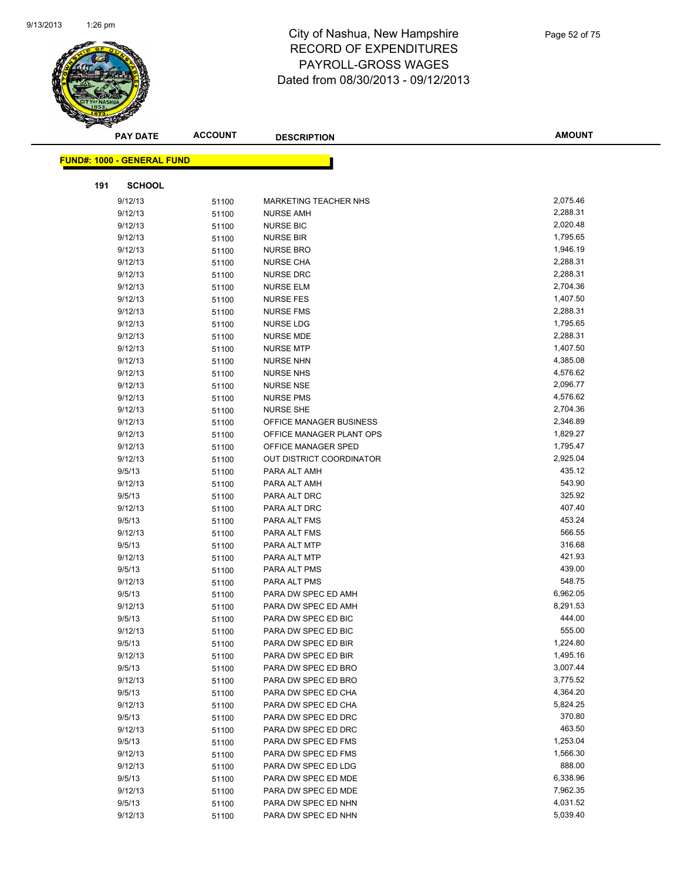# City of Nashua, New Hampshire
## RECORD OF EXPENDITURES
## PAYROLL-GROSS WAGES
### Dated from 08/30/2013 - 09/12/2013

**FUND#: 1000 - GENERAL FUND**

**191 SCHOOL**

| PAY DATE | ACCOUNT | DESCRIPTION | AMOUNT |
|---|---|---|---|
| 9/12/13 | 51100 | MARKETING TEACHER NHS | 2,075.46 |
| 9/12/13 | 51100 | NURSE AMH | 2,288.31 |
| 9/12/13 | 51100 | NURSE BIC | 2,020.48 |
| 9/12/13 | 51100 | NURSE BIR | 1,795.65 |
| 9/12/13 | 51100 | NURSE BRO | 1,946.19 |
| 9/12/13 | 51100 | NURSE CHA | 2,288.31 |
| 9/12/13 | 51100 | NURSE DRC | 2,288.31 |
| 9/12/13 | 51100 | NURSE ELM | 2,704.36 |
| 9/12/13 | 51100 | NURSE FES | 1,407.50 |
| 9/12/13 | 51100 | NURSE FMS | 2,288.31 |
| 9/12/13 | 51100 | NURSE LDG | 1,795.65 |
| 9/12/13 | 51100 | NURSE MDE | 2,288.31 |
| 9/12/13 | 51100 | NURSE MTP | 1,407.50 |
| 9/12/13 | 51100 | NURSE NHN | 4,385.08 |
| 9/12/13 | 51100 | NURSE NHS | 4,576.62 |
| 9/12/13 | 51100 | NURSE NSE | 2,096.77 |
| 9/12/13 | 51100 | NURSE PMS | 4,576.62 |
| 9/12/13 | 51100 | NURSE SHE | 2,704.36 |
| 9/12/13 | 51100 | OFFICE MANAGER BUSINESS | 2,346.89 |
| 9/12/13 | 51100 | OFFICE MANAGER PLANT OPS | 1,829.27 |
| 9/12/13 | 51100 | OFFICE MANAGER SPED | 1,795.47 |
| 9/12/13 | 51100 | OUT DISTRICT COORDINATOR | 2,925.04 |
| 9/5/13 | 51100 | PARA ALT AMH | 435.12 |
| 9/12/13 | 51100 | PARA ALT AMH | 543.90 |
| 9/5/13 | 51100 | PARA ALT DRC | 325.92 |
| 9/12/13 | 51100 | PARA ALT DRC | 407.40 |
| 9/5/13 | 51100 | PARA ALT FMS | 453.24 |
| 9/12/13 | 51100 | PARA ALT FMS | 566.55 |
| 9/5/13 | 51100 | PARA ALT MTP | 316.68 |
| 9/12/13 | 51100 | PARA ALT MTP | 421.93 |
| 9/5/13 | 51100 | PARA ALT PMS | 439.00 |
| 9/12/13 | 51100 | PARA ALT PMS | 548.75 |
| 9/5/13 | 51100 | PARA DW SPEC ED AMH | 6,962.05 |
| 9/12/13 | 51100 | PARA DW SPEC ED AMH | 8,291.53 |
| 9/5/13 | 51100 | PARA DW SPEC ED BIC | 444.00 |
| 9/12/13 | 51100 | PARA DW SPEC ED BIC | 555.00 |
| 9/5/13 | 51100 | PARA DW SPEC ED BIR | 1,224.80 |
| 9/12/13 | 51100 | PARA DW SPEC ED BIR | 1,495.16 |
| 9/5/13 | 51100 | PARA DW SPEC ED BRO | 3,007.44 |
| 9/12/13 | 51100 | PARA DW SPEC ED BRO | 3,775.52 |
| 9/5/13 | 51100 | PARA DW SPEC ED CHA | 4,364.20 |
| 9/12/13 | 51100 | PARA DW SPEC ED CHA | 5,824.25 |
| 9/5/13 | 51100 | PARA DW SPEC ED DRC | 370.80 |
| 9/12/13 | 51100 | PARA DW SPEC ED DRC | 463.50 |
| 9/5/13 | 51100 | PARA DW SPEC ED FMS | 1,253.04 |
| 9/12/13 | 51100 | PARA DW SPEC ED FMS | 1,566.30 |
| 9/12/13 | 51100 | PARA DW SPEC ED LDG | 888.00 |
| 9/5/13 | 51100 | PARA DW SPEC ED MDE | 6,338.96 |
| 9/12/13 | 51100 | PARA DW SPEC ED MDE | 7,962.35 |
| 9/5/13 | 51100 | PARA DW SPEC ED NHN | 4,031.52 |
| 9/12/13 | 51100 | PARA DW SPEC ED NHN | 5,039.40 |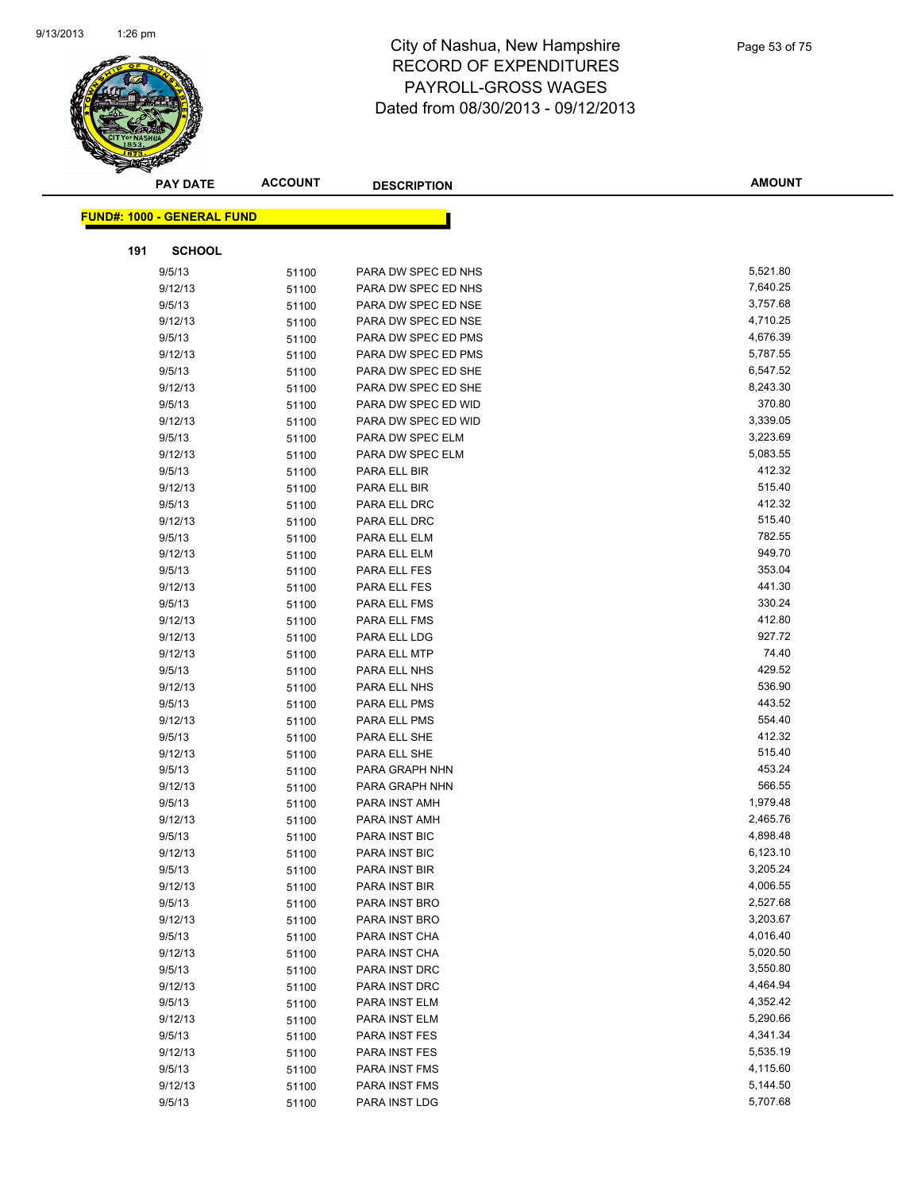# City of Nashua, New Hampshire
# RECORD OF EXPENDITURES
# PAYROLL-GROSS WAGES
# Dated from 08/30/2013 - 09/12/2013

**FUND#: 1000 - GENERAL FUND**

**191 SCHOOL**

| PAY DATE | ACCOUNT | DESCRIPTION | AMOUNT |
|---|---|---|---|
| 9/5/13 | 51100 | PARA DW SPEC ED NHS | 5,521.80 |
| 9/12/13 | 51100 | PARA DW SPEC ED NHS | 7,640.25 |
| 9/5/13 | 51100 | PARA DW SPEC ED NSE | 3,757.68 |
| 9/12/13 | 51100 | PARA DW SPEC ED NSE | 4,710.25 |
| 9/5/13 | 51100 | PARA DW SPEC ED PMS | 4,676.39 |
| 9/12/13 | 51100 | PARA DW SPEC ED PMS | 5,787.55 |
| 9/5/13 | 51100 | PARA DW SPEC ED SHE | 6,547.52 |
| 9/12/13 | 51100 | PARA DW SPEC ED SHE | 8,243.30 |
| 9/5/13 | 51100 | PARA DW SPEC ED WID | 370.80 |
| 9/12/13 | 51100 | PARA DW SPEC ED WID | 3,339.05 |
| 9/5/13 | 51100 | PARA DW SPEC ELM | 3,223.69 |
| 9/12/13 | 51100 | PARA DW SPEC ELM | 5,083.55 |
| 9/5/13 | 51100 | PARA ELL BIR | 412.32 |
| 9/12/13 | 51100 | PARA ELL BIR | 515.40 |
| 9/5/13 | 51100 | PARA ELL DRC | 412.32 |
| 9/12/13 | 51100 | PARA ELL DRC | 515.40 |
| 9/5/13 | 51100 | PARA ELL ELM | 782.55 |
| 9/12/13 | 51100 | PARA ELL ELM | 949.70 |
| 9/5/13 | 51100 | PARA ELL FES | 353.04 |
| 9/12/13 | 51100 | PARA ELL FES | 441.30 |
| 9/5/13 | 51100 | PARA ELL FMS | 330.24 |
| 9/12/13 | 51100 | PARA ELL FMS | 412.80 |
| 9/12/13 | 51100 | PARA ELL LDG | 927.72 |
| 9/12/13 | 51100 | PARA ELL MTP | 74.40 |
| 9/5/13 | 51100 | PARA ELL NHS | 429.52 |
| 9/12/13 | 51100 | PARA ELL NHS | 536.90 |
| 9/5/13 | 51100 | PARA ELL PMS | 443.52 |
| 9/12/13 | 51100 | PARA ELL PMS | 554.40 |
| 9/5/13 | 51100 | PARA ELL SHE | 412.32 |
| 9/12/13 | 51100 | PARA ELL SHE | 515.40 |
| 9/5/13 | 51100 | PARA GRAPH NHN | 453.24 |
| 9/12/13 | 51100 | PARA GRAPH NHN | 566.55 |
| 9/5/13 | 51100 | PARA INST AMH | 1,979.48 |
| 9/12/13 | 51100 | PARA INST AMH | 2,465.76 |
| 9/5/13 | 51100 | PARA INST BIC | 4,898.48 |
| 9/12/13 | 51100 | PARA INST BIC | 6,123.10 |
| 9/5/13 | 51100 | PARA INST BIR | 3,205.24 |
| 9/12/13 | 51100 | PARA INST BIR | 4,006.55 |
| 9/5/13 | 51100 | PARA INST BRO | 2,527.68 |
| 9/12/13 | 51100 | PARA INST BRO | 3,203.67 |
| 9/5/13 | 51100 | PARA INST CHA | 4,016.40 |
| 9/12/13 | 51100 | PARA INST CHA | 5,020.50 |
| 9/5/13 | 51100 | PARA INST DRC | 3,550.80 |
| 9/12/13 | 51100 | PARA INST DRC | 4,464.94 |
| 9/5/13 | 51100 | PARA INST ELM | 4,352.42 |
| 9/12/13 | 51100 | PARA INST ELM | 5,290.66 |
| 9/5/13 | 51100 | PARA INST FES | 4,341.34 |
| 9/12/13 | 51100 | PARA INST FES | 5,535.19 |
| 9/5/13 | 51100 | PARA INST FMS | 4,115.60 |
| 9/12/13 | 51100 | PARA INST FMS | 5,144.50 |
| 9/5/13 | 51100 | PARA INST LDG | 5,707.68 |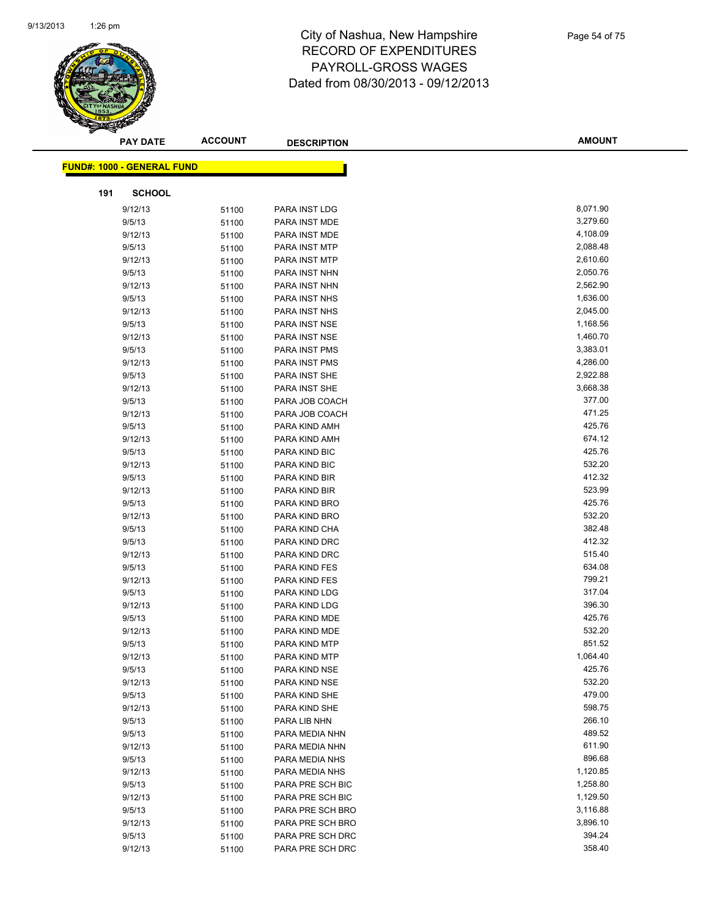# City of Nashua, New Hampshire
# RECORD OF EXPENDITURES
# PAYROLL-GROSS WAGES
# Dated from 08/30/2013 - 09/12/2013

**FUND#: 1000 - GENERAL FUND**

**191 SCHOOL**

| PAY DATE | ACCOUNT | DESCRIPTION | AMOUNT |
|---|---|---|---|
| 9/12/13 | 51100 | PARA INST LDG | 8,071.90 |
| 9/5/13 | 51100 | PARA INST MDE | 3,279.60 |
| 9/12/13 | 51100 | PARA INST MDE | 4,108.09 |
| 9/5/13 | 51100 | PARA INST MTP | 2,088.48 |
| 9/12/13 | 51100 | PARA INST MTP | 2,610.60 |
| 9/5/13 | 51100 | PARA INST NHN | 2,050.76 |
| 9/12/13 | 51100 | PARA INST NHN | 2,562.90 |
| 9/5/13 | 51100 | PARA INST NHS | 1,636.00 |
| 9/12/13 | 51100 | PARA INST NHS | 2,045.00 |
| 9/5/13 | 51100 | PARA INST NSE | 1,168.56 |
| 9/12/13 | 51100 | PARA INST NSE | 1,460.70 |
| 9/5/13 | 51100 | PARA INST PMS | 3,383.01 |
| 9/12/13 | 51100 | PARA INST PMS | 4,286.00 |
| 9/5/13 | 51100 | PARA INST SHE | 2,922.88 |
| 9/12/13 | 51100 | PARA INST SHE | 3,668.38 |
| 9/5/13 | 51100 | PARA JOB COACH | 377.00 |
| 9/12/13 | 51100 | PARA JOB COACH | 471.25 |
| 9/5/13 | 51100 | PARA KIND AMH | 425.76 |
| 9/12/13 | 51100 | PARA KIND AMH | 674.12 |
| 9/5/13 | 51100 | PARA KIND BIC | 425.76 |
| 9/12/13 | 51100 | PARA KIND BIC | 532.20 |
| 9/5/13 | 51100 | PARA KIND BIR | 412.32 |
| 9/12/13 | 51100 | PARA KIND BIR | 523.99 |
| 9/5/13 | 51100 | PARA KIND BRO | 425.76 |
| 9/12/13 | 51100 | PARA KIND BRO | 532.20 |
| 9/5/13 | 51100 | PARA KIND CHA | 382.48 |
| 9/5/13 | 51100 | PARA KIND DRC | 412.32 |
| 9/12/13 | 51100 | PARA KIND DRC | 515.40 |
| 9/5/13 | 51100 | PARA KIND FES | 634.08 |
| 9/12/13 | 51100 | PARA KIND FES | 799.21 |
| 9/5/13 | 51100 | PARA KIND LDG | 317.04 |
| 9/12/13 | 51100 | PARA KIND LDG | 396.30 |
| 9/5/13 | 51100 | PARA KIND MDE | 425.76 |
| 9/12/13 | 51100 | PARA KIND MDE | 532.20 |
| 9/5/13 | 51100 | PARA KIND MTP | 851.52 |
| 9/12/13 | 51100 | PARA KIND MTP | 1,064.40 |
| 9/5/13 | 51100 | PARA KIND NSE | 425.76 |
| 9/12/13 | 51100 | PARA KIND NSE | 532.20 |
| 9/5/13 | 51100 | PARA KIND SHE | 479.00 |
| 9/12/13 | 51100 | PARA KIND SHE | 598.75 |
| 9/5/13 | 51100 | PARA LIB NHN | 266.10 |
| 9/5/13 | 51100 | PARA MEDIA NHN | 489.52 |
| 9/12/13 | 51100 | PARA MEDIA NHN | 611.90 |
| 9/5/13 | 51100 | PARA MEDIA NHS | 896.68 |
| 9/12/13 | 51100 | PARA MEDIA NHS | 1,120.85 |
| 9/5/13 | 51100 | PARA PRE SCH BIC | 1,258.80 |
| 9/12/13 | 51100 | PARA PRE SCH BIC | 1,129.50 |
| 9/5/13 | 51100 | PARA PRE SCH BRO | 3,116.88 |
| 9/12/13 | 51100 | PARA PRE SCH BRO | 3,896.10 |
| 9/5/13 | 51100 | PARA PRE SCH DRC | 394.24 |
| 9/12/13 | 51100 | PARA PRE SCH DRC | 358.40 |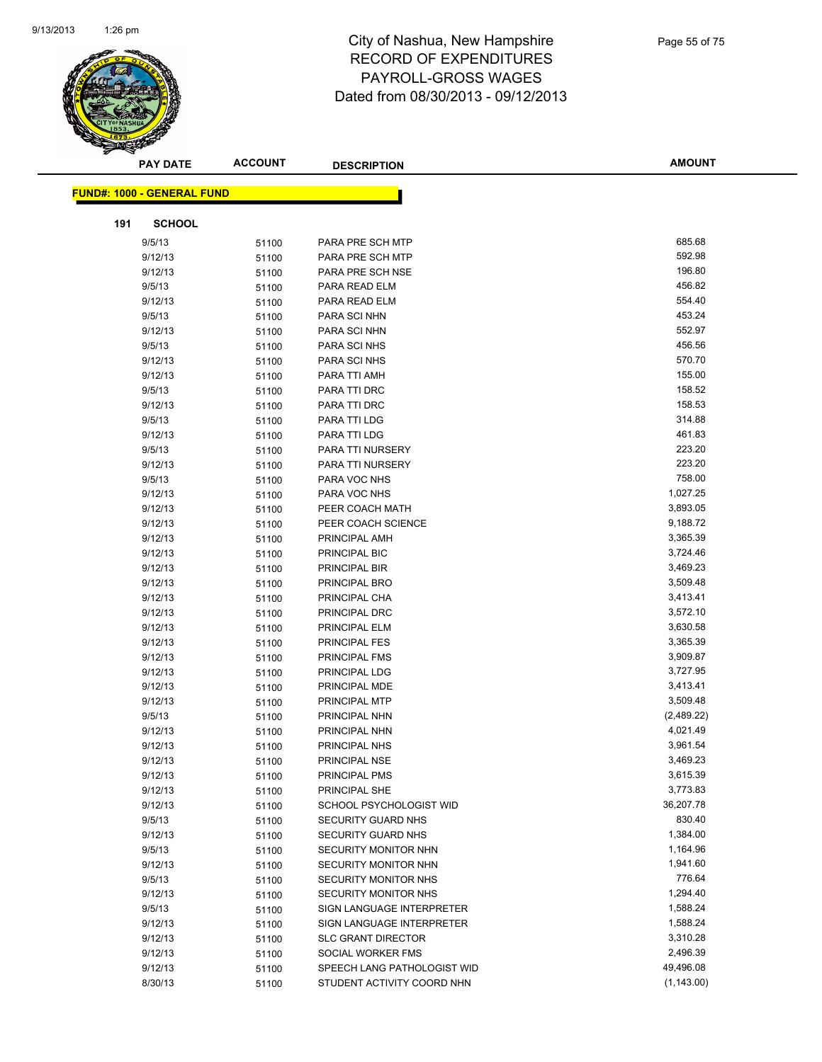# City of Nashua, New Hampshire
## RECORD OF EXPENDITURES
## PAYROLL-GROSS WAGES
## Dated from 08/30/2013 - 09/12/2013

**FUND#: 1000 - GENERAL FUND**

**191 SCHOOL**

| PAY DATE | ACCOUNT | DESCRIPTION | AMOUNT |
|---|---|---|---|
| 9/5/13 | 51100 | PARA PRE SCH MTP | 685.68 |
| 9/12/13 | 51100 | PARA PRE SCH MTP | 592.98 |
| 9/12/13 | 51100 | PARA PRE SCH NSE | 196.80 |
| 9/5/13 | 51100 | PARA READ ELM | 456.82 |
| 9/12/13 | 51100 | PARA READ ELM | 554.40 |
| 9/5/13 | 51100 | PARA SCI NHN | 453.24 |
| 9/12/13 | 51100 | PARA SCI NHN | 552.97 |
| 9/5/13 | 51100 | PARA SCI NHS | 456.56 |
| 9/12/13 | 51100 | PARA SCI NHS | 570.70 |
| 9/12/13 | 51100 | PARA TTI AMH | 155.00 |
| 9/5/13 | 51100 | PARA TTI DRC | 158.52 |
| 9/12/13 | 51100 | PARA TTI DRC | 158.53 |
| 9/5/13 | 51100 | PARA TTI LDG | 314.88 |
| 9/12/13 | 51100 | PARA TTI LDG | 461.83 |
| 9/5/13 | 51100 | PARA TTI NURSERY | 223.20 |
| 9/12/13 | 51100 | PARA TTI NURSERY | 223.20 |
| 9/5/13 | 51100 | PARA VOC NHS | 758.00 |
| 9/12/13 | 51100 | PARA VOC NHS | 1,027.25 |
| 9/12/13 | 51100 | PEER COACH MATH | 3,893.05 |
| 9/12/13 | 51100 | PEER COACH SCIENCE | 9,188.72 |
| 9/12/13 | 51100 | PRINCIPAL AMH | 3,365.39 |
| 9/12/13 | 51100 | PRINCIPAL BIC | 3,724.46 |
| 9/12/13 | 51100 | PRINCIPAL BIR | 3,469.23 |
| 9/12/13 | 51100 | PRINCIPAL BRO | 3,509.48 |
| 9/12/13 | 51100 | PRINCIPAL CHA | 3,413.41 |
| 9/12/13 | 51100 | PRINCIPAL DRC | 3,572.10 |
| 9/12/13 | 51100 | PRINCIPAL ELM | 3,630.58 |
| 9/12/13 | 51100 | PRINCIPAL FES | 3,365.39 |
| 9/12/13 | 51100 | PRINCIPAL FMS | 3,909.87 |
| 9/12/13 | 51100 | PRINCIPAL LDG | 3,727.95 |
| 9/12/13 | 51100 | PRINCIPAL MDE | 3,413.41 |
| 9/12/13 | 51100 | PRINCIPAL MTP | 3,509.48 |
| 9/5/13 | 51100 | PRINCIPAL NHN | (2,489.22) |
| 9/12/13 | 51100 | PRINCIPAL NHN | 4,021.49 |
| 9/12/13 | 51100 | PRINCIPAL NHS | 3,961.54 |
| 9/12/13 | 51100 | PRINCIPAL NSE | 3,469.23 |
| 9/12/13 | 51100 | PRINCIPAL PMS | 3,615.39 |
| 9/12/13 | 51100 | PRINCIPAL SHE | 3,773.83 |
| 9/12/13 | 51100 | SCHOOL PSYCHOLOGIST WID | 36,207.78 |
| 9/5/13 | 51100 | SECURITY GUARD NHS | 830.40 |
| 9/12/13 | 51100 | SECURITY GUARD NHS | 1,384.00 |
| 9/5/13 | 51100 | SECURITY MONITOR NHN | 1,164.96 |
| 9/12/13 | 51100 | SECURITY MONITOR NHN | 1,941.60 |
| 9/5/13 | 51100 | SECURITY MONITOR NHS | 776.64 |
| 9/12/13 | 51100 | SECURITY MONITOR NHS | 1,294.40 |
| 9/5/13 | 51100 | SIGN LANGUAGE INTERPRETER | 1,588.24 |
| 9/12/13 | 51100 | SIGN LANGUAGE INTERPRETER | 1,588.24 |
| 9/12/13 | 51100 | SLC GRANT DIRECTOR | 3,310.28 |
| 9/12/13 | 51100 | SOCIAL WORKER FMS | 2,496.39 |
| 9/12/13 | 51100 | SPEECH LANG PATHOLOGIST WID | 49,496.08 |
| 8/30/13 | 51100 | STUDENT ACTIVITY COORD NHN | (1,143.00) |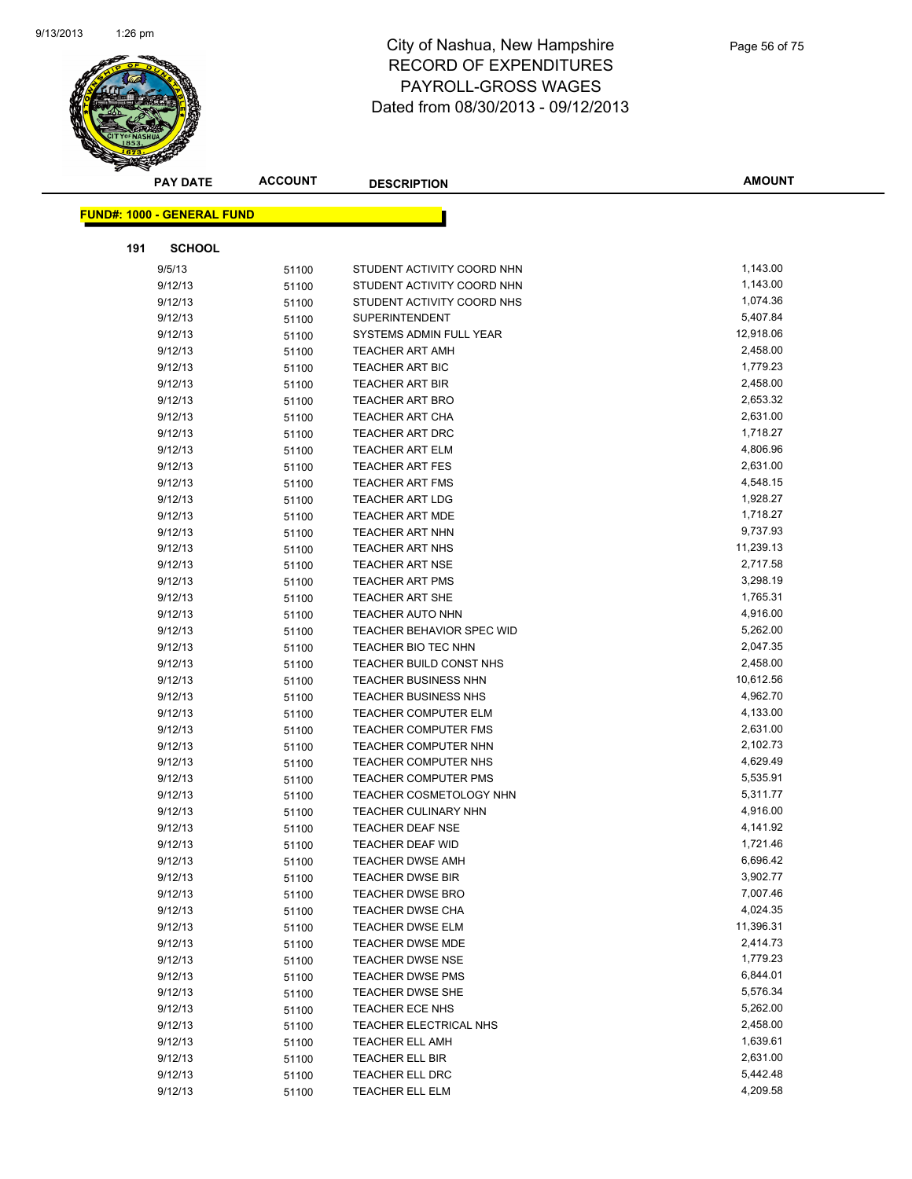# City of Nashua, New Hampshire
## RECORD OF EXPENDITURES
## PAYROLL-GROSS WAGES
## Dated from 08/30/2013 - 09/12/2013

| PAY DATE | ACCOUNT | DESCRIPTION | AMOUNT |
|---|---|---|---|

**FUND#: 1000 - GENERAL FUND**

**191 SCHOOL**

| PAY DATE | ACCOUNT | DESCRIPTION | AMOUNT |
|---|---|---|---|
| 9/5/13 | 51100 | STUDENT ACTIVITY COORD NHN | 1,143.00 |
| 9/12/13 | 51100 | STUDENT ACTIVITY COORD NHN | 1,143.00 |
| 9/12/13 | 51100 | STUDENT ACTIVITY COORD NHS | 1,074.36 |
| 9/12/13 | 51100 | SUPERINTENDENT | 5,407.84 |
| 9/12/13 | 51100 | SYSTEMS ADMIN FULL YEAR | 12,918.06 |
| 9/12/13 | 51100 | TEACHER ART AMH | 2,458.00 |
| 9/12/13 | 51100 | TEACHER ART BIC | 1,779.23 |
| 9/12/13 | 51100 | TEACHER ART BIR | 2,458.00 |
| 9/12/13 | 51100 | TEACHER ART BRO | 2,653.32 |
| 9/12/13 | 51100 | TEACHER ART CHA | 2,631.00 |
| 9/12/13 | 51100 | TEACHER ART DRC | 1,718.27 |
| 9/12/13 | 51100 | TEACHER ART ELM | 4,806.96 |
| 9/12/13 | 51100 | TEACHER ART FES | 2,631.00 |
| 9/12/13 | 51100 | TEACHER ART FMS | 4,548.15 |
| 9/12/13 | 51100 | TEACHER ART LDG | 1,928.27 |
| 9/12/13 | 51100 | TEACHER ART MDE | 1,718.27 |
| 9/12/13 | 51100 | TEACHER ART NHN | 9,737.93 |
| 9/12/13 | 51100 | TEACHER ART NHS | 11,239.13 |
| 9/12/13 | 51100 | TEACHER ART NSE | 2,717.58 |
| 9/12/13 | 51100 | TEACHER ART PMS | 3,298.19 |
| 9/12/13 | 51100 | TEACHER ART SHE | 1,765.31 |
| 9/12/13 | 51100 | TEACHER AUTO NHN | 4,916.00 |
| 9/12/13 | 51100 | TEACHER BEHAVIOR SPEC WID | 5,262.00 |
| 9/12/13 | 51100 | TEACHER BIO TEC NHN | 2,047.35 |
| 9/12/13 | 51100 | TEACHER BUILD CONST NHS | 2,458.00 |
| 9/12/13 | 51100 | TEACHER BUSINESS NHN | 10,612.56 |
| 9/12/13 | 51100 | TEACHER BUSINESS NHS | 4,962.70 |
| 9/12/13 | 51100 | TEACHER COMPUTER ELM | 4,133.00 |
| 9/12/13 | 51100 | TEACHER COMPUTER FMS | 2,631.00 |
| 9/12/13 | 51100 | TEACHER COMPUTER NHN | 2,102.73 |
| 9/12/13 | 51100 | TEACHER COMPUTER NHS | 4,629.49 |
| 9/12/13 | 51100 | TEACHER COMPUTER PMS | 5,535.91 |
| 9/12/13 | 51100 | TEACHER COSMETOLOGY NHN | 5,311.77 |
| 9/12/13 | 51100 | TEACHER CULINARY NHN | 4,916.00 |
| 9/12/13 | 51100 | TEACHER DEAF NSE | 4,141.92 |
| 9/12/13 | 51100 | TEACHER DEAF WID | 1,721.46 |
| 9/12/13 | 51100 | TEACHER DWSE AMH | 6,696.42 |
| 9/12/13 | 51100 | TEACHER DWSE BIR | 3,902.77 |
| 9/12/13 | 51100 | TEACHER DWSE BRO | 7,007.46 |
| 9/12/13 | 51100 | TEACHER DWSE CHA | 4,024.35 |
| 9/12/13 | 51100 | TEACHER DWSE ELM | 11,396.31 |
| 9/12/13 | 51100 | TEACHER DWSE MDE | 2,414.73 |
| 9/12/13 | 51100 | TEACHER DWSE NSE | 1,779.23 |
| 9/12/13 | 51100 | TEACHER DWSE PMS | 6,844.01 |
| 9/12/13 | 51100 | TEACHER DWSE SHE | 5,576.34 |
| 9/12/13 | 51100 | TEACHER ECE NHS | 5,262.00 |
| 9/12/13 | 51100 | TEACHER ELECTRICAL NHS | 2,458.00 |
| 9/12/13 | 51100 | TEACHER ELL AMH | 1,639.61 |
| 9/12/13 | 51100 | TEACHER ELL BIR | 2,631.00 |
| 9/12/13 | 51100 | TEACHER ELL DRC | 5,442.48 |
| 9/12/13 | 51100 | TEACHER ELL ELM | 4,209.58 |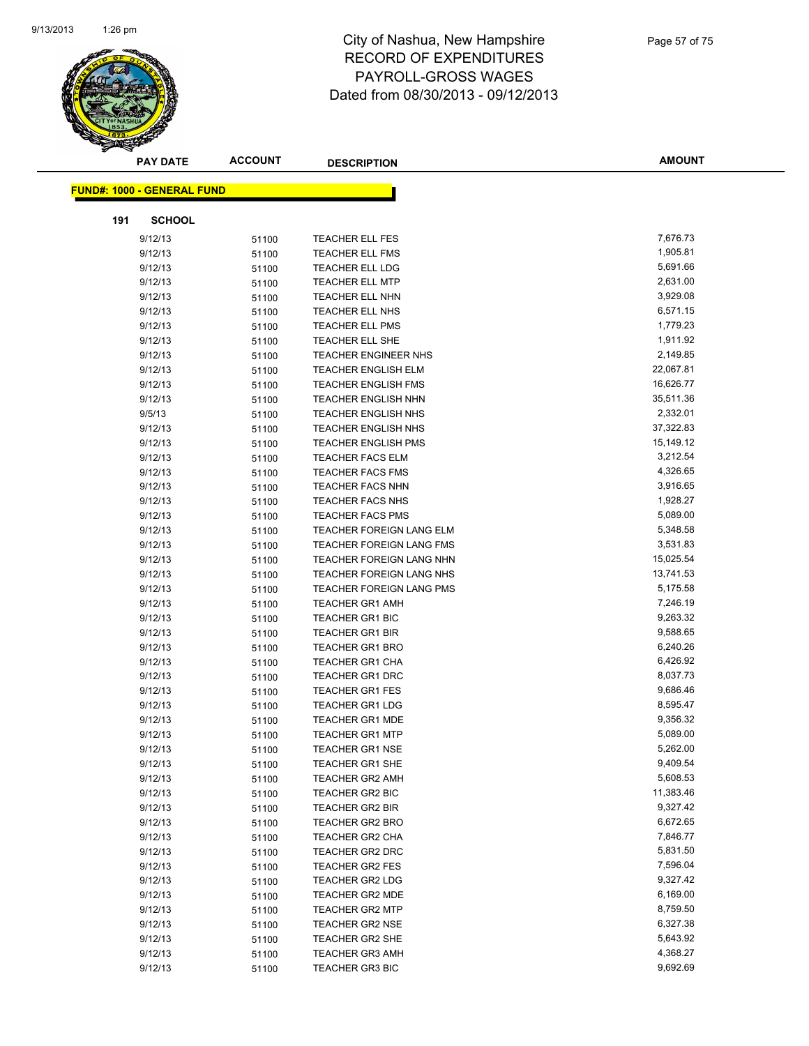# City of Nashua, New Hampshire
## RECORD OF EXPENDITURES
## PAYROLL-GROSS WAGES
## Dated from 08/30/2013 - 09/12/2013

**FUND#: 1000 - GENERAL FUND**

**191 SCHOOL**

| PAY DATE | ACCOUNT | DESCRIPTION | AMOUNT |
|---|---|---|---|
| 9/12/13 | 51100 | TEACHER ELL FES | 7,676.73 |
| 9/12/13 | 51100 | TEACHER ELL FMS | 1,905.81 |
| 9/12/13 | 51100 | TEACHER ELL LDG | 5,691.66 |
| 9/12/13 | 51100 | TEACHER ELL MTP | 2,631.00 |
| 9/12/13 | 51100 | TEACHER ELL NHN | 3,929.08 |
| 9/12/13 | 51100 | TEACHER ELL NHS | 6,571.15 |
| 9/12/13 | 51100 | TEACHER ELL PMS | 1,779.23 |
| 9/12/13 | 51100 | TEACHER ELL SHE | 1,911.92 |
| 9/12/13 | 51100 | TEACHER ENGINEER NHS | 2,149.85 |
| 9/12/13 | 51100 | TEACHER ENGLISH ELM | 22,067.81 |
| 9/12/13 | 51100 | TEACHER ENGLISH FMS | 16,626.77 |
| 9/12/13 | 51100 | TEACHER ENGLISH NHN | 35,511.36 |
| 9/5/13 | 51100 | TEACHER ENGLISH NHS | 2,332.01 |
| 9/12/13 | 51100 | TEACHER ENGLISH NHS | 37,322.83 |
| 9/12/13 | 51100 | TEACHER ENGLISH PMS | 15,149.12 |
| 9/12/13 | 51100 | TEACHER FACS ELM | 3,212.54 |
| 9/12/13 | 51100 | TEACHER FACS FMS | 4,326.65 |
| 9/12/13 | 51100 | TEACHER FACS NHN | 3,916.65 |
| 9/12/13 | 51100 | TEACHER FACS NHS | 1,928.27 |
| 9/12/13 | 51100 | TEACHER FACS PMS | 5,089.00 |
| 9/12/13 | 51100 | TEACHER FOREIGN LANG ELM | 5,348.58 |
| 9/12/13 | 51100 | TEACHER FOREIGN LANG FMS | 3,531.83 |
| 9/12/13 | 51100 | TEACHER FOREIGN LANG NHN | 15,025.54 |
| 9/12/13 | 51100 | TEACHER FOREIGN LANG NHS | 13,741.53 |
| 9/12/13 | 51100 | TEACHER FOREIGN LANG PMS | 5,175.58 |
| 9/12/13 | 51100 | TEACHER GR1 AMH | 7,246.19 |
| 9/12/13 | 51100 | TEACHER GR1 BIC | 9,263.32 |
| 9/12/13 | 51100 | TEACHER GR1 BIR | 9,588.65 |
| 9/12/13 | 51100 | TEACHER GR1 BRO | 6,240.26 |
| 9/12/13 | 51100 | TEACHER GR1 CHA | 6,426.92 |
| 9/12/13 | 51100 | TEACHER GR1 DRC | 8,037.73 |
| 9/12/13 | 51100 | TEACHER GR1 FES | 9,686.46 |
| 9/12/13 | 51100 | TEACHER GR1 LDG | 8,595.47 |
| 9/12/13 | 51100 | TEACHER GR1 MDE | 9,356.32 |
| 9/12/13 | 51100 | TEACHER GR1 MTP | 5,089.00 |
| 9/12/13 | 51100 | TEACHER GR1 NSE | 5,262.00 |
| 9/12/13 | 51100 | TEACHER GR1 SHE | 9,409.54 |
| 9/12/13 | 51100 | TEACHER GR2 AMH | 5,608.53 |
| 9/12/13 | 51100 | TEACHER GR2 BIC | 11,383.46 |
| 9/12/13 | 51100 | TEACHER GR2 BIR | 9,327.42 |
| 9/12/13 | 51100 | TEACHER GR2 BRO | 6,672.65 |
| 9/12/13 | 51100 | TEACHER GR2 CHA | 7,846.77 |
| 9/12/13 | 51100 | TEACHER GR2 DRC | 5,831.50 |
| 9/12/13 | 51100 | TEACHER GR2 FES | 7,596.04 |
| 9/12/13 | 51100 | TEACHER GR2 LDG | 9,327.42 |
| 9/12/13 | 51100 | TEACHER GR2 MDE | 6,169.00 |
| 9/12/13 | 51100 | TEACHER GR2 MTP | 8,759.50 |
| 9/12/13 | 51100 | TEACHER GR2 NSE | 6,327.38 |
| 9/12/13 | 51100 | TEACHER GR2 SHE | 5,643.92 |
| 9/12/13 | 51100 | TEACHER GR3 AMH | 4,368.27 |
| 9/12/13 | 51100 | TEACHER GR3 BIC | 9,692.69 |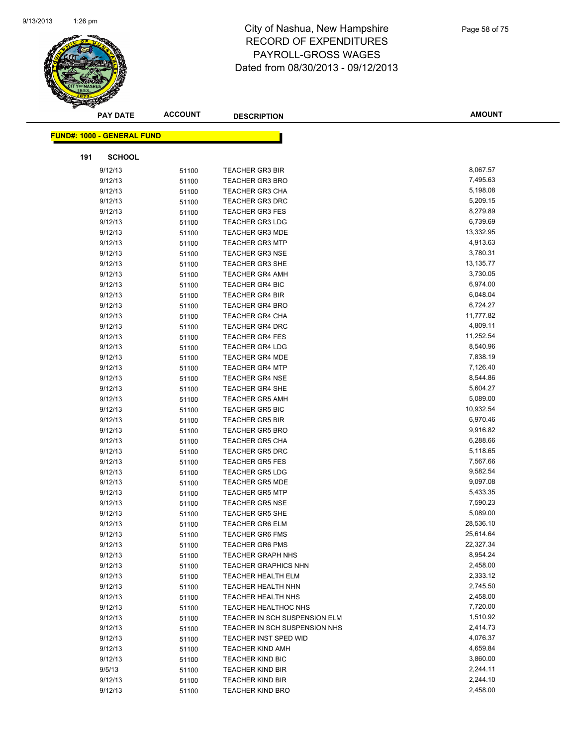# City of Nashua, New Hampshire
## RECORD OF EXPENDITURES
## PAYROLL-GROSS WAGES
## Dated from 08/30/2013 - 09/12/2013

**FUND#: 1000 - GENERAL FUND**

**191 SCHOOL**

| PAY DATE | ACCOUNT | DESCRIPTION | AMOUNT |
|---|---|---|---|
| 9/12/13 | 51100 | TEACHER GR3 BIR | 8,067.57 |
| 9/12/13 | 51100 | TEACHER GR3 BRO | 7,495.63 |
| 9/12/13 | 51100 | TEACHER GR3 CHA | 5,198.08 |
| 9/12/13 | 51100 | TEACHER GR3 DRC | 5,209.15 |
| 9/12/13 | 51100 | TEACHER GR3 FES | 8,279.89 |
| 9/12/13 | 51100 | TEACHER GR3 LDG | 6,739.69 |
| 9/12/13 | 51100 | TEACHER GR3 MDE | 13,332.95 |
| 9/12/13 | 51100 | TEACHER GR3 MTP | 4,913.63 |
| 9/12/13 | 51100 | TEACHER GR3 NSE | 3,780.31 |
| 9/12/13 | 51100 | TEACHER GR3 SHE | 13,135.77 |
| 9/12/13 | 51100 | TEACHER GR4 AMH | 3,730.05 |
| 9/12/13 | 51100 | TEACHER GR4 BIC | 6,974.00 |
| 9/12/13 | 51100 | TEACHER GR4 BIR | 6,048.04 |
| 9/12/13 | 51100 | TEACHER GR4 BRO | 6,724.27 |
| 9/12/13 | 51100 | TEACHER GR4 CHA | 11,777.82 |
| 9/12/13 | 51100 | TEACHER GR4 DRC | 4,809.11 |
| 9/12/13 | 51100 | TEACHER GR4 FES | 11,252.54 |
| 9/12/13 | 51100 | TEACHER GR4 LDG | 8,540.96 |
| 9/12/13 | 51100 | TEACHER GR4 MDE | 7,838.19 |
| 9/12/13 | 51100 | TEACHER GR4 MTP | 7,126.40 |
| 9/12/13 | 51100 | TEACHER GR4 NSE | 8,544.86 |
| 9/12/13 | 51100 | TEACHER GR4 SHE | 5,604.27 |
| 9/12/13 | 51100 | TEACHER GR5 AMH | 5,089.00 |
| 9/12/13 | 51100 | TEACHER GR5 BIC | 10,932.54 |
| 9/12/13 | 51100 | TEACHER GR5 BIR | 6,970.46 |
| 9/12/13 | 51100 | TEACHER GR5 BRO | 9,916.82 |
| 9/12/13 | 51100 | TEACHER GR5 CHA | 6,288.66 |
| 9/12/13 | 51100 | TEACHER GR5 DRC | 5,118.65 |
| 9/12/13 | 51100 | TEACHER GR5 FES | 7,567.66 |
| 9/12/13 | 51100 | TEACHER GR5 LDG | 9,582.54 |
| 9/12/13 | 51100 | TEACHER GR5 MDE | 9,097.08 |
| 9/12/13 | 51100 | TEACHER GR5 MTP | 5,433.35 |
| 9/12/13 | 51100 | TEACHER GR5 NSE | 7,590.23 |
| 9/12/13 | 51100 | TEACHER GR5 SHE | 5,089.00 |
| 9/12/13 | 51100 | TEACHER GR6 ELM | 28,536.10 |
| 9/12/13 | 51100 | TEACHER GR6 FMS | 25,614.64 |
| 9/12/13 | 51100 | TEACHER GR6 PMS | 22,327.34 |
| 9/12/13 | 51100 | TEACHER GRAPH NHS | 8,954.24 |
| 9/12/13 | 51100 | TEACHER GRAPHICS NHN | 2,458.00 |
| 9/12/13 | 51100 | TEACHER HEALTH ELM | 2,333.12 |
| 9/12/13 | 51100 | TEACHER HEALTH NHN | 2,745.50 |
| 9/12/13 | 51100 | TEACHER HEALTH NHS | 2,458.00 |
| 9/12/13 | 51100 | TEACHER HEALTHOC NHS | 7,720.00 |
| 9/12/13 | 51100 | TEACHER IN SCH SUSPENSION ELM | 1,510.92 |
| 9/12/13 | 51100 | TEACHER IN SCH SUSPENSION NHS | 2,414.73 |
| 9/12/13 | 51100 | TEACHER INST SPED WID | 4,076.37 |
| 9/12/13 | 51100 | TEACHER KIND AMH | 4,659.84 |
| 9/12/13 | 51100 | TEACHER KIND BIC | 3,860.00 |
| 9/5/13 | 51100 | TEACHER KIND BIR | 2,244.11 |
| 9/12/13 | 51100 | TEACHER KIND BIR | 2,244.10 |
| 9/12/13 | 51100 | TEACHER KIND BRO | 2,458.00 |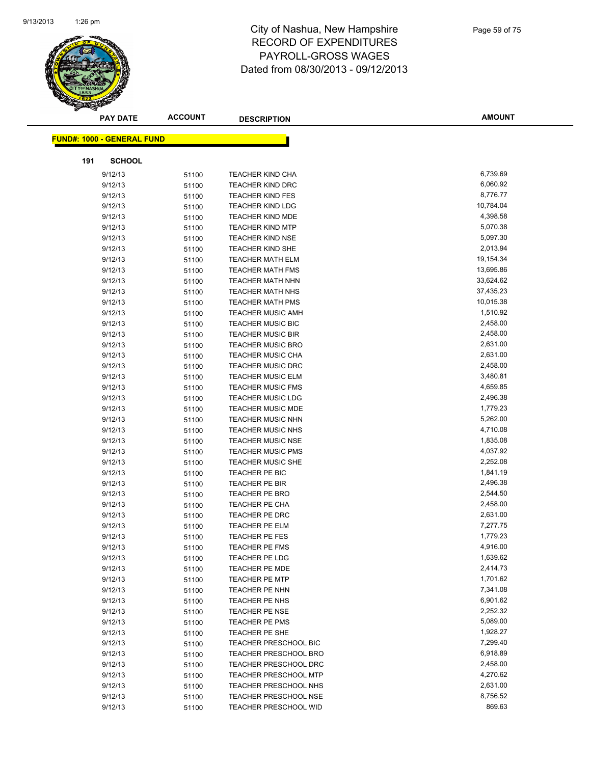# City of Nashua, New Hampshire
## RECORD OF EXPENDITURES
## PAYROLL-GROSS WAGES
## Dated from 08/30/2013 - 09/12/2013

**FUND#: 1000 - GENERAL FUND**

**191 SCHOOL**

| PAY DATE | ACCOUNT | DESCRIPTION | AMOUNT |
|---|---|---|---|
| 9/12/13 | 51100 | TEACHER KIND CHA | 6,739.69 |
| 9/12/13 | 51100 | TEACHER KIND DRC | 6,060.92 |
| 9/12/13 | 51100 | TEACHER KIND FES | 8,776.77 |
| 9/12/13 | 51100 | TEACHER KIND LDG | 10,784.04 |
| 9/12/13 | 51100 | TEACHER KIND MDE | 4,398.58 |
| 9/12/13 | 51100 | TEACHER KIND MTP | 5,070.38 |
| 9/12/13 | 51100 | TEACHER KIND NSE | 5,097.30 |
| 9/12/13 | 51100 | TEACHER KIND SHE | 2,013.94 |
| 9/12/13 | 51100 | TEACHER MATH ELM | 19,154.34 |
| 9/12/13 | 51100 | TEACHER MATH FMS | 13,695.86 |
| 9/12/13 | 51100 | TEACHER MATH NHN | 33,624.62 |
| 9/12/13 | 51100 | TEACHER MATH NHS | 37,435.23 |
| 9/12/13 | 51100 | TEACHER MATH PMS | 10,015.38 |
| 9/12/13 | 51100 | TEACHER MUSIC AMH | 1,510.92 |
| 9/12/13 | 51100 | TEACHER MUSIC BIC | 2,458.00 |
| 9/12/13 | 51100 | TEACHER MUSIC BIR | 2,458.00 |
| 9/12/13 | 51100 | TEACHER MUSIC BRO | 2,631.00 |
| 9/12/13 | 51100 | TEACHER MUSIC CHA | 2,631.00 |
| 9/12/13 | 51100 | TEACHER MUSIC DRC | 2,458.00 |
| 9/12/13 | 51100 | TEACHER MUSIC ELM | 3,480.81 |
| 9/12/13 | 51100 | TEACHER MUSIC FMS | 4,659.85 |
| 9/12/13 | 51100 | TEACHER MUSIC LDG | 2,496.38 |
| 9/12/13 | 51100 | TEACHER MUSIC MDE | 1,779.23 |
| 9/12/13 | 51100 | TEACHER MUSIC NHN | 5,262.00 |
| 9/12/13 | 51100 | TEACHER MUSIC NHS | 4,710.08 |
| 9/12/13 | 51100 | TEACHER MUSIC NSE | 1,835.08 |
| 9/12/13 | 51100 | TEACHER MUSIC PMS | 4,037.92 |
| 9/12/13 | 51100 | TEACHER MUSIC SHE | 2,252.08 |
| 9/12/13 | 51100 | TEACHER PE BIC | 1,841.19 |
| 9/12/13 | 51100 | TEACHER PE BIR | 2,496.38 |
| 9/12/13 | 51100 | TEACHER PE BRO | 2,544.50 |
| 9/12/13 | 51100 | TEACHER PE CHA | 2,458.00 |
| 9/12/13 | 51100 | TEACHER PE DRC | 2,631.00 |
| 9/12/13 | 51100 | TEACHER PE ELM | 7,277.75 |
| 9/12/13 | 51100 | TEACHER PE FES | 1,779.23 |
| 9/12/13 | 51100 | TEACHER PE FMS | 4,916.00 |
| 9/12/13 | 51100 | TEACHER PE LDG | 1,639.62 |
| 9/12/13 | 51100 | TEACHER PE MDE | 2,414.73 |
| 9/12/13 | 51100 | TEACHER PE MTP | 1,701.62 |
| 9/12/13 | 51100 | TEACHER PE NHN | 7,341.08 |
| 9/12/13 | 51100 | TEACHER PE NHS | 6,901.62 |
| 9/12/13 | 51100 | TEACHER PE NSE | 2,252.32 |
| 9/12/13 | 51100 | TEACHER PE PMS | 5,089.00 |
| 9/12/13 | 51100 | TEACHER PE SHE | 1,928.27 |
| 9/12/13 | 51100 | TEACHER PRESCHOOL BIC | 7,299.40 |
| 9/12/13 | 51100 | TEACHER PRESCHOOL BRO | 6,918.89 |
| 9/12/13 | 51100 | TEACHER PRESCHOOL DRC | 2,458.00 |
| 9/12/13 | 51100 | TEACHER PRESCHOOL MTP | 4,270.62 |
| 9/12/13 | 51100 | TEACHER PRESCHOOL NHS | 2,631.00 |
| 9/12/13 | 51100 | TEACHER PRESCHOOL NSE | 8,756.52 |
| 9/12/13 | 51100 | TEACHER PRESCHOOL WID | 869.63 |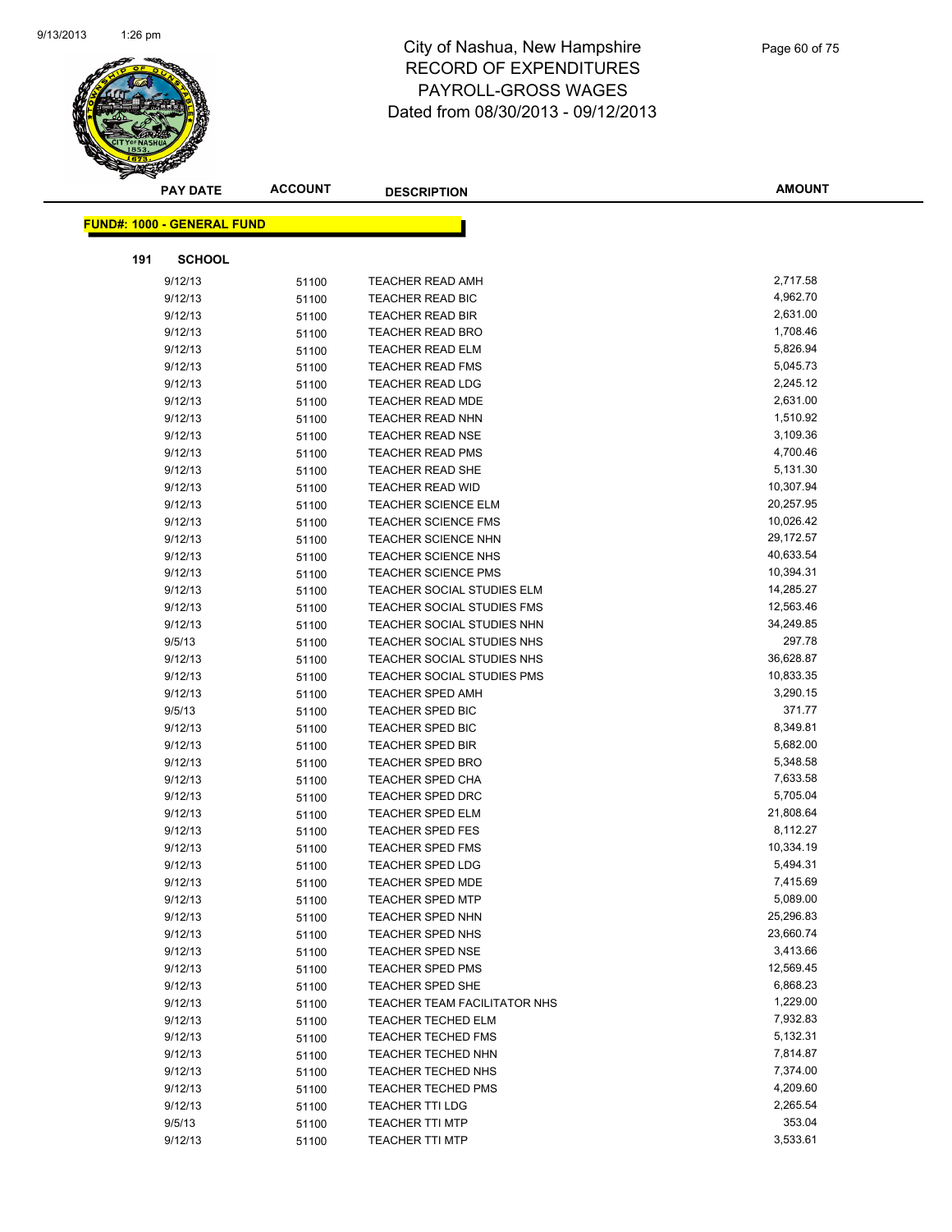# City of Nashua, New Hampshire
# RECORD OF EXPENDITURES
# PAYROLL-GROSS WAGES
# Dated from 08/30/2013 - 09/12/2013

**FUND#: 1000 - GENERAL FUND**

**191 SCHOOL**

| PAY DATE | ACCOUNT | DESCRIPTION | AMOUNT |
|---|---|---|---|
| 9/12/13 | 51100 | TEACHER READ AMH | 2,717.58 |
| 9/12/13 | 51100 | TEACHER READ BIC | 4,962.70 |
| 9/12/13 | 51100 | TEACHER READ BIR | 2,631.00 |
| 9/12/13 | 51100 | TEACHER READ BRO | 1,708.46 |
| 9/12/13 | 51100 | TEACHER READ ELM | 5,826.94 |
| 9/12/13 | 51100 | TEACHER READ FMS | 5,045.73 |
| 9/12/13 | 51100 | TEACHER READ LDG | 2,245.12 |
| 9/12/13 | 51100 | TEACHER READ MDE | 2,631.00 |
| 9/12/13 | 51100 | TEACHER READ NHN | 1,510.92 |
| 9/12/13 | 51100 | TEACHER READ NSE | 3,109.36 |
| 9/12/13 | 51100 | TEACHER READ PMS | 4,700.46 |
| 9/12/13 | 51100 | TEACHER READ SHE | 5,131.30 |
| 9/12/13 | 51100 | TEACHER READ WID | 10,307.94 |
| 9/12/13 | 51100 | TEACHER SCIENCE ELM | 20,257.95 |
| 9/12/13 | 51100 | TEACHER SCIENCE FMS | 10,026.42 |
| 9/12/13 | 51100 | TEACHER SCIENCE NHN | 29,172.57 |
| 9/12/13 | 51100 | TEACHER SCIENCE NHS | 40,633.54 |
| 9/12/13 | 51100 | TEACHER SCIENCE PMS | 10,394.31 |
| 9/12/13 | 51100 | TEACHER SOCIAL STUDIES ELM | 14,285.27 |
| 9/12/13 | 51100 | TEACHER SOCIAL STUDIES FMS | 12,563.46 |
| 9/12/13 | 51100 | TEACHER SOCIAL STUDIES NHN | 34,249.85 |
| 9/5/13 | 51100 | TEACHER SOCIAL STUDIES NHS | 297.78 |
| 9/12/13 | 51100 | TEACHER SOCIAL STUDIES NHS | 36,628.87 |
| 9/12/13 | 51100 | TEACHER SOCIAL STUDIES PMS | 10,833.35 |
| 9/12/13 | 51100 | TEACHER SPED AMH | 3,290.15 |
| 9/5/13 | 51100 | TEACHER SPED BIC | 371.77 |
| 9/12/13 | 51100 | TEACHER SPED BIC | 8,349.81 |
| 9/12/13 | 51100 | TEACHER SPED BIR | 5,682.00 |
| 9/12/13 | 51100 | TEACHER SPED BRO | 5,348.58 |
| 9/12/13 | 51100 | TEACHER SPED CHA | 7,633.58 |
| 9/12/13 | 51100 | TEACHER SPED DRC | 5,705.04 |
| 9/12/13 | 51100 | TEACHER SPED ELM | 21,808.64 |
| 9/12/13 | 51100 | TEACHER SPED FES | 8,112.27 |
| 9/12/13 | 51100 | TEACHER SPED FMS | 10,334.19 |
| 9/12/13 | 51100 | TEACHER SPED LDG | 5,494.31 |
| 9/12/13 | 51100 | TEACHER SPED MDE | 7,415.69 |
| 9/12/13 | 51100 | TEACHER SPED MTP | 5,089.00 |
| 9/12/13 | 51100 | TEACHER SPED NHN | 25,296.83 |
| 9/12/13 | 51100 | TEACHER SPED NHS | 23,660.74 |
| 9/12/13 | 51100 | TEACHER SPED NSE | 3,413.66 |
| 9/12/13 | 51100 | TEACHER SPED PMS | 12,569.45 |
| 9/12/13 | 51100 | TEACHER SPED SHE | 6,868.23 |
| 9/12/13 | 51100 | TEACHER TEAM FACILITATOR NHS | 1,229.00 |
| 9/12/13 | 51100 | TEACHER TECHED ELM | 7,932.83 |
| 9/12/13 | 51100 | TEACHER TECHED FMS | 5,132.31 |
| 9/12/13 | 51100 | TEACHER TECHED NHN | 7,814.87 |
| 9/12/13 | 51100 | TEACHER TECHED NHS | 7,374.00 |
| 9/12/13 | 51100 | TEACHER TECHED PMS | 4,209.60 |
| 9/12/13 | 51100 | TEACHER TTI LDG | 2,265.54 |
| 9/5/13 | 51100 | TEACHER TTI MTP | 353.04 |
| 9/12/13 | 51100 | TEACHER TTI MTP | 3,533.61 |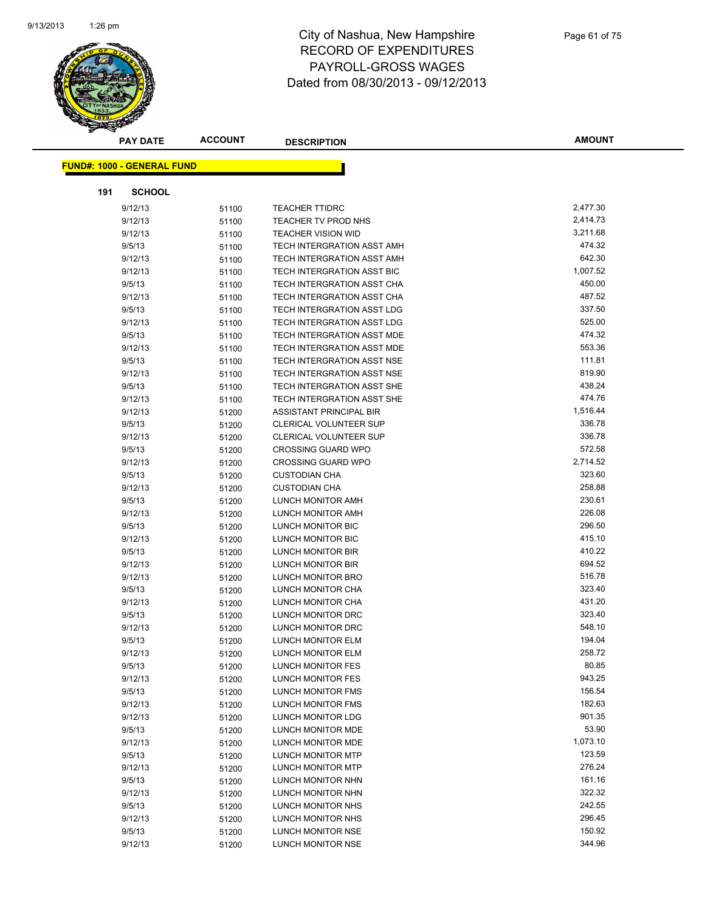# City of Nashua, New Hampshire
## RECORD OF EXPENDITURES
## PAYROLL-GROSS WAGES
### Dated from 08/30/2013 - 09/12/2013

| PAY DATE | ACCOUNT | DESCRIPTION | AMOUNT |
|---|---|---|---|

**FUND#: 1000 - GENERAL FUND**

**191 SCHOOL**

| PAY DATE | ACCOUNT | DESCRIPTION | AMOUNT |
|---|---|---|---|
| 9/12/13 | 51100 | TEACHER TTIDRC | 2,477.30 |
| 9/12/13 | 51100 | TEACHER TV PROD NHS | 2,414.73 |
| 9/12/13 | 51100 | TEACHER VISION WID | 3,211.68 |
| 9/5/13 | 51100 | TECH INTERGRATION ASST AMH | 474.32 |
| 9/12/13 | 51100 | TECH INTERGRATION ASST AMH | 642.30 |
| 9/12/13 | 51100 | TECH INTERGRATION ASST BIC | 1,007.52 |
| 9/5/13 | 51100 | TECH INTERGRATION ASST CHA | 450.00 |
| 9/12/13 | 51100 | TECH INTERGRATION ASST CHA | 487.52 |
| 9/5/13 | 51100 | TECH INTERGRATION ASST LDG | 337.50 |
| 9/12/13 | 51100 | TECH INTERGRATION ASST LDG | 525.00 |
| 9/5/13 | 51100 | TECH INTERGRATION ASST MDE | 474.32 |
| 9/12/13 | 51100 | TECH INTERGRATION ASST MDE | 553.36 |
| 9/5/13 | 51100 | TECH INTERGRATION ASST NSE | 111.81 |
| 9/12/13 | 51100 | TECH INTERGRATION ASST NSE | 819.90 |
| 9/5/13 | 51100 | TECH INTERGRATION ASST SHE | 438.24 |
| 9/12/13 | 51100 | TECH INTERGRATION ASST SHE | 474.76 |
| 9/12/13 | 51200 | ASSISTANT PRINCIPAL BIR | 1,516.44 |
| 9/5/13 | 51200 | CLERICAL VOLUNTEER SUP | 336.78 |
| 9/12/13 | 51200 | CLERICAL VOLUNTEER SUP | 336.78 |
| 9/5/13 | 51200 | CROSSING GUARD WPO | 572.58 |
| 9/12/13 | 51200 | CROSSING GUARD WPO | 2,714.52 |
| 9/5/13 | 51200 | CUSTODIAN CHA | 323.60 |
| 9/12/13 | 51200 | CUSTODIAN CHA | 258.88 |
| 9/5/13 | 51200 | LUNCH MONITOR AMH | 230.61 |
| 9/12/13 | 51200 | LUNCH MONITOR AMH | 226.08 |
| 9/5/13 | 51200 | LUNCH MONITOR BIC | 296.50 |
| 9/12/13 | 51200 | LUNCH MONITOR BIC | 415.10 |
| 9/5/13 | 51200 | LUNCH MONITOR BIR | 410.22 |
| 9/12/13 | 51200 | LUNCH MONITOR BIR | 694.52 |
| 9/12/13 | 51200 | LUNCH MONITOR BRO | 516.78 |
| 9/5/13 | 51200 | LUNCH MONITOR CHA | 323.40 |
| 9/12/13 | 51200 | LUNCH MONITOR CHA | 431.20 |
| 9/5/13 | 51200 | LUNCH MONITOR DRC | 323.40 |
| 9/12/13 | 51200 | LUNCH MONITOR DRC | 548.10 |
| 9/5/13 | 51200 | LUNCH MONITOR ELM | 194.04 |
| 9/12/13 | 51200 | LUNCH MONITOR ELM | 258.72 |
| 9/5/13 | 51200 | LUNCH MONITOR FES | 80.85 |
| 9/12/13 | 51200 | LUNCH MONITOR FES | 943.25 |
| 9/5/13 | 51200 | LUNCH MONITOR FMS | 156.54 |
| 9/12/13 | 51200 | LUNCH MONITOR FMS | 182.63 |
| 9/12/13 | 51200 | LUNCH MONITOR LDG | 901.35 |
| 9/5/13 | 51200 | LUNCH MONITOR MDE | 53.90 |
| 9/12/13 | 51200 | LUNCH MONITOR MDE | 1,073.10 |
| 9/5/13 | 51200 | LUNCH MONITOR MTP | 123.59 |
| 9/12/13 | 51200 | LUNCH MONITOR MTP | 276.24 |
| 9/5/13 | 51200 | LUNCH MONITOR NHN | 161.16 |
| 9/12/13 | 51200 | LUNCH MONITOR NHN | 322.32 |
| 9/5/13 | 51200 | LUNCH MONITOR NHS | 242.55 |
| 9/12/13 | 51200 | LUNCH MONITOR NHS | 296.45 |
| 9/5/13 | 51200 | LUNCH MONITOR NSE | 150.92 |
| 9/12/13 | 51200 | LUNCH MONITOR NSE | 344.96 |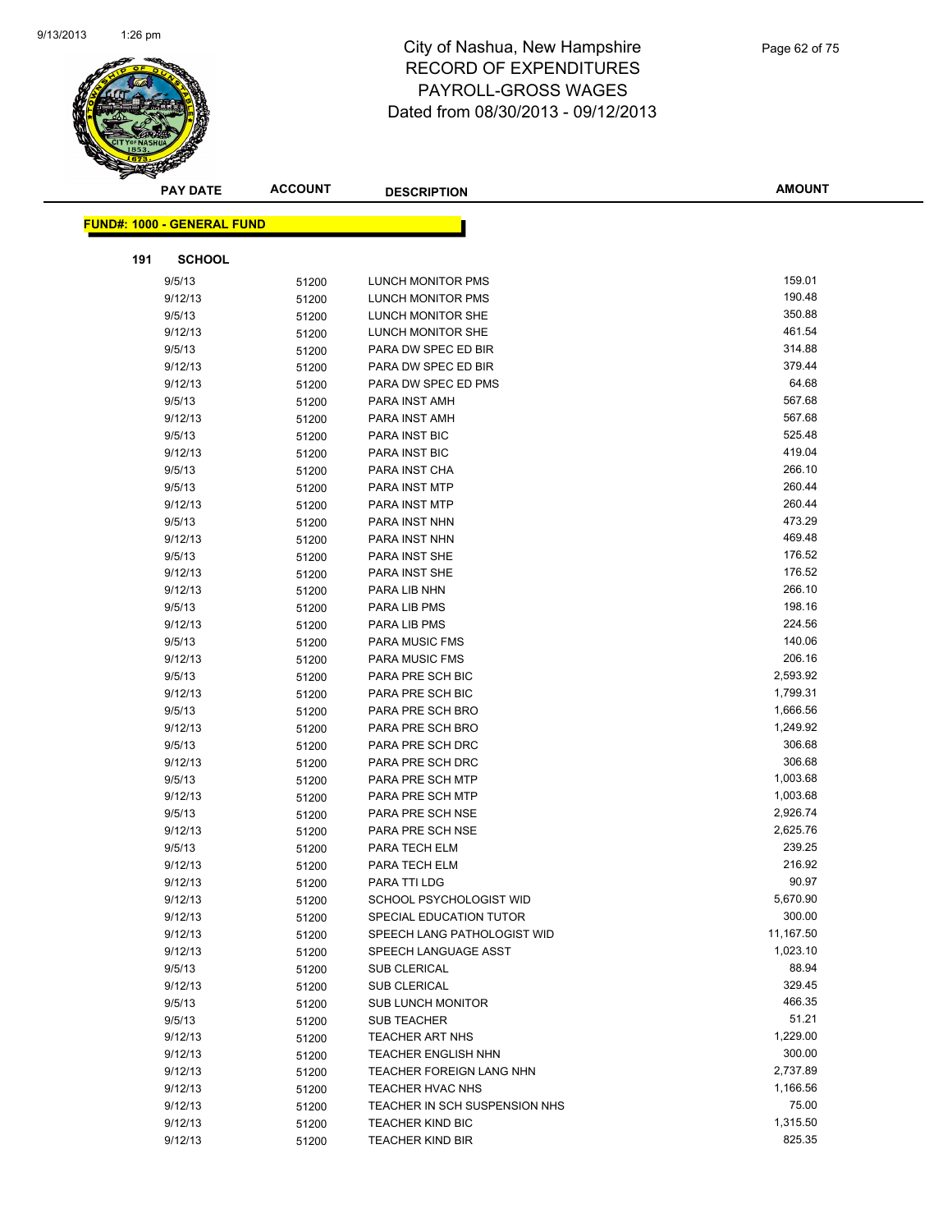# City of Nashua, New Hampshire
## RECORD OF EXPENDITURES
## PAYROLL-GROSS WAGES
## Dated from 08/30/2013 - 09/12/2013

**FUND#: 1000 - GENERAL FUND**

**191 SCHOOL**

| PAY DATE | ACCOUNT | DESCRIPTION | AMOUNT |
|---|---|---|---|
| 9/5/13 | 51200 | LUNCH MONITOR PMS | 159.01 |
| 9/12/13 | 51200 | LUNCH MONITOR PMS | 190.48 |
| 9/5/13 | 51200 | LUNCH MONITOR SHE | 350.88 |
| 9/12/13 | 51200 | LUNCH MONITOR SHE | 461.54 |
| 9/5/13 | 51200 | PARA DW SPEC ED BIR | 314.88 |
| 9/12/13 | 51200 | PARA DW SPEC ED BIR | 379.44 |
| 9/12/13 | 51200 | PARA DW SPEC ED PMS | 64.68 |
| 9/5/13 | 51200 | PARA INST AMH | 567.68 |
| 9/12/13 | 51200 | PARA INST AMH | 567.68 |
| 9/5/13 | 51200 | PARA INST BIC | 525.48 |
| 9/12/13 | 51200 | PARA INST BIC | 419.04 |
| 9/5/13 | 51200 | PARA INST CHA | 266.10 |
| 9/5/13 | 51200 | PARA INST MTP | 260.44 |
| 9/12/13 | 51200 | PARA INST MTP | 260.44 |
| 9/5/13 | 51200 | PARA INST NHN | 473.29 |
| 9/12/13 | 51200 | PARA INST NHN | 469.48 |
| 9/5/13 | 51200 | PARA INST SHE | 176.52 |
| 9/12/13 | 51200 | PARA INST SHE | 176.52 |
| 9/12/13 | 51200 | PARA LIB NHN | 266.10 |
| 9/5/13 | 51200 | PARA LIB PMS | 198.16 |
| 9/12/13 | 51200 | PARA LIB PMS | 224.56 |
| 9/5/13 | 51200 | PARA MUSIC FMS | 140.06 |
| 9/12/13 | 51200 | PARA MUSIC FMS | 206.16 |
| 9/5/13 | 51200 | PARA PRE SCH BIC | 2,593.92 |
| 9/12/13 | 51200 | PARA PRE SCH BIC | 1,799.31 |
| 9/5/13 | 51200 | PARA PRE SCH BRO | 1,666.56 |
| 9/12/13 | 51200 | PARA PRE SCH BRO | 1,249.92 |
| 9/5/13 | 51200 | PARA PRE SCH DRC | 306.68 |
| 9/12/13 | 51200 | PARA PRE SCH DRC | 306.68 |
| 9/5/13 | 51200 | PARA PRE SCH MTP | 1,003.68 |
| 9/12/13 | 51200 | PARA PRE SCH MTP | 1,003.68 |
| 9/5/13 | 51200 | PARA PRE SCH NSE | 2,926.74 |
| 9/12/13 | 51200 | PARA PRE SCH NSE | 2,625.76 |
| 9/5/13 | 51200 | PARA TECH ELM | 239.25 |
| 9/12/13 | 51200 | PARA TECH ELM | 216.92 |
| 9/12/13 | 51200 | PARA TTI LDG | 90.97 |
| 9/12/13 | 51200 | SCHOOL PSYCHOLOGIST WID | 5,670.90 |
| 9/12/13 | 51200 | SPECIAL EDUCATION TUTOR | 300.00 |
| 9/12/13 | 51200 | SPEECH LANG PATHOLOGIST WID | 11,167.50 |
| 9/12/13 | 51200 | SPEECH LANGUAGE ASST | 1,023.10 |
| 9/5/13 | 51200 | SUB CLERICAL | 88.94 |
| 9/12/13 | 51200 | SUB CLERICAL | 329.45 |
| 9/5/13 | 51200 | SUB LUNCH MONITOR | 466.35 |
| 9/5/13 | 51200 | SUB TEACHER | 51.21 |
| 9/12/13 | 51200 | TEACHER ART NHS | 1,229.00 |
| 9/12/13 | 51200 | TEACHER ENGLISH NHN | 300.00 |
| 9/12/13 | 51200 | TEACHER FOREIGN LANG NHN | 2,737.89 |
| 9/12/13 | 51200 | TEACHER HVAC NHS | 1,166.56 |
| 9/12/13 | 51200 | TEACHER IN SCH SUSPENSION NHS | 75.00 |
| 9/12/13 | 51200 | TEACHER KIND BIC | 1,315.50 |
| 9/12/13 | 51200 | TEACHER KIND BIR | 825.35 |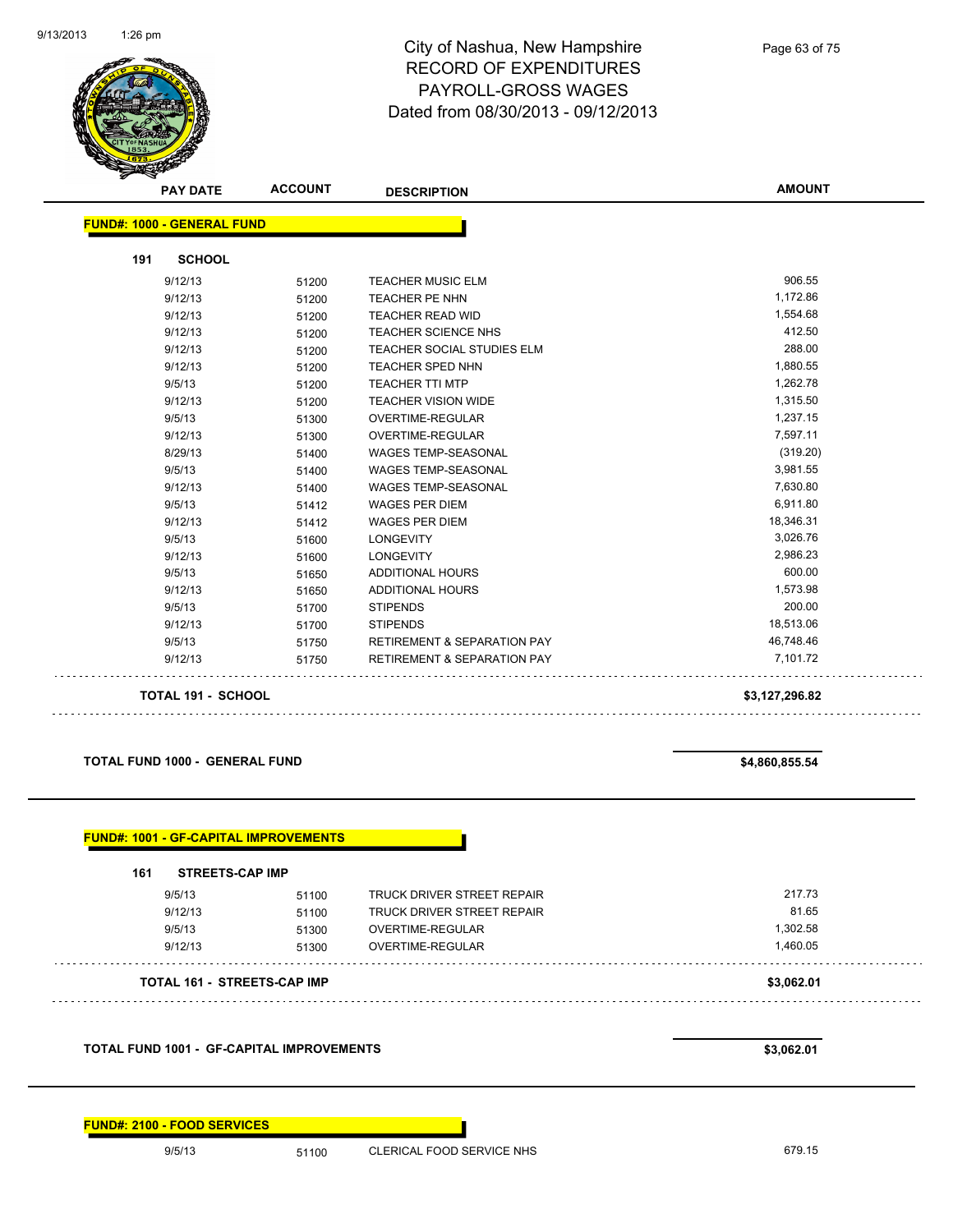# City of Nashua, New Hampshire
## RECORD OF EXPENDITURES
## PAYROLL-GROSS WAGES
## Dated from 08/30/2013 - 09/12/2013

| PAY DATE | ACCOUNT | DESCRIPTION | AMOUNT |
|---|---|---|---|
| **FUND#: 1000 - GENERAL FUND** | | | |
| **191 SCHOOL** | | | |
| 9/12/13 | 51200 | TEACHER MUSIC ELM | 906.55 |
| 9/12/13 | 51200 | TEACHER PE NHN | 1,172.86 |
| 9/12/13 | 51200 | TEACHER READ WID | 1,554.68 |
| 9/12/13 | 51200 | TEACHER SCIENCE NHS | 412.50 |
| 9/12/13 | 51200 | TEACHER SOCIAL STUDIES ELM | 288.00 |
| 9/12/13 | 51200 | TEACHER SPED NHN | 1,880.55 |
| 9/5/13 | 51200 | TEACHER TTI MTP | 1,262.78 |
| 9/12/13 | 51200 | TEACHER VISION WIDE | 1,315.50 |
| 9/5/13 | 51300 | OVERTIME-REGULAR | 1,237.15 |
| 9/12/13 | 51300 | OVERTIME-REGULAR | 7,597.11 |
| 8/29/13 | 51400 | WAGES TEMP-SEASONAL | (319.20) |
| 9/5/13 | 51400 | WAGES TEMP-SEASONAL | 3,981.55 |
| 9/12/13 | 51400 | WAGES TEMP-SEASONAL | 7,630.80 |
| 9/5/13 | 51412 | WAGES PER DIEM | 6,911.80 |
| 9/12/13 | 51412 | WAGES PER DIEM | 18,346.31 |
| 9/5/13 | 51600 | LONGEVITY | 3,026.76 |
| 9/12/13 | 51600 | LONGEVITY | 2,986.23 |
| 9/5/13 | 51650 | ADDITIONAL HOURS | 600.00 |
| 9/12/13 | 51650 | ADDITIONAL HOURS | 1,573.98 |
| 9/5/13 | 51700 | STIPENDS | 200.00 |
| 9/12/13 | 51700 | STIPENDS | 18,513.06 |
| 9/5/13 | 51750 | RETIREMENT & SEPARATION PAY | 46,748.46 |
| 9/12/13 | 51750 | RETIREMENT & SEPARATION PAY | 7,101.72 |
| **TOTAL 191 - SCHOOL** | | | **$3,127,296.82** |
| **TOTAL FUND 1000 - GENERAL FUND** | | | **$4,860,855.54** |
| **FUND#: 1001 - GF-CAPITAL IMPROVEMENTS** | | | |
| **161 STREETS-CAP IMP** | | | |
| 9/5/13 | 51100 | TRUCK DRIVER STREET REPAIR | 217.73 |
| 9/12/13 | 51100 | TRUCK DRIVER STREET REPAIR | 81.65 |
| 9/5/13 | 51300 | OVERTIME-REGULAR | 1,302.58 |
| 9/12/13 | 51300 | OVERTIME-REGULAR | 1,460.05 |
| **TOTAL 161 - STREETS-CAP IMP** | | | **$3,062.01** |
| **TOTAL FUND 1001 - GF-CAPITAL IMPROVEMENTS** | | | **$3,062.01** |
| **FUND#: 2100 - FOOD SERVICES** | | | |
| 9/5/13 | 51100 | CLERICAL FOOD SERVICE NHS | 679.15 |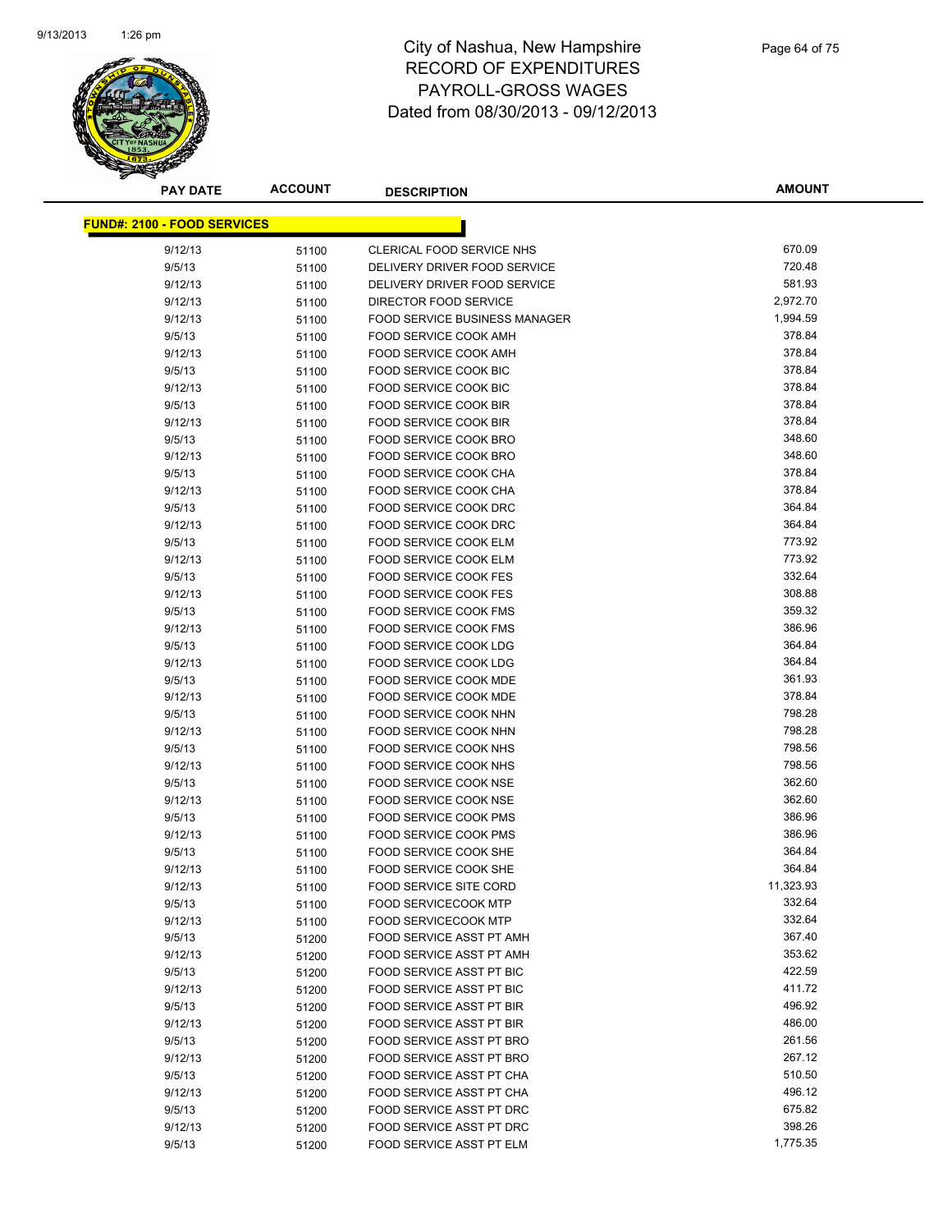# City of Nashua, New Hampshire
## RECORD OF EXPENDITURES
## PAYROLL-GROSS WAGES
## Dated from 08/30/2013 - 09/12/2013

**FUND#: 2100 - FOOD SERVICES**

| PAY DATE | ACCOUNT | DESCRIPTION | AMOUNT |
|---|---|---|---|
| 9/12/13 | 51100 | CLERICAL FOOD SERVICE NHS | 670.09 |
| 9/5/13 | 51100 | DELIVERY DRIVER FOOD SERVICE | 720.48 |
| 9/12/13 | 51100 | DELIVERY DRIVER FOOD SERVICE | 581.93 |
| 9/12/13 | 51100 | DIRECTOR FOOD SERVICE | 2,972.70 |
| 9/12/13 | 51100 | FOOD SERVICE BUSINESS MANAGER | 1,994.59 |
| 9/5/13 | 51100 | FOOD SERVICE COOK AMH | 378.84 |
| 9/12/13 | 51100 | FOOD SERVICE COOK AMH | 378.84 |
| 9/5/13 | 51100 | FOOD SERVICE COOK BIC | 378.84 |
| 9/12/13 | 51100 | FOOD SERVICE COOK BIC | 378.84 |
| 9/5/13 | 51100 | FOOD SERVICE COOK BIR | 378.84 |
| 9/12/13 | 51100 | FOOD SERVICE COOK BIR | 378.84 |
| 9/5/13 | 51100 | FOOD SERVICE COOK BRO | 348.60 |
| 9/12/13 | 51100 | FOOD SERVICE COOK BRO | 348.60 |
| 9/5/13 | 51100 | FOOD SERVICE COOK CHA | 378.84 |
| 9/12/13 | 51100 | FOOD SERVICE COOK CHA | 378.84 |
| 9/5/13 | 51100 | FOOD SERVICE COOK DRC | 364.84 |
| 9/12/13 | 51100 | FOOD SERVICE COOK DRC | 364.84 |
| 9/5/13 | 51100 | FOOD SERVICE COOK ELM | 773.92 |
| 9/12/13 | 51100 | FOOD SERVICE COOK ELM | 773.92 |
| 9/5/13 | 51100 | FOOD SERVICE COOK FES | 332.64 |
| 9/12/13 | 51100 | FOOD SERVICE COOK FES | 308.88 |
| 9/5/13 | 51100 | FOOD SERVICE COOK FMS | 359.32 |
| 9/12/13 | 51100 | FOOD SERVICE COOK FMS | 386.96 |
| 9/5/13 | 51100 | FOOD SERVICE COOK LDG | 364.84 |
| 9/12/13 | 51100 | FOOD SERVICE COOK LDG | 364.84 |
| 9/5/13 | 51100 | FOOD SERVICE COOK MDE | 361.93 |
| 9/12/13 | 51100 | FOOD SERVICE COOK MDE | 378.84 |
| 9/5/13 | 51100 | FOOD SERVICE COOK NHN | 798.28 |
| 9/12/13 | 51100 | FOOD SERVICE COOK NHN | 798.28 |
| 9/5/13 | 51100 | FOOD SERVICE COOK NHS | 798.56 |
| 9/12/13 | 51100 | FOOD SERVICE COOK NHS | 798.56 |
| 9/5/13 | 51100 | FOOD SERVICE COOK NSE | 362.60 |
| 9/12/13 | 51100 | FOOD SERVICE COOK NSE | 362.60 |
| 9/5/13 | 51100 | FOOD SERVICE COOK PMS | 386.96 |
| 9/12/13 | 51100 | FOOD SERVICE COOK PMS | 386.96 |
| 9/5/13 | 51100 | FOOD SERVICE COOK SHE | 364.84 |
| 9/12/13 | 51100 | FOOD SERVICE COOK SHE | 364.84 |
| 9/12/13 | 51100 | FOOD SERVICE SITE CORD | 11,323.93 |
| 9/5/13 | 51100 | FOOD SERVICECOOK MTP | 332.64 |
| 9/12/13 | 51100 | FOOD SERVICECOOK MTP | 332.64 |
| 9/5/13 | 51200 | FOOD SERVICE ASST PT AMH | 367.40 |
| 9/12/13 | 51200 | FOOD SERVICE ASST PT AMH | 353.62 |
| 9/5/13 | 51200 | FOOD SERVICE ASST PT BIC | 422.59 |
| 9/12/13 | 51200 | FOOD SERVICE ASST PT BIC | 411.72 |
| 9/5/13 | 51200 | FOOD SERVICE ASST PT BIR | 496.92 |
| 9/12/13 | 51200 | FOOD SERVICE ASST PT BIR | 486.00 |
| 9/5/13 | 51200 | FOOD SERVICE ASST PT BRO | 261.56 |
| 9/12/13 | 51200 | FOOD SERVICE ASST PT BRO | 267.12 |
| 9/5/13 | 51200 | FOOD SERVICE ASST PT CHA | 510.50 |
| 9/12/13 | 51200 | FOOD SERVICE ASST PT CHA | 496.12 |
| 9/5/13 | 51200 | FOOD SERVICE ASST PT DRC | 675.82 |
| 9/12/13 | 51200 | FOOD SERVICE ASST PT DRC | 398.26 |
| 9/5/13 | 51200 | FOOD SERVICE ASST PT ELM | 1,775.35 |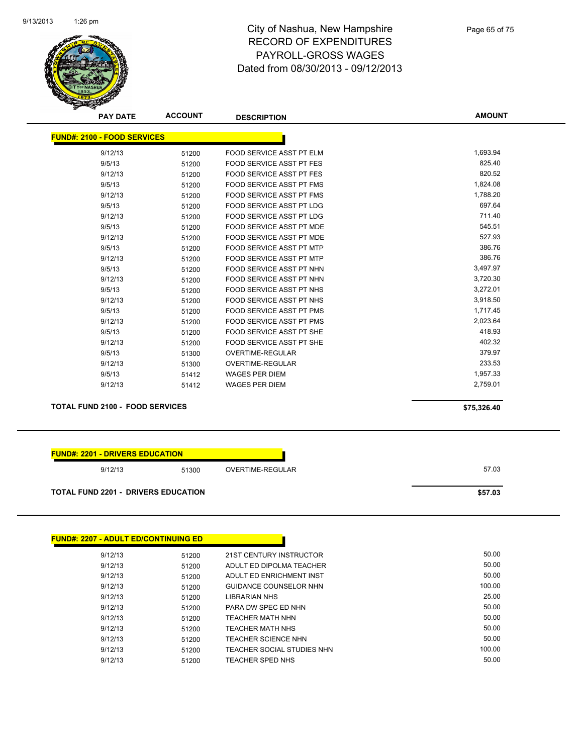# City of Nashua, New Hampshire
## RECORD OF EXPENDITURES
## PAYROLL-GROSS WAGES
## Dated from 08/30/2013 - 09/12/2013

| PAY DATE | ACCOUNT | DESCRIPTION | AMOUNT |
|---|---|---|---|
| **FUND#: 2100 - FOOD SERVICES** | | | |
| 9/12/13 | 51200 | FOOD SERVICE ASST PT ELM | 1,693.94 |
| 9/5/13 | 51200 | FOOD SERVICE ASST PT FES | 825.40 |
| 9/12/13 | 51200 | FOOD SERVICE ASST PT FES | 820.52 |
| 9/5/13 | 51200 | FOOD SERVICE ASST PT FMS | 1,824.08 |
| 9/12/13 | 51200 | FOOD SERVICE ASST PT FMS | 1,788.20 |
| 9/5/13 | 51200 | FOOD SERVICE ASST PT LDG | 697.64 |
| 9/12/13 | 51200 | FOOD SERVICE ASST PT LDG | 711.40 |
| 9/5/13 | 51200 | FOOD SERVICE ASST PT MDE | 545.51 |
| 9/12/13 | 51200 | FOOD SERVICE ASST PT MDE | 527.93 |
| 9/5/13 | 51200 | FOOD SERVICE ASST PT MTP | 386.76 |
| 9/12/13 | 51200 | FOOD SERVICE ASST PT MTP | 386.76 |
| 9/5/13 | 51200 | FOOD SERVICE ASST PT NHN | 3,497.97 |
| 9/12/13 | 51200 | FOOD SERVICE ASST PT NHN | 3,720.30 |
| 9/5/13 | 51200 | FOOD SERVICE ASST PT NHS | 3,272.01 |
| 9/12/13 | 51200 | FOOD SERVICE ASST PT NHS | 3,918.50 |
| 9/5/13 | 51200 | FOOD SERVICE ASST PT PMS | 1,717.45 |
| 9/12/13 | 51200 | FOOD SERVICE ASST PT PMS | 2,023.64 |
| 9/5/13 | 51200 | FOOD SERVICE ASST PT SHE | 418.93 |
| 9/12/13 | 51200 | FOOD SERVICE ASST PT SHE | 402.32 |
| 9/5/13 | 51300 | OVERTIME-REGULAR | 379.97 |
| 9/12/13 | 51300 | OVERTIME-REGULAR | 233.53 |
| 9/5/13 | 51412 | WAGES PER DIEM | 1,957.33 |
| 9/12/13 | 51412 | WAGES PER DIEM | 2,759.01 |
| **TOTAL FUND 2100 - FOOD SERVICES** | | | **$75,326.40** |

| PAY DATE | ACCOUNT | DESCRIPTION | AMOUNT |
|---|---|---|---|
| **FUND#: 2201 - DRIVERS EDUCATION** | | | |
| 9/12/13 | 51300 | OVERTIME-REGULAR | 57.03 |
| **TOTAL FUND 2201 - DRIVERS EDUCATION** | | | **$57.03** |

| PAY DATE | ACCOUNT | DESCRIPTION | AMOUNT |
|---|---|---|---|
| **FUND#: 2207 - ADULT ED/CONTINUING ED** | | | |
| 9/12/13 | 51200 | 21ST CENTURY INSTRUCTOR | 50.00 |
| 9/12/13 | 51200 | ADULT ED DIPOLMA TEACHER | 50.00 |
| 9/12/13 | 51200 | ADULT ED ENRICHMENT INST | 50.00 |
| 9/12/13 | 51200 | GUIDANCE COUNSELOR NHN | 100.00 |
| 9/12/13 | 51200 | LIBRARIAN NHS | 25.00 |
| 9/12/13 | 51200 | PARA DW SPEC ED NHN | 50.00 |
| 9/12/13 | 51200 | TEACHER MATH NHN | 50.00 |
| 9/12/13 | 51200 | TEACHER MATH NHS | 50.00 |
| 9/12/13 | 51200 | TEACHER SCIENCE NHN | 50.00 |
| 9/12/13 | 51200 | TEACHER SOCIAL STUDIES NHN | 100.00 |
| 9/12/13 | 51200 | TEACHER SPED NHS | 50.00 |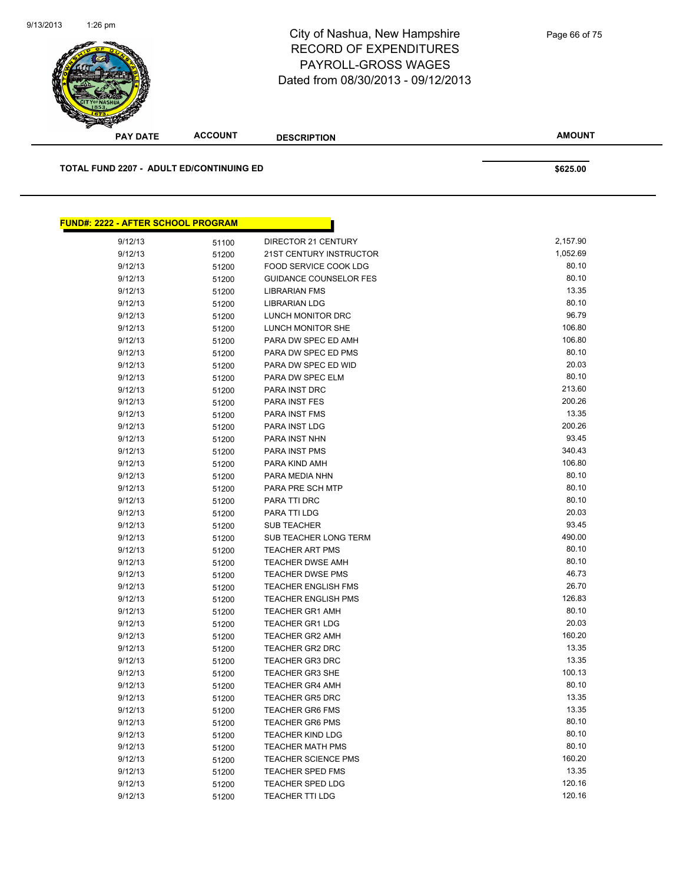# City of Nashua, New Hampshire
## RECORD OF EXPENDITURES
## PAYROLL-GROSS WAGES
## Dated from 08/30/2013 - 09/12/2013

| PAY DATE | ACCOUNT | DESCRIPTION | AMOUNT |
|---|---|---|---|
| **TOTAL FUND 2207 - ADULT ED/CONTINUING ED** | | | **$625.00** |

**FUND#: 2222 - AFTER SCHOOL PROGRAM**

| PAY DATE | ACCOUNT | DESCRIPTION | AMOUNT |
|---|---|---|---|
| 9/12/13 | 51100 | DIRECTOR 21 CENTURY | 2,157.90 |
| 9/12/13 | 51200 | 21ST CENTURY INSTRUCTOR | 1,052.69 |
| 9/12/13 | 51200 | FOOD SERVICE COOK LDG | 80.10 |
| 9/12/13 | 51200 | GUIDANCE COUNSELOR FES | 80.10 |
| 9/12/13 | 51200 | LIBRARIAN FMS | 13.35 |
| 9/12/13 | 51200 | LIBRARIAN LDG | 80.10 |
| 9/12/13 | 51200 | LUNCH MONITOR DRC | 96.79 |
| 9/12/13 | 51200 | LUNCH MONITOR SHE | 106.80 |
| 9/12/13 | 51200 | PARA DW SPEC ED AMH | 106.80 |
| 9/12/13 | 51200 | PARA DW SPEC ED PMS | 80.10 |
| 9/12/13 | 51200 | PARA DW SPEC ED WID | 20.03 |
| 9/12/13 | 51200 | PARA DW SPEC ELM | 80.10 |
| 9/12/13 | 51200 | PARA INST DRC | 213.60 |
| 9/12/13 | 51200 | PARA INST FES | 200.26 |
| 9/12/13 | 51200 | PARA INST FMS | 13.35 |
| 9/12/13 | 51200 | PARA INST LDG | 200.26 |
| 9/12/13 | 51200 | PARA INST NHN | 93.45 |
| 9/12/13 | 51200 | PARA INST PMS | 340.43 |
| 9/12/13 | 51200 | PARA KIND AMH | 106.80 |
| 9/12/13 | 51200 | PARA MEDIA NHN | 80.10 |
| 9/12/13 | 51200 | PARA PRE SCH MTP | 80.10 |
| 9/12/13 | 51200 | PARA TTI DRC | 80.10 |
| 9/12/13 | 51200 | PARA TTI LDG | 20.03 |
| 9/12/13 | 51200 | SUB TEACHER | 93.45 |
| 9/12/13 | 51200 | SUB TEACHER LONG TERM | 490.00 |
| 9/12/13 | 51200 | TEACHER ART PMS | 80.10 |
| 9/12/13 | 51200 | TEACHER DWSE AMH | 80.10 |
| 9/12/13 | 51200 | TEACHER DWSE PMS | 46.73 |
| 9/12/13 | 51200 | TEACHER ENGLISH FMS | 26.70 |
| 9/12/13 | 51200 | TEACHER ENGLISH PMS | 126.83 |
| 9/12/13 | 51200 | TEACHER GR1 AMH | 80.10 |
| 9/12/13 | 51200 | TEACHER GR1 LDG | 20.03 |
| 9/12/13 | 51200 | TEACHER GR2 AMH | 160.20 |
| 9/12/13 | 51200 | TEACHER GR2 DRC | 13.35 |
| 9/12/13 | 51200 | TEACHER GR3 DRC | 13.35 |
| 9/12/13 | 51200 | TEACHER GR3 SHE | 100.13 |
| 9/12/13 | 51200 | TEACHER GR4 AMH | 80.10 |
| 9/12/13 | 51200 | TEACHER GR5 DRC | 13.35 |
| 9/12/13 | 51200 | TEACHER GR6 FMS | 13.35 |
| 9/12/13 | 51200 | TEACHER GR6 PMS | 80.10 |
| 9/12/13 | 51200 | TEACHER KIND LDG | 80.10 |
| 9/12/13 | 51200 | TEACHER MATH PMS | 80.10 |
| 9/12/13 | 51200 | TEACHER SCIENCE PMS | 160.20 |
| 9/12/13 | 51200 | TEACHER SPED FMS | 13.35 |
| 9/12/13 | 51200 | TEACHER SPED LDG | 120.16 |
| 9/12/13 | 51200 | TEACHER TTI LDG | 120.16 |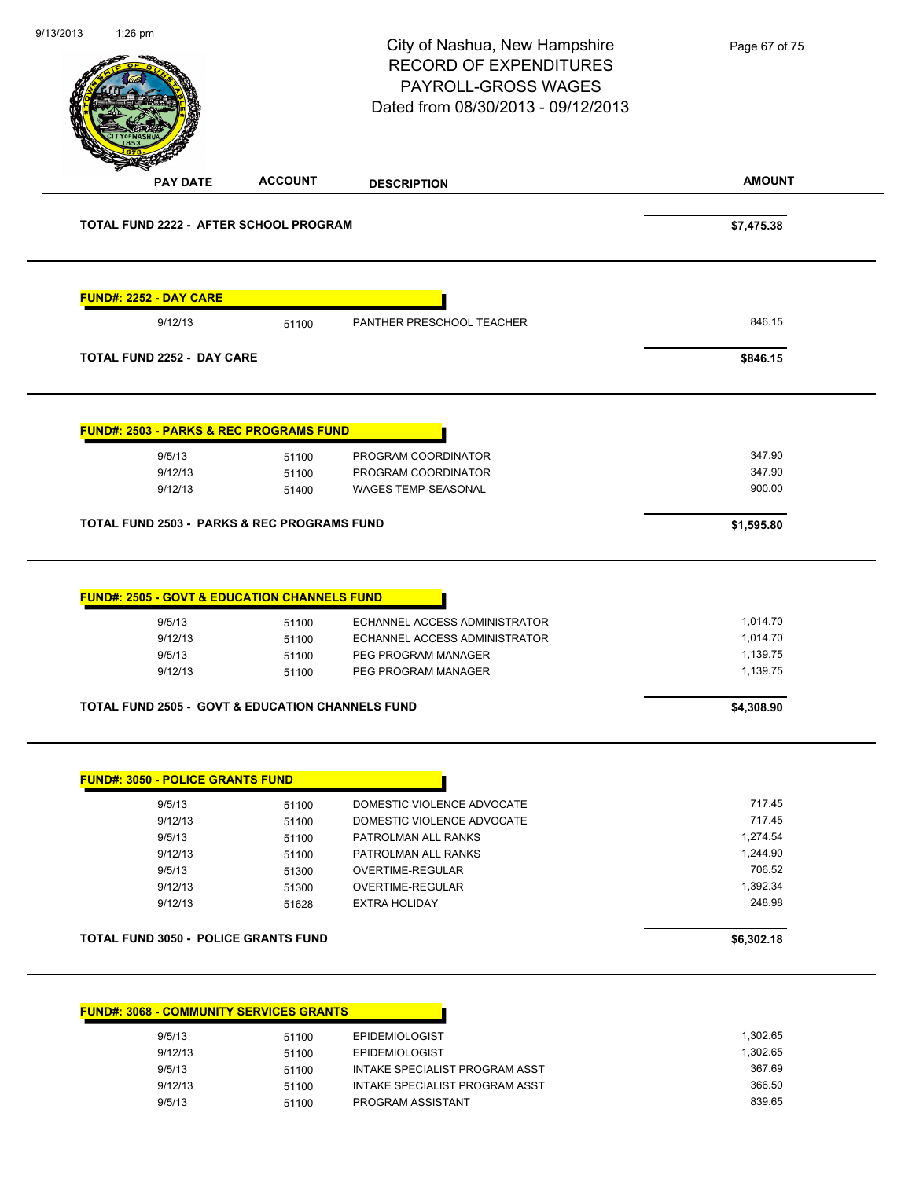# City of Nashua, New Hampshire
## RECORD OF EXPENDITURES
## PAYROLL-GROSS WAGES
## Dated from 08/30/2013 - 09/12/2013

| PAY DATE | ACCOUNT | DESCRIPTION | AMOUNT |
|---|---|---|---|
| **TOTAL FUND 2222 - AFTER SCHOOL PROGRAM** | | | **$7,475.38** |

**FUND#: 2252 - DAY CARE**

| PAY DATE | ACCOUNT | DESCRIPTION | AMOUNT |
|---|---|---|---|
| 9/12/13 | 51100 | PANTHER PRESCHOOL TEACHER | 846.15 |
| **TOTAL FUND 2252 - DAY CARE** | | | **$846.15** |

**FUND#: 2503 - PARKS & REC PROGRAMS FUND**

| PAY DATE | ACCOUNT | DESCRIPTION | AMOUNT |
|---|---|---|---|
| 9/5/13 | 51100 | PROGRAM COORDINATOR | 347.90 |
| 9/12/13 | 51100 | PROGRAM COORDINATOR | 347.90 |
| 9/12/13 | 51400 | WAGES TEMP-SEASONAL | 900.00 |
| **TOTAL FUND 2503 - PARKS & REC PROGRAMS FUND** | | | **$1,595.80** |

**FUND#: 2505 - GOVT & EDUCATION CHANNELS FUND**

| PAY DATE | ACCOUNT | DESCRIPTION | AMOUNT |
|---|---|---|---|
| 9/5/13 | 51100 | ECHANNEL ACCESS ADMINISTRATOR | 1,014.70 |
| 9/12/13 | 51100 | ECHANNEL ACCESS ADMINISTRATOR | 1,014.70 |
| 9/5/13 | 51100 | PEG PROGRAM MANAGER | 1,139.75 |
| 9/12/13 | 51100 | PEG PROGRAM MANAGER | 1,139.75 |
| **TOTAL FUND 2505 - GOVT & EDUCATION CHANNELS FUND** | | | **$4,308.90** |

**FUND#: 3050 - POLICE GRANTS FUND**

| PAY DATE | ACCOUNT | DESCRIPTION | AMOUNT |
|---|---|---|---|
| 9/5/13 | 51100 | DOMESTIC VIOLENCE ADVOCATE | 717.45 |
| 9/12/13 | 51100 | DOMESTIC VIOLENCE ADVOCATE | 717.45 |
| 9/5/13 | 51100 | PATROLMAN ALL RANKS | 1,274.54 |
| 9/12/13 | 51100 | PATROLMAN ALL RANKS | 1,244.90 |
| 9/5/13 | 51300 | OVERTIME-REGULAR | 706.52 |
| 9/12/13 | 51300 | OVERTIME-REGULAR | 1,392.34 |
| 9/12/13 | 51628 | EXTRA HOLIDAY | 248.98 |
| **TOTAL FUND 3050 - POLICE GRANTS FUND** | | | **$6,302.18** |

**FUND#: 3068 - COMMUNITY SERVICES GRANTS**

| PAY DATE | ACCOUNT | DESCRIPTION | AMOUNT |
|---|---|---|---|
| 9/5/13 | 51100 | EPIDEMIOLOGIST | 1,302.65 |
| 9/12/13 | 51100 | EPIDEMIOLOGIST | 1,302.65 |
| 9/5/13 | 51100 | INTAKE SPECIALIST PROGRAM ASST | 367.69 |
| 9/12/13 | 51100 | INTAKE SPECIALIST PROGRAM ASST | 366.50 |
| 9/5/13 | 51100 | PROGRAM ASSISTANT | 839.65 |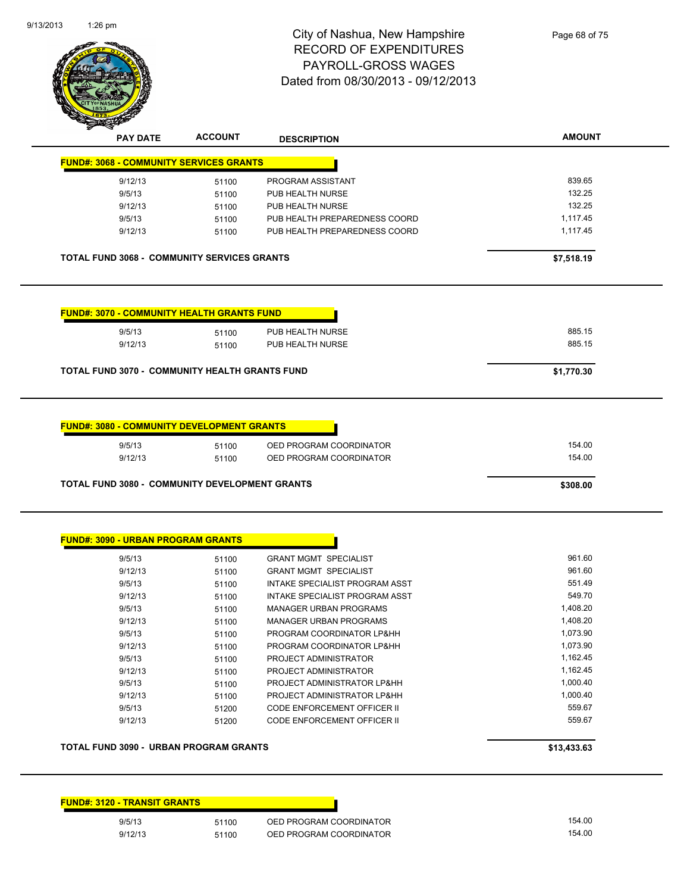# City of Nashua, New Hampshire
## RECORD OF EXPENDITURES
## PAYROLL-GROSS WAGES
## Dated from 08/30/2013 - 09/12/2013

| PAY DATE | ACCOUNT | DESCRIPTION | AMOUNT |
|---|---|---|---|
| **FUND#: 3068 - COMMUNITY SERVICES GRANTS** | | | |
| 9/12/13 | 51100 | PROGRAM ASSISTANT | 839.65 |
| 9/5/13 | 51100 | PUB HEALTH NURSE | 132.25 |
| 9/12/13 | 51100 | PUB HEALTH NURSE | 132.25 |
| 9/5/13 | 51100 | PUB HEALTH PREPAREDNESS COORD | 1,117.45 |
| 9/12/13 | 51100 | PUB HEALTH PREPAREDNESS COORD | 1,117.45 |
| **TOTAL FUND 3068 - COMMUNITY SERVICES GRANTS** | | | **$7,518.19** |
| **FUND#: 3070 - COMMUNITY HEALTH GRANTS FUND** | | | |
| 9/5/13 | 51100 | PUB HEALTH NURSE | 885.15 |
| 9/12/13 | 51100 | PUB HEALTH NURSE | 885.15 |
| **TOTAL FUND 3070 - COMMUNITY HEALTH GRANTS FUND** | | | **$1,770.30** |
| **FUND#: 3080 - COMMUNITY DEVELOPMENT GRANTS** | | | |
| 9/5/13 | 51100 | OED PROGRAM COORDINATOR | 154.00 |
| 9/12/13 | 51100 | OED PROGRAM COORDINATOR | 154.00 |
| **TOTAL FUND 3080 - COMMUNITY DEVELOPMENT GRANTS** | | | **$308.00** |
| **FUND#: 3090 - URBAN PROGRAM GRANTS** | | | |
| 9/5/13 | 51100 | GRANT MGMT SPECIALIST | 961.60 |
| 9/12/13 | 51100 | GRANT MGMT SPECIALIST | 961.60 |
| 9/5/13 | 51100 | INTAKE SPECIALIST PROGRAM ASST | 551.49 |
| 9/12/13 | 51100 | INTAKE SPECIALIST PROGRAM ASST | 549.70 |
| 9/5/13 | 51100 | MANAGER URBAN PROGRAMS | 1,408.20 |
| 9/12/13 | 51100 | MANAGER URBAN PROGRAMS | 1,408.20 |
| 9/5/13 | 51100 | PROGRAM COORDINATOR LP&HH | 1,073.90 |
| 9/12/13 | 51100 | PROGRAM COORDINATOR LP&HH | 1,073.90 |
| 9/5/13 | 51100 | PROJECT ADMINISTRATOR | 1,162.45 |
| 9/12/13 | 51100 | PROJECT ADMINISTRATOR | 1,162.45 |
| 9/5/13 | 51100 | PROJECT ADMINISTRATOR LP&HH | 1,000.40 |
| 9/12/13 | 51100 | PROJECT ADMINISTRATOR LP&HH | 1,000.40 |
| 9/5/13 | 51200 | CODE ENFORCEMENT OFFICER II | 559.67 |
| 9/12/13 | 51200 | CODE ENFORCEMENT OFFICER II | 559.67 |
| **TOTAL FUND 3090 - URBAN PROGRAM GRANTS** | | | **$13,433.63** |
| **FUND#: 3120 - TRANSIT GRANTS** | | | |
| 9/5/13 | 51100 | OED PROGRAM COORDINATOR | 154.00 |
| 9/12/13 | 51100 | OED PROGRAM COORDINATOR | 154.00 |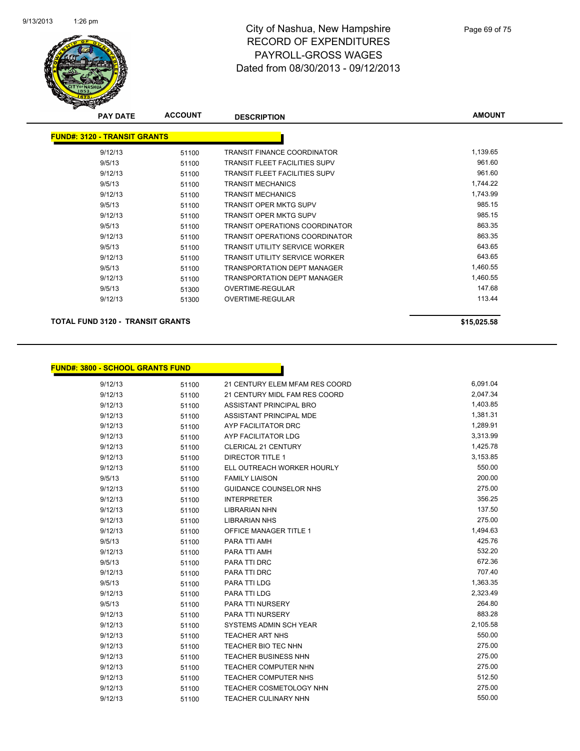# City of Nashua, New Hampshire
# RECORD OF EXPENDITURES
# PAYROLL-GROSS WAGES
# Dated from 08/30/2013 - 09/12/2013

| PAY DATE | ACCOUNT | DESCRIPTION | AMOUNT |
|---|---|---|---|
| **FUND#: 3120 - TRANSIT GRANTS** | | | |
| 9/12/13 | 51100 | TRANSIT FINANCE COORDINATOR | 1,139.65 |
| 9/5/13 | 51100 | TRANSIT FLEET FACILITIES SUPV | 961.60 |
| 9/12/13 | 51100 | TRANSIT FLEET FACILITIES SUPV | 961.60 |
| 9/5/13 | 51100 | TRANSIT MECHANICS | 1,744.22 |
| 9/12/13 | 51100 | TRANSIT MECHANICS | 1,743.99 |
| 9/5/13 | 51100 | TRANSIT OPER MKTG SUPV | 985.15 |
| 9/12/13 | 51100 | TRANSIT OPER MKTG SUPV | 985.15 |
| 9/5/13 | 51100 | TRANSIT OPERATIONS COORDINATOR | 863.35 |
| 9/12/13 | 51100 | TRANSIT OPERATIONS COORDINATOR | 863.35 |
| 9/5/13 | 51100 | TRANSIT UTILITY SERVICE WORKER | 643.65 |
| 9/12/13 | 51100 | TRANSIT UTILITY SERVICE WORKER | 643.65 |
| 9/5/13 | 51100 | TRANSPORTATION DEPT MANAGER | 1,460.55 |
| 9/12/13 | 51100 | TRANSPORTATION DEPT MANAGER | 1,460.55 |
| 9/5/13 | 51300 | OVERTIME-REGULAR | 147.68 |
| 9/12/13 | 51300 | OVERTIME-REGULAR | 113.44 |
| **TOTAL FUND 3120 - TRANSIT GRANTS** | | | **$15,025.58** |

| PAY DATE | ACCOUNT | DESCRIPTION | AMOUNT |
|---|---|---|---|
| **FUND#: 3800 - SCHOOL GRANTS FUND** | | | |
| 9/12/13 | 51100 | 21 CENTURY ELEM MFAM RES COORD | 6,091.04 |
| 9/12/13 | 51100 | 21 CENTURY MIDL FAM RES COORD | 2,047.34 |
| 9/12/13 | 51100 | ASSISTANT PRINCIPAL BRO | 1,403.85 |
| 9/12/13 | 51100 | ASSISTANT PRINCIPAL MDE | 1,381.31 |
| 9/12/13 | 51100 | AYP FACILITATOR DRC | 1,289.91 |
| 9/12/13 | 51100 | AYP FACILITATOR LDG | 3,313.99 |
| 9/12/13 | 51100 | CLERICAL 21 CENTURY | 1,425.78 |
| 9/12/13 | 51100 | DIRECTOR TITLE 1 | 3,153.85 |
| 9/12/13 | 51100 | ELL OUTREACH WORKER HOURLY | 550.00 |
| 9/5/13 | 51100 | FAMILY LIAISON | 200.00 |
| 9/12/13 | 51100 | GUIDANCE COUNSELOR NHS | 275.00 |
| 9/12/13 | 51100 | INTERPRETER | 356.25 |
| 9/12/13 | 51100 | LIBRARIAN NHN | 137.50 |
| 9/12/13 | 51100 | LIBRARIAN NHS | 275.00 |
| 9/12/13 | 51100 | OFFICE MANAGER TITLE 1 | 1,494.63 |
| 9/5/13 | 51100 | PARA TTI AMH | 425.76 |
| 9/12/13 | 51100 | PARA TTI AMH | 532.20 |
| 9/5/13 | 51100 | PARA TTI DRC | 672.36 |
| 9/12/13 | 51100 | PARA TTI DRC | 707.40 |
| 9/5/13 | 51100 | PARA TTI LDG | 1,363.35 |
| 9/12/13 | 51100 | PARA TTI LDG | 2,323.49 |
| 9/5/13 | 51100 | PARA TTI NURSERY | 264.80 |
| 9/12/13 | 51100 | PARA TTI NURSERY | 883.28 |
| 9/12/13 | 51100 | SYSTEMS ADMIN SCH YEAR | 2,105.58 |
| 9/12/13 | 51100 | TEACHER ART NHS | 550.00 |
| 9/12/13 | 51100 | TEACHER BIO TEC NHN | 275.00 |
| 9/12/13 | 51100 | TEACHER BUSINESS NHN | 275.00 |
| 9/12/13 | 51100 | TEACHER COMPUTER NHN | 275.00 |
| 9/12/13 | 51100 | TEACHER COMPUTER NHS | 512.50 |
| 9/12/13 | 51100 | TEACHER COSMETOLOGY NHN | 275.00 |
| 9/12/13 | 51100 | TEACHER CULINARY NHN | 550.00 |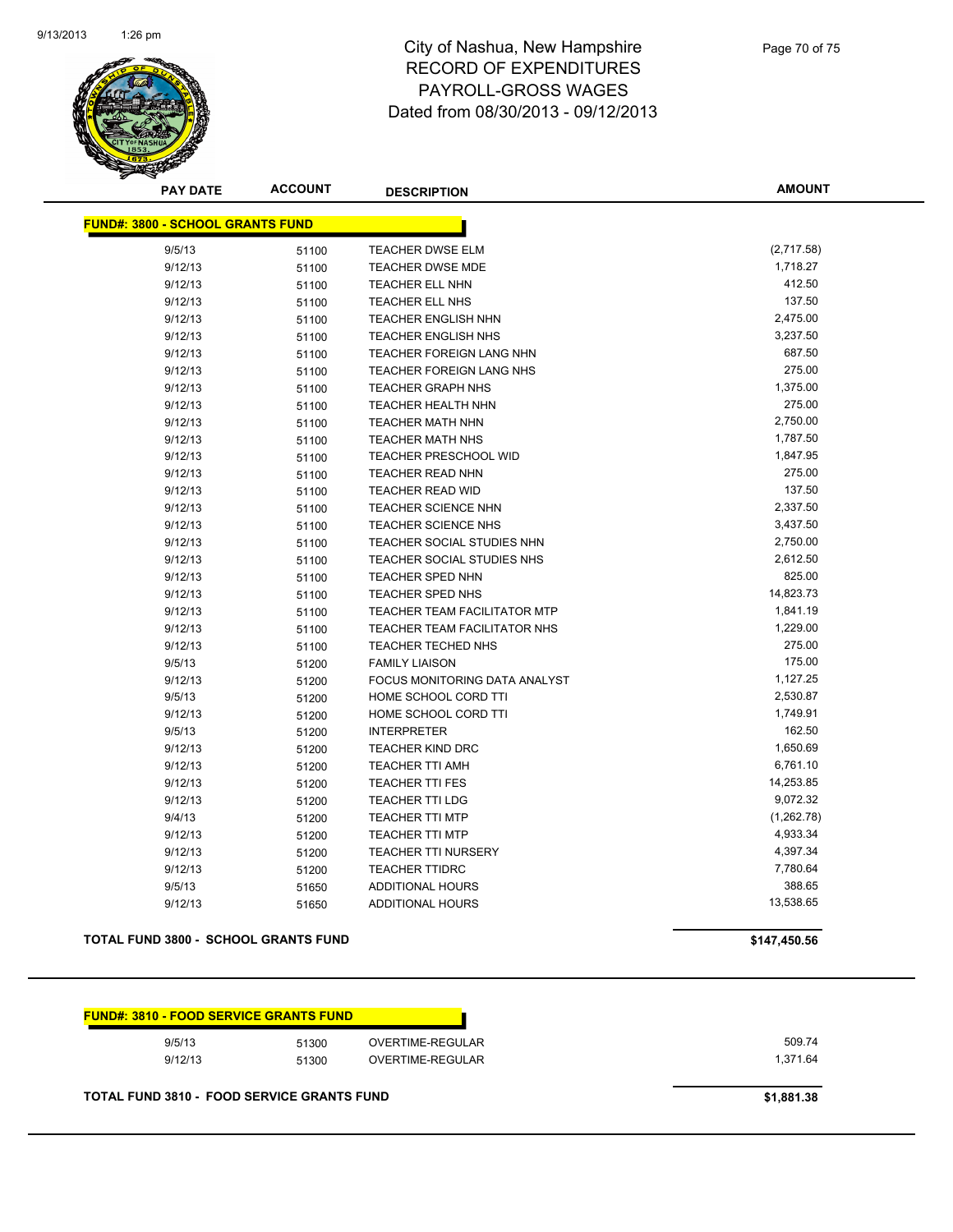# City of Nashua, New Hampshire
## RECORD OF EXPENDITURES
## PAYROLL-GROSS WAGES
## Dated from 08/30/2013 - 09/12/2013

| PAY DATE | ACCOUNT | DESCRIPTION | AMOUNT |
|---|---|---|---|
| **FUND#: 3800 - SCHOOL GRANTS FUND** | | | |
| 9/5/13 | 51100 | TEACHER DWSE ELM | (2,717.58) |
| 9/12/13 | 51100 | TEACHER DWSE MDE | 1,718.27 |
| 9/12/13 | 51100 | TEACHER ELL NHN | 412.50 |
| 9/12/13 | 51100 | TEACHER ELL NHS | 137.50 |
| 9/12/13 | 51100 | TEACHER ENGLISH NHN | 2,475.00 |
| 9/12/13 | 51100 | TEACHER ENGLISH NHS | 3,237.50 |
| 9/12/13 | 51100 | TEACHER FOREIGN LANG NHN | 687.50 |
| 9/12/13 | 51100 | TEACHER FOREIGN LANG NHS | 275.00 |
| 9/12/13 | 51100 | TEACHER GRAPH NHS | 1,375.00 |
| 9/12/13 | 51100 | TEACHER HEALTH NHN | 275.00 |
| 9/12/13 | 51100 | TEACHER MATH NHN | 2,750.00 |
| 9/12/13 | 51100 | TEACHER MATH NHS | 1,787.50 |
| 9/12/13 | 51100 | TEACHER PRESCHOOL WID | 1,847.95 |
| 9/12/13 | 51100 | TEACHER READ NHN | 275.00 |
| 9/12/13 | 51100 | TEACHER READ WID | 137.50 |
| 9/12/13 | 51100 | TEACHER SCIENCE NHN | 2,337.50 |
| 9/12/13 | 51100 | TEACHER SCIENCE NHS | 3,437.50 |
| 9/12/13 | 51100 | TEACHER SOCIAL STUDIES NHN | 2,750.00 |
| 9/12/13 | 51100 | TEACHER SOCIAL STUDIES NHS | 2,612.50 |
| 9/12/13 | 51100 | TEACHER SPED NHN | 825.00 |
| 9/12/13 | 51100 | TEACHER SPED NHS | 14,823.73 |
| 9/12/13 | 51100 | TEACHER TEAM FACILITATOR MTP | 1,841.19 |
| 9/12/13 | 51100 | TEACHER TEAM FACILITATOR NHS | 1,229.00 |
| 9/12/13 | 51100 | TEACHER TECHED NHS | 275.00 |
| 9/5/13 | 51200 | FAMILY LIAISON | 175.00 |
| 9/12/13 | 51200 | FOCUS MONITORING DATA ANALYST | 1,127.25 |
| 9/5/13 | 51200 | HOME SCHOOL CORD TTI | 2,530.87 |
| 9/12/13 | 51200 | HOME SCHOOL CORD TTI | 1,749.91 |
| 9/5/13 | 51200 | INTERPRETER | 162.50 |
| 9/12/13 | 51200 | TEACHER KIND DRC | 1,650.69 |
| 9/12/13 | 51200 | TEACHER TTI AMH | 6,761.10 |
| 9/12/13 | 51200 | TEACHER TTI FES | 14,253.85 |
| 9/12/13 | 51200 | TEACHER TTI LDG | 9,072.32 |
| 9/4/13 | 51200 | TEACHER TTI MTP | (1,262.78) |
| 9/12/13 | 51200 | TEACHER TTI MTP | 4,933.34 |
| 9/12/13 | 51200 | TEACHER TTI NURSERY | 4,397.34 |
| 9/12/13 | 51200 | TEACHER TTIDRC | 7,780.64 |
| 9/5/13 | 51650 | ADDITIONAL HOURS | 388.65 |
| 9/12/13 | 51650 | ADDITIONAL HOURS | 13,538.65 |
| **TOTAL FUND 3800 - SCHOOL GRANTS FUND** | | | **$147,450.56** |

| PAY DATE | ACCOUNT | DESCRIPTION | AMOUNT |
|---|---|---|---|
| **FUND#: 3810 - FOOD SERVICE GRANTS FUND** | | | |
| 9/5/13 | 51300 | OVERTIME-REGULAR | 509.74 |
| 9/12/13 | 51300 | OVERTIME-REGULAR | 1,371.64 |
| **TOTAL FUND 3810 - FOOD SERVICE GRANTS FUND** | | | **$1,881.38** |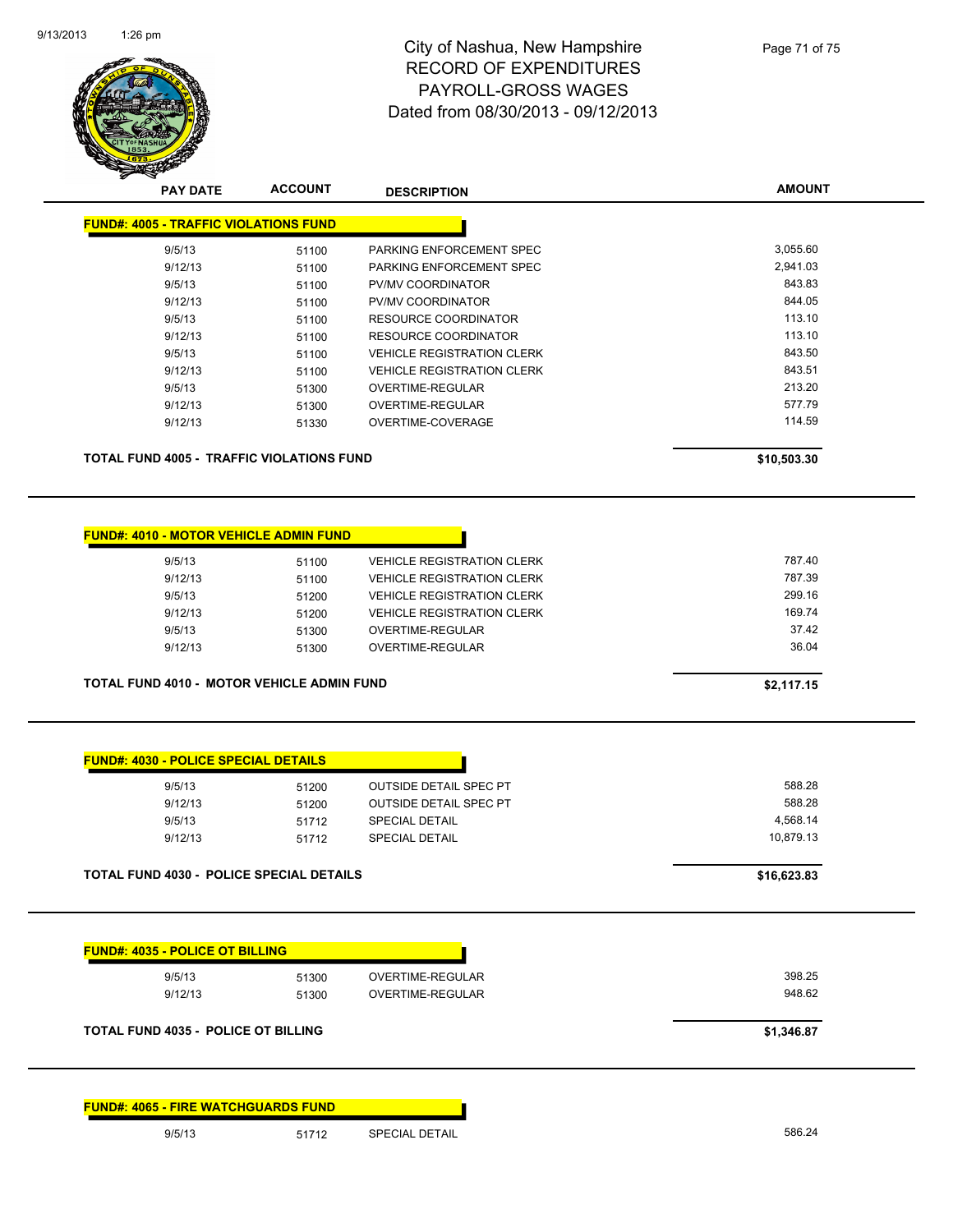# City of Nashua, New Hampshire
## RECORD OF EXPENDITURES
## PAYROLL-GROSS WAGES
## Dated from 08/30/2013 - 09/12/2013

| PAY DATE | ACCOUNT | DESCRIPTION | AMOUNT |
|---|---|---|---|
| **FUND#: 4005 - TRAFFIC VIOLATIONS FUND** | | | |
| 9/5/13 | 51100 | PARKING ENFORCEMENT SPEC | 3,055.60 |
| 9/12/13 | 51100 | PARKING ENFORCEMENT SPEC | 2,941.03 |
| 9/5/13 | 51100 | PV/MV COORDINATOR | 843.83 |
| 9/12/13 | 51100 | PV/MV COORDINATOR | 844.05 |
| 9/5/13 | 51100 | RESOURCE COORDINATOR | 113.10 |
| 9/12/13 | 51100 | RESOURCE COORDINATOR | 113.10 |
| 9/5/13 | 51100 | VEHICLE REGISTRATION CLERK | 843.50 |
| 9/12/13 | 51100 | VEHICLE REGISTRATION CLERK | 843.51 |
| 9/5/13 | 51300 | OVERTIME-REGULAR | 213.20 |
| 9/12/13 | 51300 | OVERTIME-REGULAR | 577.79 |
| 9/12/13 | 51330 | OVERTIME-COVERAGE | 114.59 |
| **TOTAL FUND 4005 - TRAFFIC VIOLATIONS FUND** | | | **$10,503.30** |

| PAY DATE | ACCOUNT | DESCRIPTION | AMOUNT |
|---|---|---|---|
| **FUND#: 4010 - MOTOR VEHICLE ADMIN FUND** | | | |
| 9/5/13 | 51100 | VEHICLE REGISTRATION CLERK | 787.40 |
| 9/12/13 | 51100 | VEHICLE REGISTRATION CLERK | 787.39 |
| 9/5/13 | 51200 | VEHICLE REGISTRATION CLERK | 299.16 |
| 9/12/13 | 51200 | VEHICLE REGISTRATION CLERK | 169.74 |
| 9/5/13 | 51300 | OVERTIME-REGULAR | 37.42 |
| 9/12/13 | 51300 | OVERTIME-REGULAR | 36.04 |
| **TOTAL FUND 4010 - MOTOR VEHICLE ADMIN FUND** | | | **$2,117.15** |

| PAY DATE | ACCOUNT | DESCRIPTION | AMOUNT |
|---|---|---|---|
| **FUND#: 4030 - POLICE SPECIAL DETAILS** | | | |
| 9/5/13 | 51200 | OUTSIDE DETAIL SPEC PT | 588.28 |
| 9/12/13 | 51200 | OUTSIDE DETAIL SPEC PT | 588.28 |
| 9/5/13 | 51712 | SPECIAL DETAIL | 4,568.14 |
| 9/12/13 | 51712 | SPECIAL DETAIL | 10,879.13 |
| **TOTAL FUND 4030 - POLICE SPECIAL DETAILS** | | | **$16,623.83** |

| PAY DATE | ACCOUNT | DESCRIPTION | AMOUNT |
|---|---|---|---|
| **FUND#: 4035 - POLICE OT BILLING** | | | |
| 9/5/13 | 51300 | OVERTIME-REGULAR | 398.25 |
| 9/12/13 | 51300 | OVERTIME-REGULAR | 948.62 |
| **TOTAL FUND 4035 - POLICE OT BILLING** | | | **$1,346.87** |

| PAY DATE | ACCOUNT | DESCRIPTION | AMOUNT |
|---|---|---|---|
| **FUND#: 4065 - FIRE WATCHGUARDS FUND** | | | |
| 9/5/13 | 51712 | SPECIAL DETAIL | 586.24 |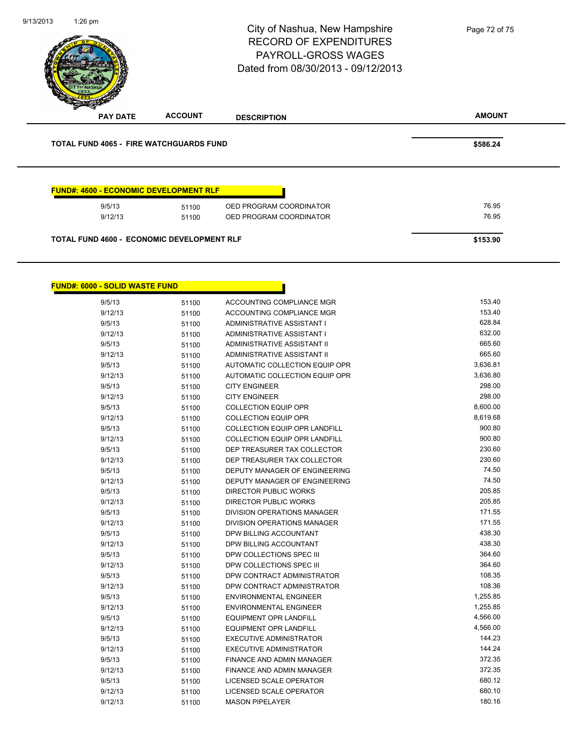City of Nashua, New Hampshire
RECORD OF EXPENDITURES
PAYROLL-GROSS WAGES
Dated from 08/30/2013 - 09/12/2013

| PAY DATE | ACCOUNT | DESCRIPTION | AMOUNT |
|---|---|---|---|

**TOTAL FUND 4065 - FIRE WATCHGUARDS FUND** **$586.24**

**FUND#: 4600 - ECONOMIC DEVELOPMENT RLF**

| PAY DATE | ACCOUNT | DESCRIPTION | AMOUNT |
|---|---|---|---|
| 9/5/13 | 51100 | OED PROGRAM COORDINATOR | 76.95 |
| 9/12/13 | 51100 | OED PROGRAM COORDINATOR | 76.95 |

**TOTAL FUND 4600 - ECONOMIC DEVELOPMENT RLF** **$153.90**

**FUND#: 6000 - SOLID WASTE FUND**

| PAY DATE | ACCOUNT | DESCRIPTION | AMOUNT |
|---|---|---|---|
| 9/5/13 | 51100 | ACCOUNTING COMPLIANCE MGR | 153.40 |
| 9/12/13 | 51100 | ACCOUNTING COMPLIANCE MGR | 153.40 |
| 9/5/13 | 51100 | ADMINISTRATIVE ASSISTANT I | 628.84 |
| 9/12/13 | 51100 | ADMINISTRATIVE ASSISTANT I | 632.00 |
| 9/5/13 | 51100 | ADMINISTRATIVE ASSISTANT II | 665.60 |
| 9/12/13 | 51100 | ADMINISTRATIVE ASSISTANT II | 665.60 |
| 9/5/13 | 51100 | AUTOMATIC COLLECTION EQUIP OPR | 3,636.81 |
| 9/12/13 | 51100 | AUTOMATIC COLLECTION EQUIP OPR | 3,636.80 |
| 9/5/13 | 51100 | CITY ENGINEER | 298.00 |
| 9/12/13 | 51100 | CITY ENGINEER | 298.00 |
| 9/5/13 | 51100 | COLLECTION EQUIP OPR | 8,600.00 |
| 9/12/13 | 51100 | COLLECTION EQUIP OPR | 8,619.68 |
| 9/5/13 | 51100 | COLLECTION EQUIP OPR LANDFILL | 900.80 |
| 9/12/13 | 51100 | COLLECTION EQUIP OPR LANDFILL | 900.80 |
| 9/5/13 | 51100 | DEP TREASURER TAX COLLECTOR | 230.60 |
| 9/12/13 | 51100 | DEP TREASURER TAX COLLECTOR | 230.60 |
| 9/5/13 | 51100 | DEPUTY MANAGER OF ENGINEERING | 74.50 |
| 9/12/13 | 51100 | DEPUTY MANAGER OF ENGINEERING | 74.50 |
| 9/5/13 | 51100 | DIRECTOR PUBLIC WORKS | 205.85 |
| 9/12/13 | 51100 | DIRECTOR PUBLIC WORKS | 205.85 |
| 9/5/13 | 51100 | DIVISION OPERATIONS MANAGER | 171.55 |
| 9/12/13 | 51100 | DIVISION OPERATIONS MANAGER | 171.55 |
| 9/5/13 | 51100 | DPW BILLING ACCOUNTANT | 438.30 |
| 9/12/13 | 51100 | DPW BILLING ACCOUNTANT | 438.30 |
| 9/5/13 | 51100 | DPW COLLECTIONS SPEC III | 364.60 |
| 9/12/13 | 51100 | DPW COLLECTIONS SPEC III | 364.60 |
| 9/5/13 | 51100 | DPW CONTRACT ADMINISTRATOR | 108.35 |
| 9/12/13 | 51100 | DPW CONTRACT ADMINISTRATOR | 108.36 |
| 9/5/13 | 51100 | ENVIRONMENTAL ENGINEER | 1,255.85 |
| 9/12/13 | 51100 | ENVIRONMENTAL ENGINEER | 1,255.85 |
| 9/5/13 | 51100 | EQUIPMENT OPR LANDFILL | 4,566.00 |
| 9/12/13 | 51100 | EQUIPMENT OPR LANDFILL | 4,566.00 |
| 9/5/13 | 51100 | EXECUTIVE ADMINISTRATOR | 144.23 |
| 9/12/13 | 51100 | EXECUTIVE ADMINISTRATOR | 144.24 |
| 9/5/13 | 51100 | FINANCE AND ADMIN MANAGER | 372.35 |
| 9/12/13 | 51100 | FINANCE AND ADMIN MANAGER | 372.35 |
| 9/5/13 | 51100 | LICENSED SCALE OPERATOR | 680.12 |
| 9/12/13 | 51100 | LICENSED SCALE OPERATOR | 680.10 |
| 9/12/13 | 51100 | MASON PIPELAYER | 180.16 |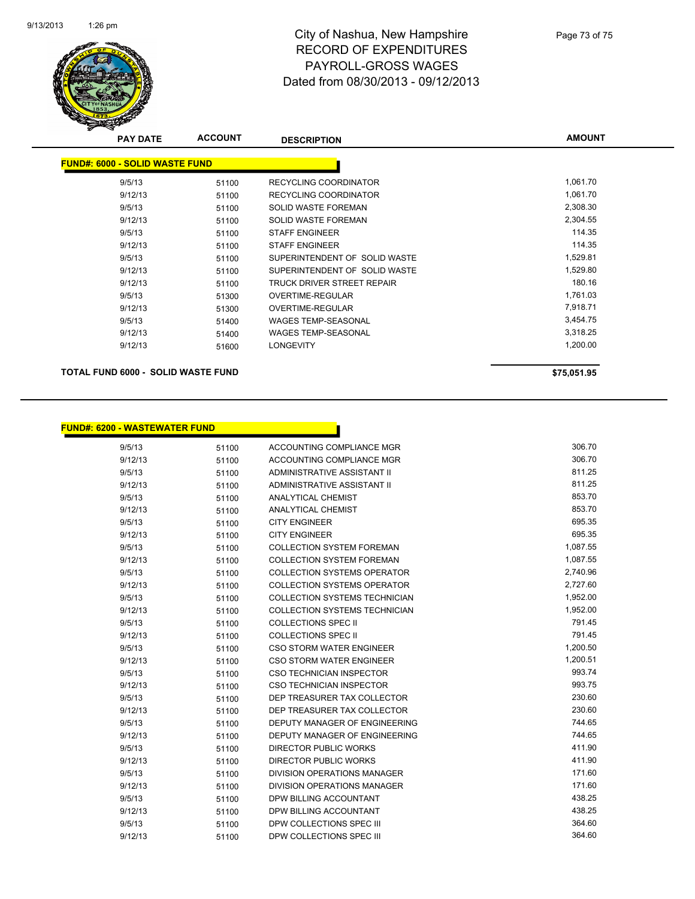# City of Nashua, New Hampshire
## RECORD OF EXPENDITURES
## PAYROLL-GROSS WAGES
## Dated from 08/30/2013 - 09/12/2013

**FUND#: 6000 - SOLID WASTE FUND**

| PAY DATE | ACCOUNT | DESCRIPTION | AMOUNT |
|---|---|---|---|
| 9/5/13 | 51100 | RECYCLING COORDINATOR | 1,061.70 |
| 9/12/13 | 51100 | RECYCLING COORDINATOR | 1,061.70 |
| 9/5/13 | 51100 | SOLID WASTE FOREMAN | 2,308.30 |
| 9/12/13 | 51100 | SOLID WASTE FOREMAN | 2,304.55 |
| 9/5/13 | 51100 | STAFF ENGINEER | 114.35 |
| 9/12/13 | 51100 | STAFF ENGINEER | 114.35 |
| 9/5/13 | 51100 | SUPERINTENDENT OF SOLID WASTE | 1,529.81 |
| 9/12/13 | 51100 | SUPERINTENDENT OF SOLID WASTE | 1,529.80 |
| 9/12/13 | 51100 | TRUCK DRIVER STREET REPAIR | 180.16 |
| 9/5/13 | 51300 | OVERTIME-REGULAR | 1,761.03 |
| 9/12/13 | 51300 | OVERTIME-REGULAR | 7,918.71 |
| 9/5/13 | 51400 | WAGES TEMP-SEASONAL | 3,454.75 |
| 9/12/13 | 51400 | WAGES TEMP-SEASONAL | 3,318.25 |
| 9/12/13 | 51600 | LONGEVITY | 1,200.00 |

**TOTAL FUND 6000 - SOLID WASTE FUND** **$75,051.95**

**FUND#: 6200 - WASTEWATER FUND**

| PAY DATE | ACCOUNT | DESCRIPTION | AMOUNT |
|---|---|---|---|
| 9/5/13 | 51100 | ACCOUNTING COMPLIANCE MGR | 306.70 |
| 9/12/13 | 51100 | ACCOUNTING COMPLIANCE MGR | 306.70 |
| 9/5/13 | 51100 | ADMINISTRATIVE ASSISTANT II | 811.25 |
| 9/12/13 | 51100 | ADMINISTRATIVE ASSISTANT II | 811.25 |
| 9/5/13 | 51100 | ANALYTICAL CHEMIST | 853.70 |
| 9/12/13 | 51100 | ANALYTICAL CHEMIST | 853.70 |
| 9/5/13 | 51100 | CITY ENGINEER | 695.35 |
| 9/12/13 | 51100 | CITY ENGINEER | 695.35 |
| 9/5/13 | 51100 | COLLECTION SYSTEM FOREMAN | 1,087.55 |
| 9/12/13 | 51100 | COLLECTION SYSTEM FOREMAN | 1,087.55 |
| 9/5/13 | 51100 | COLLECTION SYSTEMS OPERATOR | 2,740.96 |
| 9/12/13 | 51100 | COLLECTION SYSTEMS OPERATOR | 2,727.60 |
| 9/5/13 | 51100 | COLLECTION SYSTEMS TECHNICIAN | 1,952.00 |
| 9/12/13 | 51100 | COLLECTION SYSTEMS TECHNICIAN | 1,952.00 |
| 9/5/13 | 51100 | COLLECTIONS SPEC II | 791.45 |
| 9/12/13 | 51100 | COLLECTIONS SPEC II | 791.45 |
| 9/5/13 | 51100 | CSO STORM WATER ENGINEER | 1,200.50 |
| 9/12/13 | 51100 | CSO STORM WATER ENGINEER | 1,200.51 |
| 9/5/13 | 51100 | CSO TECHNICIAN INSPECTOR | 993.74 |
| 9/12/13 | 51100 | CSO TECHNICIAN INSPECTOR | 993.75 |
| 9/5/13 | 51100 | DEP TREASURER TAX COLLECTOR | 230.60 |
| 9/12/13 | 51100 | DEP TREASURER TAX COLLECTOR | 230.60 |
| 9/5/13 | 51100 | DEPUTY MANAGER OF ENGINEERING | 744.65 |
| 9/12/13 | 51100 | DEPUTY MANAGER OF ENGINEERING | 744.65 |
| 9/5/13 | 51100 | DIRECTOR PUBLIC WORKS | 411.90 |
| 9/12/13 | 51100 | DIRECTOR PUBLIC WORKS | 411.90 |
| 9/5/13 | 51100 | DIVISION OPERATIONS MANAGER | 171.60 |
| 9/12/13 | 51100 | DIVISION OPERATIONS MANAGER | 171.60 |
| 9/5/13 | 51100 | DPW BILLING ACCOUNTANT | 438.25 |
| 9/12/13 | 51100 | DPW BILLING ACCOUNTANT | 438.25 |
| 9/5/13 | 51100 | DPW COLLECTIONS SPEC III | 364.60 |
| 9/12/13 | 51100 | DPW COLLECTIONS SPEC III | 364.60 |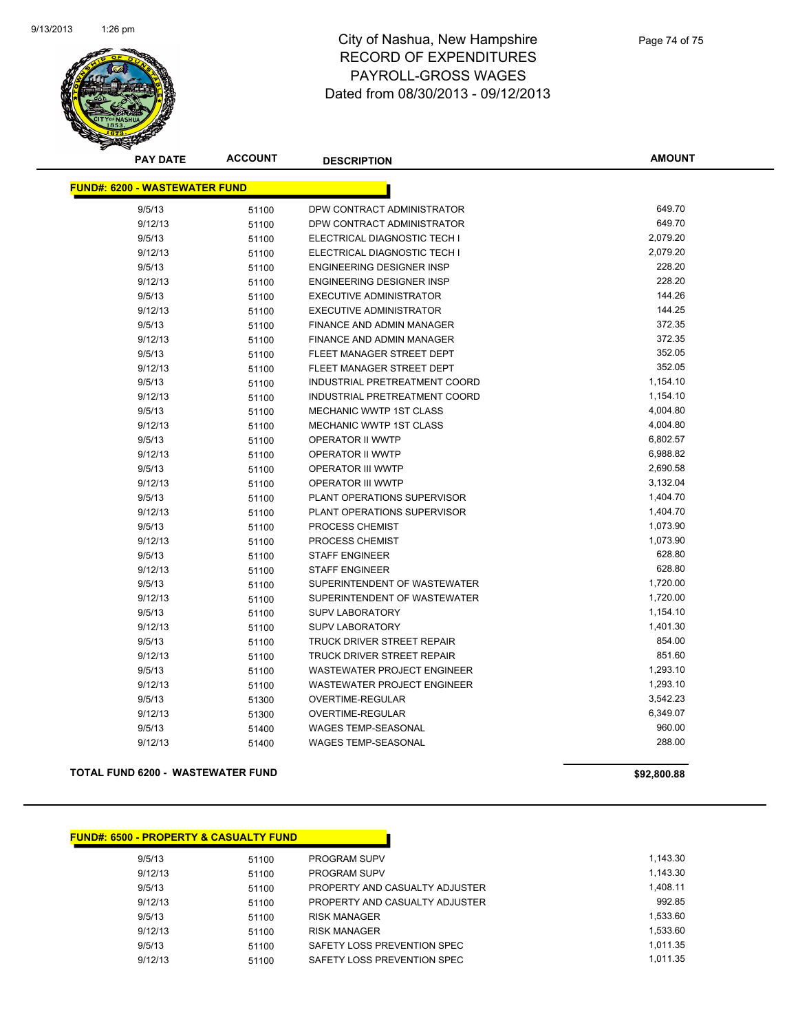# City of Nashua, New Hampshire
## RECORD OF EXPENDITURES
## PAYROLL-GROSS WAGES
## Dated from 08/30/2013 - 09/12/2013

### FUND#: 6200 - WASTEWATER FUND

| PAY DATE | ACCOUNT | DESCRIPTION | AMOUNT |
|---|---|---|---|
| 9/5/13 | 51100 | DPW CONTRACT ADMINISTRATOR | 649.70 |
| 9/12/13 | 51100 | DPW CONTRACT ADMINISTRATOR | 649.70 |
| 9/5/13 | 51100 | ELECTRICAL DIAGNOSTIC TECH I | 2,079.20 |
| 9/12/13 | 51100 | ELECTRICAL DIAGNOSTIC TECH I | 2,079.20 |
| 9/5/13 | 51100 | ENGINEERING DESIGNER INSP | 228.20 |
| 9/12/13 | 51100 | ENGINEERING DESIGNER INSP | 228.20 |
| 9/5/13 | 51100 | EXECUTIVE ADMINISTRATOR | 144.26 |
| 9/12/13 | 51100 | EXECUTIVE ADMINISTRATOR | 144.25 |
| 9/5/13 | 51100 | FINANCE AND ADMIN MANAGER | 372.35 |
| 9/12/13 | 51100 | FINANCE AND ADMIN MANAGER | 372.35 |
| 9/5/13 | 51100 | FLEET MANAGER STREET DEPT | 352.05 |
| 9/12/13 | 51100 | FLEET MANAGER STREET DEPT | 352.05 |
| 9/5/13 | 51100 | INDUSTRIAL PRETREATMENT COORD | 1,154.10 |
| 9/12/13 | 51100 | INDUSTRIAL PRETREATMENT COORD | 1,154.10 |
| 9/5/13 | 51100 | MECHANIC WWTP 1ST CLASS | 4,004.80 |
| 9/12/13 | 51100 | MECHANIC WWTP 1ST CLASS | 4,004.80 |
| 9/5/13 | 51100 | OPERATOR II WWTP | 6,802.57 |
| 9/12/13 | 51100 | OPERATOR II WWTP | 6,988.82 |
| 9/5/13 | 51100 | OPERATOR III WWTP | 2,690.58 |
| 9/12/13 | 51100 | OPERATOR III WWTP | 3,132.04 |
| 9/5/13 | 51100 | PLANT OPERATIONS SUPERVISOR | 1,404.70 |
| 9/12/13 | 51100 | PLANT OPERATIONS SUPERVISOR | 1,404.70 |
| 9/5/13 | 51100 | PROCESS CHEMIST | 1,073.90 |
| 9/12/13 | 51100 | PROCESS CHEMIST | 1,073.90 |
| 9/5/13 | 51100 | STAFF ENGINEER | 628.80 |
| 9/12/13 | 51100 | STAFF ENGINEER | 628.80 |
| 9/5/13 | 51100 | SUPERINTENDENT OF WASTEWATER | 1,720.00 |
| 9/12/13 | 51100 | SUPERINTENDENT OF WASTEWATER | 1,720.00 |
| 9/5/13 | 51100 | SUPV LABORATORY | 1,154.10 |
| 9/12/13 | 51100 | SUPV LABORATORY | 1,401.30 |
| 9/5/13 | 51100 | TRUCK DRIVER STREET REPAIR | 854.00 |
| 9/12/13 | 51100 | TRUCK DRIVER STREET REPAIR | 851.60 |
| 9/5/13 | 51100 | WASTEWATER PROJECT ENGINEER | 1,293.10 |
| 9/12/13 | 51100 | WASTEWATER PROJECT ENGINEER | 1,293.10 |
| 9/5/13 | 51300 | OVERTIME-REGULAR | 3,542.23 |
| 9/12/13 | 51300 | OVERTIME-REGULAR | 6,349.07 |
| 9/5/13 | 51400 | WAGES TEMP-SEASONAL | 960.00 |
| 9/12/13 | 51400 | WAGES TEMP-SEASONAL | 288.00 |

**TOTAL FUND 6200 - WASTEWATER FUND** **$92,800.88**

### FUND#: 6500 - PROPERTY & CASUALTY FUND

| PAY DATE | ACCOUNT | DESCRIPTION | AMOUNT |
|---|---|---|---|
| 9/5/13 | 51100 | PROGRAM SUPV | 1,143.30 |
| 9/12/13 | 51100 | PROGRAM SUPV | 1,143.30 |
| 9/5/13 | 51100 | PROPERTY AND CASUALTY ADJUSTER | 1,408.11 |
| 9/12/13 | 51100 | PROPERTY AND CASUALTY ADJUSTER | 992.85 |
| 9/5/13 | 51100 | RISK MANAGER | 1,533.60 |
| 9/12/13 | 51100 | RISK MANAGER | 1,533.60 |
| 9/5/13 | 51100 | SAFETY LOSS PREVENTION SPEC | 1,011.35 |
| 9/12/13 | 51100 | SAFETY LOSS PREVENTION SPEC | 1,011.35 |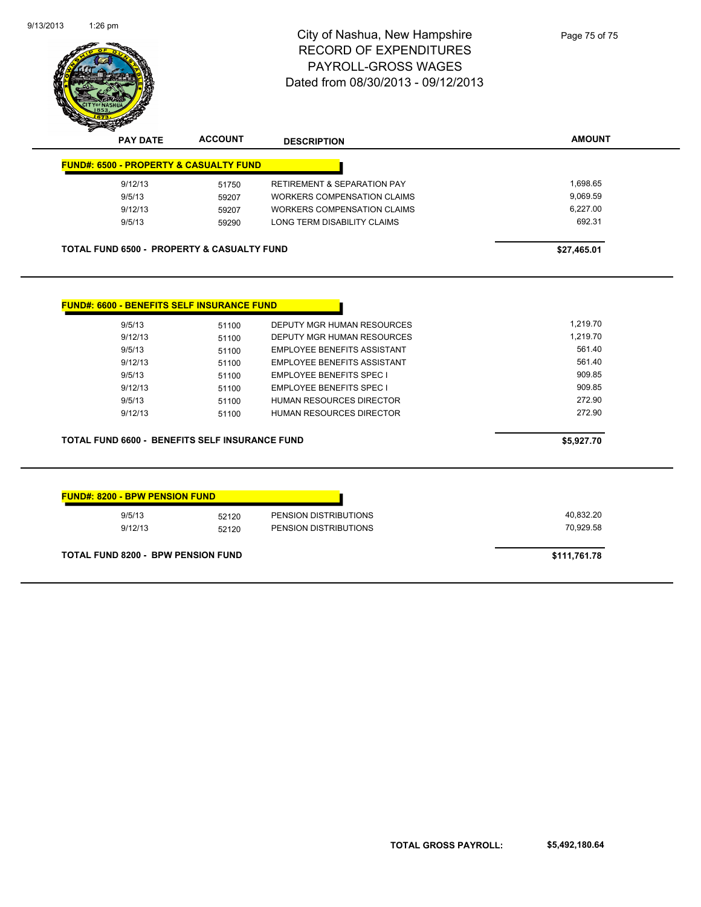# City of Nashua, New Hampshire
## RECORD OF EXPENDITURES
## PAYROLL-GROSS WAGES
## Dated from 08/30/2013 - 09/12/2013

| PAY DATE | ACCOUNT | DESCRIPTION | AMOUNT |
|---|---|---|---|
| **FUND#: 6500 - PROPERTY & CASUALTY FUND** | | | |
| 9/12/13 | 51750 | RETIREMENT & SEPARATION PAY | 1,698.65 |
| 9/5/13 | 59207 | WORKERS COMPENSATION CLAIMS | 9,069.59 |
| 9/12/13 | 59207 | WORKERS COMPENSATION CLAIMS | 6,227.00 |
| 9/5/13 | 59290 | LONG TERM DISABILITY CLAIMS | 692.31 |
| **TOTAL FUND 6500 - PROPERTY & CASUALTY FUND** | | | **$27,465.01** |

| PAY DATE | ACCOUNT | DESCRIPTION | AMOUNT |
|---|---|---|---|
| **FUND#: 6600 - BENEFITS SELF INSURANCE FUND** | | | |
| 9/5/13 | 51100 | DEPUTY MGR HUMAN RESOURCES | 1,219.70 |
| 9/12/13 | 51100 | DEPUTY MGR HUMAN RESOURCES | 1,219.70 |
| 9/5/13 | 51100 | EMPLOYEE BENEFITS ASSISTANT | 561.40 |
| 9/12/13 | 51100 | EMPLOYEE BENEFITS ASSISTANT | 561.40 |
| 9/5/13 | 51100 | EMPLOYEE BENEFITS SPEC I | 909.85 |
| 9/12/13 | 51100 | EMPLOYEE BENEFITS SPEC I | 909.85 |
| 9/5/13 | 51100 | HUMAN RESOURCES DIRECTOR | 272.90 |
| 9/12/13 | 51100 | HUMAN RESOURCES DIRECTOR | 272.90 |
| **TOTAL FUND 6600 - BENEFITS SELF INSURANCE FUND** | | | **$5,927.70** |

| PAY DATE | ACCOUNT | DESCRIPTION | AMOUNT |
|---|---|---|---|
| **FUND#: 8200 - BPW PENSION FUND** | | | |
| 9/5/13 | 52120 | PENSION DISTRIBUTIONS | 40,832.20 |
| 9/12/13 | 52120 | PENSION DISTRIBUTIONS | 70,929.58 |
| **TOTAL FUND 8200 - BPW PENSION FUND** | | | **$111,761.78** |

**TOTAL GROSS PAYROLL: $5,492,180.64**